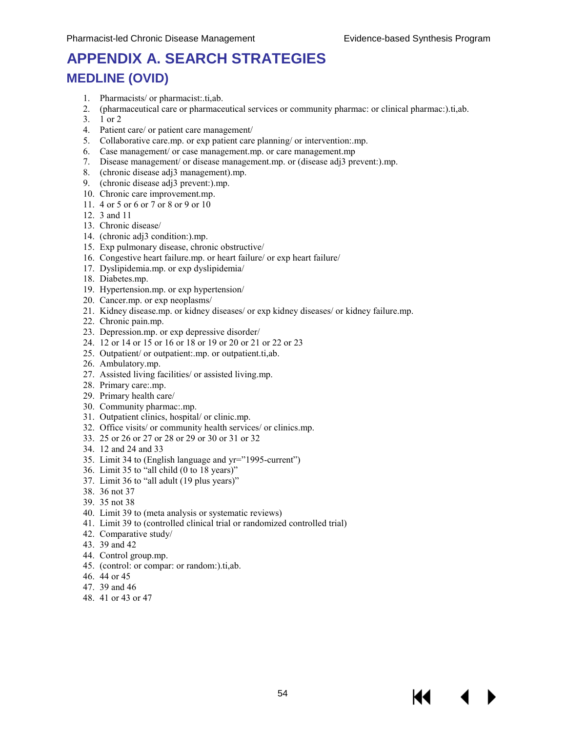# APPENDIX A. SEARCH STRATEGIES

## MEDLINE (OVID)

1. Pharmacists/ or pharmacist:.ti,ab.
2. (pharmaceutical care or pharmaceutical services or community pharmac: or clinical pharmac:).ti,ab.
3. 1 or 2
4. Patient care/ or patient care management/
5. Collaborative care.mp. or exp patient care planning/ or intervention:.mp.
6. Case management/ or case management.mp. or care management.mp
7. Disease management/ or disease management.mp. or (disease adj3 prevent:).mp.
8. (chronic disease adj3 management).mp.
9. (chronic disease adj3 prevent:).mp.
10. Chronic care improvement.mp.
11. 4 or 5 or 6 or 7 or 8 or 9 or 10
12. 3 and 11
13. Chronic disease/
14. (chronic adj3 condition:).mp.
15. Exp pulmonary disease, chronic obstructive/
16. Congestive heart failure.mp. or heart failure/ or exp heart failure/
17. Dyslipidemia.mp. or exp dyslipidemia/
18. Diabetes.mp.
19. Hypertension.mp. or exp hypertension/
20. Cancer.mp. or exp neoplasms/
21. Kidney disease.mp. or kidney diseases/ or exp kidney diseases/ or kidney failure.mp.
22. Chronic pain.mp.
23. Depression.mp. or exp depressive disorder/
24. 12 or 14 or 15 or 16 or 18 or 19 or 20 or 21 or 22 or 23
25. Outpatient/ or outpatient:.mp. or outpatient.ti,ab.
26. Ambulatory.mp.
27. Assisted living facilities/ or assisted living.mp.
28. Primary care:.mp.
29. Primary health care/
30. Community pharmac:.mp.
31. Outpatient clinics, hospital/ or clinic.mp.
32. Office visits/ or community health services/ or clinics.mp.
33. 25 or 26 or 27 or 28 or 29 or 30 or 31 or 32
34. 12 and 24 and 33
35. Limit 34 to (English language and yr="1995-current")
36. Limit 35 to "all child (0 to 18 years)"
37. Limit 36 to "all adult (19 plus years)"
38. 36 not 37
39. 35 not 38
40. Limit 39 to (meta analysis or systematic reviews)
41. Limit 39 to (controlled clinical trial or randomized controlled trial)
42. Comparative study/
43. 39 and 42
44. Control group.mp.
45. (control: or compar: or random:).ti,ab.
46. 44 or 45
47. 39 and 46
48. 41 or 43 or 47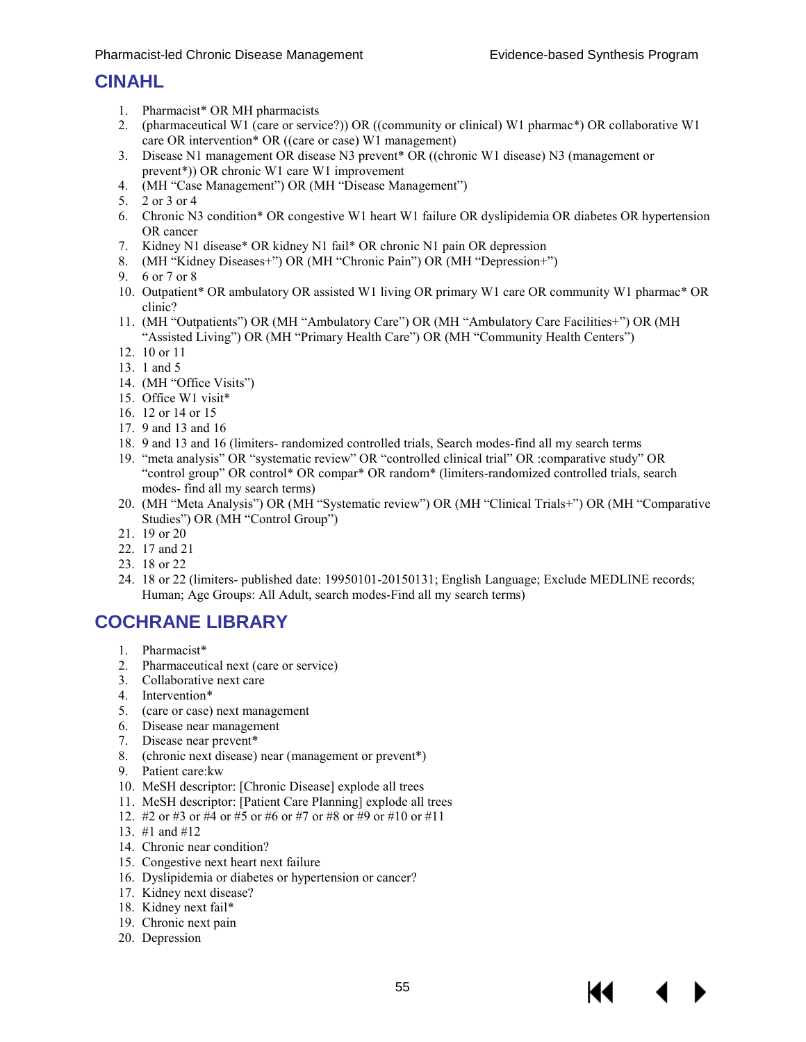## CINAHL

1. Pharmacist* OR MH pharmacists
2. (pharmaceutical W1 (care or service?)) OR ((community or clinical) W1 pharmac*) OR collaborative W1 care OR intervention* OR ((care or case) W1 management)
3. Disease N1 management OR disease N3 prevent* OR ((chronic W1 disease) N3 (management or prevent*)) OR chronic W1 care W1 improvement
4. (MH “Case Management”) OR (MH “Disease Management”)
5. 2 or 3 or 4
6. Chronic N3 condition* OR congestive W1 heart W1 failure OR dyslipidemia OR diabetes OR hypertension OR cancer
7. Kidney N1 disease* OR kidney N1 fail* OR chronic N1 pain OR depression
8. (MH “Kidney Diseases+”) OR (MH “Chronic Pain”) OR (MH “Depression+”)
9. 6 or 7 or 8
10. Outpatient* OR ambulatory OR assisted W1 living OR primary W1 care OR community W1 pharmac* OR clinic?
11. (MH “Outpatients”) OR (MH “Ambulatory Care”) OR (MH “Ambulatory Care Facilities+”) OR (MH “Assisted Living”) OR (MH “Primary Health Care”) OR (MH “Community Health Centers”)
12. 10 or 11
13. 1 and 5
14. (MH “Office Visits”)
15. Office W1 visit*
16. 12 or 14 or 15
17. 9 and 13 and 16
18. 9 and 13 and 16 (limiters- randomized controlled trials, Search modes-find all my search terms
19. “meta analysis” OR “systematic review” OR “controlled clinical trial” OR :comparative study” OR “control group” OR control* OR compar* OR random* (limiters-randomized controlled trials, search modes- find all my search terms)
20. (MH “Meta Analysis”) OR (MH “Systematic review”) OR (MH “Clinical Trials+”) OR (MH “Comparative Studies”) OR (MH “Control Group”)
21. 19 or 20
22. 17 and 21
23. 18 or 22
24. 18 or 22 (limiters- published date: 19950101-20150131; English Language; Exclude MEDLINE records; Human; Age Groups: All Adult, search modes-Find all my search terms)

## COCHRANE LIBRARY

1. Pharmacist*
2. Pharmaceutical next (care or service)
3. Collaborative next care
4. Intervention*
5. (care or case) next management
6. Disease near management
7. Disease near prevent*
8. (chronic next disease) near (management or prevent*)
9. Patient care:kw
10. MeSH descriptor: [Chronic Disease] explode all trees
11. MeSH descriptor: [Patient Care Planning] explode all trees
12. #2 or #3 or #4 or #5 or #6 or #7 or #8 or #9 or #10 or #11
13. #1 and #12
14. Chronic near condition?
15. Congestive next heart next failure
16. Dyslipidemia or diabetes or hypertension or cancer?
17. Kidney next disease?
18. Kidney next fail*
19. Chronic next pain
20. Depression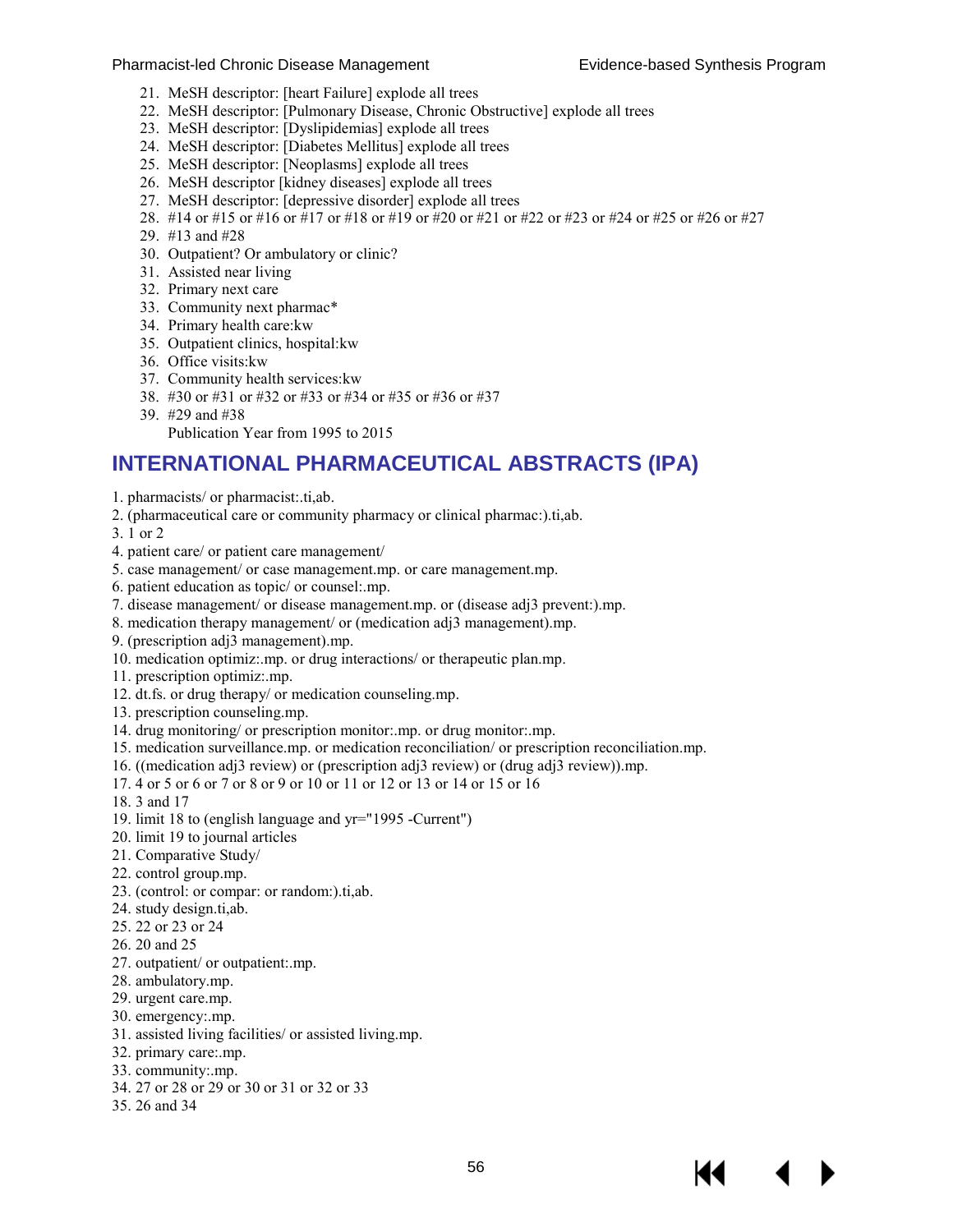21. MeSH descriptor: [heart Failure] explode all trees
22. MeSH descriptor: [Pulmonary Disease, Chronic Obstructive] explode all trees
23. MeSH descriptor: [Dyslipidemias] explode all trees
24. MeSH descriptor: [Diabetes Mellitus] explode all trees
25. MeSH descriptor: [Neoplasms] explode all trees
26. MeSH descriptor [kidney diseases] explode all trees
27. MeSH descriptor: [depressive disorder] explode all trees
28. #14 or #15 or #16 or #17 or #18 or #19 or #20 or #21 or #22 or #23 or #24 or #25 or #26 or #27
29. #13 and #28
30. Outpatient? Or ambulatory or clinic?
31. Assisted near living
32. Primary next care
33. Community next pharmac*
34. Primary health care:kw
35. Outpatient clinics, hospital:kw
36. Office visits:kw
37. Community health services:kw
38. #30 or #31 or #32 or #33 or #34 or #35 or #36 or #37
39. #29 and #38

    Publication Year from 1995 to 2015

## INTERNATIONAL PHARMACEUTICAL ABSTRACTS (IPA)

1. pharmacists/ or pharmacist:.ti,ab.
2. (pharmaceutical care or community pharmacy or clinical pharmac:).ti,ab.
3. 1 or 2
4. patient care/ or patient care management/
5. case management/ or case management.mp. or care management.mp.
6. patient education as topic/ or counsel:.mp.
7. disease management/ or disease management.mp. or (disease adj3 prevent:).mp.
8. medication therapy management/ or (medication adj3 management).mp.
9. (prescription adj3 management).mp.
10. medication optimiz:.mp. or drug interactions/ or therapeutic plan.mp.
11. prescription optimiz:.mp.
12. dt.fs. or drug therapy/ or medication counseling.mp.
13. prescription counseling.mp.
14. drug monitoring/ or prescription monitor:.mp. or drug monitor:.mp.
15. medication surveillance.mp. or medication reconciliation/ or prescription reconciliation.mp.
16. ((medication adj3 review) or (prescription adj3 review) or (drug adj3 review)).mp.
17. 4 or 5 or 6 or 7 or 8 or 9 or 10 or 11 or 12 or 13 or 14 or 15 or 16
18. 3 and 17
19. limit 18 to (english language and yr="1995 -Current")
20. limit 19 to journal articles
21. Comparative Study/
22. control group.mp.
23. (control: or compar: or random:).ti,ab.
24. study design.ti,ab.
25. 22 or 23 or 24
26. 20 and 25
27. outpatient/ or outpatient:.mp.
28. ambulatory.mp.
29. urgent care.mp.
30. emergency:.mp.
31. assisted living facilities/ or assisted living.mp.
32. primary care:.mp.
33. community:.mp.
34. 27 or 28 or 29 or 30 or 31 or 32 or 33
35. 26 and 34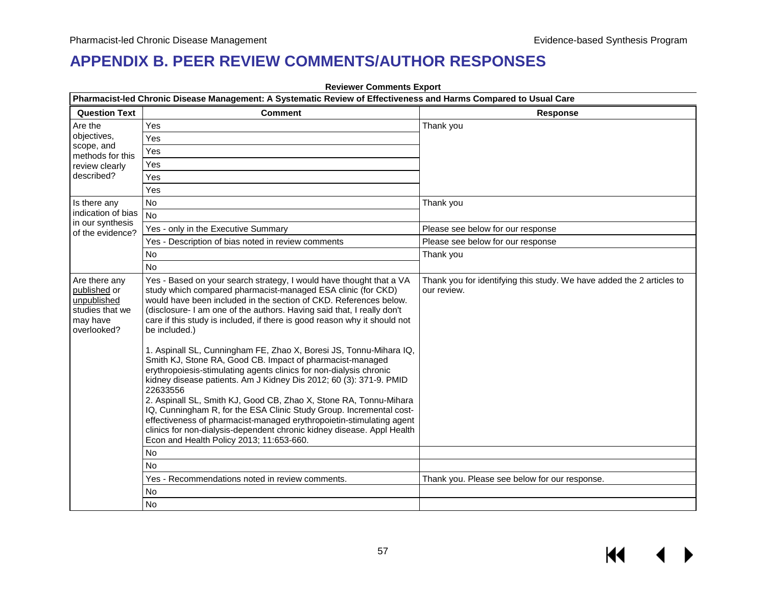# APPENDIX B. PEER REVIEW COMMENTS/AUTHOR RESPONSES

**Reviewer Comments Export**

**Pharmacist-led Chronic Disease Management: A Systematic Review of Effectiveness and Harms Compared to Usual Care**

| Question Text | Comment | Response |
|---|---|---|
| Are the objectives, scope, and methods for this review clearly described? | Yes | Thank you |
| | Yes | |
| | Yes | |
| | Yes | |
| | Yes | |
| | Yes | |
| Is there any indication of bias in our synthesis of the evidence? | No | Thank you |
| | No | |
| | Yes - only in the Executive Summary | Please see below for our response |
| | Yes - Description of bias noted in review comments | Please see below for our response |
| | No | Thank you |
| | No | |
| Are there any <u>published</u> or <u>unpublished</u> studies that we may have overlooked? | Yes - Based on your search strategy, I would have thought that a VA study which compared pharmacist-managed ESA clinic (for CKD) would have been included in the section of CKD. References below. (disclosure- I am one of the authors. Having said that, I really don't care if this study is included, if there is good reason why it should not be included.)<br><br>1. Aspinall SL, Cunningham FE, Zhao X, Boresi JS, Tonnu-Mihara IQ, Smith KJ, Stone RA, Good CB. Impact of pharmacist-managed erythropoiesis-stimulating agents clinics for non-dialysis chronic kidney disease patients. Am J Kidney Dis 2012; 60 (3): 371-9. PMID 22633556<br>2. Aspinall SL, Smith KJ, Good CB, Zhao X, Stone RA, Tonnu-Mihara IQ, Cunningham R, for the ESA Clinic Study Group. Incremental cost-effectiveness of pharmacist-managed erythropoietin-stimulating agent clinics for non-dialysis-dependent chronic kidney disease. Appl Health Econ and Health Policy 2013; 11:653-660. | Thank you for identifying this study. We have added the 2 articles to our review. |
| | No | |
| | No | |
| | Yes - Recommendations noted in review comments. | Thank you. Please see below for our response. |
| | No | |
| | No | |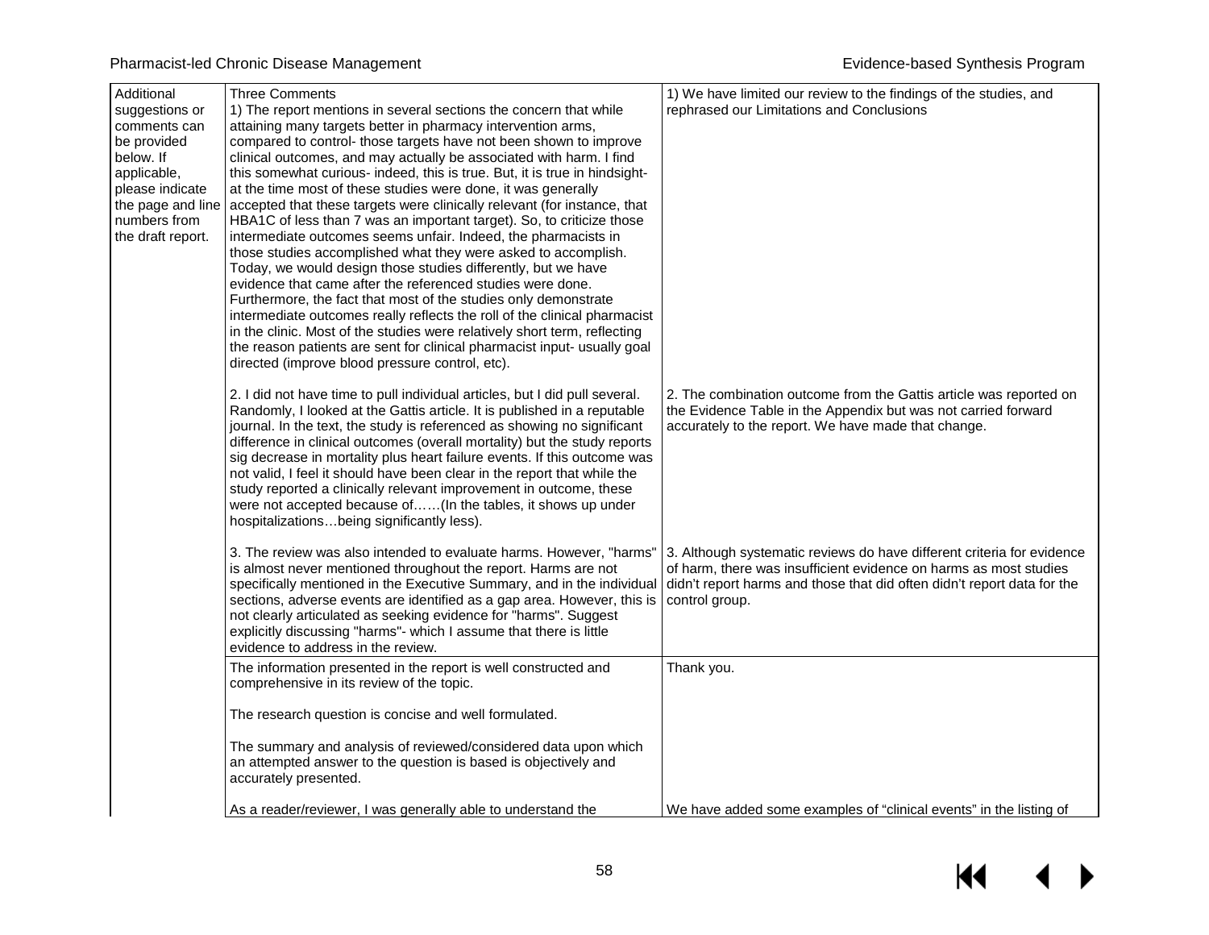| Additional suggestions or comments can be provided below. If applicable, please indicate the page and line numbers from the draft report. | Three Comments<br>1) The report mentions in several sections the concern that while attaining many targets better in pharmacy intervention arms, compared to control- those targets have not been shown to improve clinical outcomes, and may actually be associated with harm. I find this somewhat curious- indeed, this is true. But, it is true in hindsight- at the time most of these studies were done, it was generally accepted that these targets were clinically relevant (for instance, that HBA1C of less than 7 was an important target). So, to criticize those intermediate outcomes seems unfair. Indeed, the pharmacists in those studies accomplished what they were asked to accomplish. Today, we would design those studies differently, but we have evidence that came after the referenced studies were done. Furthermore, the fact that most of the studies only demonstrate intermediate outcomes really reflects the roll of the clinical pharmacist in the clinic. Most of the studies were relatively short term, reflecting the reason patients are sent for clinical pharmacist input- usually goal directed (improve blood pressure control, etc).<br><br>2. I did not have time to pull individual articles, but I did pull several. Randomly, I looked at the Gattis article. It is published in a reputable journal. In the text, the study is referenced as showing no significant difference in clinical outcomes (overall mortality) but the study reports sig decrease in mortality plus heart failure events. If this outcome was not valid, I feel it should have been clear in the report that while the study reported a clinically relevant improvement in outcome, these were not accepted because of……(In the tables, it shows up under hospitalizations…being significantly less).<br><br>3. The review was also intended to evaluate harms. However, "harms" is almost never mentioned throughout the report. Harms are not specifically mentioned in the Executive Summary, and in the individual sections, adverse events are identified as a gap area. However, this is not clearly articulated as seeking evidence for "harms". Suggest explicitly discussing "harms"- which I assume that there is little evidence to address in the review. | 1) We have limited our review to the findings of the studies, and rephrased our Limitations and Conclusions<br><br>2. The combination outcome from the Gattis article was reported on the Evidence Table in the Appendix but was not carried forward accurately to the report. We have made that change.<br><br>3. Although systematic reviews do have different criteria for evidence of harm, there was insufficient evidence on harms as most studies didn't report harms and those that did often didn't report data for the control group. |
|---|---|---|
| | The information presented in the report is well constructed and comprehensive in its review of the topic.<br><br>The research question is concise and well formulated.<br><br>The summary and analysis of reviewed/considered data upon which an attempted answer to the question is based is objectively and accurately presented.<br><br>As a reader/reviewer, I was generally able to understand the | Thank you.<br><br>We have added some examples of "clinical events" in the listing of |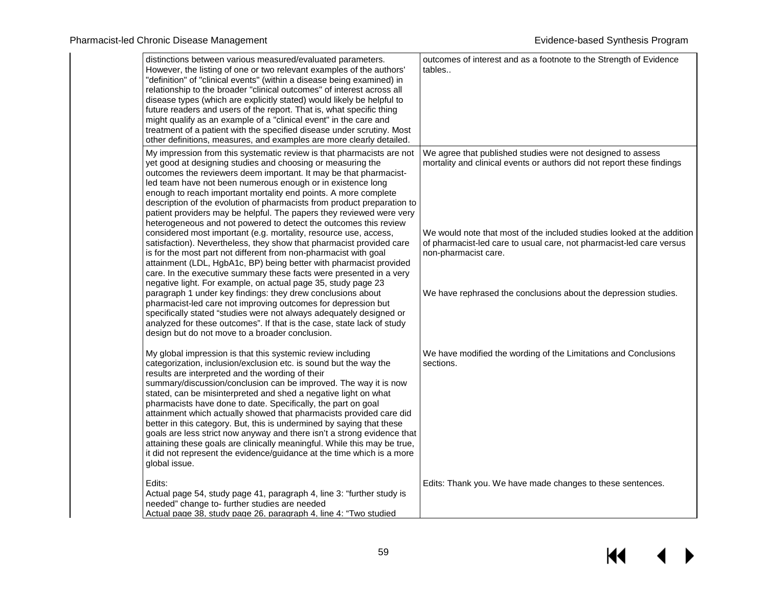| | |
|---|---|
| distinctions between various measured/evaluated parameters. However, the listing of one or two relevant examples of the authors' "definition" of "clinical events" (within a disease being examined) in relationship to the broader "clinical outcomes" of interest across all disease types (which are explicitly stated) would likely be helpful to future readers and users of the report. That is, what specific thing might qualify as an example of a "clinical event" in the care and treatment of a patient with the specified disease under scrutiny. Most other definitions, measures, and examples are more clearly detailed. | outcomes of interest and as a footnote to the Strength of Evidence tables.. |
| My impression from this systematic review is that pharmacists are not yet good at designing studies and choosing or measuring the outcomes the reviewers deem important. It may be that pharmacist-led team have not been numerous enough or in existence long enough to reach important mortality end points. A more complete description of the evolution of pharmacists from product preparation to patient providers may be helpful. The papers they reviewed were very heterogeneous and not powered to detect the outcomes this review considered most important (e.g. mortality, resource use, access, satisfaction). Nevertheless, they show that pharmacist provided care is for the most part not different from non-pharmacist with goal attainment (LDL, HgbA1c, BP) being better with pharmacist provided care. In the executive summary these facts were presented in a very negative light. For example, on actual page 35, study page 23 paragraph 1 under key findings: they drew conclusions about pharmacist-led care not improving outcomes for depression but specifically stated "studies were not always adequately designed or analyzed for these outcomes". If that is the case, state lack of study design but do not move to a broader conclusion.<br><br>My global impression is that this systemic review including categorization, inclusion/exclusion etc. is sound but the way the results are interpreted and the wording of their summary/discussion/conclusion can be improved. The way it is now stated, can be misinterpreted and shed a negative light on what pharmacists have done to date. Specifically, the part on goal attainment which actually showed that pharmacists provided care did better in this category. But, this is undermined by saying that these goals are less strict now anyway and there isn't a strong evidence that attaining these goals are clinically meaningful. While this may be true, it did not represent the evidence/guidance at the time which is a more global issue.<br><br>Edits:<br>Actual page 54, study page 41, paragraph 4, line 3: "further study is needed" change to- further studies are needed<br>Actual page 38, study page 26, paragraph 4, line 4: "Two studied | We agree that published studies were not designed to assess mortality and clinical events or authors did not report these findings<br><br>We would note that most of the included studies looked at the addition of pharmacist-led care to usual care, not pharmacist-led care versus non-pharmacist care.<br><br>We have rephrased the conclusions about the depression studies.<br><br>We have modified the wording of the Limitations and Conclusions sections.<br><br>Edits: Thank you. We have made changes to these sentences. |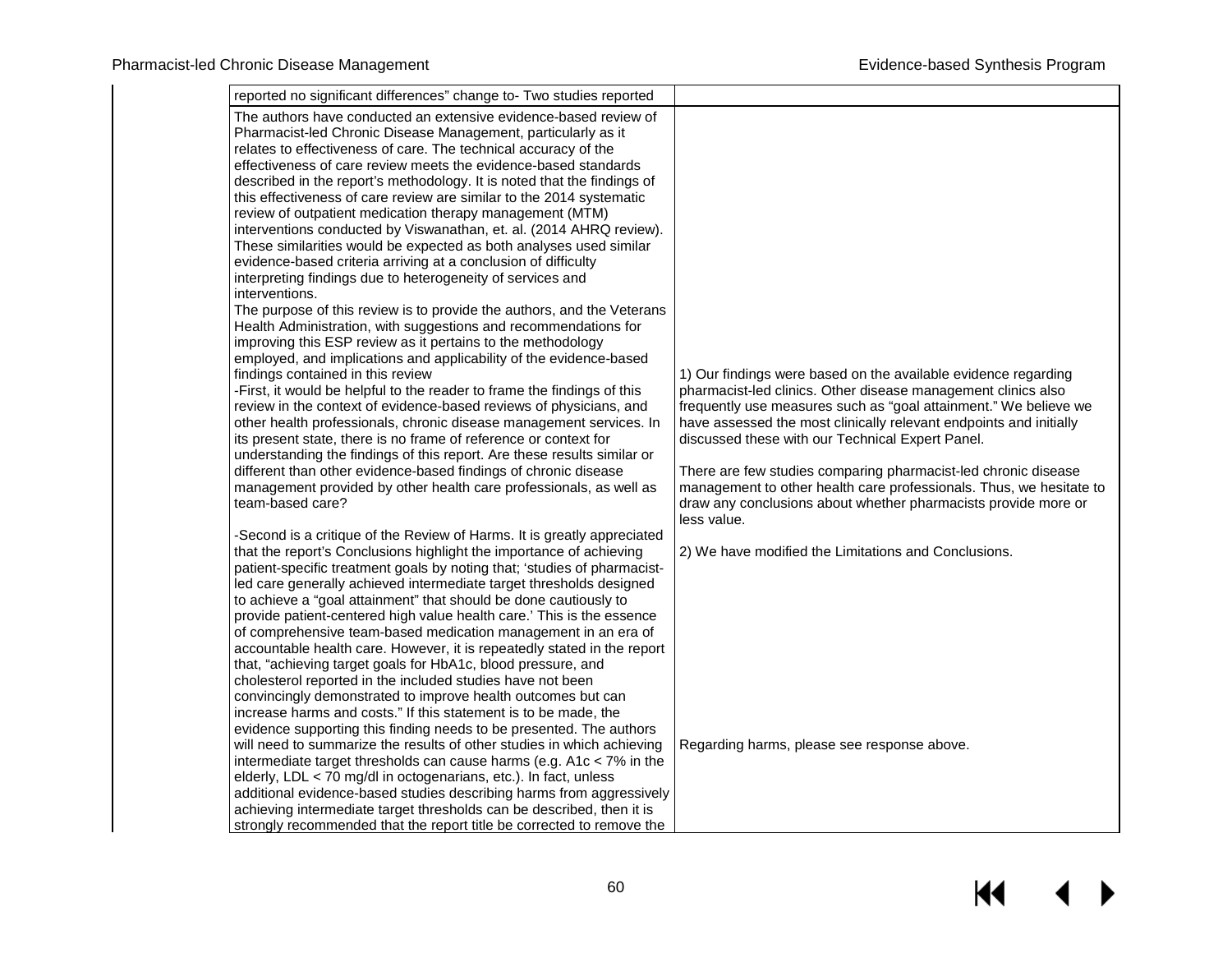| | |
|---|---|
| reported no significant differences" change to- Two studies reported | |
| The authors have conducted an extensive evidence-based review of Pharmacist-led Chronic Disease Management, particularly as it relates to effectiveness of care. The technical accuracy of the effectiveness of care review meets the evidence-based standards described in the report's methodology. It is noted that the findings of this effectiveness of care review are similar to the 2014 systematic review of outpatient medication therapy management (MTM) interventions conducted by Viswanathan, et. al. (2014 AHRQ review). These similarities would be expected as both analyses used similar evidence-based criteria arriving at a conclusion of difficulty interpreting findings due to heterogeneity of services and interventions.<br>The purpose of this review is to provide the authors, and the Veterans Health Administration, with suggestions and recommendations for improving this ESP review as it pertains to the methodology employed, and implications and applicability of the evidence-based findings contained in this review<br>-First, it would be helpful to the reader to frame the findings of this review in the context of evidence-based reviews of physicians, and other health professionals, chronic disease management services. In its present state, there is no frame of reference or context for understanding the findings of this report. Are these results similar or different than other evidence-based findings of chronic disease management provided by other health care professionals, as well as team-based care?<br><br>-Second is a critique of the Review of Harms. It is greatly appreciated that the report's Conclusions highlight the importance of achieving patient-specific treatment goals by noting that; 'studies of pharmacist-led care generally achieved intermediate target thresholds designed to achieve a "goal attainment" that should be done cautiously to provide patient-centered high value health care.' This is the essence of comprehensive team-based medication management in an era of accountable health care. However, it is repeatedly stated in the report that, "achieving target goals for HbA1c, blood pressure, and cholesterol reported in the included studies have not been convincingly demonstrated to improve health outcomes but can increase harms and costs." If this statement is to be made, the evidence supporting this finding needs to be presented. The authors will need to summarize the results of other studies in which achieving intermediate target thresholds can cause harms (e.g. A1c < 7% in the elderly, LDL < 70 mg/dl in octogenarians, etc.). In fact, unless additional evidence-based studies describing harms from aggressively achieving intermediate target thresholds can be described, then it is strongly recommended that the report title be corrected to remove the | 1) Our findings were based on the available evidence regarding pharmacist-led clinics. Other disease management clinics also frequently use measures such as "goal attainment." We believe we have assessed the most clinically relevant endpoints and initially discussed these with our Technical Expert Panel.<br><br>There are few studies comparing pharmacist-led chronic disease management to other health care professionals. Thus, we hesitate to draw any conclusions about whether pharmacists provide more or less value.<br><br>2) We have modified the Limitations and Conclusions.<br><br>Regarding harms, please see response above. |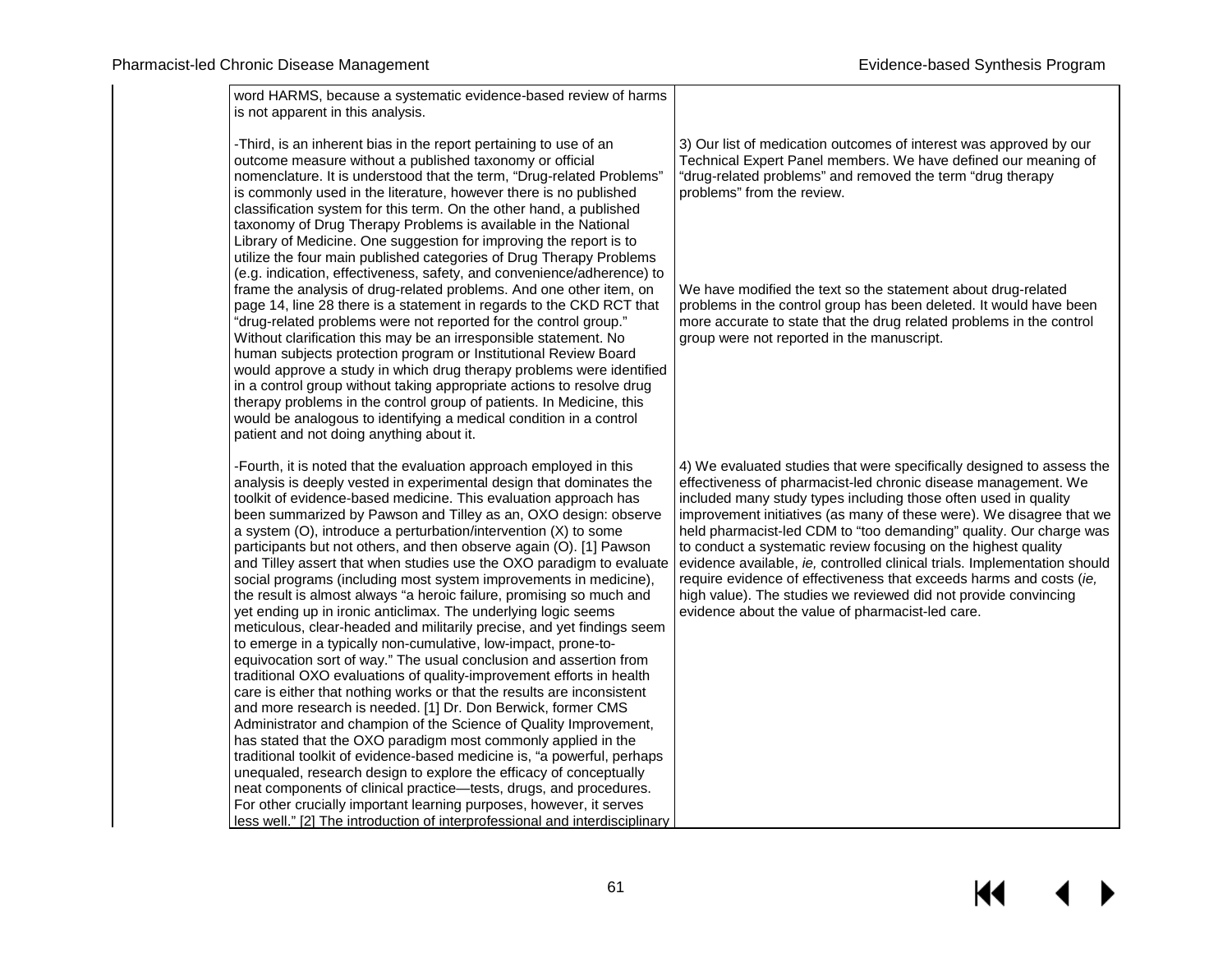| | |
|---|---|
| word HARMS, because a systematic evidence-based review of harms is not apparent in this analysis. | |
| -Third, is an inherent bias in the report pertaining to use of an outcome measure without a published taxonomy or official nomenclature. It is understood that the term, "Drug-related Problems" is commonly used in the literature, however there is no published classification system for this term. On the other hand, a published taxonomy of Drug Therapy Problems is available in the National Library of Medicine. One suggestion for improving the report is to utilize the four main published categories of Drug Therapy Problems (e.g. indication, effectiveness, safety, and convenience/adherence) to frame the analysis of drug-related problems. And one other item, on page 14, line 28 there is a statement in regards to the CKD RCT that "drug-related problems were not reported for the control group." Without clarification this may be an irresponsible statement. No human subjects protection program or Institutional Review Board would approve a study in which drug therapy problems were identified in a control group without taking appropriate actions to resolve drug therapy problems in the control group of patients. In Medicine, this would be analogous to identifying a medical condition in a control patient and not doing anything about it. | 3) Our list of medication outcomes of interest was approved by our Technical Expert Panel members. We have defined our meaning of "drug-related problems" and removed the term "drug therapy problems" from the review.<br><br>We have modified the text so the statement about drug-related problems in the control group has been deleted. It would have been more accurate to state that the drug related problems in the control group were not reported in the manuscript. |
| -Fourth, it is noted that the evaluation approach employed in this analysis is deeply vested in experimental design that dominates the toolkit of evidence-based medicine. This evaluation approach has been summarized by Pawson and Tilley as an, OXO design: observe a system (O), introduce a perturbation/intervention (X) to some participants but not others, and then observe again (O). [1] Pawson and Tilley assert that when studies use the OXO paradigm to evaluate social programs (including most system improvements in medicine), the result is almost always "a heroic failure, promising so much and yet ending up in ironic anticlimax. The underlying logic seems meticulous, clear-headed and militarily precise, and yet findings seem to emerge in a typically non-cumulative, low-impact, prone-to-equivocation sort of way." The usual conclusion and assertion from traditional OXO evaluations of quality-improvement efforts in health care is either that nothing works or that the results are inconsistent and more research is needed. [1] Dr. Don Berwick, former CMS Administrator and champion of the Science of Quality Improvement, has stated that the OXO paradigm most commonly applied in the traditional toolkit of evidence-based medicine is, "a powerful, perhaps unequaled, research design to explore the efficacy of conceptually neat components of clinical practice—tests, drugs, and procedures. For other crucially important learning purposes, however, it serves less well." [2] The introduction of interprofessional and interdisciplinary | 4) We evaluated studies that were specifically designed to assess the effectiveness of pharmacist-led chronic disease management. We included many study types including those often used in quality improvement initiatives (as many of these were). We disagree that we held pharmacist-led CDM to "too demanding" quality. Our charge was to conduct a systematic review focusing on the highest quality evidence available, *ie,* controlled clinical trials. Implementation should require evidence of effectiveness that exceeds harms and costs (*ie,* high value). The studies we reviewed did not provide convincing evidence about the value of pharmacist-led care. |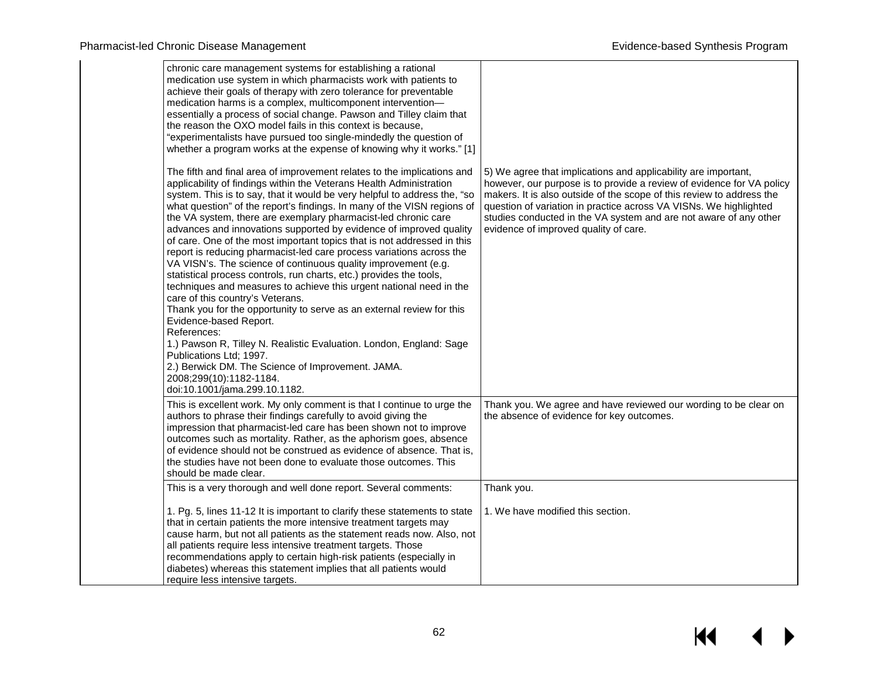|  |  |  |
|---|---|---|
|  | chronic care management systems for establishing a rational medication use system in which pharmacists work with patients to achieve their goals of therapy with zero tolerance for preventable medication harms is a complex, multicomponent intervention—essentially a process of social change. Pawson and Tilley claim that the reason the OXO model fails in this context is because, "experimentalists have pursued too single-mindedly the question of whether a program works at the expense of knowing why it works." [1]<br><br>The fifth and final area of improvement relates to the implications and applicability of findings within the Veterans Health Administration system. This is to say, that it would be very helpful to address the, "so what question" of the report's findings. In many of the VISN regions of the VA system, there are exemplary pharmacist-led chronic care advances and innovations supported by evidence of improved quality of care. One of the most important topics that is not addressed in this report is reducing pharmacist-led care process variations across the VA VISN's. The science of continuous quality improvement (e.g. statistical process controls, run charts, etc.) provides the tools, techniques and measures to achieve this urgent national need in the care of this country's Veterans.<br>Thank you for the opportunity to serve as an external review for this Evidence-based Report.<br>References:<br>1.) Pawson R, Tilley N. Realistic Evaluation. London, England: Sage Publications Ltd; 1997.<br>2.) Berwick DM. The Science of Improvement. JAMA. 2008;299(10):1182-1184. doi:10.1001/jama.299.10.1182. | <br><br><br><br><br><br><br><br>5) We agree that implications and applicability are important, however, our purpose is to provide a review of evidence for VA policy makers. It is also outside of the scope of this review to address the question of variation in practice across VA VISNs. We highlighted studies conducted in the VA system and are not aware of any other evidence of improved quality of care. |
|  | This is excellent work. My only comment is that I continue to urge the authors to phrase their findings carefully to avoid giving the impression that pharmacist-led care has been shown not to improve outcomes such as mortality. Rather, as the aphorism goes, absence of evidence should not be construed as evidence of absence. That is, the studies have not been done to evaluate those outcomes. This should be made clear. | Thank you. We agree and have reviewed our wording to be clear on the absence of evidence for key outcomes. |
|  | This is a very thorough and well done report. Several comments:<br><br>1. Pg. 5, lines 11-12 It is important to clarify these statements to state that in certain patients the more intensive treatment targets may cause harm, but not all patients as the statement reads now. Also, not all patients require less intensive treatment targets. Those recommendations apply to certain high-risk patients (especially in diabetes) whereas this statement implies that all patients would require less intensive targets. | Thank you.<br><br>1. We have modified this section. |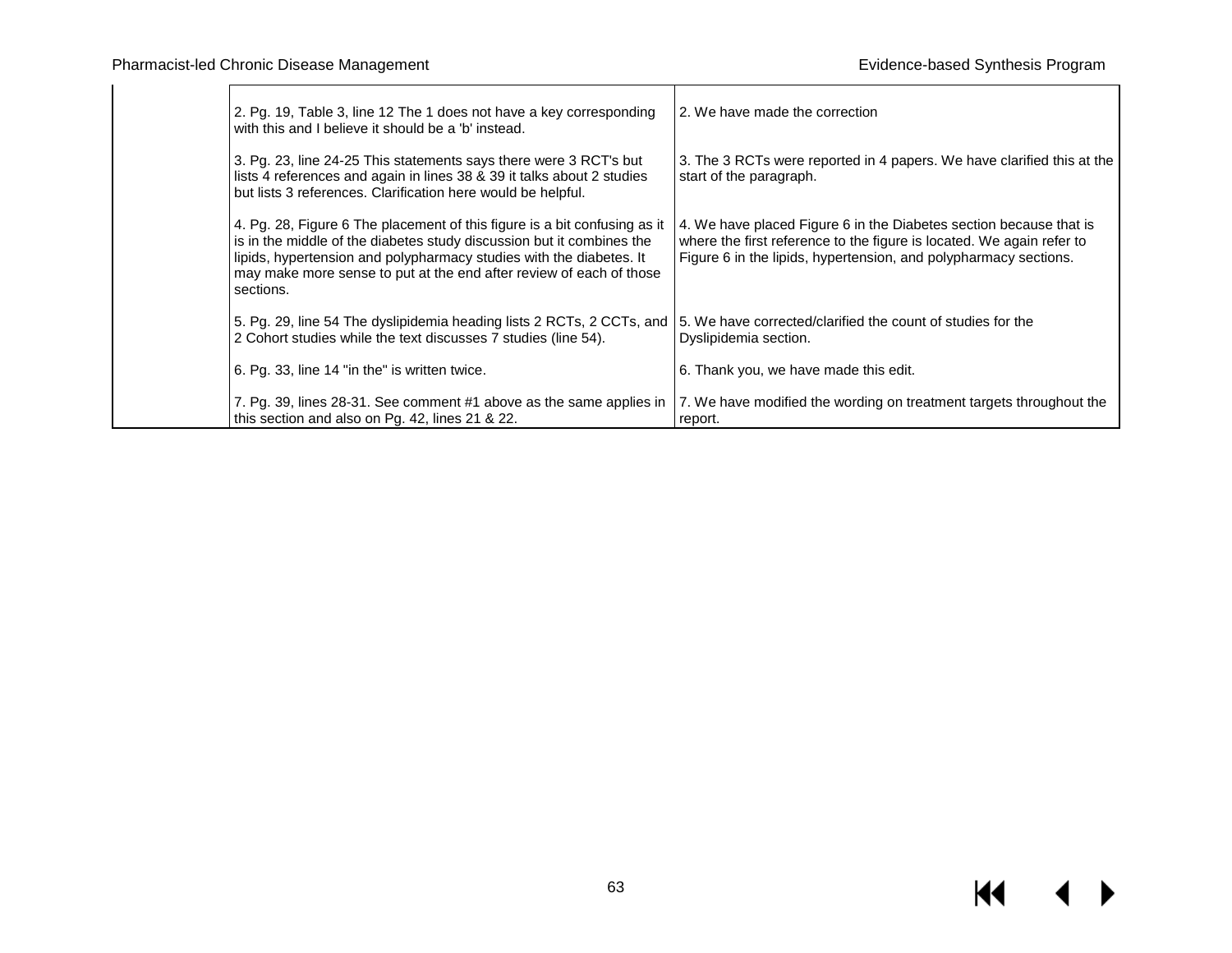| | | |
|---|---|---|
| | 2. Pg. 19, Table 3, line 12 The 1 does not have a key corresponding with this and I believe it should be a 'b' instead. | 2. We have made the correction |
| | 3. Pg. 23, line 24-25 This statements says there were 3 RCT's but lists 4 references and again in lines 38 & 39 it talks about 2 studies but lists 3 references. Clarification here would be helpful. | 3. The 3 RCTs were reported in 4 papers. We have clarified this at the start of the paragraph. |
| | 4. Pg. 28, Figure 6 The placement of this figure is a bit confusing as it is in the middle of the diabetes study discussion but it combines the lipids, hypertension and polypharmacy studies with the diabetes. It may make more sense to put at the end after review of each of those sections. | 4. We have placed Figure 6 in the Diabetes section because that is where the first reference to the figure is located. We again refer to Figure 6 in the lipids, hypertension, and polypharmacy sections. |
| | 5. Pg. 29, line 54 The dyslipidemia heading lists 2 RCTs, 2 CCTs, and 2 Cohort studies while the text discusses 7 studies (line 54). | 5. We have corrected/clarified the count of studies for the Dyslipidemia section. |
| | 6. Pg. 33, line 14 "in the" is written twice. | 6. Thank you, we have made this edit. |
| | 7. Pg. 39, lines 28-31. See comment #1 above as the same applies in this section and also on Pg. 42, lines 21 & 22. | 7. We have modified the wording on treatment targets throughout the report. |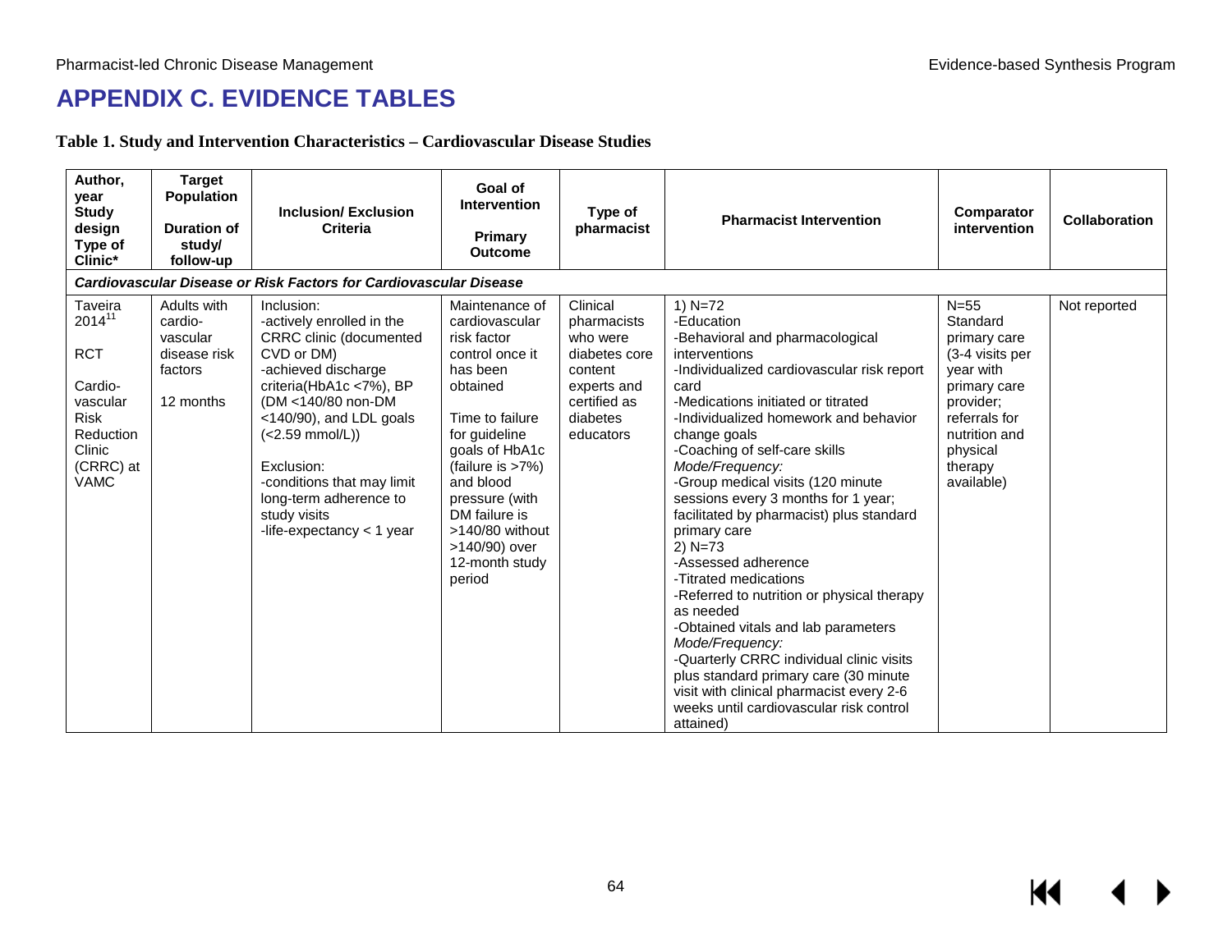# APPENDIX C. EVIDENCE TABLES

**Table 1. Study and Intervention Characteristics – Cardiovascular Disease Studies**

| Author, year<br>Study design<br>Type of Clinic* | Target Population<br><br>Duration of study/ follow-up | Inclusion/ Exclusion Criteria | Goal of Intervention<br><br>Primary Outcome | Type of pharmacist | Pharmacist Intervention | Comparator intervention | Collaboration |
|---|---|---|---|---|---|---|---|
| ***Cardiovascular Disease or Risk Factors for Cardiovascular Disease*** | | | | | | | |
| Taveira 2014[11]<br><br>RCT<br><br>Cardio-vascular Risk Reduction Clinic (CRRC) at VAMC | Adults with cardio-vascular disease risk factors<br><br>12 months | Inclusion:<br>-actively enrolled in the CRRC clinic (documented CVD or DM)<br>-achieved discharge criteria(HbA1c <7%), BP (DM <140/80 non-DM <140/90), and LDL goals (<2.59 mmol/L))<br><br>Exclusion:<br>-conditions that may limit long-term adherence to study visits<br>-life-expectancy < 1 year | Maintenance of cardiovascular risk factor control once it has been obtained<br><br>Time to failure for guideline goals of HbA1c (failure is >7%) and blood pressure (with DM failure is >140/80 without >140/90) over 12-month study period | Clinical pharmacists who were diabetes core content experts and certified as diabetes educators | 1) N=72<br>-Education<br>-Behavioral and pharmacological interventions<br>-Individualized cardiovascular risk report card<br>-Medications initiated or titrated<br>-Individualized homework and behavior change goals<br>-Coaching of self-care skills<br>*Mode/Frequency:*<br>-Group medical visits (120 minute sessions every 3 months for 1 year; facilitated by pharmacist) plus standard primary care<br>2) N=73<br>-Assessed adherence<br>-Titrated medications<br>-Referred to nutrition or physical therapy as needed<br>-Obtained vitals and lab parameters<br>*Mode/Frequency:*<br>-Quarterly CRRC individual clinic visits plus standard primary care (30 minute visit with clinical pharmacist every 2-6 weeks until cardiovascular risk control attained) | N=55<br>Standard primary care (3-4 visits per year with primary care provider; referrals for nutrition and physical therapy available) | Not reported |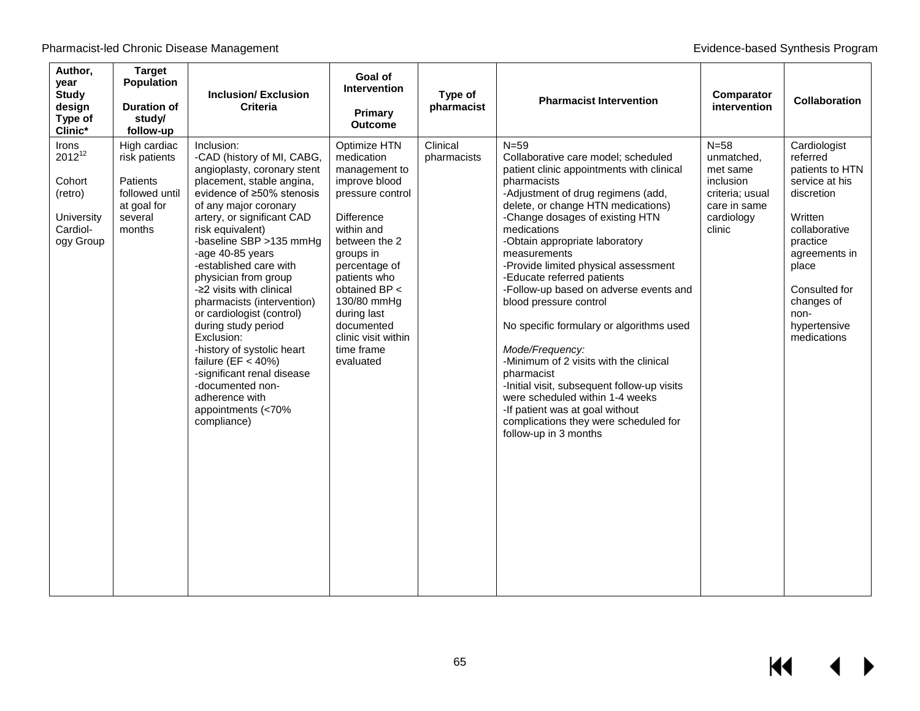| Author, year Study design Type of Clinic* | Target Population Duration of study/ follow-up | Inclusion/ Exclusion Criteria | Goal of Intervention Primary Outcome | Type of pharmacist | Pharmacist Intervention | Comparator intervention | Collaboration |
|---|---|---|---|---|---|---|---|
| Irons 2012[12]<br><br>Cohort (retro)<br><br>University Cardiol-ogy Group | High cardiac risk patients<br><br>Patients followed until at goal for several months | Inclusion:<br>-CAD (history of MI, CABG, angioplasty, coronary stent placement, stable angina, evidence of ≥50% stenosis of any major coronary artery, or significant CAD risk equivalent)<br>-baseline SBP >135 mmHg<br>-age 40-85 years<br>-established care with physician from group<br>-≥2 visits with clinical pharmacists (intervention) or cardiologist (control) during study period<br>Exclusion:<br>-history of systolic heart failure (EF < 40%)<br>-significant renal disease<br>-documented non-adherence with appointments (<70% compliance) | Optimize HTN medication management to improve blood pressure control<br><br>Difference within and between the 2 groups in percentage of patients who obtained BP < 130/80 mmHg during last documented clinic visit within time frame evaluated | Clinical pharmacists | N=59<br>Collaborative care model; scheduled patient clinic appointments with clinical pharmacists<br>-Adjustment of drug regimens (add, delete, or change HTN medications)<br>-Change dosages of existing HTN medications<br>-Obtain appropriate laboratory measurements<br>-Provide limited physical assessment<br>-Educate referred patients<br>-Follow-up based on adverse events and blood pressure control<br><br>No specific formulary or algorithms used<br><br>*Mode/Frequency:*<br>-Minimum of 2 visits with the clinical pharmacist<br>-Initial visit, subsequent follow-up visits were scheduled within 1-4 weeks<br>-If patient was at goal without complications they were scheduled for follow-up in 3 months | N=58 unmatched, met same inclusion criteria; usual care in same cardiology clinic | Cardiologist referred patients to HTN service at his discretion<br><br>Written collaborative practice agreements in place<br><br>Consulted for changes of non-hypertensive medications |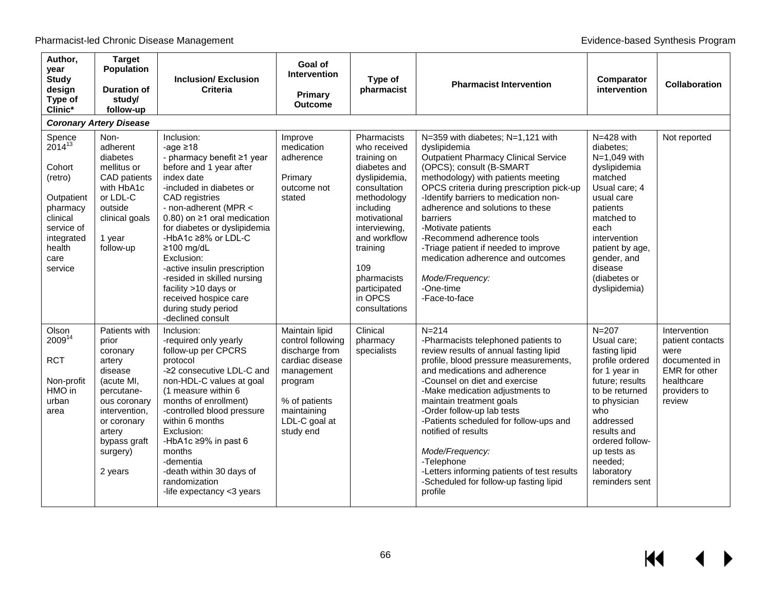| Author, year<br>Study design<br>Type of Clinic* | Target Population<br><br>Duration of study/ follow-up | Inclusion/ Exclusion Criteria | Goal of Intervention<br><br>Primary Outcome | Type of pharmacist | Pharmacist Intervention | Comparator intervention | Collaboration |
|---|---|---|---|---|---|---|---|
| ***Coronary Artery Disease*** | | | | | | | |
| Spence 2014[13]<br><br>Cohort (retro)<br><br>Outpatient pharmacy clinical service of integrated health care service | Non-adherent diabetes mellitus or CAD patients with HbA1c or LDL-C outside clinical goals<br><br>1 year follow-up | Inclusion:<br>-age ≥18<br>- pharmacy benefit ≥1 year before and 1 year after index date<br>-included in diabetes or CAD registries<br>- non-adherent (MPR < 0.80) on ≥1 oral medication for diabetes or dyslipidemia<br>-HbA1c ≥8% or LDL-C ≥100 mg/dL<br>Exclusion:<br>-active insulin prescription<br>-resided in skilled nursing facility >10 days or received hospice care during study period<br>-declined consult | Improve medication adherence<br><br>Primary outcome not stated | Pharmacists who received training on diabetes and dyslipidemia, consultation methodology including motivational interviewing, and workflow training<br><br>109 pharmacists participated in OPCS consultations | N=359 with diabetes; N=1,121 with dyslipidemia<br>Outpatient Pharmacy Clinical Service (OPCS); consult (B-SMART methodology) with patients meeting OPCS criteria during prescription pick-up<br>-Identify barriers to medication non-adherence and solutions to these barriers<br>-Motivate patients<br>-Recommend adherence tools<br>-Triage patient if needed to improve medication adherence and outcomes<br><br>*Mode/Frequency:*<br>-One-time<br>-Face-to-face | N=428 with diabetes; N=1,049 with dyslipidemia matched Usual care; 4 usual care patients matched to each intervention patient by age, gender, and disease (diabetes or dyslipidemia) | Not reported |
| Olson 2009[14]<br><br>RCT<br><br>Non-profit HMO in urban area | Patients with prior coronary artery disease (acute MI, percutaneous coronary intervention, or coronary artery bypass graft surgery)<br><br>2 years | Inclusion:<br>-required only yearly follow-up per CPCRS protocol<br>-≥2 consecutive LDL-C and non-HDL-C values at goal (1 measure within 6 months of enrollment)<br>-controlled blood pressure within 6 months<br>Exclusion:<br>-HbA1c ≥9% in past 6 months<br>-dementia<br>-death within 30 days of randomization<br>-life expectancy <3 years | Maintain lipid control following discharge from cardiac disease management program<br><br>% of patients maintaining LDL-C goal at study end | Clinical pharmacy specialists | N=214<br>-Pharmacists telephoned patients to review results of annual fasting lipid profile, blood pressure measurements, and medications and adherence<br>-Counsel on diet and exercise<br>-Make medication adjustments to maintain treatment goals<br>-Order follow-up lab tests<br>-Patients scheduled for follow-ups and notified of results<br><br>*Mode/Frequency:*<br>-Telephone<br>-Letters informing patients of test results<br>-Scheduled for follow-up fasting lipid profile | N=207<br>Usual care; fasting lipid profile ordered for 1 year in future; results to be returned to physician who addressed results and ordered follow-up tests as needed; laboratory reminders sent | Intervention patient contacts were documented in EMR for other healthcare providers to review |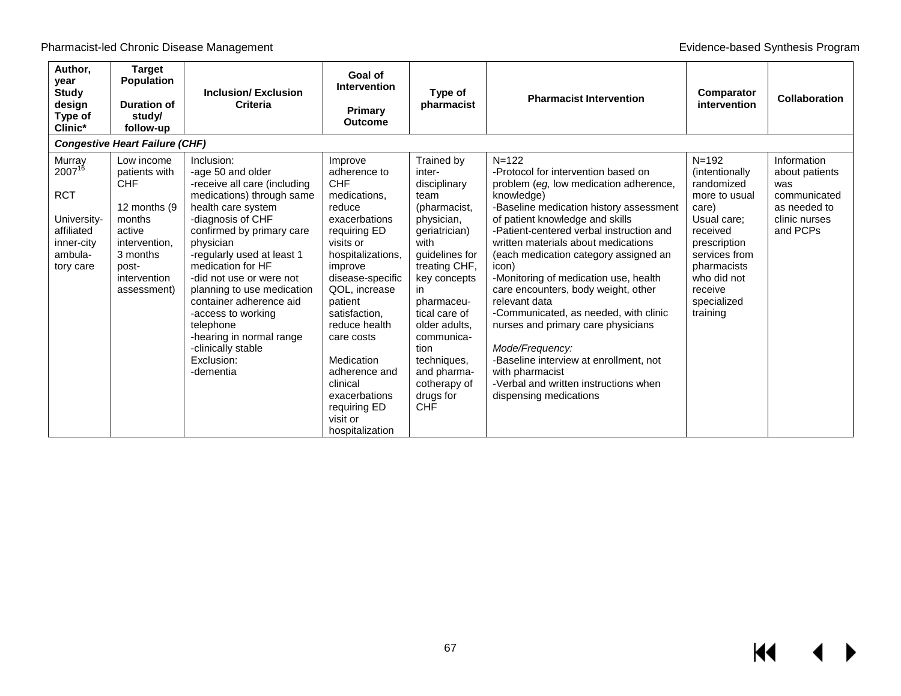| Author, year Study design Type of Clinic* | Target Population Duration of study/ follow-up | Inclusion/ Exclusion Criteria | Goal of Intervention Primary Outcome | Type of pharmacist | Pharmacist Intervention | Comparator intervention | Collaboration |
|---|---|---|---|---|---|---|---|
| ***Congestive Heart Failure (CHF)*** | | | | | | | |
| Murray 2007[16]<br><br>RCT<br><br>University-affiliated inner-city ambulatory care | Low income patients with CHF<br><br>12 months (9 months active intervention, 3 months post-intervention assessment) | Inclusion:<br>-age 50 and older<br>-receive all care (including medications) through same health care system<br>-diagnosis of CHF confirmed by primary care physician<br>-regularly used at least 1 medication for HF<br>-did not use or were not planning to use medication container adherence aid<br>-access to working telephone<br>-hearing in normal range<br>-clinically stable<br>Exclusion:<br>-dementia | Improve adherence to CHF medications, reduce exacerbations requiring ED visits or hospitalizations, improve disease-specific QOL, increase patient satisfaction, reduce health care costs<br><br>Medication adherence and clinical exacerbations requiring ED visit or hospitalization | Trained by inter-disciplinary team (pharmacist, physician, geriatrician) with guidelines for treating CHF, key concepts in pharmaceutical care of older adults, communication techniques, and pharmacotherapy of drugs for CHF | N=122<br>-Protocol for intervention based on problem (*eg,* low medication adherence, knowledge)<br>-Baseline medication history assessment of patient knowledge and skills<br>-Patient-centered verbal instruction and written materials about medications (each medication category assigned an icon)<br>-Monitoring of medication use, health care encounters, body weight, other relevant data<br>-Communicated, as needed, with clinic nurses and primary care physicians<br><br>*Mode/Frequency:*<br>-Baseline interview at enrollment, not with pharmacist<br>-Verbal and written instructions when dispensing medications | N=192 (intentionally randomized more to usual care)<br>Usual care; received prescription services from pharmacists who did not receive specialized training | Information about patients was communicated as needed to clinic nurses and PCPs |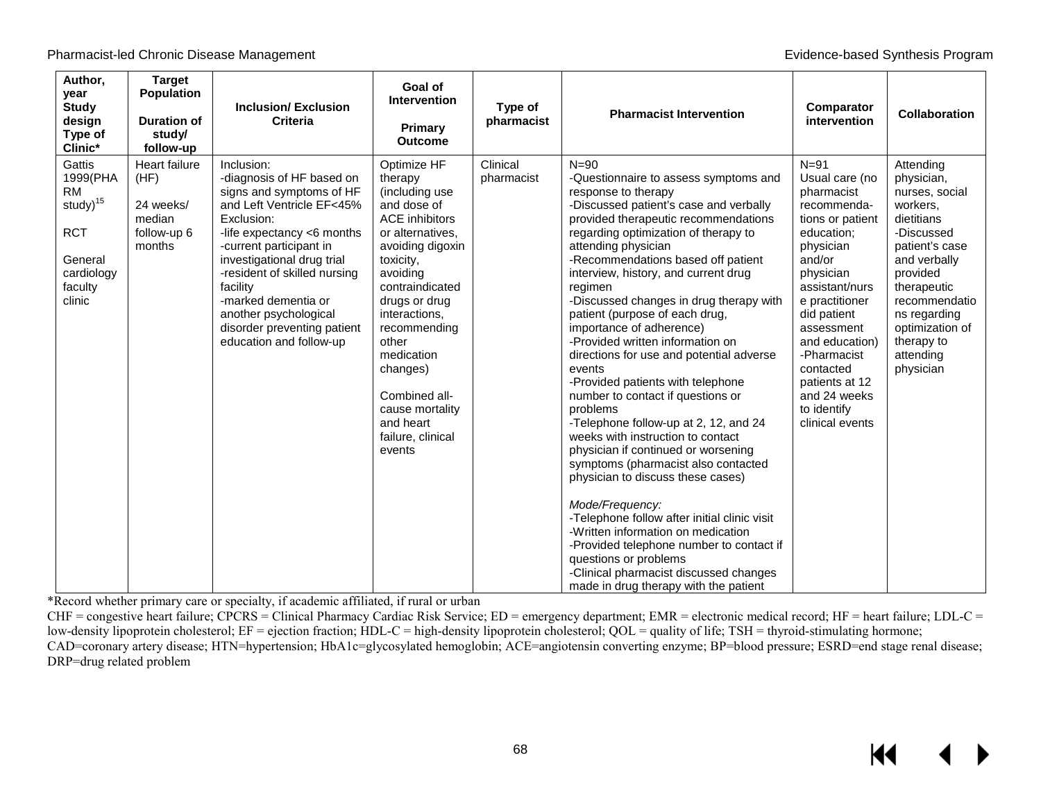| Author, year Study design Type of Clinic* | Target Population Duration of study/ follow-up | Inclusion/ Exclusion Criteria | Goal of Intervention Primary Outcome | Type of pharmacist | Pharmacist Intervention | Comparator intervention | Collaboration |
|---|---|---|---|---|---|---|---|
| Gattis 1999(PHARM study)[15]<br><br>RCT<br><br>General cardiology faculty clinic | Heart failure (HF)<br><br>24 weeks/ median follow-up 6 months | Inclusion:<br>-diagnosis of HF based on signs and symptoms of HF and Left Ventricle EF<45%<br>Exclusion:<br>-life expectancy <6 months<br>-current participant in investigational drug trial<br>-resident of skilled nursing facility<br>-marked dementia or another psychological disorder preventing patient education and follow-up | Optimize HF therapy (including use and dose of ACE inhibitors or alternatives, avoiding digoxin toxicity, avoiding contraindicated drugs or drug interactions, recommending other medication changes)<br><br>Combined all-cause mortality and heart failure, clinical events | Clinical pharmacist | N=90<br>-Questionnaire to assess symptoms and response to therapy<br>-Discussed patient's case and verbally provided therapeutic recommendations regarding optimization of therapy to attending physician<br>-Recommendations based off patient interview, history, and current drug regimen<br>-Discussed changes in drug therapy with patient (purpose of each drug, importance of adherence)<br>-Provided written information on directions for use and potential adverse events<br>-Provided patients with telephone number to contact if questions or problems<br>-Telephone follow-up at 2, 12, and 24 weeks with instruction to contact physician if continued or worsening symptoms (pharmacist also contacted physician to discuss these cases)<br><br>*Mode/Frequency:*<br>-Telephone follow after initial clinic visit<br>-Written information on medication<br>-Provided telephone number to contact if questions or problems<br>-Clinical pharmacist discussed changes made in drug therapy with the patient | N=91<br>Usual care (no pharmacist recommendations or patient education; physician and/or physician assistant/nurse practitioner did patient assessment and education)<br>-Pharmacist contacted patients at 12 and 24 weeks to identify clinical events | Attending physician, nurses, social workers, dietitians<br>-Discussed patient's case and verbally provided therapeutic recommendations regarding optimization of therapy to attending physician |

*Record whether primary care or specialty, if academic affiliated, if rural or urban

CHF = congestive heart failure; CPCRS = Clinical Pharmacy Cardiac Risk Service; ED = emergency department; EMR = electronic medical record; HF = heart failure; LDL-C = low-density lipoprotein cholesterol; EF = ejection fraction; HDL-C = high-density lipoprotein cholesterol; QOL = quality of life; TSH = thyroid-stimulating hormone; CAD=coronary artery disease; HTN=hypertension; HbA1c=glycosylated hemoglobin; ACE=angiotensin converting enzyme; BP=blood pressure; ESRD=end stage renal disease; DRP=drug related problem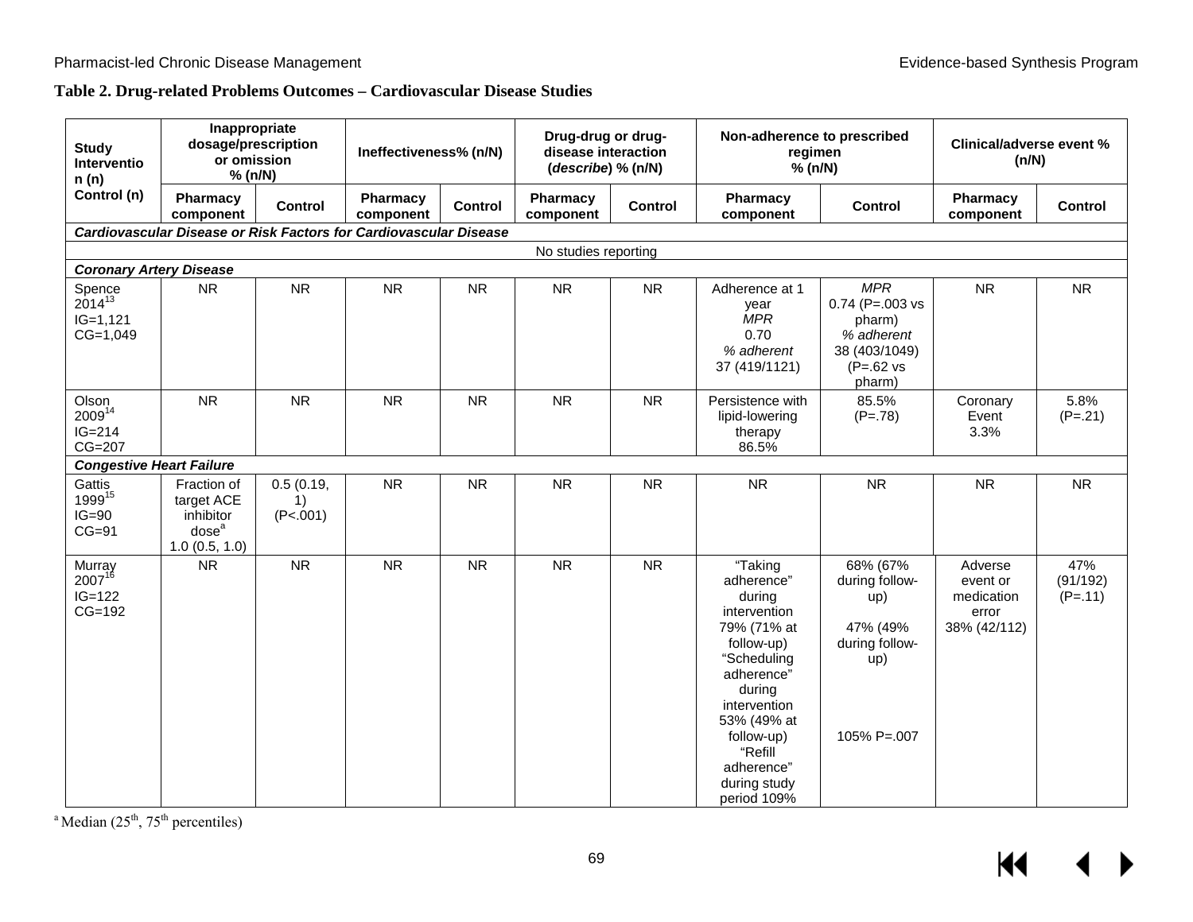**Table 2. Drug-related Problems Outcomes – Cardiovascular Disease Studies**

| Study Intervention (n) Control (n) | Inappropriate dosage/prescription or omission % (n/N) | | Ineffectiveness% (n/N) | | Drug-drug or drug-disease interaction (*describe*) % (n/N) | | Non-adherence to prescribed regimen % (n/N) | | Clinical/adverse event % (n/N) | |
|---|---|---|---|---|---|---|---|---|---|---|
| | Pharmacy component | Control | Pharmacy component | Control | Pharmacy component | Control | Pharmacy component | Control | Pharmacy component | Control |
| ***Cardiovascular Disease or Risk Factors for Cardiovascular Disease*** | | | | | | | | | | |
| No studies reporting | | | | | | | | | | |
| ***Coronary Artery Disease*** | | | | | | | | | | |
| Spence 2014[13] IG=1,121 CG=1,049 | NR | NR | NR | NR | NR | NR | Adherence at 1 year *MPR* 0.70 *% adherent* 37 (419/1121) | *MPR* 0.74 (P=.003 vs pharm) *% adherent* 38 (403/1049) (P=.62 vs pharm) | NR | NR |
| Olson 2009[14] IG=214 CG=207 | NR | NR | NR | NR | NR | NR | Persistence with lipid-lowering therapy 86.5% | 85.5% (P=.78) | Coronary Event 3.3% | 5.8% (P=.21) |
| ***Congestive Heart Failure*** | | | | | | | | | | |
| Gattis 1999[15] IG=90 CG=91 | Fraction of target ACE inhibitor dose[a] 1.0 (0.5, 1.0) | 0.5 (0.19, 1) (P<.001) | NR | NR | NR | NR | NR | NR | NR | NR |
| Murray 2007[16] IG=122 CG=192 | NR | NR | NR | NR | NR | NR | "Taking adherence" during intervention 79% (71% at follow-up) "Scheduling adherence" during intervention 53% (49% at follow-up) "Refill adherence" during study period 109% | 68% (67% during follow-up) 47% (49% during follow-up) 105% P=.007 | Adverse event or medication error 38% (42/112) | 47% (91/192) (P=.11) |

[a] Median (25[th], 75[th] percentiles)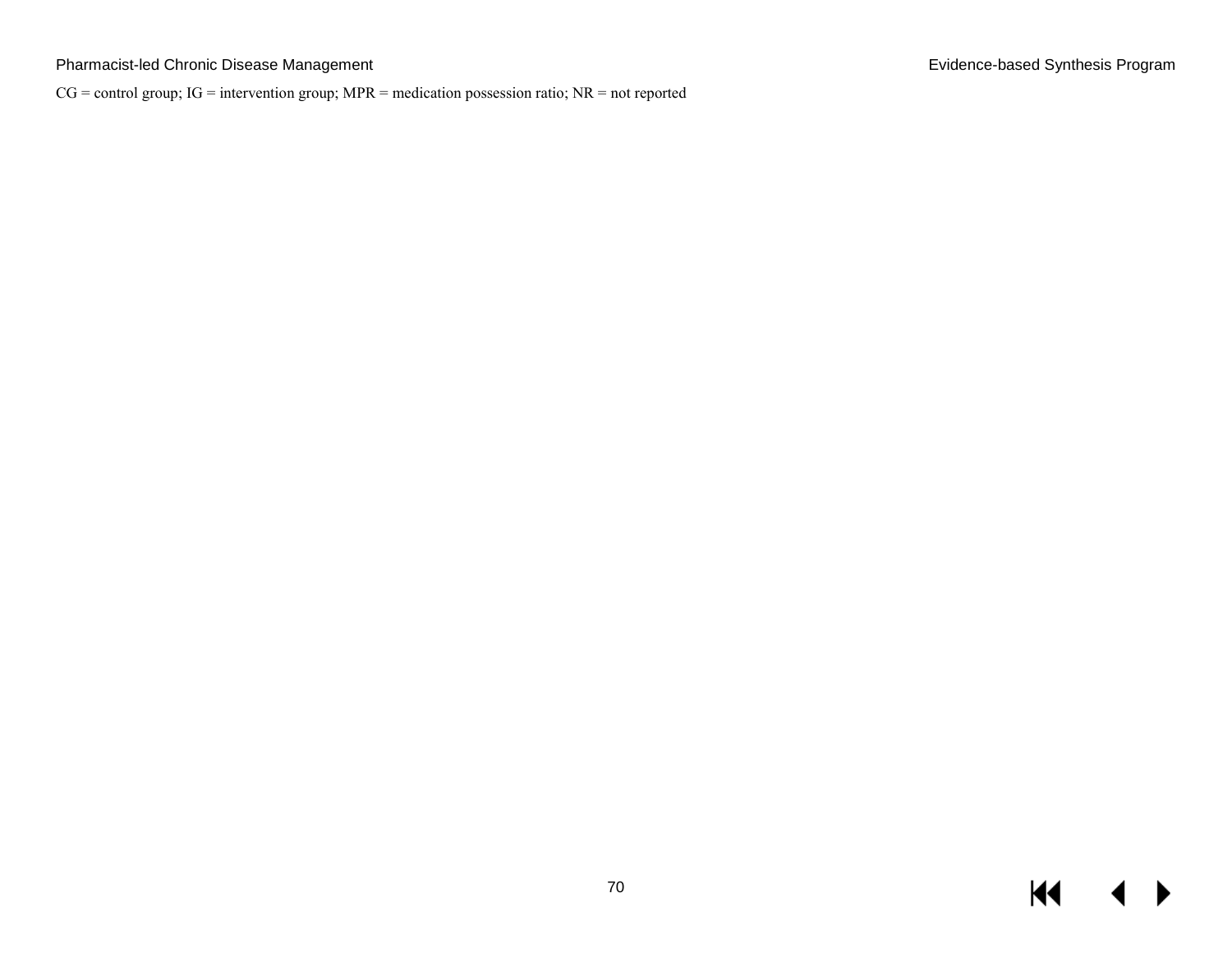CG = control group; IG = intervention group; MPR = medication possession ratio; NR = not reported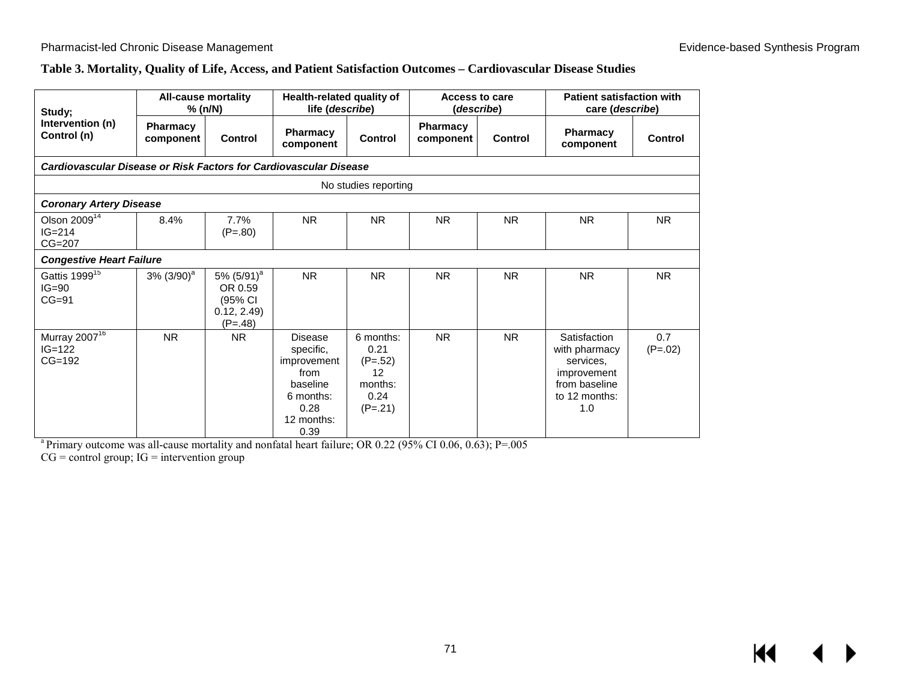**Table 3. Mortality, Quality of Life, Access, and Patient Satisfaction Outcomes – Cardiovascular Disease Studies**

| Study; Intervention (n) Control (n) | All-cause mortality % (n/N) | | Health-related quality of life (*describe*) | | Access to care (*describe*) | | Patient satisfaction with care (*describe*) | |
|---|---|---|---|---|---|---|---|---|
| | Pharmacy component | Control | Pharmacy component | Control | Pharmacy component | Control | Pharmacy component | Control |
| ***Cardiovascular Disease or Risk Factors for Cardiovascular Disease*** | | | | | | | | |
| No studies reporting | | | | | | | | |
| ***Coronary Artery Disease*** | | | | | | | | |
| Olson 2009[14] IG=214 CG=207 | 8.4% | 7.7% (P=.80) | NR | NR | NR | NR | NR | NR |
| ***Congestive Heart Failure*** | | | | | | | | |
| Gattis 1999[15] IG=90 CG=91 | 3% (3/90)[a] | 5% (5/91)[a] OR 0.59 (95% CI 0.12, 2.49) (P=.48) | NR | NR | NR | NR | NR | NR |
| Murray 2007[16] IG=122 CG=192 | NR | NR | Disease specific, improvement from baseline 6 months: 0.28 12 months: 0.39 | 6 months: 0.21 (P=.52) 12 months: 0.24 (P=.21) | NR | NR | Satisfaction with pharmacy services, improvement from baseline to 12 months: 1.0 | 0.7 (P=.02) |

[a] Primary outcome was all-cause mortality and nonfatal heart failure; OR 0.22 (95% CI 0.06, 0.63); P=.005
CG = control group; IG = intervention group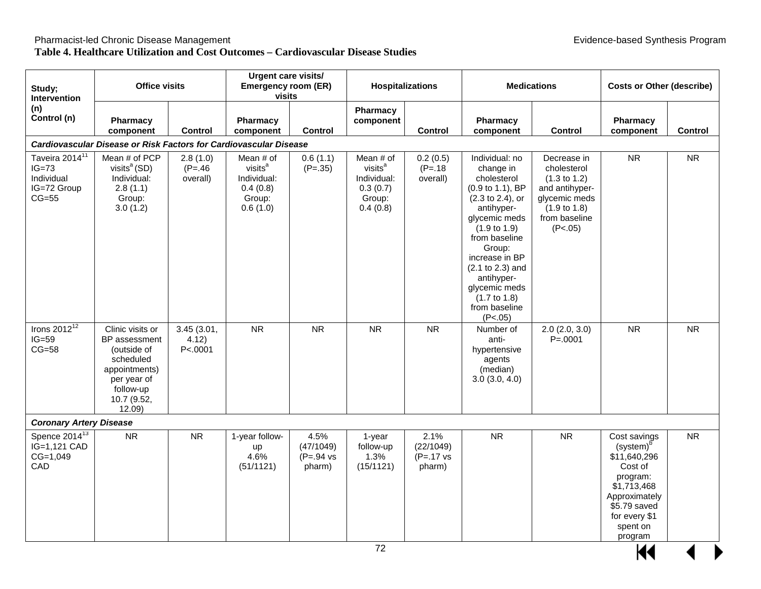**Table 4. Healthcare Utilization and Cost Outcomes – Cardiovascular Disease Studies**

| Study; Intervention (n) Control (n) | Office visits | | Urgent care visits/ Emergency room (ER) visits | | Hospitalizations | | Medications | | Costs or Other (describe) | |
|---|---|---|---|---|---|---|---|---|---|---|
| | Pharmacy component | Control | Pharmacy component | Control | Pharmacy component | Control | Pharmacy component | Control | Pharmacy component | Control |
| ***Cardiovascular Disease or Risk Factors for Cardiovascular Disease*** | | | | | | | | | | |
| Taveira 2014[11] IG=73 Individual IG=72 Group CG=55 | Mean # of PCP visits[a] (SD) Individual: 2.8 (1.1) Group: 3.0 (1.2) | 2.8 (1.0) (P=.46 overall) | Mean # of visits[a] Individual: 0.4 (0.8) Group: 0.6 (1.0) | 0.6 (1.1) (P=.35) | Mean # of visits[a] Individual: 0.3 (0.7) Group: 0.4 (0.8) | 0.2 (0.5) (P=.18 overall) | Individual: no change in cholesterol (0.9 to 1.1), BP (2.3 to 2.4), or antihyper-glycemic meds (1.9 to 1.9) from baseline Group: increase in BP (2.1 to 2.3) and antihyper-glycemic meds (1.7 to 1.8) from baseline (P<.05) | Decrease in cholesterol (1.3 to 1.2) and antihyper-glycemic meds (1.9 to 1.8) from baseline (P<.05) | NR | NR |
| Irons 2012[12] IG=59 CG=58 | Clinic visits or BP assessment (outside of scheduled appointments) per year of follow-up 10.7 (9.52, 12.09) | 3.45 (3.01, 4.12) P<.0001 | NR | NR | NR | NR | Number of anti-hypertensive agents (median) 3.0 (3.0, 4.0) | 2.0 (2.0, 3.0) P=.0001 | NR | NR |
| ***Coronary Artery Disease*** | | | | | | | | | | |
| Spence 2014[13] IG=1,121 CAD CG=1,049 CAD | NR | NR | 1-year follow-up 4.6% (51/1121) | 4.5% (47/1049) (P=.94 vs pharm) | 1-year follow-up 1.3% (15/1121) | 2.1% (22/1049) (P=.17 vs pharm) | NR | NR | Cost savings (system)[b] $11,640,296 Cost of program: $1,713,468 Approximately $5.79 saved for every $1 spent on program | NR |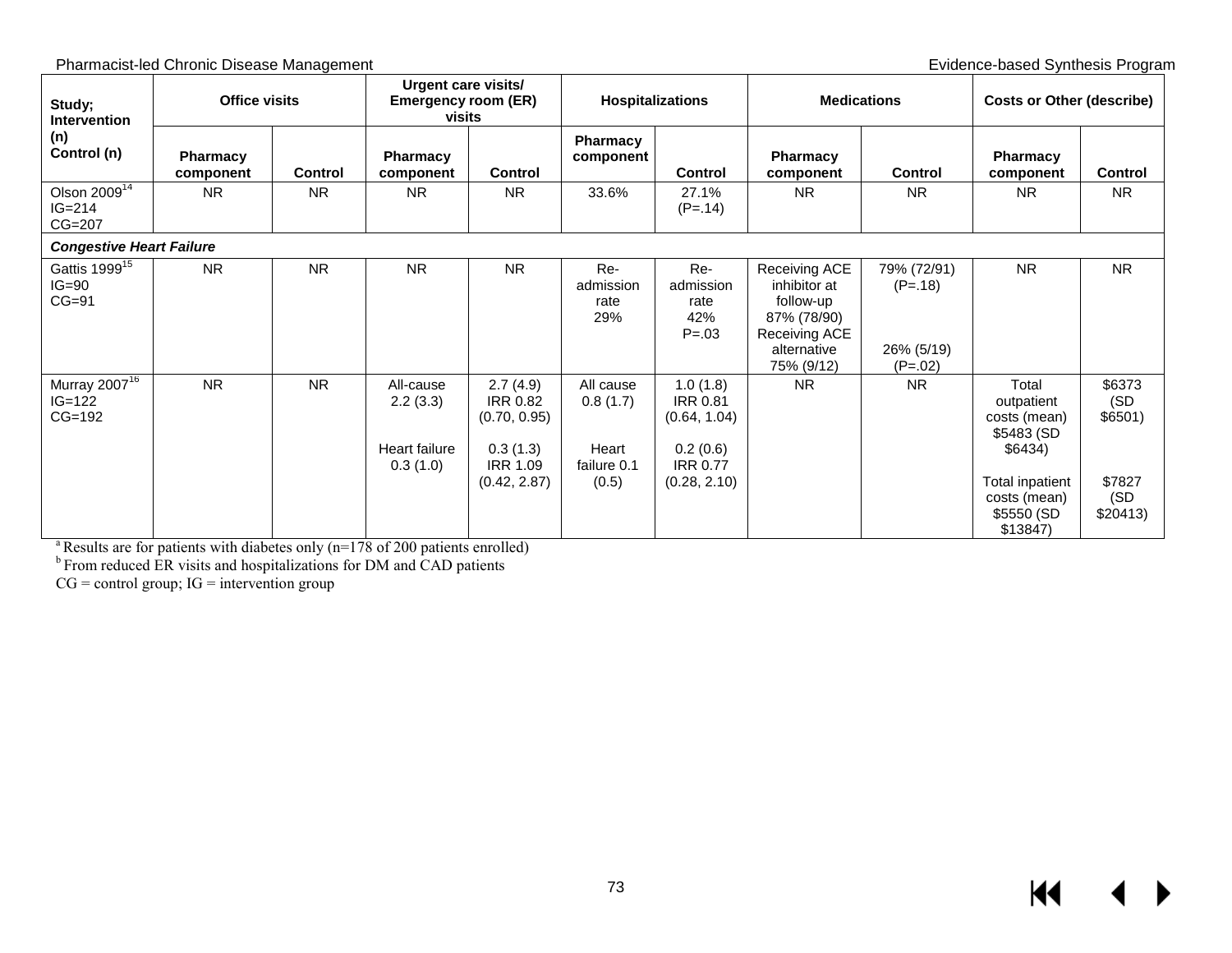| Study; Intervention (n) Control (n) | Office visits | | Urgent care visits/ Emergency room (ER) visits | | Hospitalizations | | Medications | | Costs or Other (describe) | |
|---|---|---|---|---|---|---|---|---|---|---|
| | Pharmacy component | Control | Pharmacy component | Control | Pharmacy component | Control | Pharmacy component | Control | Pharmacy component | Control |
| Olson 2009[14] IG=214 CG=207 | NR | NR | NR | NR | 33.6% | 27.1% (P=.14) | NR | NR | NR | NR |
| ***Congestive Heart Failure*** | | | | | | | | | | |
| Gattis 1999[15] IG=90 CG=91 | NR | NR | NR | NR | Re-admission rate 29% | Re-admission rate 42% P=.03 | Receiving ACE inhibitor at follow-up 87% (78/90) Receiving ACE alternative 75% (9/12) | 79% (72/91) (P=.18) 26% (5/19) (P=.02) | NR | NR |
| Murray 2007[16] IG=122 CG=192 | NR | NR | All-cause 2.2 (3.3) Heart failure 0.3 (1.0) | 2.7 (4.9) IRR 0.82 (0.70, 0.95) 0.3 (1.3) IRR 1.09 (0.42, 2.87) | All cause 0.8 (1.7) Heart failure 0.1 (0.5) | 1.0 (1.8) IRR 0.81 (0.64, 1.04) 0.2 (0.6) IRR 0.77 (0.28, 2.10) | NR | NR | Total outpatient costs (mean) \$5483 (SD \$6434) Total inpatient costs (mean) \$5550 (SD \$13847) | \$6373 (SD \$6501) \$7827 (SD \$20413) |

[a] Results are for patients with diabetes only (n=178 of 200 patients enrolled)
[b] From reduced ER visits and hospitalizations for DM and CAD patients
CG = control group; IG = intervention group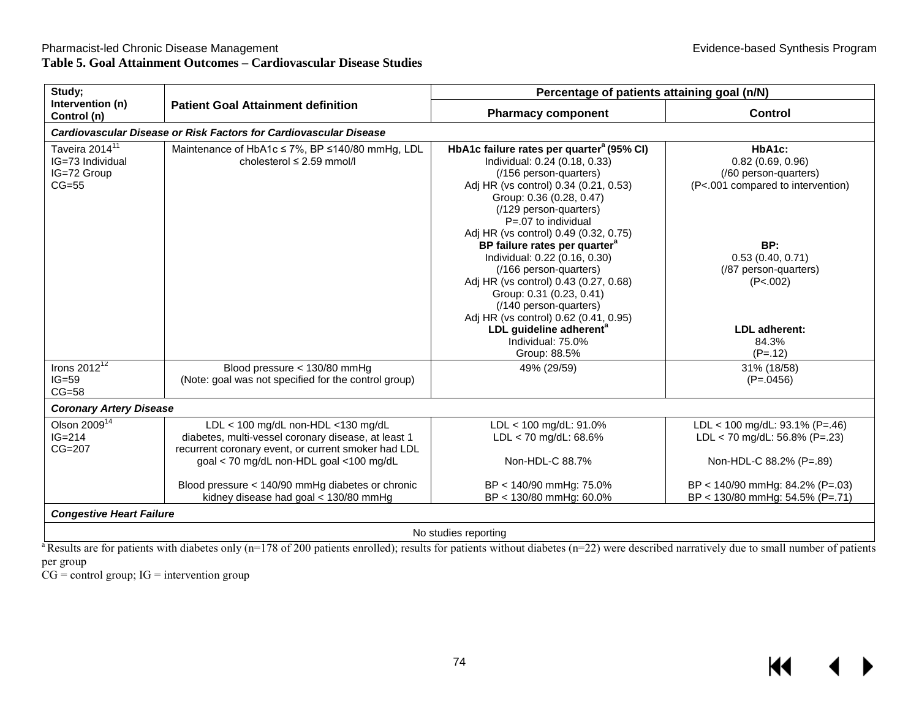**Table 5. Goal Attainment Outcomes – Cardiovascular Disease Studies**

| Study; Intervention (n) Control (n) | Patient Goal Attainment definition | Percentage of patients attaining goal (n/N) | |
|---|---|---|---|
| | | Pharmacy component | Control |
| ***Cardiovascular Disease or Risk Factors for Cardiovascular Disease*** | | | |
| Taveira 2014[11]<br>IG=73 Individual<br>IG=72 Group<br>CG=55 | Maintenance of HbA1c ≤ 7%, BP ≤140/80 mmHg, LDL cholesterol ≤ 2.59 mmol/l | **HbA1c failure rates per quarter[a] (95% CI)**<br>Individual: 0.24 (0.18, 0.33)<br>(/156 person-quarters)<br>Adj HR (vs control) 0.34 (0.21, 0.53)<br>Group: 0.36 (0.28, 0.47)<br>(/129 person-quarters)<br>P=.07 to individual<br>Adj HR (vs control) 0.49 (0.32, 0.75)<br>**BP failure rates per quarter[a]**<br>Individual: 0.22 (0.16, 0.30)<br>(/166 person-quarters)<br>Adj HR (vs control) 0.43 (0.27, 0.68)<br>Group: 0.31 (0.23, 0.41)<br>(/140 person-quarters)<br>Adj HR (vs control) 0.62 (0.41, 0.95)<br>**LDL guideline adherent[a]**<br>Individual: 75.0%<br>Group: 88.5% | **HbA1c:**<br>0.82 (0.69, 0.96)<br>(/60 person-quarters)<br>(P<.001 compared to intervention)<br><br><br><br><br><br>**BP:**<br>0.53 (0.40, 0.71)<br>(/87 person-quarters)<br>(P<.002)<br><br><br><br>**LDL adherent:**<br>84.3%<br>(P=.12) |
| Irons 2012[12]<br>IG=59<br>CG=58 | Blood pressure < 130/80 mmHg<br>(Note: goal was not specified for the control group) | 49% (29/59) | 31% (18/58)<br>(P=.0456) |
| ***Coronary Artery Disease*** | | | |
| Olson 2009[14]<br>IG=214<br>CG=207 | LDL < 100 mg/dL non-HDL <130 mg/dL diabetes, multi-vessel coronary disease, at least 1 recurrent coronary event, or current smoker had LDL goal < 70 mg/dL non-HDL goal <100 mg/dL<br><br>Blood pressure < 140/90 mmHg diabetes or chronic kidney disease had goal < 130/80 mmHg | LDL < 100 mg/dL: 91.0%<br>LDL < 70 mg/dL: 68.6%<br><br>Non-HDL-C 88.7%<br><br>BP < 140/90 mmHg: 75.0%<br>BP < 130/80 mmHg: 60.0% | LDL < 100 mg/dL: 93.1% (P=.46)<br>LDL < 70 mg/dL: 56.8% (P=.23)<br><br>Non-HDL-C 88.2% (P=.89)<br><br>BP < 140/90 mmHg: 84.2% (P=.03)<br>BP < 130/80 mmHg: 54.5% (P=.71) |
| ***Congestive Heart Failure*** | | | |
| No studies reporting | | | |

[a] Results are for patients with diabetes only (n=178 of 200 patients enrolled); results for patients without diabetes (n=22) were described narratively due to small number of patients per group

CG = control group; IG = intervention group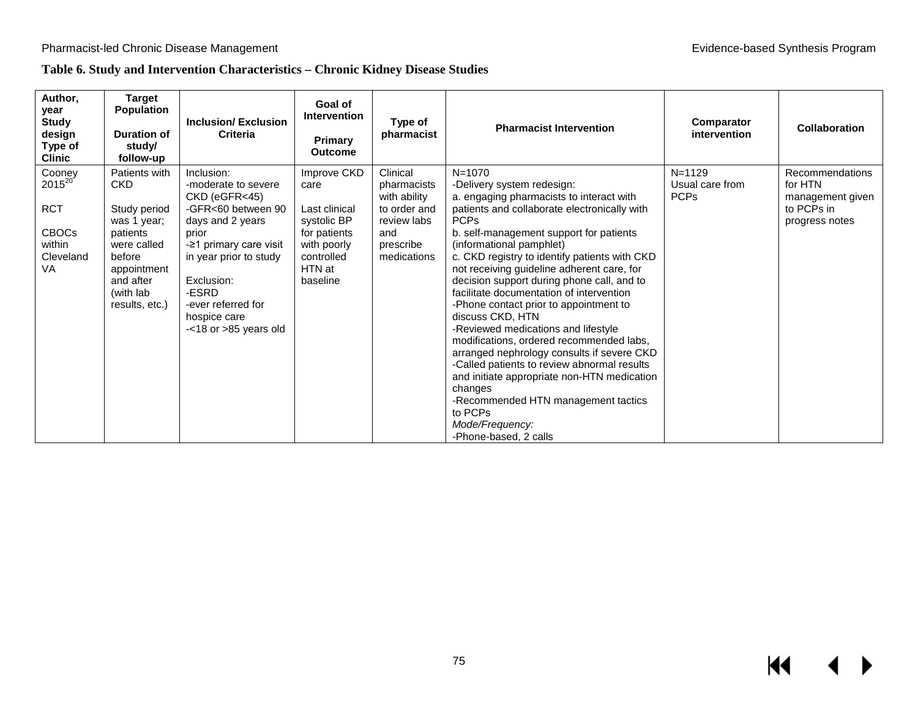**Table 6. Study and Intervention Characteristics – Chronic Kidney Disease Studies**

| Author, year<br>Study design<br>Type of Clinic | Target Population<br><br>Duration of study/ follow-up | Inclusion/ Exclusion Criteria | Goal of Intervention<br><br>Primary Outcome | Type of pharmacist | Pharmacist Intervention | Comparator intervention | Collaboration |
|---|---|---|---|---|---|---|---|
| Cooney 2015[20]<br><br>RCT<br><br>CBOCs within Cleveland VA | Patients with CKD<br><br>Study period was 1 year; patients were called before appointment and after (with lab results, etc.) | Inclusion:<br>-moderate to severe CKD (eGFR<45)<br>-GFR<60 between 90 days and 2 years prior<br>-≥1 primary care visit in year prior to study<br><br>Exclusion:<br>-ESRD<br>-ever referred for hospice care<br>-<18 or >85 years old | Improve CKD care<br><br>Last clinical systolic BP for patients with poorly controlled HTN at baseline | Clinical pharmacists with ability to order and review labs and prescribe medications | N=1070<br>-Delivery system redesign:<br>a. engaging pharmacists to interact with patients and collaborate electronically with PCPs<br>b. self-management support for patients (informational pamphlet)<br>c. CKD registry to identify patients with CKD not receiving guideline adherent care, for decision support during phone call, and to facilitate documentation of intervention<br>-Phone contact prior to appointment to discuss CKD, HTN<br>-Reviewed medications and lifestyle modifications, ordered recommended labs, arranged nephrology consults if severe CKD<br>-Called patients to review abnormal results and initiate appropriate non-HTN medication changes<br>-Recommended HTN management tactics to PCPs<br>*Mode/Frequency:*<br>-Phone-based, 2 calls | N=1129<br>Usual care from PCPs | Recommendations for HTN management given to PCPs in progress notes |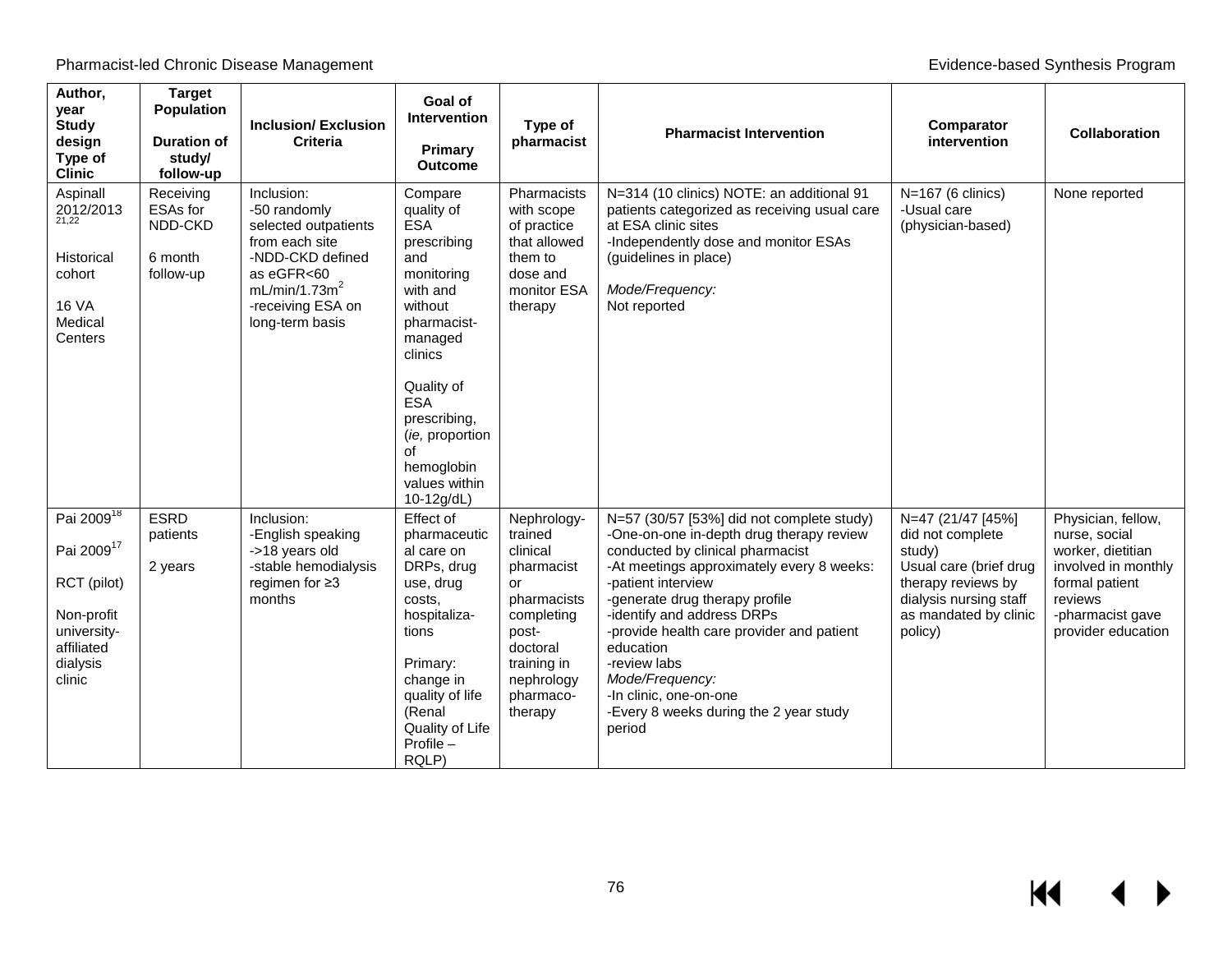| Author, year Study design Type of Clinic | Target Population Duration of study/ follow-up | Inclusion/ Exclusion Criteria | Goal of Intervention Primary Outcome | Type of pharmacist | Pharmacist Intervention | Comparator intervention | Collaboration |
|---|---|---|---|---|---|---|---|
| Aspinall 2012/2013[21,22]<br><br>Historical cohort<br><br>16 VA Medical Centers | Receiving ESAs for NDD-CKD<br><br>6 month follow-up | Inclusion:<br>-50 randomly selected outpatients from each site<br>-NDD-CKD defined as eGFR<60 mL/min/1.73m$^2$<br>-receiving ESA on long-term basis | Compare quality of ESA prescribing and monitoring with and without pharmacist-managed clinics<br><br>Quality of ESA prescribing, (*ie,* proportion of hemoglobin values within 10-12g/dL) | Pharmacists with scope of practice that allowed them to dose and monitor ESA therapy | N=314 (10 clinics) NOTE: an additional 91 patients categorized as receiving usual care at ESA clinic sites<br>-Independently dose and monitor ESAs (guidelines in place)<br><br>*Mode/Frequency:*<br>Not reported | N=167 (6 clinics)<br>-Usual care (physician-based) | None reported |
| Pai 2009[18]<br><br>Pai 2009[17]<br><br>RCT (pilot)<br><br>Non-profit university-affiliated dialysis clinic | ESRD patients<br><br>2 years | Inclusion:<br>-English speaking<br>->18 years old<br>-stable hemodialysis regimen for ≥3 months | Effect of pharmaceutical care on DRPs, drug use, drug costs, hospitalizations<br><br>Primary: change in quality of life (Renal Quality of Life Profile – RQLP) | Nephrology-trained clinical pharmacist or pharmacists completing post-doctoral training in nephrology pharmaco-therapy | N=57 (30/57 [53%] did not complete study)<br>-One-on-one in-depth drug therapy review conducted by clinical pharmacist<br>-At meetings approximately every 8 weeks:<br>-patient interview<br>-generate drug therapy profile<br>-identify and address DRPs<br>-provide health care provider and patient education<br>-review labs<br>*Mode/Frequency:*<br>-In clinic, one-on-one<br>-Every 8 weeks during the 2 year study period | N=47 (21/47 [45%] did not complete study)<br>Usual care (brief drug therapy reviews by dialysis nursing staff as mandated by clinic policy) | Physician, fellow, nurse, social worker, dietitian involved in monthly formal patient reviews<br>-pharmacist gave provider education |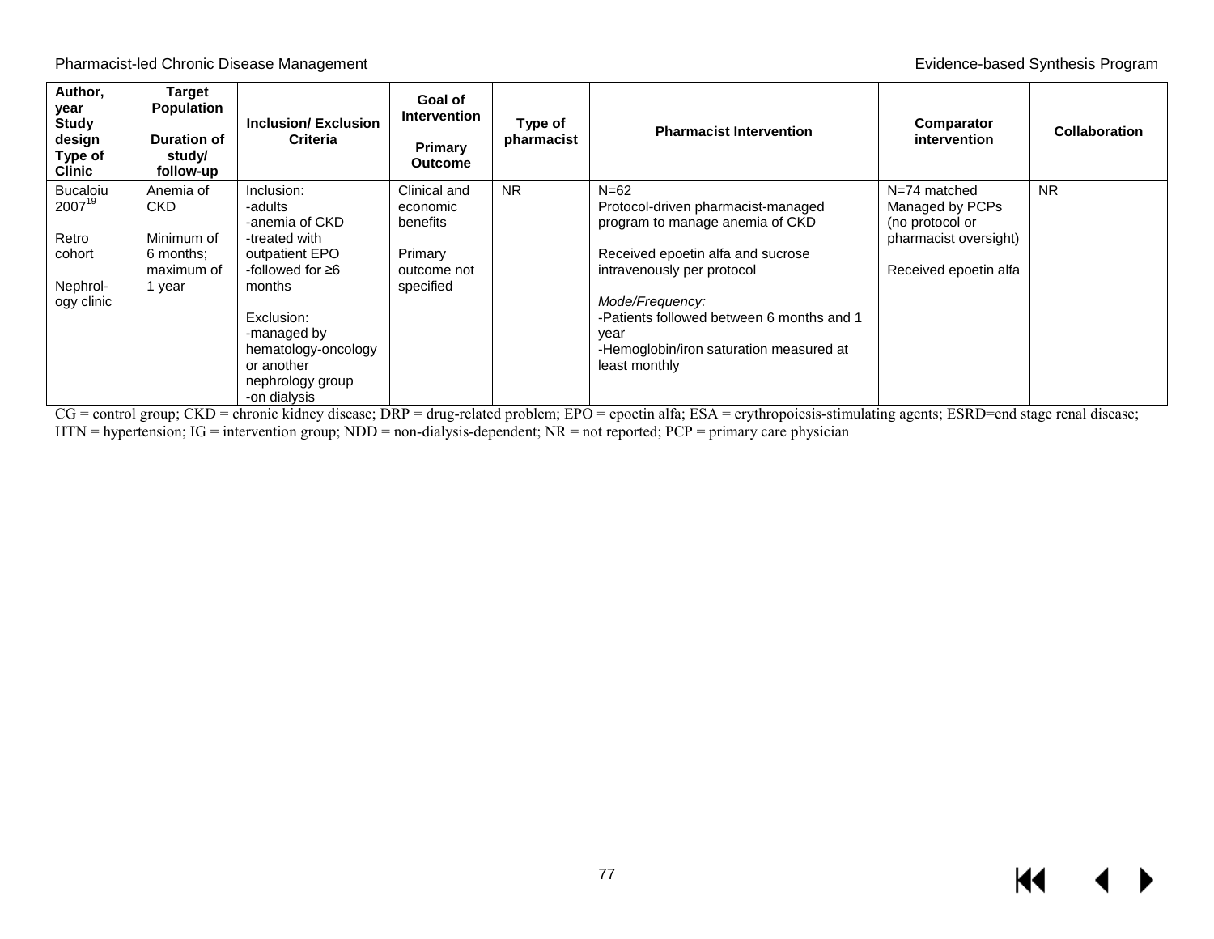| Author, year<br>Study design<br>Type of Clinic | Target Population<br><br>Duration of study/ follow-up | Inclusion/ Exclusion Criteria | Goal of Intervention<br><br>Primary Outcome | Type of pharmacist | Pharmacist Intervention | Comparator intervention | Collaboration |
|---|---|---|---|---|---|---|---|
| Bucaloiu 2007[19]<br><br>Retro cohort<br><br>Nephrol-ogy clinic | Anemia of CKD<br><br>Minimum of 6 months; maximum of 1 year | Inclusion:<br>-adults<br>-anemia of CKD<br>-treated with outpatient EPO<br>-followed for ≥6 months<br><br>Exclusion:<br>-managed by hematology-oncology or another nephrology group<br>-on dialysis | Clinical and economic benefits<br><br>Primary outcome not specified | NR | N=62<br>Protocol-driven pharmacist-managed program to manage anemia of CKD<br><br>Received epoetin alfa and sucrose intravenously per protocol<br><br>*Mode/Frequency:*<br>-Patients followed between 6 months and 1 year<br>-Hemoglobin/iron saturation measured at least monthly | N=74 matched<br>Managed by PCPs (no protocol or pharmacist oversight)<br><br>Received epoetin alfa | NR |

CG = control group; CKD = chronic kidney disease; DRP = drug-related problem; EPO = epoetin alfa; ESA = erythropoiesis-stimulating agents; ESRD=end stage renal disease; HTN = hypertension; IG = intervention group; NDD = non-dialysis-dependent; NR = not reported; PCP = primary care physician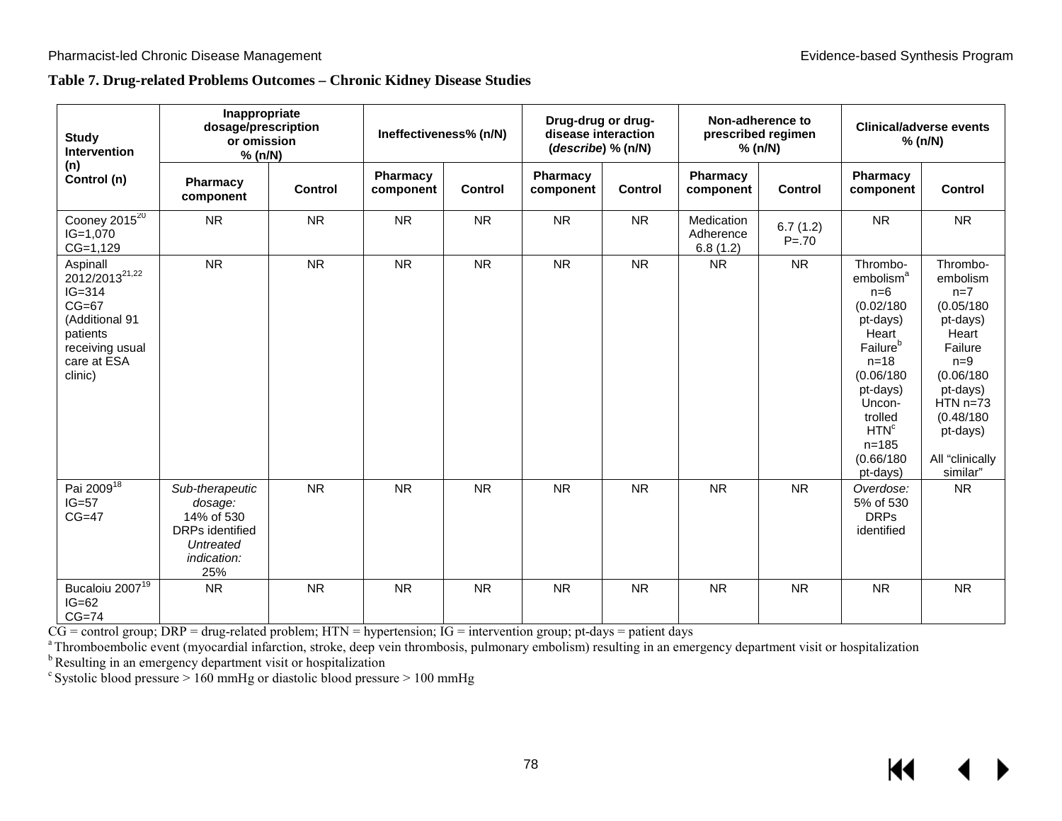**Table 7. Drug-related Problems Outcomes – Chronic Kidney Disease Studies**

| Study Intervention (n) Control (n) | Inappropriate dosage/prescription or omission % (n/N) | | Ineffectiveness% (n/N) | | Drug-drug or drug-disease interaction (*describe*) % (n/N) | | Non-adherence to prescribed regimen % (n/N) | | Clinical/adverse events % (n/N) | |
|---|---|---|---|---|---|---|---|---|---|---|
| | Pharmacy component | Control | Pharmacy component | Control | Pharmacy component | Control | Pharmacy component | Control | Pharmacy component | Control |
| Cooney 2015[20] IG=1,070 CG=1,129 | NR | NR | NR | NR | NR | NR | Medication Adherence 6.8 (1.2) | 6.7 (1.2) P=.70 | NR | NR |
| Aspinall 2012/2013[21,22] IG=314 CG=67 (Additional 91 patients receiving usual care at ESA clinic) | NR | NR | NR | NR | NR | NR | NR | NR | Thrombo-embolism[a] n=6 (0.02/180 pt-days) Heart Failure[b] n=18 (0.06/180 pt-days) Uncon-trolled HTN[c] n=185 (0.66/180 pt-days) | Thrombo-embolism n=7 (0.05/180 pt-days) Heart Failure n=9 (0.06/180 pt-days) HTN n=73 (0.48/180 pt-days) All "clinically similar" |
| Pai 2009[18] IG=57 CG=47 | *Sub-therapeutic dosage:* 14% of 530 DRPs identified *Untreated indication:* 25% | NR | NR | NR | NR | NR | NR | NR | *Overdose:* 5% of 530 DRPs identified | NR |
| Bucaloiu 2007[19] IG=62 CG=74 | NR | NR | NR | NR | NR | NR | NR | NR | NR | NR |

CG = control group; DRP = drug-related problem; HTN = hypertension; IG = intervention group; pt-days = patient days

[a] Thromboembolic event (myocardial infarction, stroke, deep vein thrombosis, pulmonary embolism) resulting in an emergency department visit or hospitalization

[b] Resulting in an emergency department visit or hospitalization

[c] Systolic blood pressure > 160 mmHg or diastolic blood pressure > 100 mmHg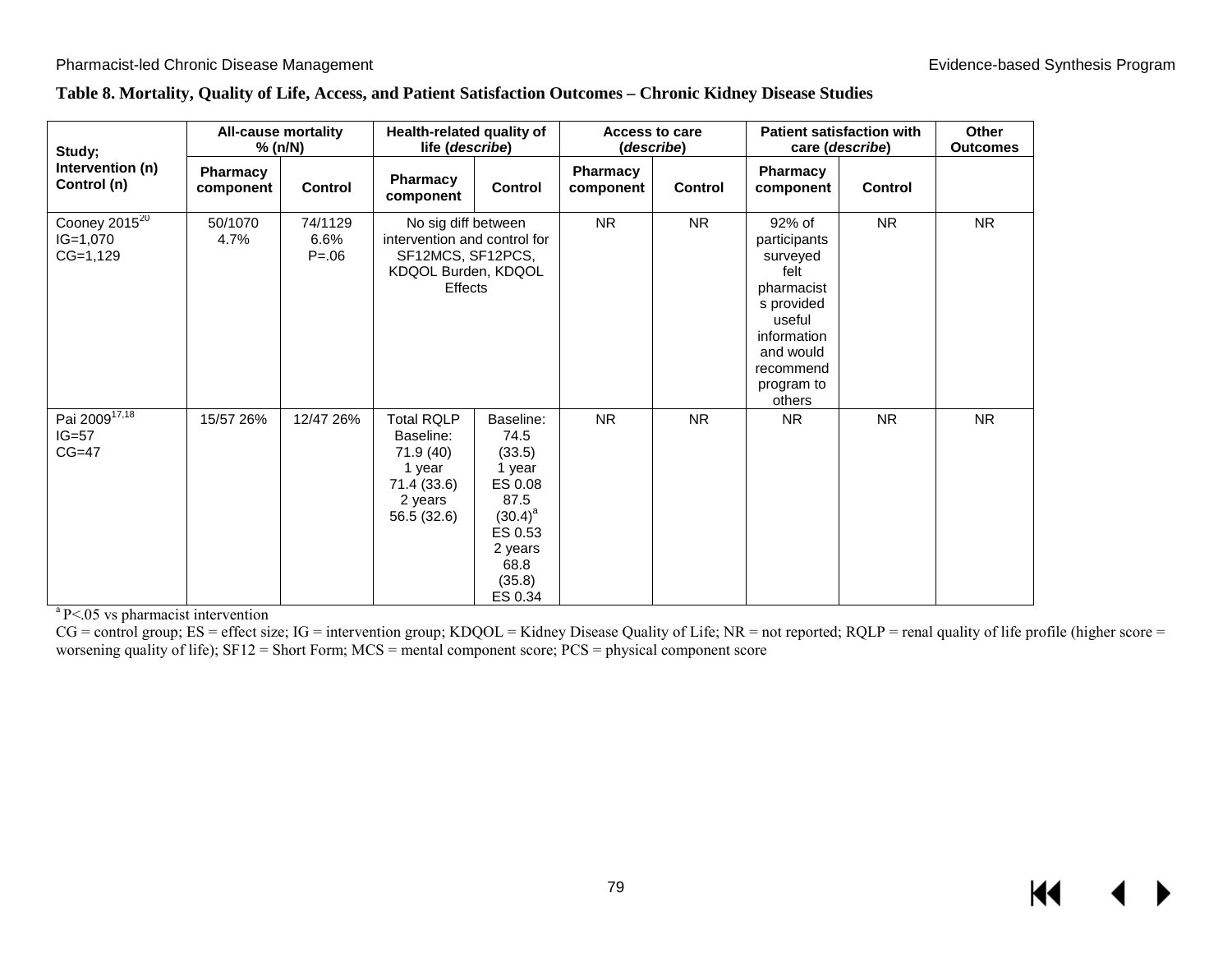**Table 8. Mortality, Quality of Life, Access, and Patient Satisfaction Outcomes – Chronic Kidney Disease Studies**

| Study; Intervention (n) Control (n) | All-cause mortality % (n/N) | | Health-related quality of life (*describe*) | | Access to care (*describe*) | | Patient satisfaction with care (*describe*) | | Other Outcomes |
|---|---|---|---|---|---|---|---|---|---|
| | Pharmacy component | Control | Pharmacy component | Control | Pharmacy component | Control | Pharmacy component | Control | |
| Cooney 2015[20] IG=1,070 CG=1,129 | 50/1070 4.7% | 74/1129 6.6% P=.06 | No sig diff between intervention and control for SF12MCS, SF12PCS, KDQOL Burden, KDQOL Effects | | NR | NR | 92% of participants surveyed felt pharmacists provided useful information and would recommend program to others | NR | NR |
| Pai 2009[17,18] IG=57 CG=47 | 15/57 26% | 12/47 26% | Total RQLP Baseline: 71.9 (40) 1 year 71.4 (33.6) 2 years 56.5 (32.6) | Baseline: 74.5 (33.5) 1 year ES 0.08 87.5 (30.4)[a] ES 0.53 2 years 68.8 (35.8) ES 0.34 | NR | NR | NR | NR | NR |

[a] P<.05 vs pharmacist intervention

CG = control group; ES = effect size; IG = intervention group; KDQOL = Kidney Disease Quality of Life; NR = not reported; RQLP = renal quality of life profile (higher score = worsening quality of life); SF12 = Short Form; MCS = mental component score; PCS = physical component score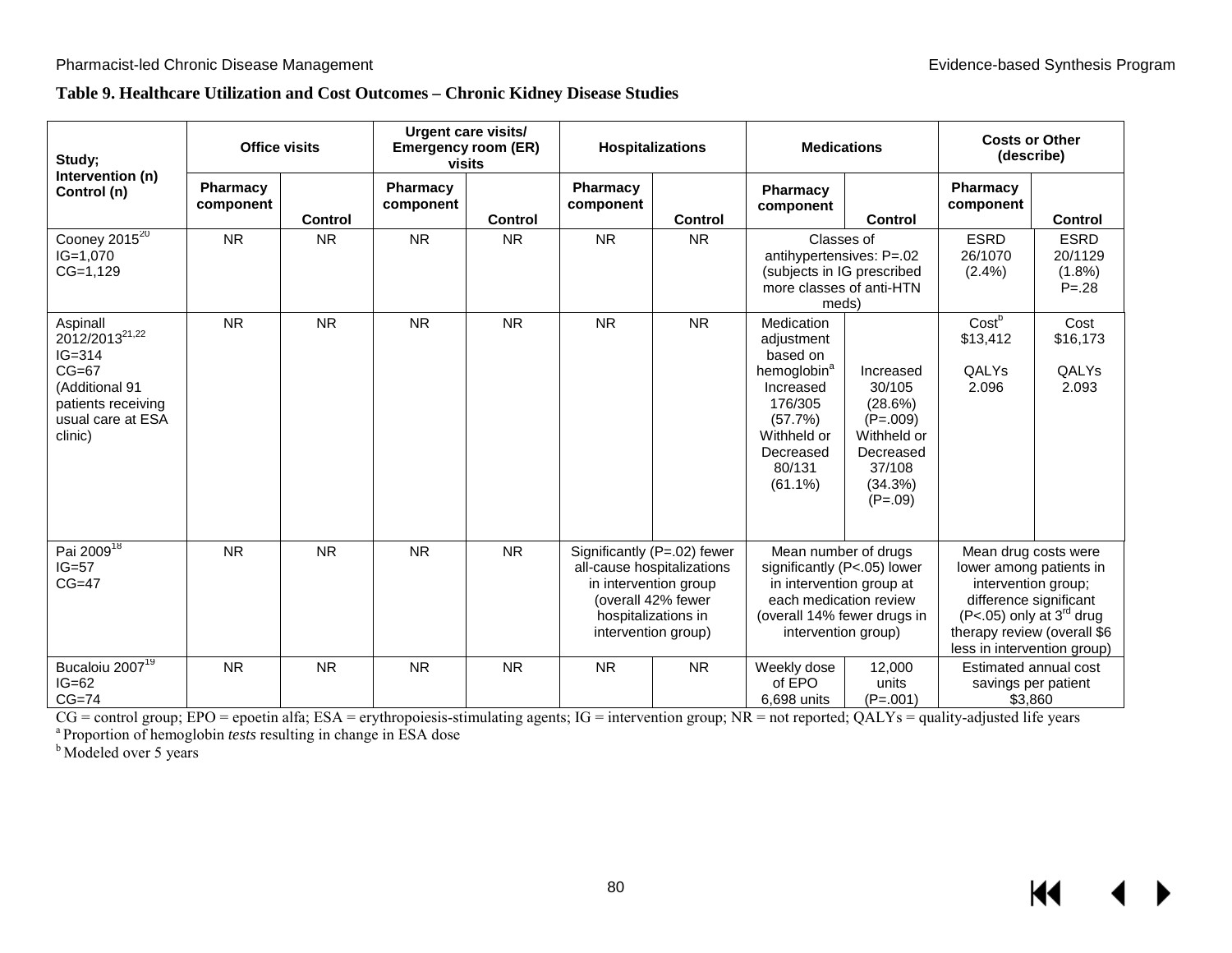**Table 9. Healthcare Utilization and Cost Outcomes – Chronic Kidney Disease Studies**

| Study; Intervention (n) Control (n) | Office visits | | Urgent care visits/ Emergency room (ER) visits | | Hospitalizations | | Medications | | Costs or Other (describe) | |
|---|---|---|---|---|---|---|---|---|---|---|
| | Pharmacy component | Control | Pharmacy component | Control | Pharmacy component | Control | Pharmacy component | Control | Pharmacy component | Control |
| Cooney 2015[20] IG=1,070 CG=1,129 | NR | NR | NR | NR | NR | NR | Classes of antihypertensives: P=.02 (subjects in IG prescribed more classes of anti-HTN meds) | | ESRD 26/1070 (2.4%) | ESRD 20/1129 (1.8%) P=.28 |
| Aspinall 2012/2013[21,22] IG=314 CG=67 (Additional 91 patients receiving usual care at ESA clinic) | NR | NR | NR | NR | NR | NR | Medication adjustment based on hemoglobin[a] Increased 176/305 (57.7%) Withheld or Decreased 80/131 (61.1%) | Increased 30/105 (28.6%) (P=.009) Withheld or Decreased 37/108 (34.3%) (P=.09) | Cost[b] $13,412 QALYs 2.096 | Cost $16,173 QALYs 2.093 |
| Pai 2009[18] IG=57 CG=47 | NR | NR | NR | NR | Significantly (P=.02) fewer all-cause hospitalizations in intervention group (overall 42% fewer hospitalizations in intervention group) | | Mean number of drugs significantly (P<.05) lower in intervention group at each medication review (overall 14% fewer drugs in intervention group) | | Mean drug costs were lower among patients in intervention group; difference significant (P<.05) only at 3rd drug therapy review (overall $6 less in intervention group) | |
| Bucaloiu 2007[19] IG=62 CG=74 | NR | NR | NR | NR | NR | NR | Weekly dose of EPO 6,698 units | 12,000 units (P=.001) | Estimated annual cost savings per patient $3,860 | |

CG = control group; EPO = epoetin alfa; ESA = erythropoiesis-stimulating agents; IG = intervention group; NR = not reported; QALYs = quality-adjusted life years

[a] Proportion of hemoglobin *tests* resulting in change in ESA dose

[b] Modeled over 5 years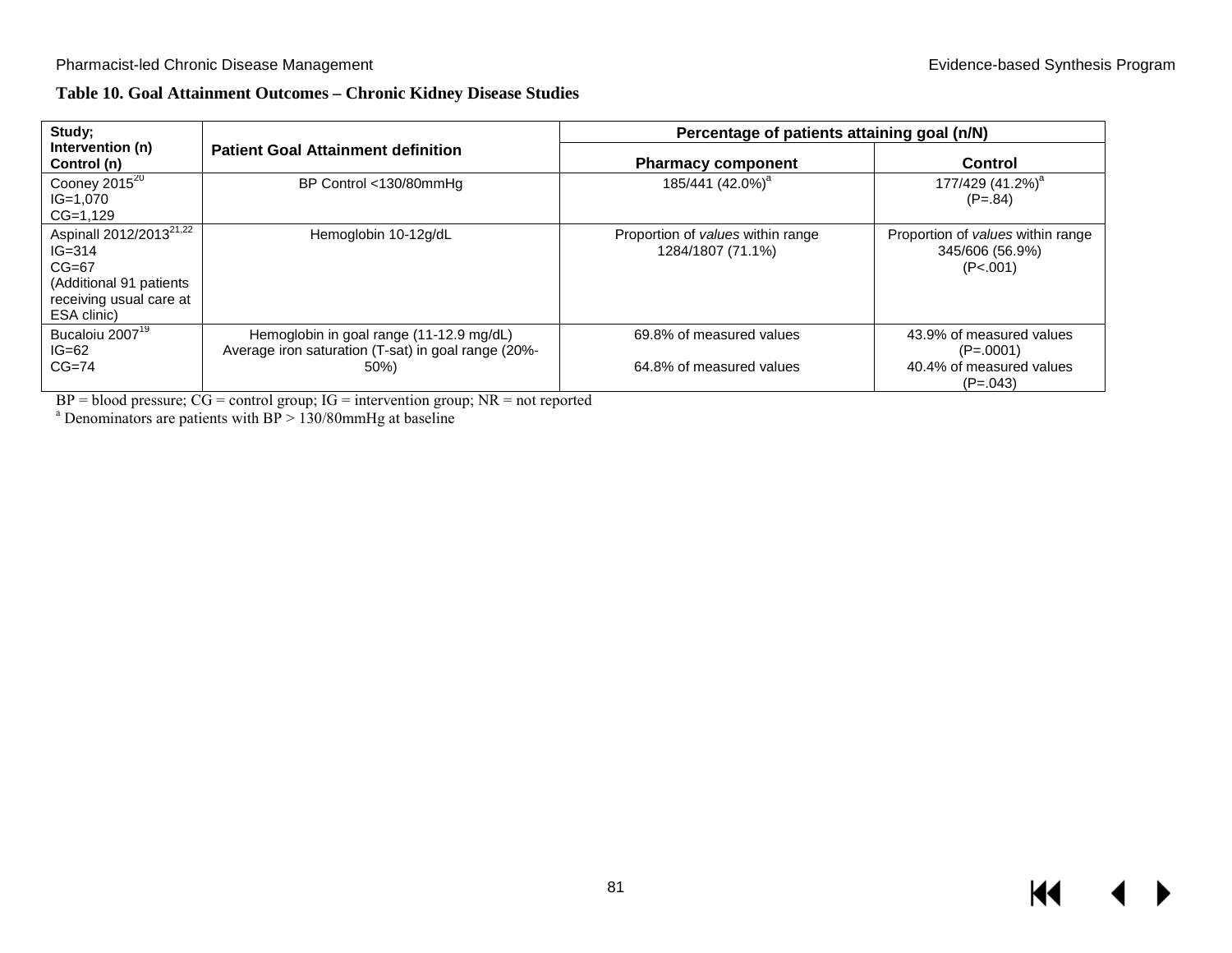**Table 10. Goal Attainment Outcomes – Chronic Kidney Disease Studies**

| Study; Intervention (n) Control (n) | Patient Goal Attainment definition | Percentage of patients attaining goal (n/N) | |
|---|---|---|---|
| | | Pharmacy component | Control |
| Cooney 2015[20] IG=1,070 CG=1,129 | BP Control <130/80mmHg | 185/441 (42.0%)[a] | 177/429 (41.2%)[a] (P=.84) |
| Aspinall 2012/2013[21,22] IG=314 CG=67 (Additional 91 patients receiving usual care at ESA clinic) | Hemoglobin 10-12g/dL | Proportion of *values* within range 1284/1807 (71.1%) | Proportion of *values* within range 345/606 (56.9%) (P<.001) |
| Bucaloiu 2007[19] IG=62 CG=74 | Hemoglobin in goal range (11-12.9 mg/dL)<br>Average iron saturation (T-sat) in goal range (20%-50%) | 69.8% of measured values<br>64.8% of measured values | 43.9% of measured values (P=.0001)<br>40.4% of measured values (P=.043) |

BP = blood pressure; CG = control group; IG = intervention group; NR = not reported
[a] Denominators are patients with BP > 130/80mmHg at baseline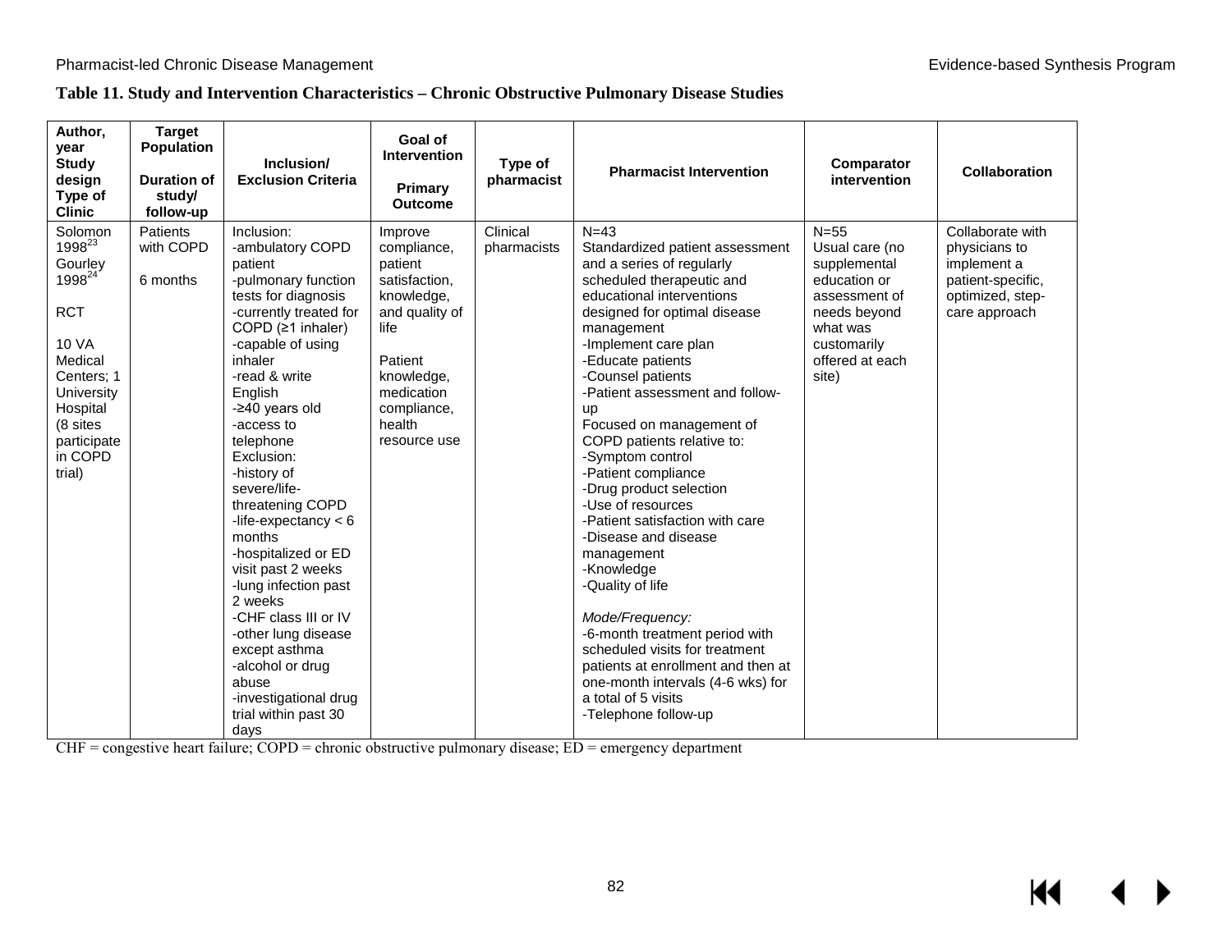**Table 11. Study and Intervention Characteristics – Chronic Obstructive Pulmonary Disease Studies**

| Author, year<br>Study design<br>Type of Clinic | Target Population<br><br>Duration of study/ follow-up | Inclusion/ Exclusion Criteria | Goal of Intervention<br><br>Primary Outcome | Type of pharmacist | Pharmacist Intervention | Comparator intervention | Collaboration |
|---|---|---|---|---|---|---|---|
| Solomon 1998[23]<br>Gourley 1998[24]<br><br>RCT<br><br>10 VA Medical Centers; 1 University Hospital (8 sites participate in COPD trial) | Patients with COPD<br><br>6 months | Inclusion:<br>-ambulatory COPD patient<br>-pulmonary function tests for diagnosis<br>-currently treated for COPD (≥1 inhaler)<br>-capable of using inhaler<br>-read & write English<br>-≥40 years old<br>-access to telephone<br>Exclusion:<br>-history of severe/life-threatening COPD<br>-life-expectancy < 6 months<br>-hospitalized or ED visit past 2 weeks<br>-lung infection past 2 weeks<br>-CHF class III or IV<br>-other lung disease except asthma<br>-alcohol or drug abuse<br>-investigational drug trial within past 30 days | Improve compliance, patient satisfaction, knowledge, and quality of life<br><br>Patient knowledge, medication compliance, health resource use | Clinical pharmacists | N=43<br>Standardized patient assessment and a series of regularly scheduled therapeutic and educational interventions designed for optimal disease management<br>-Implement care plan<br>-Educate patients<br>-Counsel patients<br>-Patient assessment and follow-up<br>Focused on management of COPD patients relative to:<br>-Symptom control<br>-Patient compliance<br>-Drug product selection<br>-Use of resources<br>-Patient satisfaction with care<br>-Disease and disease management<br>-Knowledge<br>-Quality of life<br><br>*Mode/Frequency:*<br>-6-month treatment period with scheduled visits for treatment patients at enrollment and then at one-month intervals (4-6 wks) for a total of 5 visits<br>-Telephone follow-up | N=55<br>Usual care (no supplemental education or assessment of needs beyond what was customarily offered at each site) | Collaborate with physicians to implement a patient-specific, optimized, step-care approach |

CHF = congestive heart failure; COPD = chronic obstructive pulmonary disease; ED = emergency department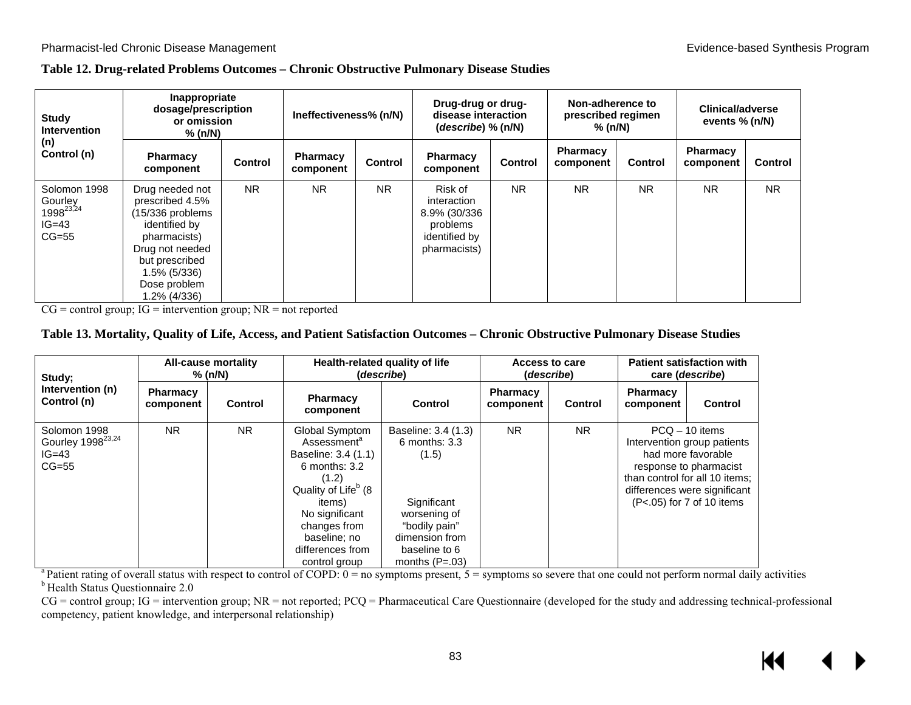**Table 12. Drug-related Problems Outcomes – Chronic Obstructive Pulmonary Disease Studies**

| Study Intervention (n) Control (n) | Inappropriate dosage/prescription or omission % (n/N) | | Ineffectiveness% (n/N) | | Drug-drug or drug-disease interaction (*describe*) % (n/N) | | Non-adherence to prescribed regimen % (n/N) | | Clinical/adverse events % (n/N) | |
|---|---|---|---|---|---|---|---|---|---|---|
| | Pharmacy component | Control | Pharmacy component | Control | Pharmacy component | Control | Pharmacy component | Control | Pharmacy component | Control |
| Solomon 1998 Gourley 1998[23,24] IG=43 CG=55 | Drug needed not prescribed 4.5% (15/336 problems identified by pharmacists) Drug not needed but prescribed 1.5% (5/336) Dose problem 1.2% (4/336) | NR | NR | NR | Risk of interaction 8.9% (30/336 problems identified by pharmacists) | NR | NR | NR | NR | NR |

CG = control group; IG = intervention group; NR = not reported

**Table 13. Mortality, Quality of Life, Access, and Patient Satisfaction Outcomes – Chronic Obstructive Pulmonary Disease Studies**

| Study; Intervention (n) Control (n) | All-cause mortality % (n/N) | | Health-related quality of life (*describe*) | | Access to care (*describe*) | | Patient satisfaction with care (*describe*) | |
|---|---|---|---|---|---|---|---|---|
| | Pharmacy component | Control | Pharmacy component | Control | Pharmacy component | Control | Pharmacy component | Control |
| Solomon 1998 Gourley 1998[23,24] IG=43 CG=55 | NR | NR | Global Symptom Assessment[a] Baseline: 3.4 (1.1) 6 months: 3.2 (1.2) Quality of Life[b] (8 items) No significant changes from baseline; no differences from control group | Baseline: 3.4 (1.3) 6 months: 3.3 (1.5) Significant worsening of "bodily pain" dimension from baseline to 6 months (P=.03) | NR | NR | PCQ – 10 items Intervention group patients had more favorable response to pharmacist than control for all 10 items; differences were significant (P<.05) for 7 of 10 items | |

[a] Patient rating of overall status with respect to control of COPD: 0 = no symptoms present, 5 = symptoms so severe that one could not perform normal daily activities
[b] Health Status Questionnaire 2.0

CG = control group; IG = intervention group; NR = not reported; PCQ = Pharmaceutical Care Questionnaire (developed for the study and addressing technical-professional competency, patient knowledge, and interpersonal relationship)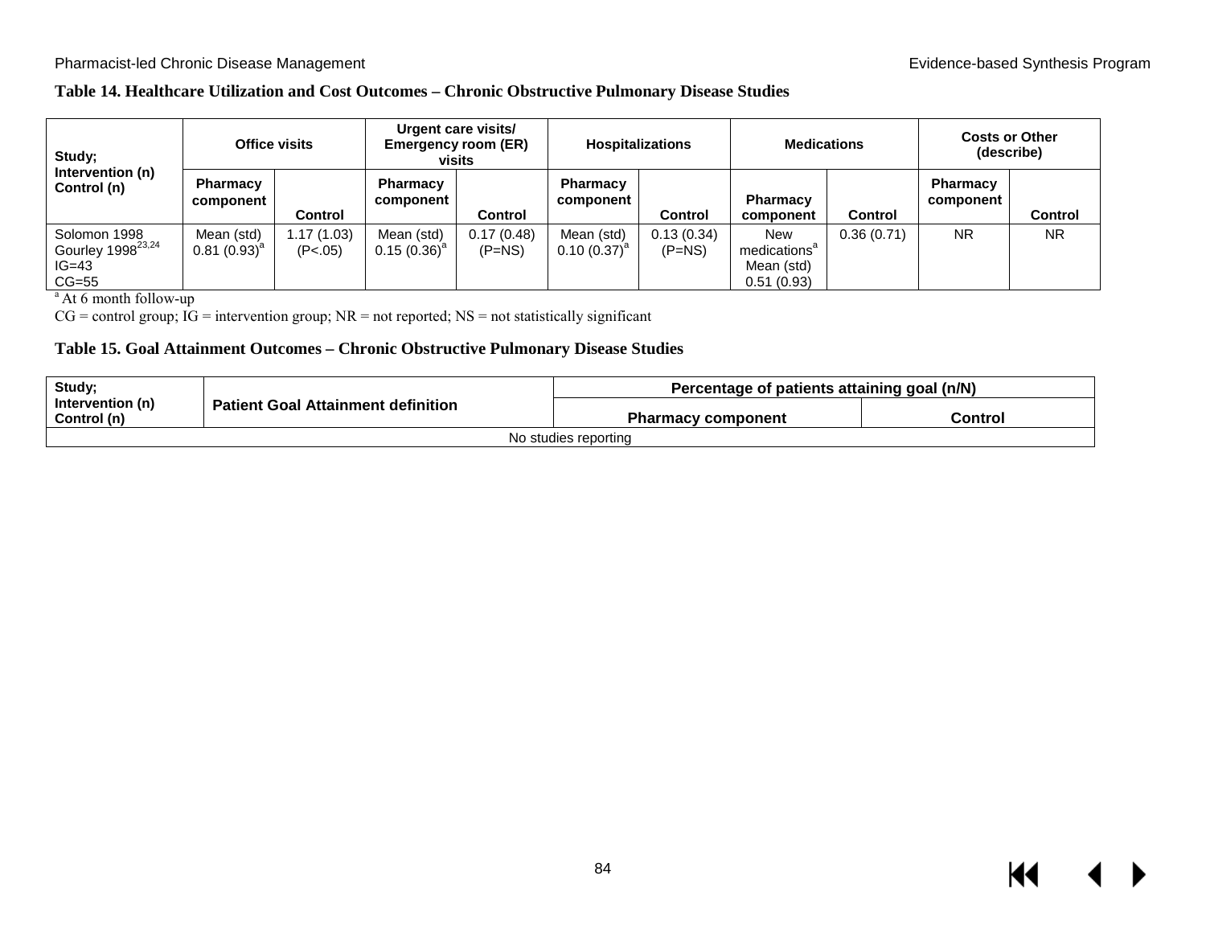**Table 14. Healthcare Utilization and Cost Outcomes – Chronic Obstructive Pulmonary Disease Studies**

| Study; Intervention (n) Control (n) | Office visits | | Urgent care visits/ Emergency room (ER) visits | | Hospitalizations | | Medications | | Costs or Other (describe) | |
|---|---|---|---|---|---|---|---|---|---|---|
| | Pharmacy component | Control | Pharmacy component | Control | Pharmacy component | Control | Pharmacy component | Control | Pharmacy component | Control |
| Solomon 1998 Gourley 1998[23,24] IG=43 CG=55 | Mean (std) 0.81 (0.93)[a] | 1.17 (1.03) (P<.05) | Mean (std) 0.15 (0.36)[a] | 0.17 (0.48) (P=NS) | Mean (std) 0.10 (0.37)[a] | 0.13 (0.34) (P=NS) | New medications[a] Mean (std) 0.51 (0.93) | 0.36 (0.71) | NR | NR |

[a] At 6 month follow-up

CG = control group; IG = intervention group; NR = not reported; NS = not statistically significant

**Table 15. Goal Attainment Outcomes – Chronic Obstructive Pulmonary Disease Studies**

| Study; Intervention (n) Control (n) | Patient Goal Attainment definition | Percentage of patients attaining goal (n/N) | |
|---|---|---|---|
| | | Pharmacy component | Control |
| No studies reporting | | | |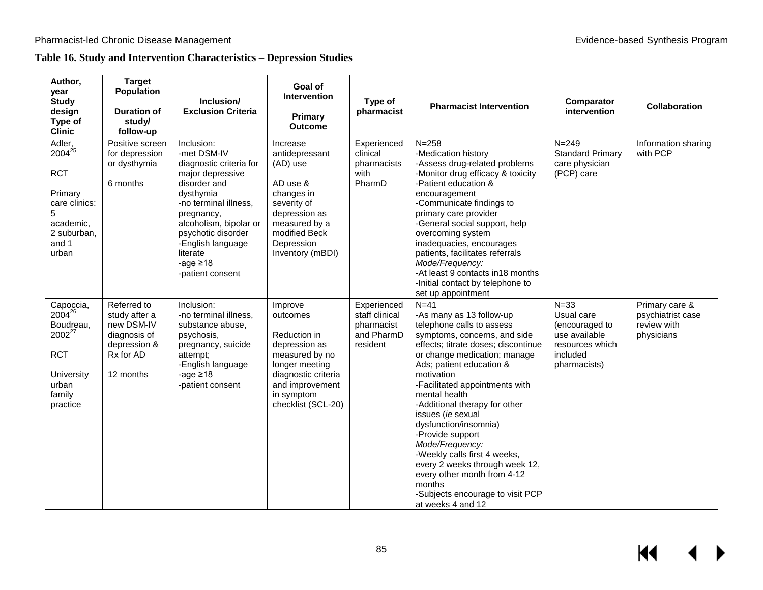### Table 16. Study and Intervention Characteristics – Depression Studies

| Author, year<br>Study design<br>Type of Clinic | Target Population<br><br>Duration of study/ follow-up | Inclusion/ Exclusion Criteria | Goal of Intervention<br><br>Primary Outcome | Type of pharmacist | Pharmacist Intervention | Comparator intervention | Collaboration |
|---|---|---|---|---|---|---|---|
| Adler, 2004[25]<br><br>RCT<br><br>Primary care clinics: 5 academic, 2 suburban, and 1 urban | Positive screen for depression or dysthymia<br><br>6 months | Inclusion:<br>-met DSM-IV diagnostic criteria for major depressive disorder and dysthymia<br>-no terminal illness, pregnancy, alcoholism, bipolar or psychotic disorder<br>-English language literate<br>-age ≥18<br>-patient consent | Increase antidepressant (AD) use<br><br>AD use & changes in severity of depression as measured by a modified Beck Depression Inventory (mBDI) | Experienced clinical pharmacists with PharmD | N=258<br>-Medication history<br>-Assess drug-related problems<br>-Monitor drug efficacy & toxicity<br>-Patient education & encouragement<br>-Communicate findings to primary care provider<br>-General social support, help overcoming system inadequacies, encourages patients, facilitates referrals<br>*Mode/Frequency:*<br>-At least 9 contacts in18 months<br>-Initial contact by telephone to set up appointment | N=249<br>Standard Primary care physician (PCP) care | Information sharing with PCP |
| Capoccia, 2004[26]<br>Boudreau, 2002[27]<br><br>RCT<br><br>University urban family practice | Referred to study after a new DSM-IV diagnosis of depression & Rx for AD<br><br>12 months | Inclusion:<br>-no terminal illness, substance abuse, psychosis, pregnancy, suicide attempt;<br>-English language<br>-age ≥18<br>-patient consent | Improve outcomes<br><br>Reduction in depression as measured by no longer meeting diagnostic criteria and improvement in symptom checklist (SCL-20) | Experienced staff clinical pharmacist and PharmD resident | N=41<br>-As many as 13 follow-up telephone calls to assess symptoms, concerns, and side effects; titrate doses; discontinue or change medication; manage Ads; patient education & motivation<br>-Facilitated appointments with mental health<br>-Additional therapy for other issues (*ie* sexual dysfunction/insomnia)<br>-Provide support<br>*Mode/Frequency:*<br>-Weekly calls first 4 weeks, every 2 weeks through week 12, every other month from 4-12 months<br>-Subjects encourage to visit PCP at weeks 4 and 12 | N=33<br>Usual care (encouraged to use available resources which included pharmacists) | Primary care & psychiatrist case review with physicians |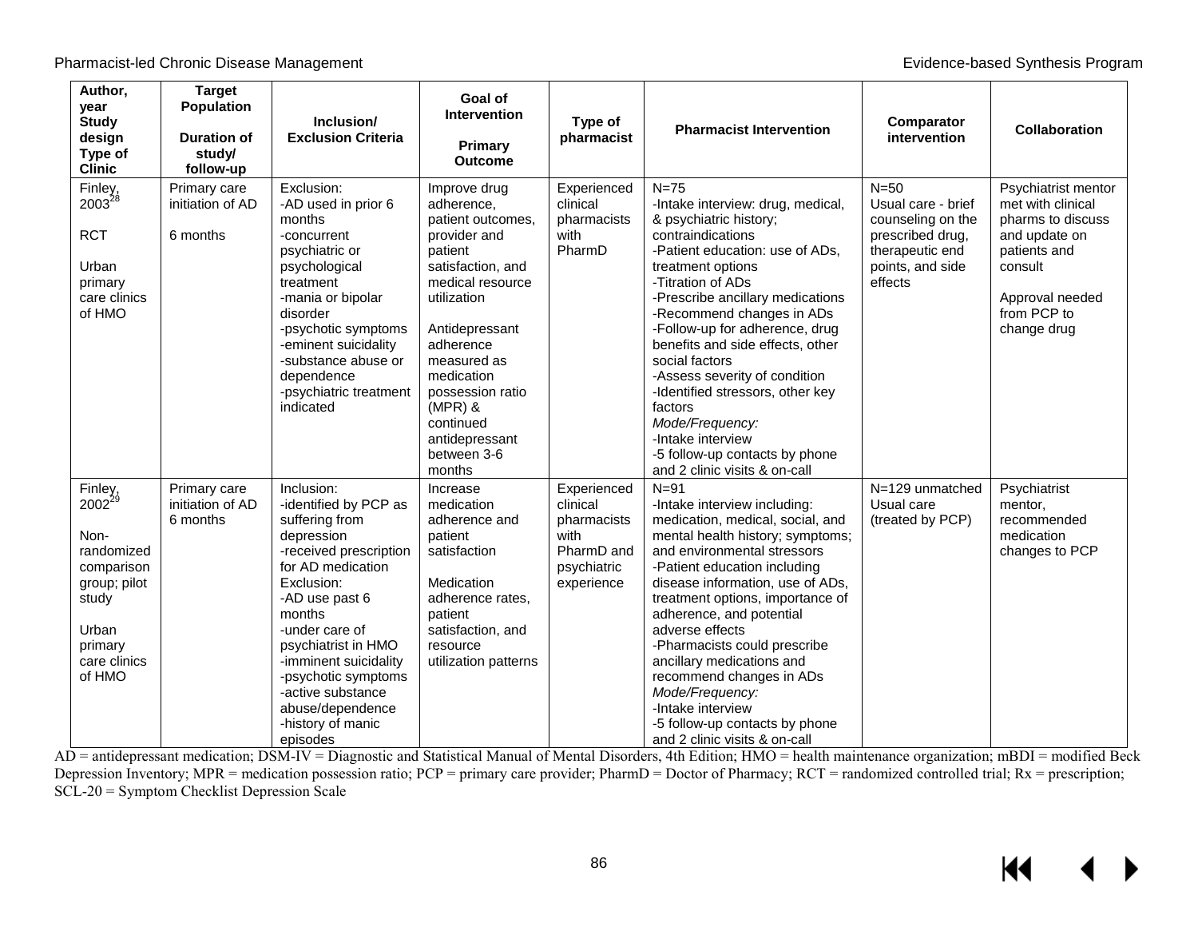| Author, year<br>Study design<br>Type of Clinic | Target Population<br><br>Duration of study/ follow-up | Inclusion/ Exclusion Criteria | Goal of Intervention<br><br>Primary Outcome | Type of pharmacist | Pharmacist Intervention | Comparator intervention | Collaboration |
|---|---|---|---|---|---|---|---|
| Finley, 2003[28]<br><br>RCT<br><br>Urban primary care clinics of HMO | Primary care initiation of AD<br><br>6 months | Exclusion:<br>-AD used in prior 6 months<br>-concurrent psychiatric or psychological treatment<br>-mania or bipolar disorder<br>-psychotic symptoms<br>-eminent suicidality<br>-substance abuse or dependence<br>-psychiatric treatment indicated | Improve drug adherence, patient outcomes, provider and patient satisfaction, and medical resource utilization<br><br>Antidepressant adherence measured as medication possession ratio (MPR) & continued antidepressant between 3-6 months | Experienced clinical pharmacists with PharmD | N=75<br>-Intake interview: drug, medical, & psychiatric history; contraindications<br>-Patient education: use of ADs, treatment options<br>-Titration of ADs<br>-Prescribe ancillary medications<br>-Recommend changes in ADs<br>-Follow-up for adherence, drug benefits and side effects, other social factors<br>-Assess severity of condition<br>-Identified stressors, other key factors<br>*Mode/Frequency:*<br>-Intake interview<br>-5 follow-up contacts by phone and 2 clinic visits & on-call | N=50<br>Usual care - brief counseling on the prescribed drug, therapeutic end points, and side effects | Psychiatrist mentor met with clinical pharms to discuss and update on patients and consult<br><br>Approval needed from PCP to change drug |
| Finley, 2002[29]<br><br>Non-randomized comparison group; pilot study<br><br>Urban primary care clinics of HMO | Primary care initiation of AD 6 months | Inclusion:<br>-identified by PCP as suffering from depression<br>-received prescription for AD medication<br>Exclusion:<br>-AD use past 6 months<br>-under care of psychiatrist in HMO<br>-imminent suicidality<br>-psychotic symptoms<br>-active substance abuse/dependence<br>-history of manic episodes | Increase medication adherence and patient satisfaction<br><br>Medication adherence rates, patient satisfaction, and resource utilization patterns | Experienced clinical pharmacists with PharmD and psychiatric experience | N=91<br>-Intake interview including: medication, medical, social, and mental health history; symptoms; and environmental stressors<br>-Patient education including disease information, use of ADs, treatment options, importance of adherence, and potential adverse effects<br>-Pharmacists could prescribe ancillary medications and recommend changes in ADs<br>*Mode/Frequency:*<br>-Intake interview<br>-5 follow-up contacts by phone and 2 clinic visits & on-call | N=129 unmatched Usual care (treated by PCP) | Psychiatrist mentor, recommended medication changes to PCP |

AD = antidepressant medication; DSM-IV = Diagnostic and Statistical Manual of Mental Disorders, 4th Edition; HMO = health maintenance organization; mBDI = modified Beck Depression Inventory; MPR = medication possession ratio; PCP = primary care provider; PharmD = Doctor of Pharmacy; RCT = randomized controlled trial; Rx = prescription; SCL-20 = Symptom Checklist Depression Scale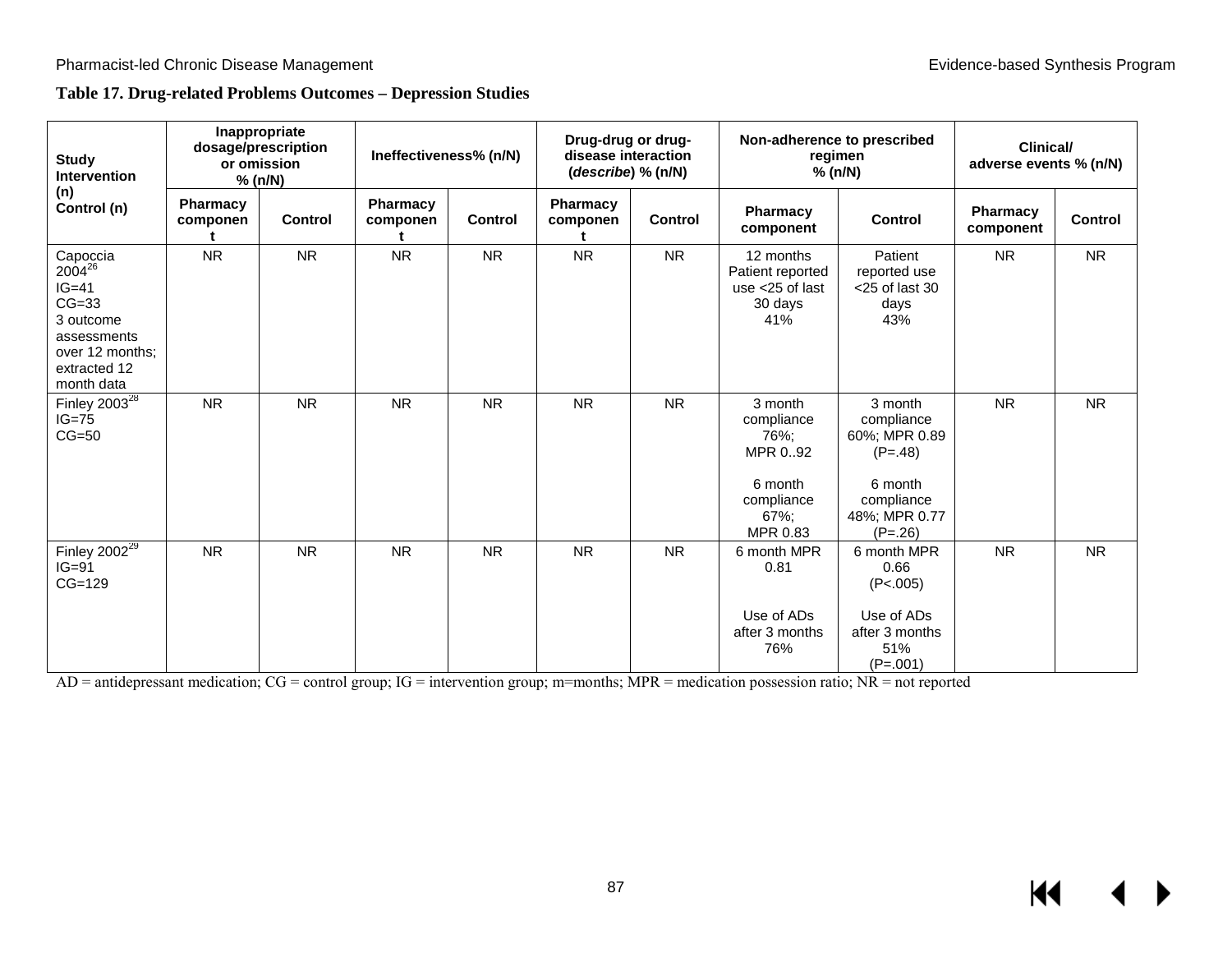**Table 17. Drug-related Problems Outcomes – Depression Studies**

| Study Intervention (n) Control (n) | Inappropriate dosage/prescription or omission % (n/N) | | Ineffectiveness% (n/N) | | Drug-drug or drug-disease interaction (*describe*) % (n/N) | | Non-adherence to prescribed regimen % (n/N) | | Clinical/ adverse events % (n/n) | |
|---|---|---|---|---|---|---|---|---|---|---|
| | Pharmacy component | Control | Pharmacy component | Control | Pharmacy component | Control | Pharmacy component | Control | Pharmacy component | Control |
| Capoccia 2004[26] IG=41 CG=33 3 outcome assessments over 12 months; extracted 12 month data | NR | NR | NR | NR | NR | NR | 12 months Patient reported use <25 of last 30 days 41% | Patient reported use <25 of last 30 days 43% | NR | NR |
| Finley 2003[28] IG=75 CG=50 | NR | NR | NR | NR | NR | NR | 3 month compliance 76%; MPR 0..92<br><br>6 month compliance 67%; MPR 0.83 | 3 month compliance 60%; MPR 0.89 (P=.48)<br><br>6 month compliance 48%; MPR 0.77 (P=.26) | NR | NR |
| Finley 2002[29] IG=91 CG=129 | NR | NR | NR | NR | NR | NR | 6 month MPR 0.81<br><br>Use of ADs after 3 months 76% | 6 month MPR 0.66 (P<.005)<br><br>Use of ADs after 3 months 51% (P=.001) | NR | NR |

AD = antidepressant medication; CG = control group; IG = intervention group; m=months; MPR = medication possession ratio; NR = not reported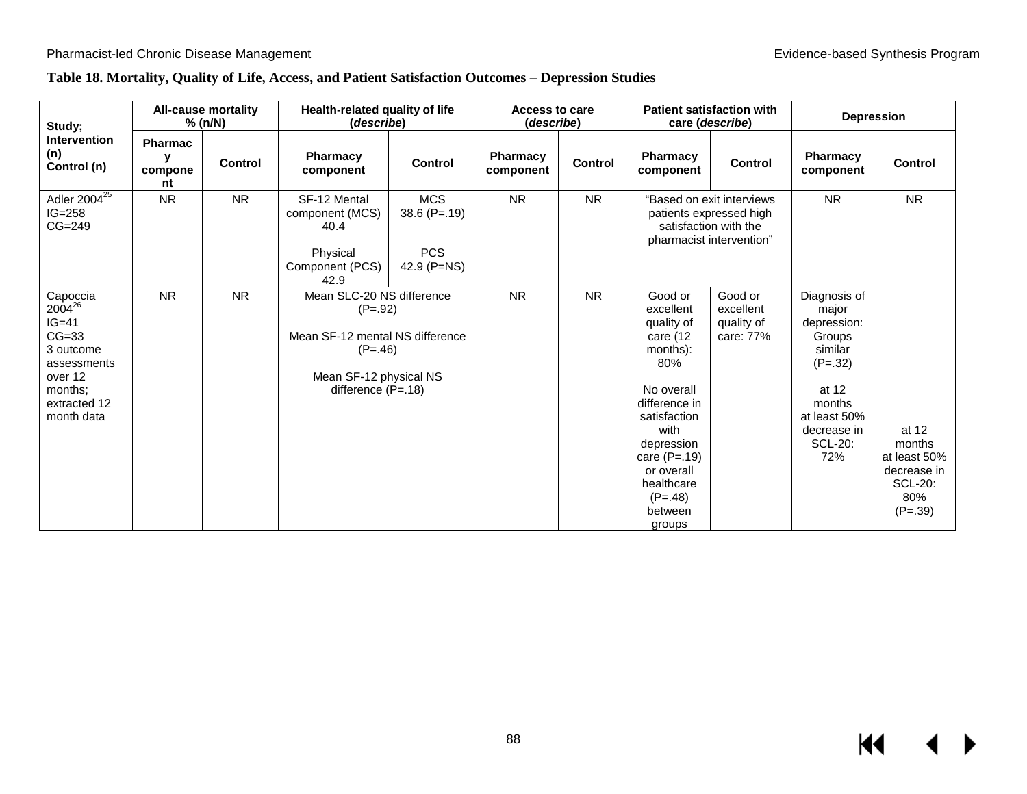**Table 18. Mortality, Quality of Life, Access, and Patient Satisfaction Outcomes – Depression Studies**

| Study; Intervention (n) Control (n) | All-cause mortality % (n/N) | | Health-related quality of life (*describe*) | | Access to care (*describe*) | | Patient satisfaction with care (*describe*) | | Depression | |
|---|---|---|---|---|---|---|---|---|---|---|
| | Pharmacy component | Control | Pharmacy component | Control | Pharmacy component | Control | Pharmacy component | Control | Pharmacy component | Control |
| Adler 2004[25] IG=258 CG=249 | NR | NR | SF-12 Mental component (MCS) 40.4<br><br>Physical Component (PCS) 42.9 | MCS 38.6 (P=.19)<br><br>PCS 42.9 (P=NS) | NR | NR | "Based on exit interviews patients expressed high satisfaction with the pharmacist intervention" | | NR | NR |
| Capoccia 2004[26] IG=41 CG=33 3 outcome assessments over 12 months; extracted 12 month data | NR | NR | Mean SLC-20 NS difference (P=.92)<br><br>Mean SF-12 mental NS difference (P=.46)<br><br>Mean SF-12 physical NS difference (P=.18) | | NR | NR | Good or excellent quality of care (12 months): 80%<br><br>No overall difference in satisfaction with depression care (P=.19) or overall healthcare (P=.48) between groups | Good or excellent quality of care: 77% | Diagnosis of major depression: Groups similar (P=.32)<br><br>at 12 months at least 50% decrease in SCL-20: 72% | at 12 months at least 50% decrease in SCL-20: 80% (P=.39) |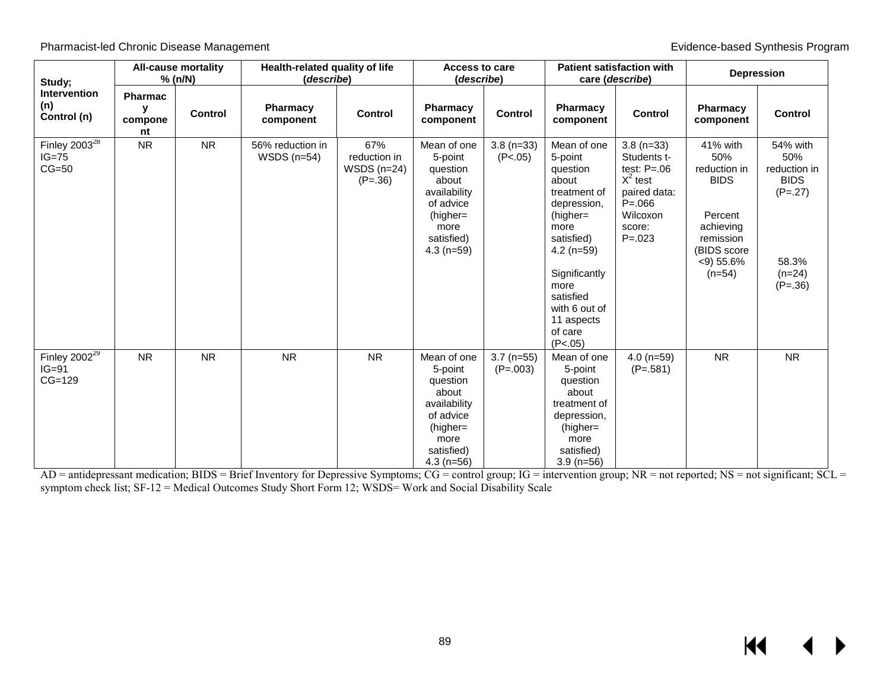| Study; Intervention (n) Control (n) | All-cause mortality % (n/N) | | Health-related quality of life (*describe*) | | Access to care (*describe*) | | Patient satisfaction with care (*describe*) | | Depression | |
|---|---|---|---|---|---|---|---|---|---|---|
| | Pharmacy component | Control | Pharmacy component | Control | Pharmacy component | Control | Pharmacy component | Control | Pharmacy component | Control |
| Finley 2003[28] IG=75 CG=50 | NR | NR | 56% reduction in WSDS (n=54) | 67% reduction in WSDS (n=24) (P=.36) | Mean of one 5-point question about availability of advice (higher= more satisfied) 4.3 (n=59) | 3.8 (n=33) (P<.05) | Mean of one 5-point question about treatment of depression, (higher= more satisfied) 4.2 (n=59) Significantly more satisfied with 6 out of 11 aspects of care (P<.05) | 3.8 (n=33) Students t-test: P=.06 $X^2$ test paired data: P=.066 Wilcoxon score: P=.023 | 41% with 50% reduction in BIDS Percent achieving remission (BIDS score <9) 55.6% (n=54) | 54% with 50% reduction in BIDS (P=.27) 58.3% (n=24) (P=.36) |
| Finley 2002[29] IG=91 CG=129 | NR | NR | NR | NR | Mean of one 5-point question about availability of advice (higher= more satisfied) 4.3 (n=56) | 3.7 (n=55) (P=.003) | Mean of one 5-point question about treatment of depression, (higher= more satisfied) 3.9 (n=56) | 4.0 (n=59) (P=.581) | NR | NR |

AD = antidepressant medication; BIDS = Brief Inventory for Depressive Symptoms; CG = control group; IG = intervention group; NR = not reported; NS = not significant; SCL = symptom check list; SF-12 = Medical Outcomes Study Short Form 12; WSDS= Work and Social Disability Scale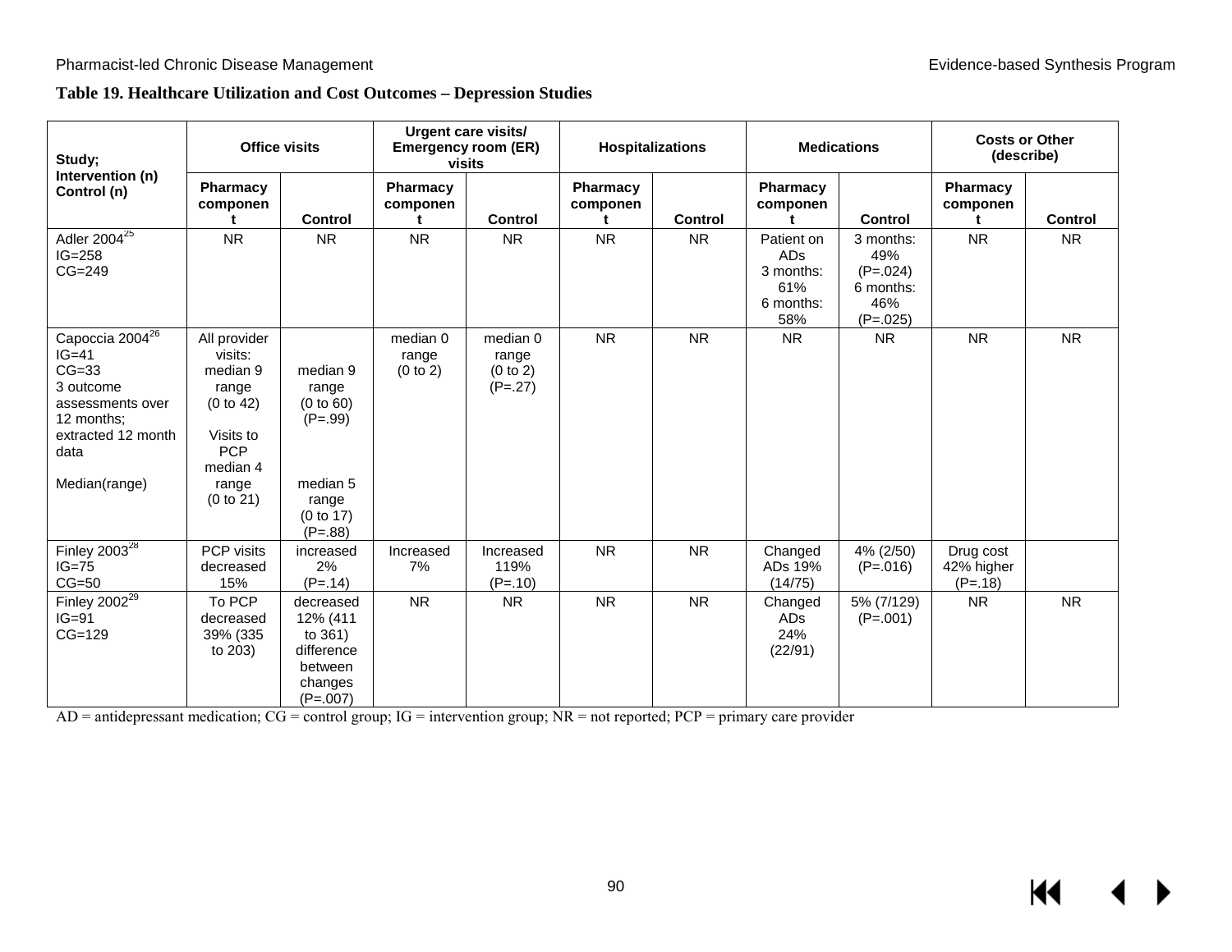**Table 19. Healthcare Utilization and Cost Outcomes – Depression Studies**

| Study; Intervention (n) Control (n) | Office visits | | Urgent care visits/ Emergency room (ER) visits | | Hospitalizations | | Medications | | Costs or Other (describe) | |
|---|---|---|---|---|---|---|---|---|---|---|
| | Pharmacy component | Control | Pharmacy component | Control | Pharmacy component | Control | Pharmacy component | Control | Pharmacy component | Control |
| Adler 2004[25] IG=258 CG=249 | NR | NR | NR | NR | NR | NR | Patient on ADs 3 months: 61% 6 months: 58% | 3 months: 49% (P=.024) 6 months: 46% (P=.025) | NR | NR |
| Capoccia 2004[26] IG=41 CG=33 3 outcome assessments over 12 months; extracted 12 month data Median(range) | All provider visits: median 9 range (0 to 42) Visits to PCP median 4 range (0 to 21) | median 9 range (0 to 60) (P=.99) median 5 range (0 to 17) (P=.88) | median 0 range (0 to 2) | median 0 range (0 to 2) (P=.27) | NR | NR | NR | NR | NR | NR |
| Finley 2003[28] IG=75 CG=50 | PCP visits decreased 15% | increased 2% (P=.14) | Increased 7% | Increased 119% (P=.10) | NR | NR | Changed ADs 19% (14/75) | 4% (2/50) (P=.016) | Drug cost 42% higher (P=.18) | |
| Finley 2002[29] IG=91 CG=129 | To PCP decreased 39% (335 to 203) | decreased 12% (411 to 361) difference between changes (P=.007) | NR | NR | NR | NR | Changed ADs 24% (22/91) | 5% (7/129) (P=.001) | NR | NR |

AD = antidepressant medication; CG = control group; IG = intervention group; NR = not reported; PCP = primary care provider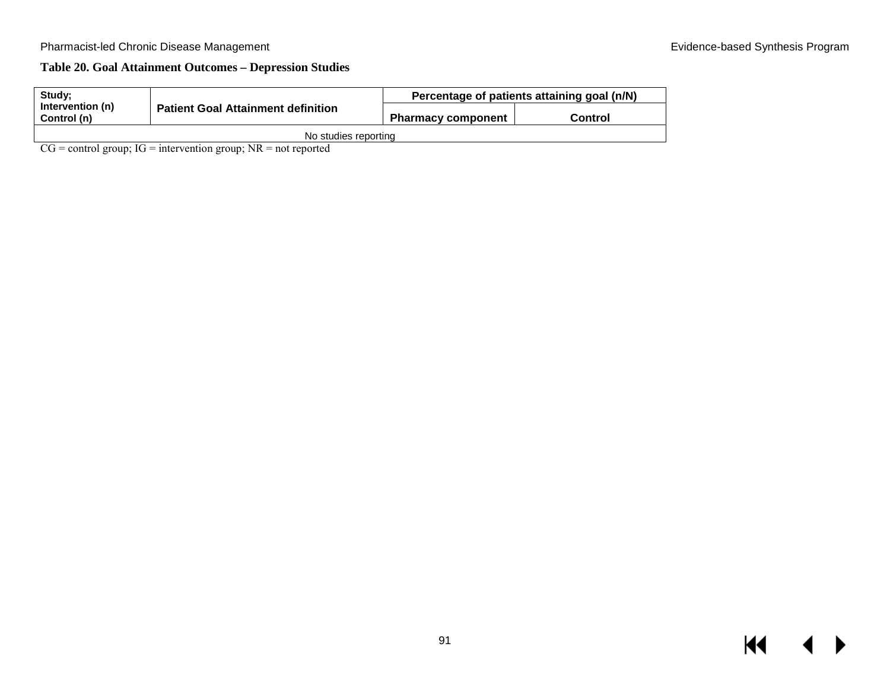**Table 20. Goal Attainment Outcomes – Depression Studies**

| Study; Intervention (n) Control (n) | Patient Goal Attainment definition | Percentage of patients attaining goal (n/N) | |
|---|---|---|---|
| | | Pharmacy component | Control |
| No studies reporting | | | |

CG = control group; IG = intervention group; NR = not reported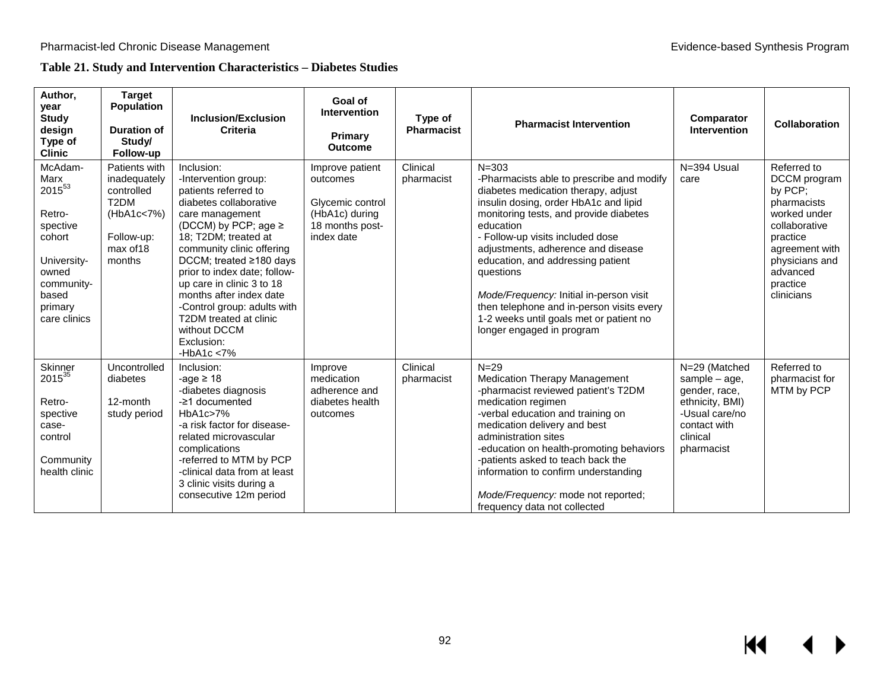**Table 21. Study and Intervention Characteristics – Diabetes Studies**

| Author, year<br>Study design<br>Type of Clinic | Target Population<br><br>Duration of Study/ Follow-up | Inclusion/Exclusion Criteria | Goal of Intervention<br><br>Primary Outcome | Type of Pharmacist | Pharmacist Intervention | Comparator Intervention | Collaboration |
|---|---|---|---|---|---|---|---|
| McAdam-Marx 2015[53]<br><br>Retro-spective cohort<br><br>University-owned community-based primary care clinics | Patients with inadequately controlled T2DM (HbA1c<7%)<br><br>Follow-up: max of18 months | Inclusion:<br>-Intervention group: patients referred to diabetes collaborative care management (DCCM) by PCP; age ≥ 18; T2DM; treated at community clinic offering DCCM; treated ≥180 days prior to index date; follow-up care in clinic 3 to 18 months after index date<br>-Control group: adults with T2DM treated at clinic without DCCM<br>Exclusion:<br>-HbA1c <7% | Improve patient outcomes<br><br>Glycemic control (HbA1c) during 18 months post-index date | Clinical pharmacist | N=303<br>-Pharmacists able to prescribe and modify diabetes medication therapy, adjust insulin dosing, order HbA1c and lipid monitoring tests, and provide diabetes education<br>- Follow-up visits included dose adjustments, adherence and disease education, and addressing patient questions<br><br>*Mode/Frequency:* Initial in-person visit then telephone and in-person visits every 1-2 weeks until goals met or patient no longer engaged in program | N=394 Usual care | Referred to DCCM program by PCP; pharmacists worked under collaborative practice agreement with physicians and advanced practice clinicians |
| Skinner 2015[35]<br><br>Retro-spective case-control<br><br>Community health clinic | Uncontrolled diabetes<br><br>12-month study period | Inclusion:<br>-age ≥ 18<br>-diabetes diagnosis<br>-≥1 documented HbA1c>7%<br>-a risk factor for disease-related microvascular complications<br>-referred to MTM by PCP<br>-clinical data from at least 3 clinic visits during a consecutive 12m period | Improve medication adherence and diabetes health outcomes | Clinical pharmacist | N=29<br>Medication Therapy Management<br>-pharmacist reviewed patient's T2DM medication regimen<br>-verbal education and training on medication delivery and best administration sites<br>-education on health-promoting behaviors<br>-patients asked to teach back the information to confirm understanding<br><br>*Mode/Frequency:* mode not reported; frequency data not collected | N=29 (Matched sample – age, gender, race, ethnicity, BMI)<br>-Usual care/no contact with clinical pharmacist | Referred to pharmacist for MTM by PCP |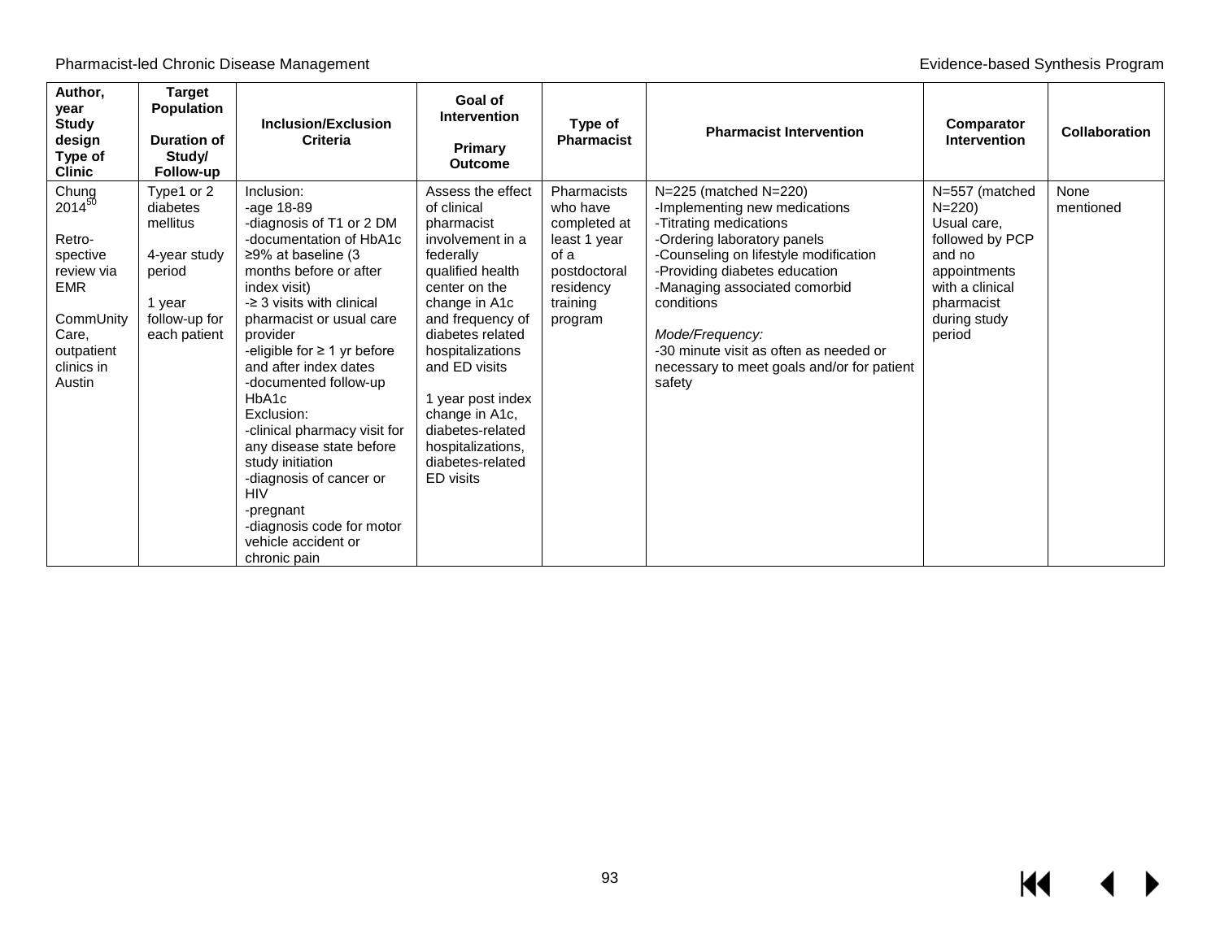| Author, year Study design Type of Clinic | Target Population Duration of Study/ Follow-up | Inclusion/Exclusion Criteria | Goal of Intervention Primary Outcome | Type of Pharmacist | Pharmacist Intervention | Comparator Intervention | Collaboration |
|---|---|---|---|---|---|---|---|
| Chung 2014[50]<br><br>Retro-spective review via EMR<br><br>CommUnity Care, outpatient clinics in Austin | Type1 or 2 diabetes mellitus<br><br>4-year study period<br><br>1 year follow-up for each patient | Inclusion:<br>-age 18-89<br>-diagnosis of T1 or 2 DM<br>-documentation of HbA1c ≥9% at baseline (3 months before or after index visit)<br>-≥ 3 visits with clinical pharmacist or usual care provider<br>-eligible for ≥ 1 yr before and after index dates<br>-documented follow-up HbA1c<br>Exclusion:<br>-clinical pharmacy visit for any disease state before study initiation<br>-diagnosis of cancer or HIV<br>-pregnant<br>-diagnosis code for motor vehicle accident or chronic pain | Assess the effect of clinical pharmacist involvement in a federally qualified health center on the change in A1c and frequency of diabetes related hospitalizations and ED visits<br><br>1 year post index change in A1c, diabetes-related hospitalizations, diabetes-related ED visits | Pharmacists who have completed at least 1 year of a postdoctoral residency training program | N=225 (matched N=220)<br>-Implementing new medications<br>-Titrating medications<br>-Ordering laboratory panels<br>-Counseling on lifestyle modification<br>-Providing diabetes education<br>-Managing associated comorbid conditions<br><br>*Mode/Frequency:*<br>-30 minute visit as often as needed or necessary to meet goals and/or for patient safety | N=557 (matched N=220)<br>Usual care, followed by PCP and no appointments with a clinical pharmacist during study period | None mentioned |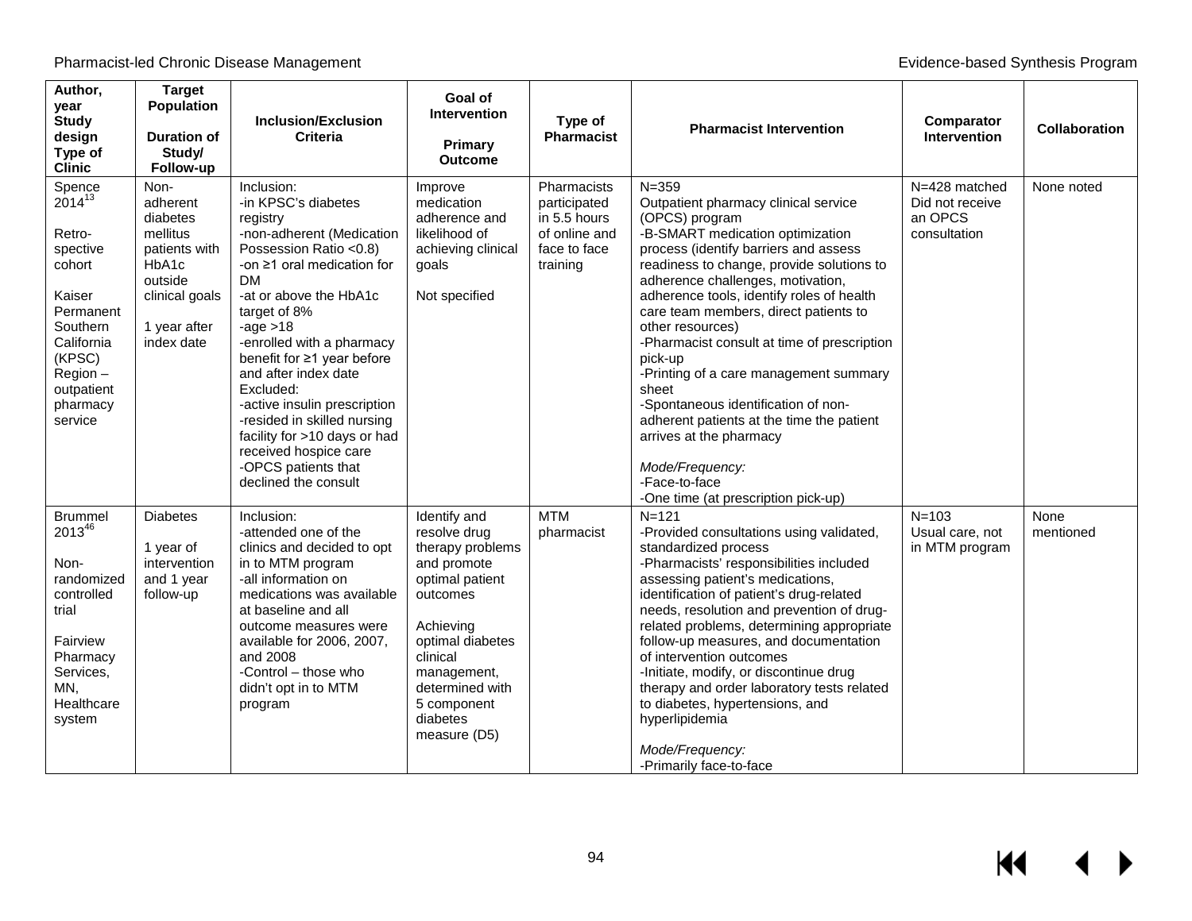| Author, year Study design Type of Clinic | Target Population Duration of Study/ Follow-up | Inclusion/Exclusion Criteria | Goal of Intervention Primary Outcome | Type of Pharmacist | Pharmacist Intervention | Comparator Intervention | Collaboration |
|---|---|---|---|---|---|---|---|
| Spence 2014[13]<br><br>Retro-spective cohort<br><br>Kaiser Permanent Southern California (KPSC) Region – outpatient pharmacy service | Non-adherent diabetes mellitus patients with HbA1c outside clinical goals<br><br>1 year after index date | Inclusion:<br>-in KPSC's diabetes registry<br>-non-adherent (Medication Possession Ratio <0.8)<br>-on ≥1 oral medication for DM<br>-at or above the HbA1c target of 8%<br>-age >18<br>-enrolled with a pharmacy benefit for ≥1 year before and after index date<br>Excluded:<br>-active insulin prescription<br>-resided in skilled nursing facility for >10 days or had received hospice care<br>-OPCS patients that declined the consult | Improve medication adherence and likelihood of achieving clinical goals<br><br>Not specified | Pharmacists participated in 5.5 hours of online and face to face training | N=359<br>Outpatient pharmacy clinical service (OPCS) program<br>-B-SMART medication optimization process (identify barriers and assess readiness to change, provide solutions to adherence challenges, motivation, adherence tools, identify roles of health care team members, direct patients to other resources)<br>-Pharmacist consult at time of prescription pick-up<br>-Printing of a care management summary sheet<br>-Spontaneous identification of non-adherent patients at the time the patient arrives at the pharmacy<br><br>*Mode/Frequency:*<br>-Face-to-face<br>-One time (at prescription pick-up) | N=428 matched<br>Did not receive an OPCS consultation | None noted |
| Brummel 2013[46]<br><br>Non-randomized controlled trial<br><br>Fairview Pharmacy Services, MN, Healthcare system | Diabetes<br><br>1 year of intervention and 1 year follow-up | Inclusion:<br>-attended one of the clinics and decided to opt in to MTM program<br>-all information on medications was available at baseline and all outcome measures were available for 2006, 2007, and 2008<br>-Control – those who didn't opt in to MTM program | Identify and resolve drug therapy problems and promote optimal patient outcomes<br><br>Achieving optimal diabetes clinical management, determined with 5 component diabetes measure (D5) | MTM pharmacist | N=121<br>-Provided consultations using validated, standardized process<br>-Pharmacists' responsibilities included assessing patient's medications, identification of patient's drug-related needs, resolution and prevention of drug-related problems, determining appropriate follow-up measures, and documentation of intervention outcomes<br>-Initiate, modify, or discontinue drug therapy and order laboratory tests related to diabetes, hypertensions, and hyperlipidemia<br><br>*Mode/Frequency:*<br>-Primarily face-to-face | N=103<br>Usual care, not in MTM program | None mentioned |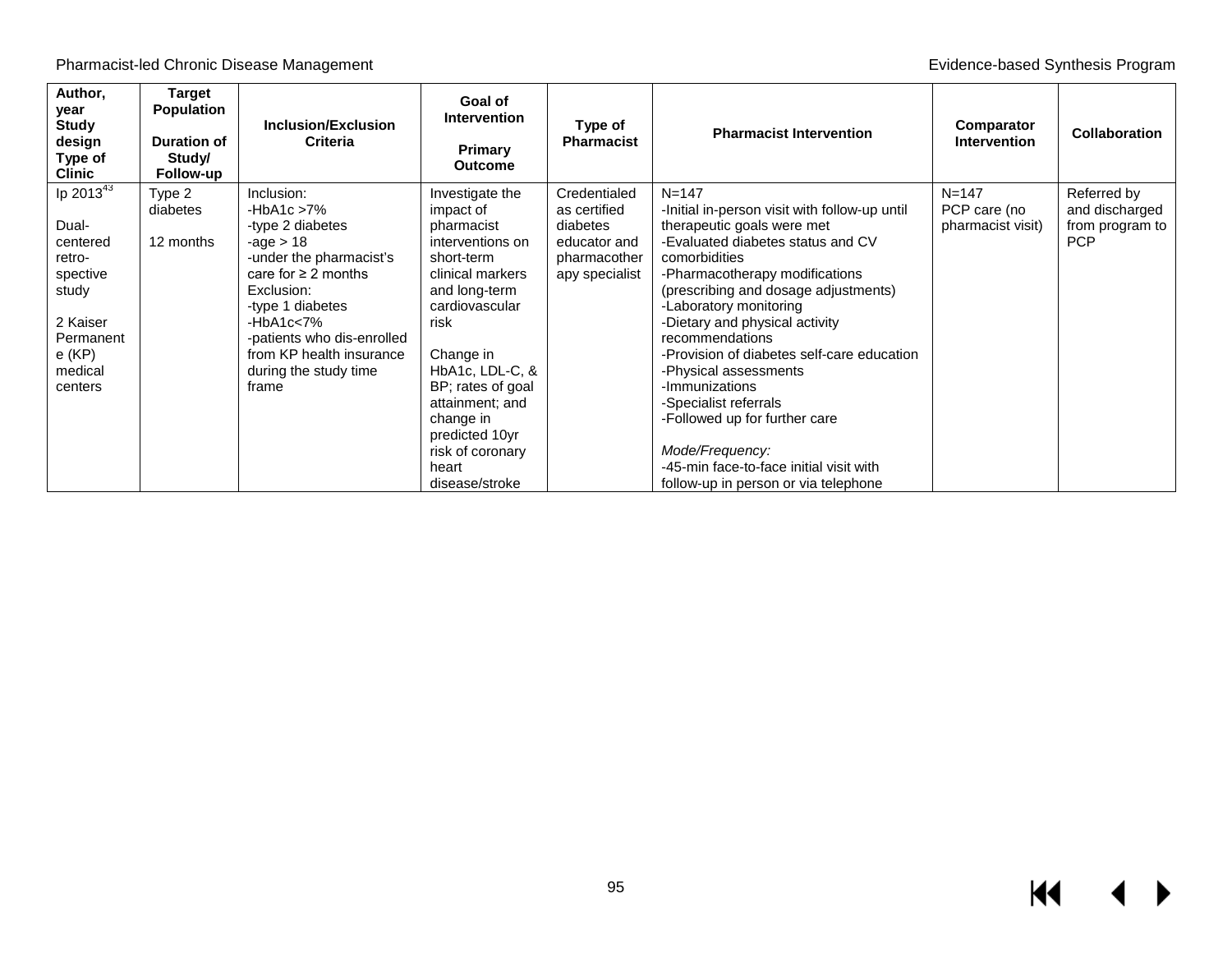| Author, year<br>Study design<br>Type of Clinic | Target Population<br><br>Duration of Study/ Follow-up | Inclusion/Exclusion Criteria | Goal of Intervention<br><br>Primary Outcome | Type of Pharmacist | Pharmacist Intervention | Comparator Intervention | Collaboration |
|---|---|---|---|---|---|---|---|
| Ip 2013[43]<br><br>Dual-centered retro-spective study<br><br>2 Kaiser Permanente (KP) medical centers | Type 2 diabetes<br><br>12 months | Inclusion:<br>-HbA1c >7%<br>-type 2 diabetes<br>-age > 18<br>-under the pharmacist's care for ≥ 2 months<br>Exclusion:<br>-type 1 diabetes<br>-HbA1c<7%<br>-patients who dis-enrolled from KP health insurance during the study time frame | Investigate the impact of pharmacist interventions on short-term clinical markers and long-term cardiovascular risk<br><br>Change in HbA1c, LDL-C, & BP; rates of goal attainment; and change in predicted 10yr risk of coronary heart disease/stroke | Credentialed as certified diabetes educator and pharmacotherapy specialist | N=147<br>-Initial in-person visit with follow-up until therapeutic goals were met<br>-Evaluated diabetes status and CV comorbidities<br>-Pharmacotherapy modifications (prescribing and dosage adjustments)<br>-Laboratory monitoring<br>-Dietary and physical activity recommendations<br>-Provision of diabetes self-care education<br>-Physical assessments<br>-Immunizations<br>-Specialist referrals<br>-Followed up for further care<br><br>*Mode/Frequency:*<br>-45-min face-to-face initial visit with follow-up in person or via telephone | N=147<br>PCP care (no pharmacist visit) | Referred by and discharged from program to PCP |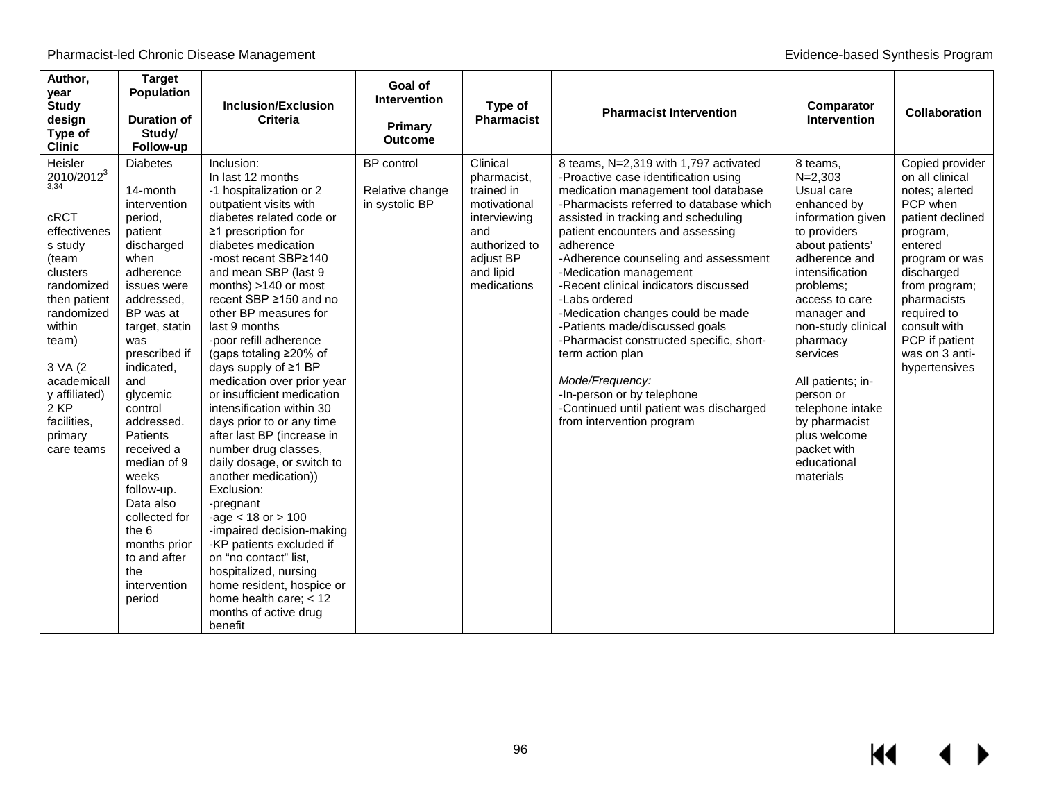| Author, year<br>Study design<br>Type of Clinic | Target Population<br><br>Duration of Study/ Follow-up | Inclusion/Exclusion Criteria | Goal of Intervention<br><br>Primary Outcome | Type of Pharmacist | Pharmacist Intervention | Comparator Intervention | Collaboration |
|---|---|---|---|---|---|---|---|
| Heisler 2010/2012[3,34]<br><br>cRCT effectiveness study (team clusters randomized then patient randomized within team)<br><br>3 VA (2 academically affiliated) 2 KP facilities, primary care teams | Diabetes<br><br>14-month intervention period, patient discharged when adherence issues were addressed, BP was at target, statin was prescribed if indicated, and glycemic control addressed. Patients received a median of 9 weeks follow-up. Data also collected for the 6 months prior to and after the intervention period | Inclusion:<br>In last 12 months<br>-1 hospitalization or 2 outpatient visits with diabetes related code or ≥1 prescription for diabetes medication<br>-most recent SBP≥140 and mean SBP (last 9 months) >140 or most recent SBP ≥150 and no other BP measures for last 9 months<br>-poor refill adherence (gaps totaling ≥20% of days supply of ≥1 BP medication over prior year or insufficient medication intensification within 30 days prior to or any time after last BP (increase in number drug classes, daily dosage, or switch to another medication))<br>Exclusion:<br>-pregnant<br>-age < 18 or > 100<br>-impaired decision-making<br>-KP patients excluded if on "no contact" list, hospitalized, nursing home resident, hospice or home health care; < 12 months of active drug benefit | BP control<br><br>Relative change in systolic BP | Clinical pharmacist, trained in motivational interviewing and authorized to adjust BP and lipid medications | 8 teams, N=2,319 with 1,797 activated<br>-Proactive case identification using medication management tool database<br>-Pharmacists referred to database which assisted in tracking and scheduling patient encounters and assessing adherence<br>-Adherence counseling and assessment<br>-Medication management<br>-Recent clinical indicators discussed<br>-Labs ordered<br>-Medication changes could be made<br>-Patients made/discussed goals<br>-Pharmacist constructed specific, short-term action plan<br><br>*Mode/Frequency:*<br>-In-person or by telephone<br>-Continued until patient was discharged from intervention program | 8 teams, N=2,303<br>Usual care enhanced by information given to providers about patients' adherence and intensification problems; access to care manager and non-study clinical pharmacy services<br><br>All patients; in-person or telephone intake by pharmacist plus welcome packet with educational materials | Copied provider on all clinical notes; alerted PCP when patient declined program, entered program or was discharged from program; pharmacists required to consult with PCP if patient was on 3 anti-hypertensives |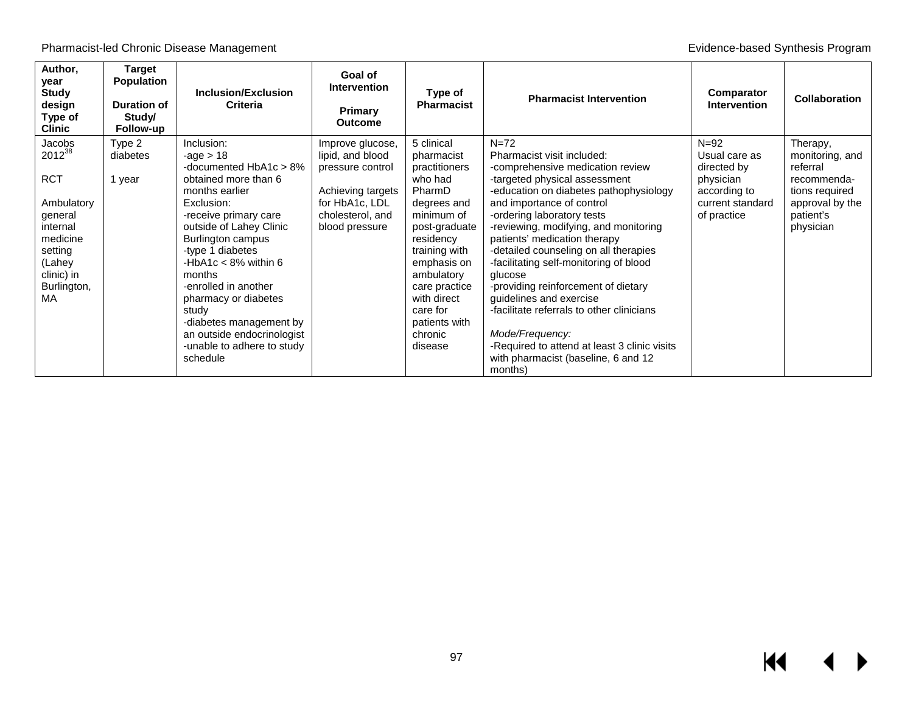| Author, year Study design Type of Clinic | Target Population Duration of Study/ Follow-up | Inclusion/Exclusion Criteria | Goal of Intervention Primary Outcome | Type of Pharmacist | Pharmacist Intervention | Comparator Intervention | Collaboration |
|---|---|---|---|---|---|---|---|
| Jacobs 2012[38]<br><br>RCT<br><br>Ambulatory general internal medicine setting (Lahey clinic) in Burlington, MA | Type 2 diabetes<br><br>1 year | Inclusion:<br>-age > 18<br>-documented HbA1c > 8% obtained more than 6 months earlier<br>Exclusion:<br>-receive primary care outside of Lahey Clinic Burlington campus<br>-type 1 diabetes<br>-HbA1c < 8% within 6 months<br>-enrolled in another pharmacy or diabetes study<br>-diabetes management by an outside endocrinologist<br>-unable to adhere to study schedule | Improve glucose, lipid, and blood pressure control<br><br>Achieving targets for HbA1c, LDL cholesterol, and blood pressure | 5 clinical pharmacist practitioners who had PharmD degrees and minimum of post-graduate residency training with emphasis on ambulatory care practice with direct care for patients with chronic disease | N=72<br>Pharmacist visit included:<br>-comprehensive medication review<br>-targeted physical assessment<br>-education on diabetes pathophysiology and importance of control<br>-ordering laboratory tests<br>-reviewing, modifying, and monitoring patients' medication therapy<br>-detailed counseling on all therapies<br>-facilitating self-monitoring of blood glucose<br>-providing reinforcement of dietary guidelines and exercise<br>-facilitate referrals to other clinicians<br><br>*Mode/Frequency:*<br>-Required to attend at least 3 clinic visits with pharmacist (baseline, 6 and 12 months) | N=92<br>Usual care as directed by physician according to current standard of practice | Therapy, monitoring, and referral recommendations required approval by the patient's physician |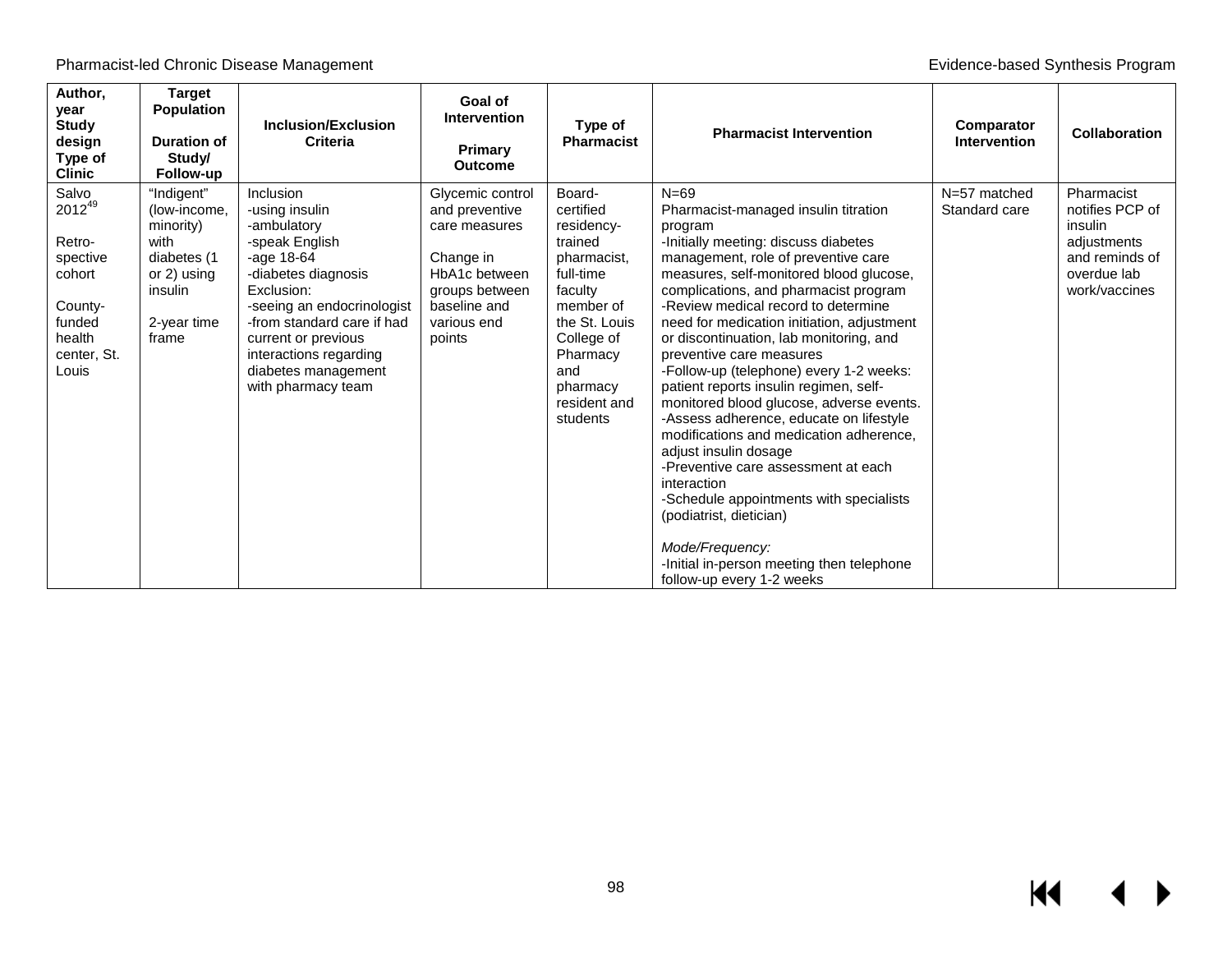| Author, year<br>Study design<br>Type of Clinic | Target Population<br><br>Duration of Study/ Follow-up | Inclusion/Exclusion Criteria | Goal of Intervention<br><br>Primary Outcome | Type of Pharmacist | Pharmacist Intervention | Comparator Intervention | Collaboration |
|---|---|---|---|---|---|---|---|
| Salvo 2012[49]<br><br>Retro-spective cohort<br><br>County-funded health center, St. Louis | "Indigent" (low-income, minority) with diabetes (1 or 2) using insulin<br><br>2-year time frame | Inclusion<br>-using insulin<br>-ambulatory<br>-speak English<br>-age 18-64<br>-diabetes diagnosis<br>Exclusion:<br>-seeing an endocrinologist<br>-from standard care if had current or previous interactions regarding diabetes management with pharmacy team | Glycemic control and preventive care measures<br><br>Change in HbA1c between groups between baseline and various end points | Board-certified residency-trained pharmacist, full-time faculty member of the St. Louis College of Pharmacy and pharmacy resident and students | N=69<br>Pharmacist-managed insulin titration program<br>-Initially meeting: discuss diabetes management, role of preventive care measures, self-monitored blood glucose, complications, and pharmacist program<br>-Review medical record to determine need for medication initiation, adjustment or discontinuation, lab monitoring, and preventive care measures<br>-Follow-up (telephone) every 1-2 weeks: patient reports insulin regimen, self-monitored blood glucose, adverse events.<br>-Assess adherence, educate on lifestyle modifications and medication adherence, adjust insulin dosage<br>-Preventive care assessment at each interaction<br>-Schedule appointments with specialists (podiatrist, dietician)<br><br>*Mode/Frequency:*<br>-Initial in-person meeting then telephone follow-up every 1-2 weeks | N=57 matched Standard care | Pharmacist notifies PCP of insulin adjustments and reminds of overdue lab work/vaccines |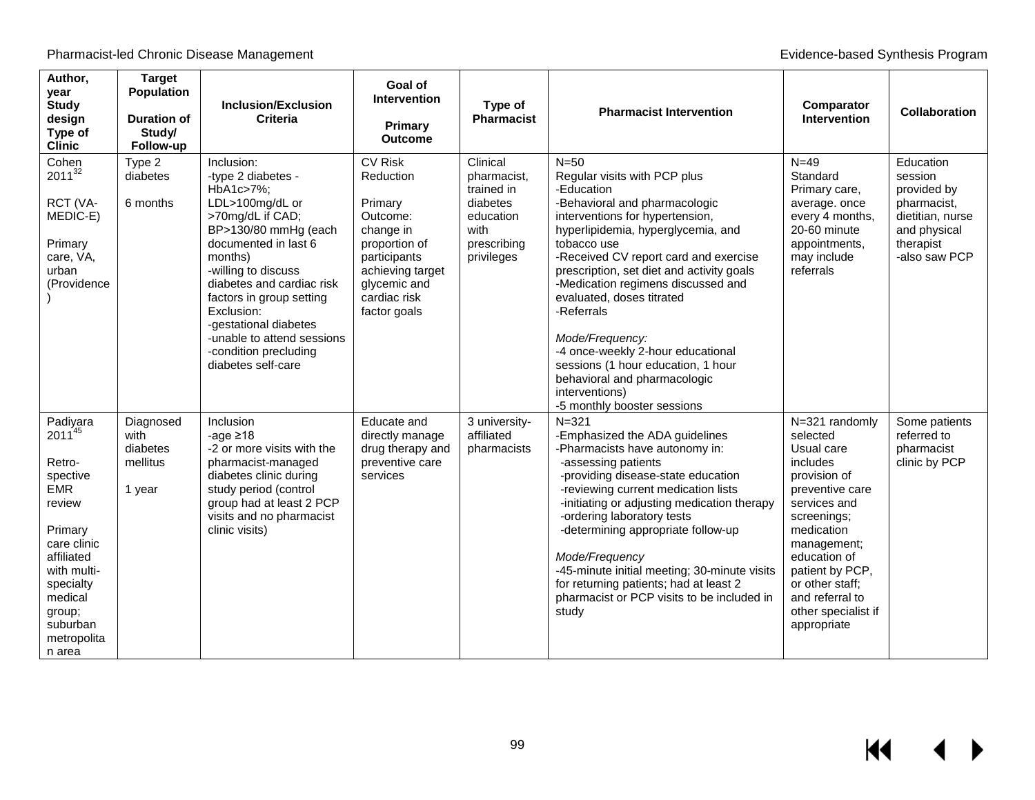| Author, year<br>Study design<br>Type of Clinic | Target Population<br><br>Duration of Study/ Follow-up | Inclusion/Exclusion Criteria | Goal of Intervention<br><br>Primary Outcome | Type of Pharmacist | Pharmacist Intervention | Comparator Intervention | Collaboration |
|---|---|---|---|---|---|---|---|
| Cohen 2011[32]<br><br>RCT (VA-MEDIC-E)<br><br>Primary care, VA, urban (Providence) | Type 2 diabetes<br><br>6 months | Inclusion:<br>-type 2 diabetes - HbA1c>7%;<br>LDL>100mg/dL or >70mg/dL if CAD;<br>BP>130/80 mmHg (each documented in last 6 months)<br>-willing to discuss diabetes and cardiac risk factors in group setting<br>Exclusion:<br>-gestational diabetes<br>-unable to attend sessions<br>-condition precluding diabetes self-care | CV Risk Reduction<br><br>Primary Outcome: change in proportion of participants achieving target glycemic and cardiac risk factor goals | Clinical pharmacist, trained in diabetes education with prescribing privileges | N=50<br>Regular visits with PCP plus<br>-Education<br>-Behavioral and pharmacologic interventions for hypertension, hyperlipidemia, hyperglycemia, and tobacco use<br>-Received CV report card and exercise prescription, set diet and activity goals<br>-Medication regimens discussed and evaluated, doses titrated<br>-Referrals<br><br>*Mode/Frequency:*<br>-4 once-weekly 2-hour educational sessions (1 hour education, 1 hour behavioral and pharmacologic interventions)<br>-5 monthly booster sessions | N=49<br>Standard Primary care, average. once every 4 months, 20-60 minute appointments, may include referrals | Education session provided by pharmacist, dietitian, nurse and physical therapist<br>-also saw PCP |
| Padiyara 2011[45]<br><br>Retro-spective EMR review<br><br>Primary care clinic affiliated with multi-specialty medical group; suburban metropolitan area | Diagnosed with diabetes mellitus<br><br>1 year | Inclusion<br>-age ≥18<br>-2 or more visits with the pharmacist-managed diabetes clinic during study period (control group had at least 2 PCP visits and no pharmacist clinic visits) | Educate and directly manage drug therapy and preventive care services | 3 university-affiliated pharmacists | N=321<br>-Emphasized the ADA guidelines<br>-Pharmacists have autonomy in:<br>-assessing patients<br>-providing disease-state education<br>-reviewing current medication lists<br>-initiating or adjusting medication therapy<br>-ordering laboratory tests<br>-determining appropriate follow-up<br><br>*Mode/Frequency*<br>-45-minute initial meeting; 30-minute visits for returning patients; had at least 2 pharmacist or PCP visits to be included in study | N=321 randomly selected<br>Usual care includes provision of preventive care services and screenings; medication management; education of patient by PCP, or other staff; and referral to other specialist if appropriate | Some patients referred to pharmacist clinic by PCP |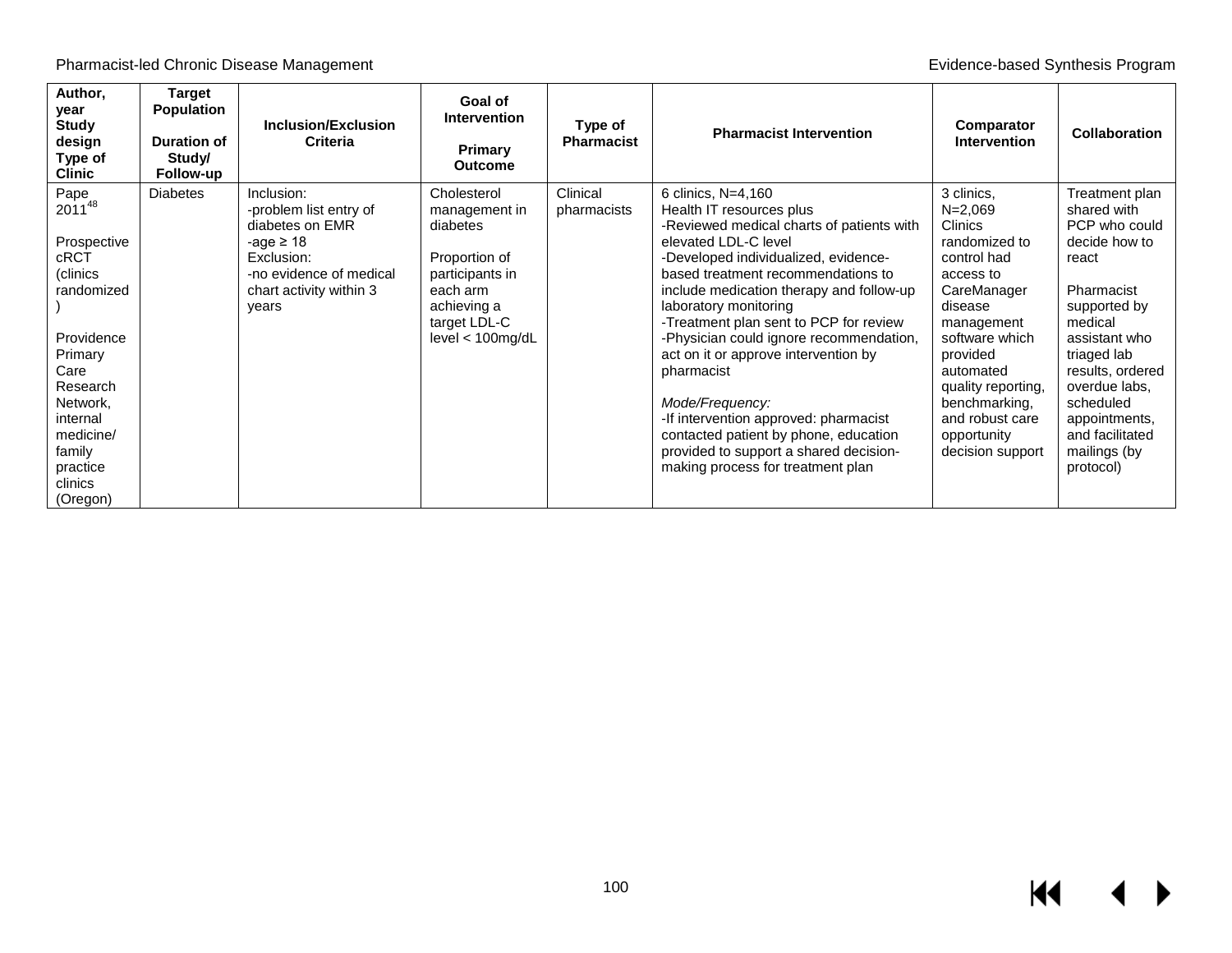| Author, year Study design Type of Clinic | Target Population Duration of Study/ Follow-up | Inclusion/Exclusion Criteria | Goal of Intervention Primary Outcome | Type of Pharmacist | Pharmacist Intervention | Comparator Intervention | Collaboration |
|---|---|---|---|---|---|---|---|
| Pape 2011[48] Prospective cRCT (clinics randomized) Providence Primary Care Research Network, internal medicine/ family practice clinics (Oregon) | Diabetes | Inclusion: -problem list entry of diabetes on EMR -age ≥ 18 Exclusion: -no evidence of medical chart activity within 3 years | Cholesterol management in diabetes Proportion of participants in each arm achieving a target LDL-C level < 100mg/dL | Clinical pharmacists | 6 clinics, N=4,160 Health IT resources plus -Reviewed medical charts of patients with elevated LDL-C level -Developed individualized, evidence-based treatment recommendations to include medication therapy and follow-up laboratory monitoring -Treatment plan sent to PCP for review -Physician could ignore recommendation, act on it or approve intervention by pharmacist *Mode/Frequency:* -If intervention approved: pharmacist contacted patient by phone, education provided to support a shared decision-making process for treatment plan | 3 clinics, N=2,069 Clinics randomized to control had access to CareManager disease management software which provided automated quality reporting, benchmarking, and robust care opportunity decision support | Treatment plan shared with PCP who could decide how to react Pharmacist supported by medical assistant who triaged lab results, ordered overdue labs, scheduled appointments, and facilitated mailings (by protocol) |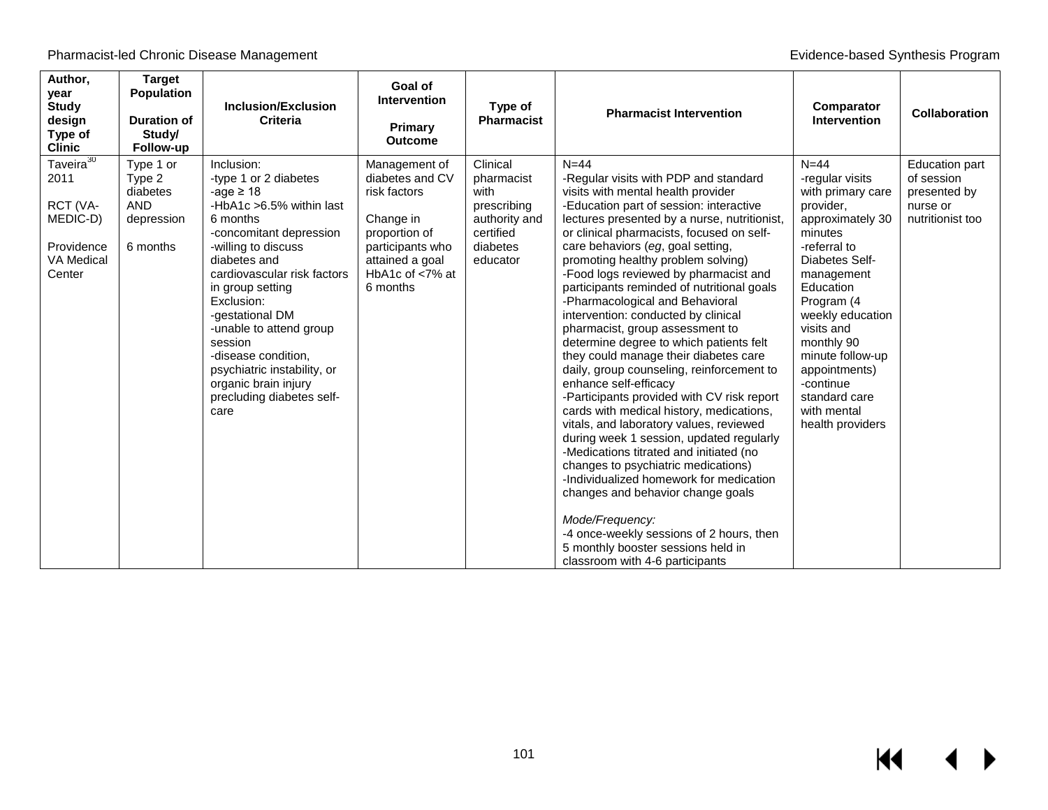| Author, year Study design Type of Clinic | Target Population Duration of Study/ Follow-up | Inclusion/Exclusion Criteria | Goal of Intervention Primary Outcome | Type of Pharmacist | Pharmacist Intervention | Comparator Intervention | Collaboration |
|---|---|---|---|---|---|---|---|
| Taveira[30] 2011<br><br>RCT (VA-MEDIC-D)<br><br>Providence VA Medical Center | Type 1 or Type 2 diabetes AND depression<br><br>6 months | Inclusion:<br>-type 1 or 2 diabetes<br>-age ≥ 18<br>-HbA1c >6.5% within last 6 months<br>-concomitant depression<br>-willing to discuss diabetes and cardiovascular risk factors in group setting<br>Exclusion:<br>-gestational DM<br>-unable to attend group session<br>-disease condition, psychiatric instability, or organic brain injury precluding diabetes self-care | Management of diabetes and CV risk factors<br><br>Change in proportion of participants who attained a goal HbA1c of <7% at 6 months | Clinical pharmacist with prescribing authority and certified diabetes educator | N=44<br>-Regular visits with PDP and standard visits with mental health provider<br>-Education part of session: interactive lectures presented by a nurse, nutritionist, or clinical pharmacists, focused on self-care behaviors (*eg*, goal setting, promoting healthy problem solving)<br>-Food logs reviewed by pharmacist and participants reminded of nutritional goals<br>-Pharmacological and Behavioral intervention: conducted by clinical pharmacist, group assessment to determine degree to which patients felt they could manage their diabetes care daily, group counseling, reinforcement to enhance self-efficacy<br>-Participants provided with CV risk report cards with medical history, medications, vitals, and laboratory values, reviewed during week 1 session, updated regularly<br>-Medications titrated and initiated (no changes to psychiatric medications)<br>-Individualized homework for medication changes and behavior change goals<br><br>*Mode/Frequency:*<br>-4 once-weekly sessions of 2 hours, then 5 monthly booster sessions held in classroom with 4-6 participants | N=44<br>-regular visits with primary care provider, approximately 30 minutes<br>-referral to Diabetes Self-management Education Program (4 weekly education visits and monthly 90 minute follow-up appointments)<br>-continue standard care with mental health providers | Education part of session presented by nurse or nutritionist too |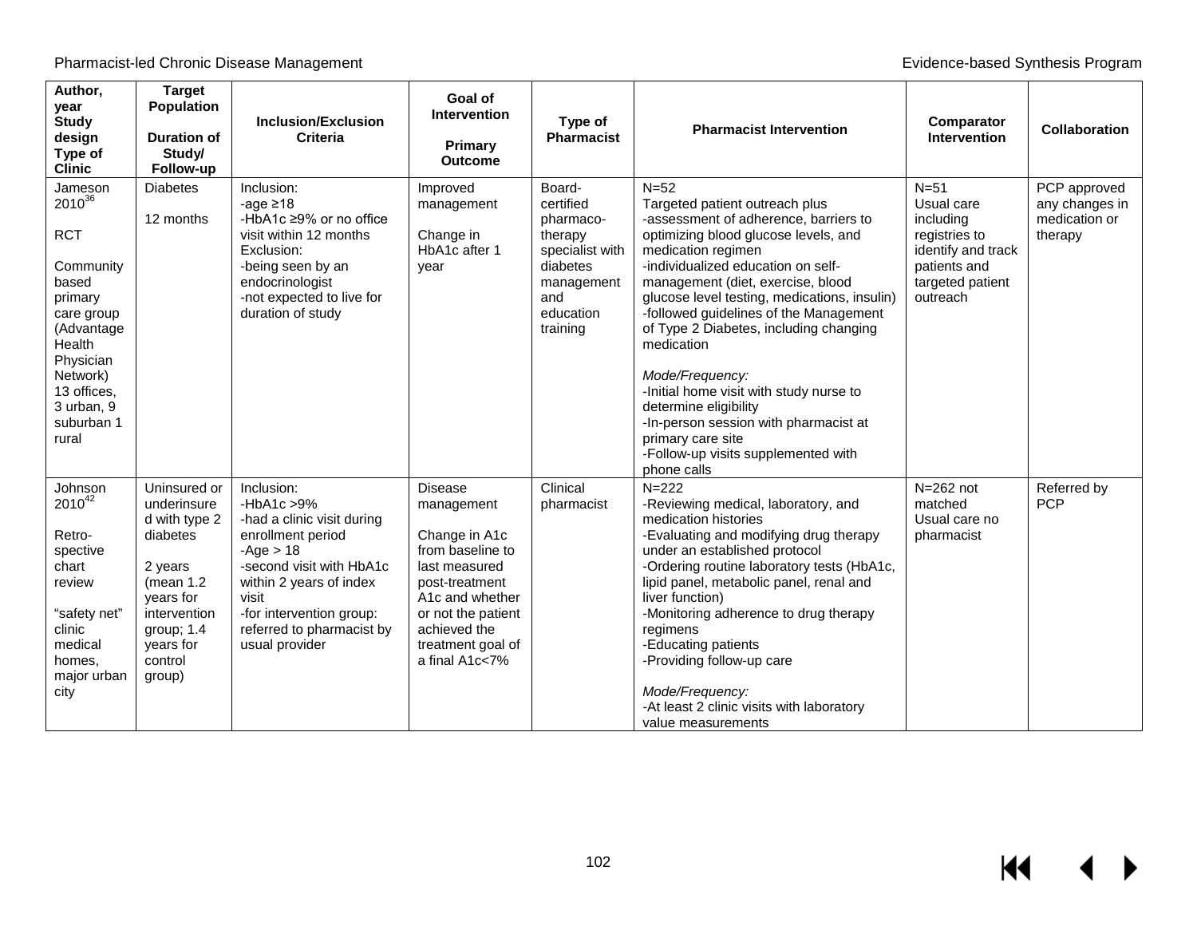| Author, year<br>Study design<br>Type of Clinic | Target Population<br><br>Duration of Study/ Follow-up | Inclusion/Exclusion Criteria | Goal of Intervention<br><br>Primary Outcome | Type of Pharmacist | Pharmacist Intervention | Comparator Intervention | Collaboration |
|---|---|---|---|---|---|---|---|
| Jameson 2010[36]<br><br>RCT<br><br>Community based primary care group (Advantage Health Physician Network) 13 offices, 3 urban, 9 suburban 1 rural | Diabetes<br><br>12 months | Inclusion:<br>-age ≥18<br>-HbA1c ≥9% or no office visit within 12 months<br>Exclusion:<br>-being seen by an endocrinologist<br>-not expected to live for duration of study | Improved management<br><br>Change in HbA1c after 1 year | Board-certified pharmaco-therapy specialist with diabetes management and education training | N=52<br>Targeted patient outreach plus<br>-assessment of adherence, barriers to optimizing blood glucose levels, and medication regimen<br>-individualized education on self-management (diet, exercise, blood glucose level testing, medications, insulin)<br>-followed guidelines of the Management of Type 2 Diabetes, including changing medication<br><br>*Mode/Frequency:*<br>-Initial home visit with study nurse to determine eligibility<br>-In-person session with pharmacist at primary care site<br>-Follow-up visits supplemented with phone calls | N=51<br>Usual care including registries to identify and track patients and targeted patient outreach | PCP approved any changes in medication or therapy |
| Johnson 2010[42]<br><br>Retro-spective chart review<br><br>"safety net" clinic medical homes, major urban city | Uninsured or underinsured with type 2 diabetes<br><br>2 years (mean 1.2 years for intervention group; 1.4 years for control group) | Inclusion:<br>-HbA1c >9%<br>-had a clinic visit during enrollment period<br>-Age > 18<br>-second visit with HbA1c within 2 years of index visit<br>-for intervention group: referred to pharmacist by usual provider | Disease management<br><br>Change in A1c from baseline to last measured post-treatment A1c and whether or not the patient achieved the treatment goal of a final A1c<7% | Clinical pharmacist | N=222<br>-Reviewing medical, laboratory, and medication histories<br>-Evaluating and modifying drug therapy under an established protocol<br>-Ordering routine laboratory tests (HbA1c, lipid panel, metabolic panel, renal and liver function)<br>-Monitoring adherence to drug therapy regimens<br>-Educating patients<br>-Providing follow-up care<br><br>*Mode/Frequency:*<br>-At least 2 clinic visits with laboratory value measurements | N=262 not matched<br>Usual care no pharmacist | Referred by PCP |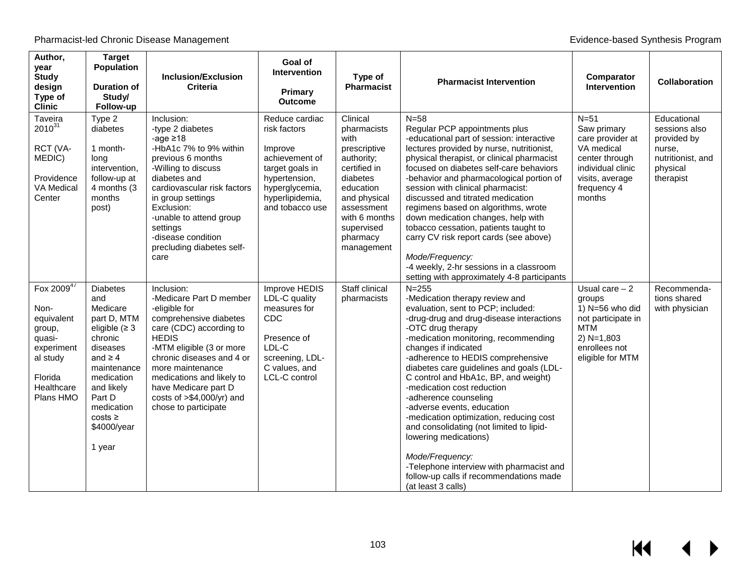| Author, year<br>Study design<br>Type of Clinic | Target Population<br><br>Duration of Study/ Follow-up | Inclusion/Exclusion Criteria | Goal of Intervention<br><br>Primary Outcome | Type of Pharmacist | Pharmacist Intervention | Comparator Intervention | Collaboration |
|---|---|---|---|---|---|---|---|
| Taveira 2010[31]<br><br>RCT (VA-MEDIC)<br><br>Providence VA Medical Center | Type 2 diabetes<br><br>1 month-long intervention, follow-up at 4 months (3 months post) | Inclusion:<br>-type 2 diabetes<br>-age ≥18<br>-HbA1c 7% to 9% within previous 6 months<br>-Willing to discuss diabetes and cardiovascular risk factors in group settings<br>Exclusion:<br>-unable to attend group settings<br>-disease condition precluding diabetes self-care | Reduce cardiac risk factors<br><br>Improve achievement of target goals in hypertension, hyperglycemia, hyperlipidemia, and tobacco use | Clinical pharmacists with prescriptive authority; certified in diabetes education and physical assessment with 6 months supervised pharmacy management | N=58<br>Regular PCP appointments plus<br>-educational part of session: interactive lectures provided by nurse, nutritionist, physical therapist, or clinical pharmacist focused on diabetes self-care behaviors<br>-behavior and pharmacological portion of session with clinical pharmacist: discussed and titrated medication regimens based on algorithms, wrote down medication changes, help with tobacco cessation, patients taught to carry CV risk report cards (see above)<br><br>*Mode/Frequency:*<br>-4 weekly, 2-hr sessions in a classroom setting with approximately 4-8 participants | N=51<br>Saw primary care provider at VA medical center through individual clinic visits, average frequency 4 months | Educational sessions also provided by nurse, nutritionist, and physical therapist |
| Fox 2009[47]<br><br>Non-equivalent group, quasi-experimental study<br><br>Florida Healthcare Plans HMO | Diabetes and Medicare part D, MTM eligible (≥ 3 chronic diseases and ≥ 4 maintenance medication and likely Part D medication costs ≥ $4000/year<br><br>1 year | Inclusion:<br>-Medicare Part D member<br>-eligible for comprehensive diabetes care (CDC) according to HEDIS<br>-MTM eligible (3 or more chronic diseases and 4 or more maintenance medications and likely to have Medicare part D costs of >$4,000/yr) and chose to participate | Improve HEDIS LDL-C quality measures for CDC<br><br>Presence of LDL-C screening, LDL-C values, and LCL-C control | Staff clinical pharmacists | N=255<br>-Medication therapy review and evaluation, sent to PCP; included:<br>-drug-drug and drug-disease interactions<br>-OTC drug therapy<br>-medication monitoring, recommending changes if indicated<br>-adherence to HEDIS comprehensive diabetes care guidelines and goals (LDL-C control and HbA1c, BP, and weight)<br>-medication cost reduction<br>-adherence counseling<br>-adverse events, education<br>-medication optimization, reducing cost and consolidating (not limited to lipid-lowering medications)<br><br>*Mode/Frequency:*<br>-Telephone interview with pharmacist and follow-up calls if recommendations made (at least 3 calls) | Usual care – 2 groups<br>1) N=56 who did not participate in MTM<br>2) N=1,803 enrollees not eligible for MTM | Recommendations shared with physician |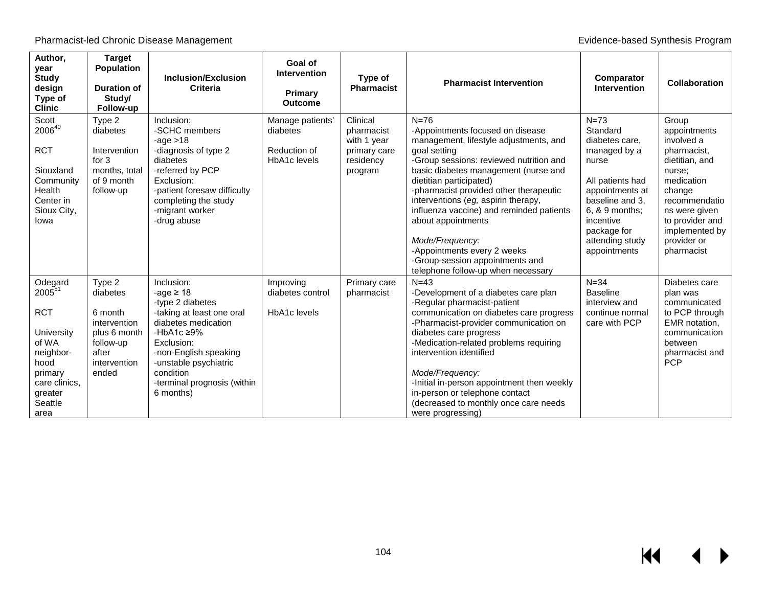| Author, year<br>Study design<br>Type of Clinic | Target Population<br><br>Duration of Study/ Follow-up | Inclusion/Exclusion Criteria | Goal of Intervention<br><br>Primary Outcome | Type of Pharmacist | Pharmacist Intervention | Comparator Intervention | Collaboration |
|---|---|---|---|---|---|---|---|
| Scott 2006[40]<br><br>RCT<br><br>Siouxland Community Health Center in Sioux City, Iowa | Type 2 diabetes<br><br>Intervention for 3 months, total of 9 month follow-up | Inclusion:<br>-SCHC members<br>-age >18<br>-diagnosis of type 2 diabetes<br>-referred by PCP<br>Exclusion:<br>-patient foresaw difficulty completing the study<br>-migrant worker<br>-drug abuse | Manage patients' diabetes<br><br>Reduction of HbA1c levels | Clinical pharmacist with 1 year primary care residency program | N=76<br>-Appointments focused on disease management, lifestyle adjustments, and goal setting<br>-Group sessions: reviewed nutrition and basic diabetes management (nurse and dietitian participated)<br>-pharmacist provided other therapeutic interventions (*eg,* aspirin therapy, influenza vaccine) and reminded patients about appointments<br><br>*Mode/Frequency:*<br>-Appointments every 2 weeks<br>-Group-session appointments and telephone follow-up when necessary | N=73<br>Standard diabetes care, managed by a nurse<br><br>All patients had appointments at baseline and 3, 6, & 9 months; incentive package for attending study appointments | Group appointments involved a pharmacist, dietitian, and nurse; medication change recommendations were given to provider and implemented by provider or pharmacist |
| Odegard 2005[51]<br><br>RCT<br><br>University of WA neighbor-hood primary care clinics, greater Seattle area | Type 2 diabetes<br><br>6 month intervention plus 6 month follow-up after intervention ended | Inclusion:<br>-age ≥ 18<br>-type 2 diabetes<br>-taking at least one oral diabetes medication<br>-HbA1c ≥9%<br>Exclusion:<br>-non-English speaking<br>-unstable psychiatric condition<br>-terminal prognosis (within 6 months) | Improving diabetes control<br><br>HbA1c levels | Primary care pharmacist | N=43<br>-Development of a diabetes care plan<br>-Regular pharmacist-patient communication on diabetes care progress<br>-Pharmacist-provider communication on diabetes care progress<br>-Medication-related problems requiring intervention identified<br><br>*Mode/Frequency:*<br>-Initial in-person appointment then weekly in-person or telephone contact (decreased to monthly once care needs were progressing) | N=34<br>Baseline interview and continue normal care with PCP | Diabetes care plan was communicated to PCP through EMR notation, communication between pharmacist and PCP |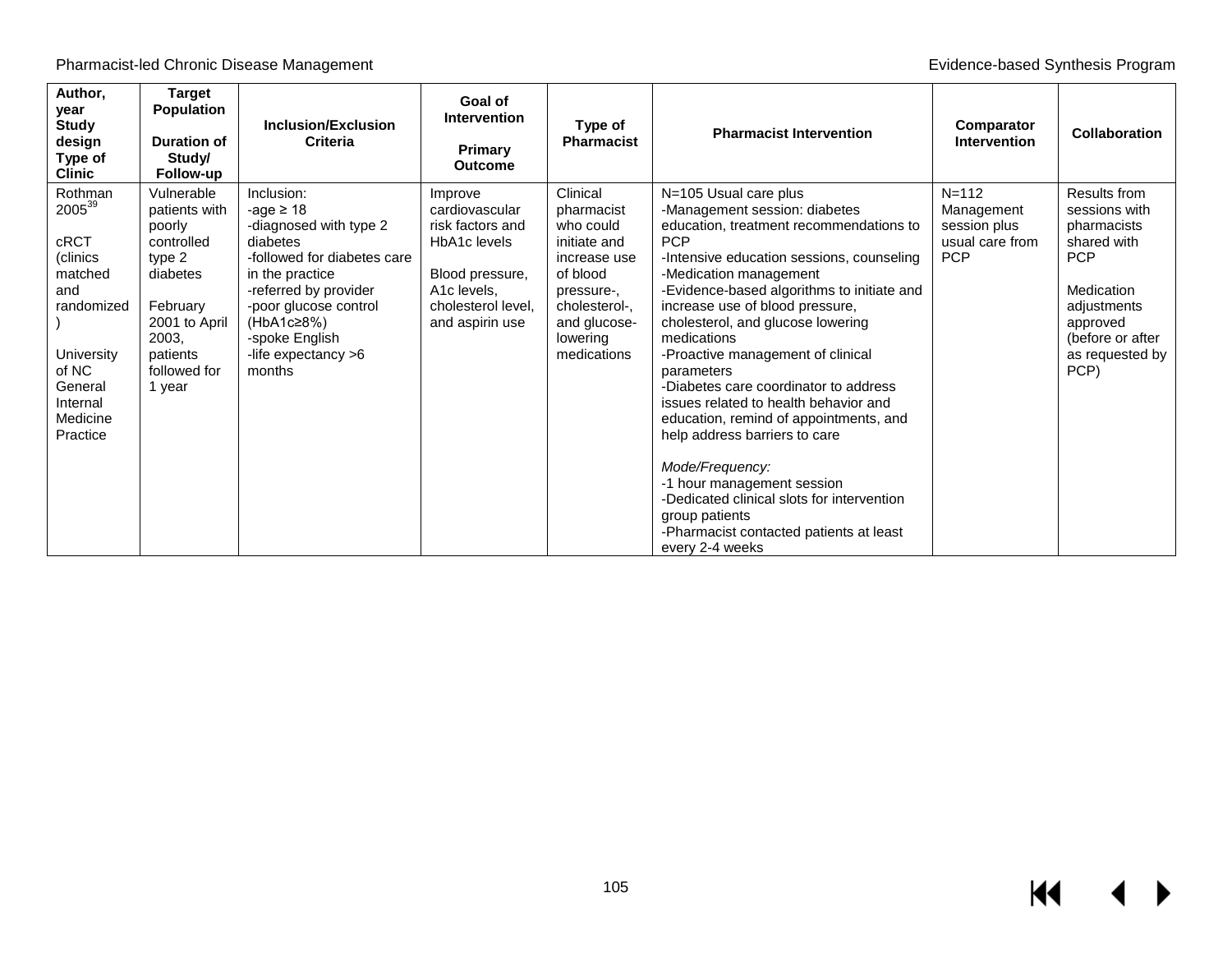| Author, year Study design Type of Clinic | Target Population Duration of Study/ Follow-up | Inclusion/Exclusion Criteria | Goal of Intervention Primary Outcome | Type of Pharmacist | Pharmacist Intervention | Comparator Intervention | Collaboration |
|---|---|---|---|---|---|---|---|
| Rothman 2005[39]<br><br>cRCT (clinics matched and randomized)<br><br>University of NC General Internal Medicine Practice | Vulnerable patients with poorly controlled type 2 diabetes<br><br>February 2001 to April 2003, patients followed for 1 year | Inclusion:<br>-age ≥ 18<br>-diagnosed with type 2 diabetes<br>-followed for diabetes care in the practice<br>-referred by provider<br>-poor glucose control (HbA1c≥8%)<br>-spoke English<br>-life expectancy >6 months | Improve cardiovascular risk factors and HbA1c levels<br><br>Blood pressure, A1c levels, cholesterol level, and aspirin use | Clinical pharmacist who could initiate and increase use of blood pressure-, cholesterol-, and glucose-lowering medications | N=105 Usual care plus<br>-Management session: diabetes education, treatment recommendations to PCP<br>-Intensive education sessions, counseling<br>-Medication management<br>-Evidence-based algorithms to initiate and increase use of blood pressure, cholesterol, and glucose lowering medications<br>-Proactive management of clinical parameters<br>-Diabetes care coordinator to address issues related to health behavior and education, remind of appointments, and help address barriers to care<br><br>*Mode/Frequency:*<br>-1 hour management session<br>-Dedicated clinical slots for intervention group patients<br>-Pharmacist contacted patients at least every 2-4 weeks | N=112 Management session plus usual care from PCP | Results from sessions with pharmacists shared with PCP<br><br>Medication adjustments approved (before or after as requested by PCP) |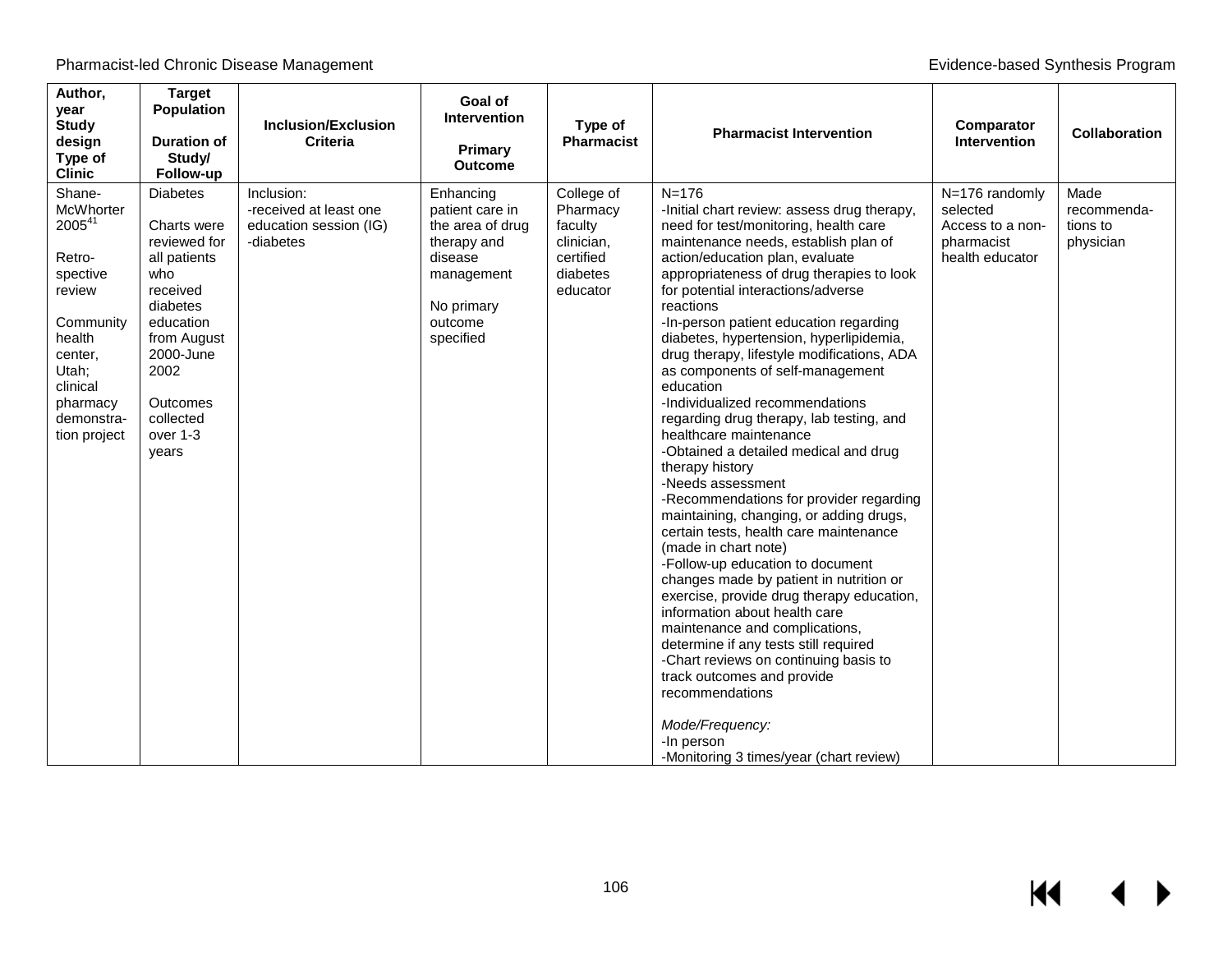| Author, year<br>Study design<br>Type of Clinic | Target Population<br><br>Duration of Study/ Follow-up | Inclusion/Exclusion Criteria | Goal of Intervention<br><br>Primary Outcome | Type of Pharmacist | Pharmacist Intervention | Comparator Intervention | Collaboration |
|---|---|---|---|---|---|---|---|
| Shane-McWhorter 2005[41]<br><br>Retro-spective review<br><br>Community health center, Utah; clinical pharmacy demonstra-tion project | Diabetes<br><br>Charts were reviewed for all patients who received diabetes education from August 2000-June 2002<br><br>Outcomes collected over 1-3 years | Inclusion:<br>-received at least one education session (IG)<br>-diabetes | Enhancing patient care in the area of drug therapy and disease management<br><br>No primary outcome specified | College of Pharmacy faculty clinician, certified diabetes educator | N=176<br>-Initial chart review: assess drug therapy, need for test/monitoring, health care maintenance needs, establish plan of action/education plan, evaluate appropriateness of drug therapies to look for potential interactions/adverse reactions<br>-In-person patient education regarding diabetes, hypertension, hyperlipidemia, drug therapy, lifestyle modifications, ADA as components of self-management education<br>-Individualized recommendations regarding drug therapy, lab testing, and healthcare maintenance<br>-Obtained a detailed medical and drug therapy history<br>-Needs assessment<br>-Recommendations for provider regarding maintaining, changing, or adding drugs, certain tests, health care maintenance (made in chart note)<br>-Follow-up education to document changes made by patient in nutrition or exercise, provide drug therapy education, information about health care maintenance and complications, determine if any tests still required<br>-Chart reviews on continuing basis to track outcomes and provide recommendations<br><br>*Mode/Frequency:*<br>-In person<br>-Monitoring 3 times/year (chart review) | N=176 randomly selected<br>Access to a non-pharmacist health educator | Made recommenda-tions to physician |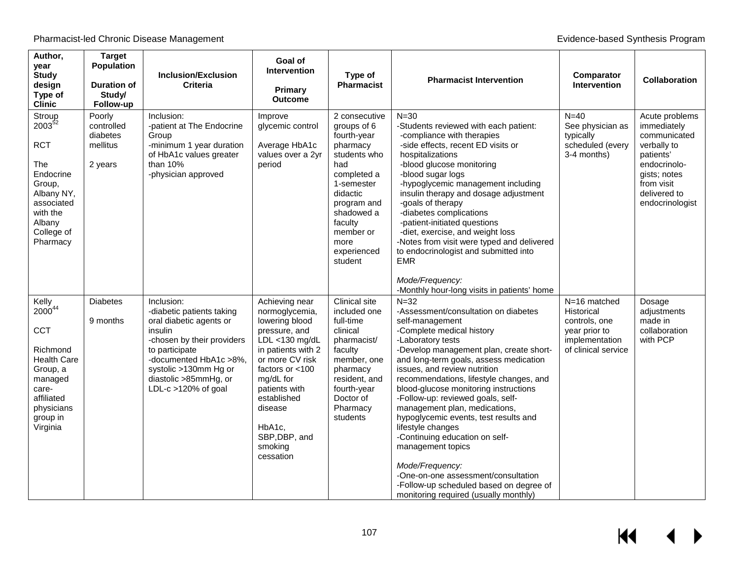| Author, year<br>Study design<br>Type of Clinic | Target Population<br><br>Duration of Study/ Follow-up | Inclusion/Exclusion Criteria | Goal of Intervention<br><br>Primary Outcome | Type of Pharmacist | Pharmacist Intervention | Comparator Intervention | Collaboration |
|---|---|---|---|---|---|---|---|
| Stroup 2003[52]<br><br>RCT<br><br>The Endocrine Group, Albany NY, associated with the Albany College of Pharmacy | Poorly controlled diabetes mellitus<br><br>2 years | Inclusion:<br>-patient at The Endocrine Group<br>-minimum 1 year duration of HbA1c values greater than 10%<br>-physician approved | Improve glycemic control<br><br>Average HbA1c values over a 2yr period | 2 consecutive groups of 6 fourth-year pharmacy students who had completed a 1-semester didactic program and shadowed a faculty member or more experienced student | N=30<br>-Students reviewed with each patient:<br>-compliance with therapies<br>-side effects, recent ED visits or hospitalizations<br>-blood glucose monitoring<br>-blood sugar logs<br>-hypoglycemic management including insulin therapy and dosage adjustment<br>-goals of therapy<br>-diabetes complications<br>-patient-initiated questions<br>-diet, exercise, and weight loss<br>-Notes from visit were typed and delivered to endocrinologist and submitted into EMR<br><br>*Mode/Frequency:*<br>-Monthly hour-long visits in patients' home | N=40<br>See physician as typically scheduled (every 3-4 months) | Acute problems immediately communicated verbally to patients' endocrinologists; notes from visit delivered to endocrinologist |
| Kelly 2000[44]<br><br>CCT<br><br>Richmond Health Care Group, a managed care-affiliated physicians group in Virginia | Diabetes<br><br>9 months | Inclusion:<br>-diabetic patients taking oral diabetic agents or insulin<br>-chosen by their providers to participate<br>-documented HbA1c >8%, systolic >130mm Hg or diastolic >85mmHg, or LDL-c >120% of goal | Achieving near normoglycemia, lowering blood pressure, and LDL <130 mg/dL in patients with 2 or more CV risk factors or <100 mg/dL for patients with established disease<br><br>HbA1c, SBP,DBP, and smoking cessation | Clinical site included one full-time clinical pharmacist/ faculty member, one pharmacy resident, and fourth-year Doctor of Pharmacy students | N=32<br>-Assessment/consultation on diabetes self-management<br>-Complete medical history<br>-Laboratory tests<br>-Develop management plan, create short- and long-term goals, assess medication issues, and review nutrition recommendations, lifestyle changes, and blood-glucose monitoring instructions<br>-Follow-up: reviewed goals, self-management plan, medications, hypoglycemic events, test results and lifestyle changes<br>-Continuing education on self-management topics<br><br>*Mode/Frequency:*<br>-One-on-one assessment/consultation<br>-Follow-up scheduled based on degree of monitoring required (usually monthly) | N=16 matched Historical controls, one year prior to implementation of clinical service | Dosage adjustments made in collaboration with PCP |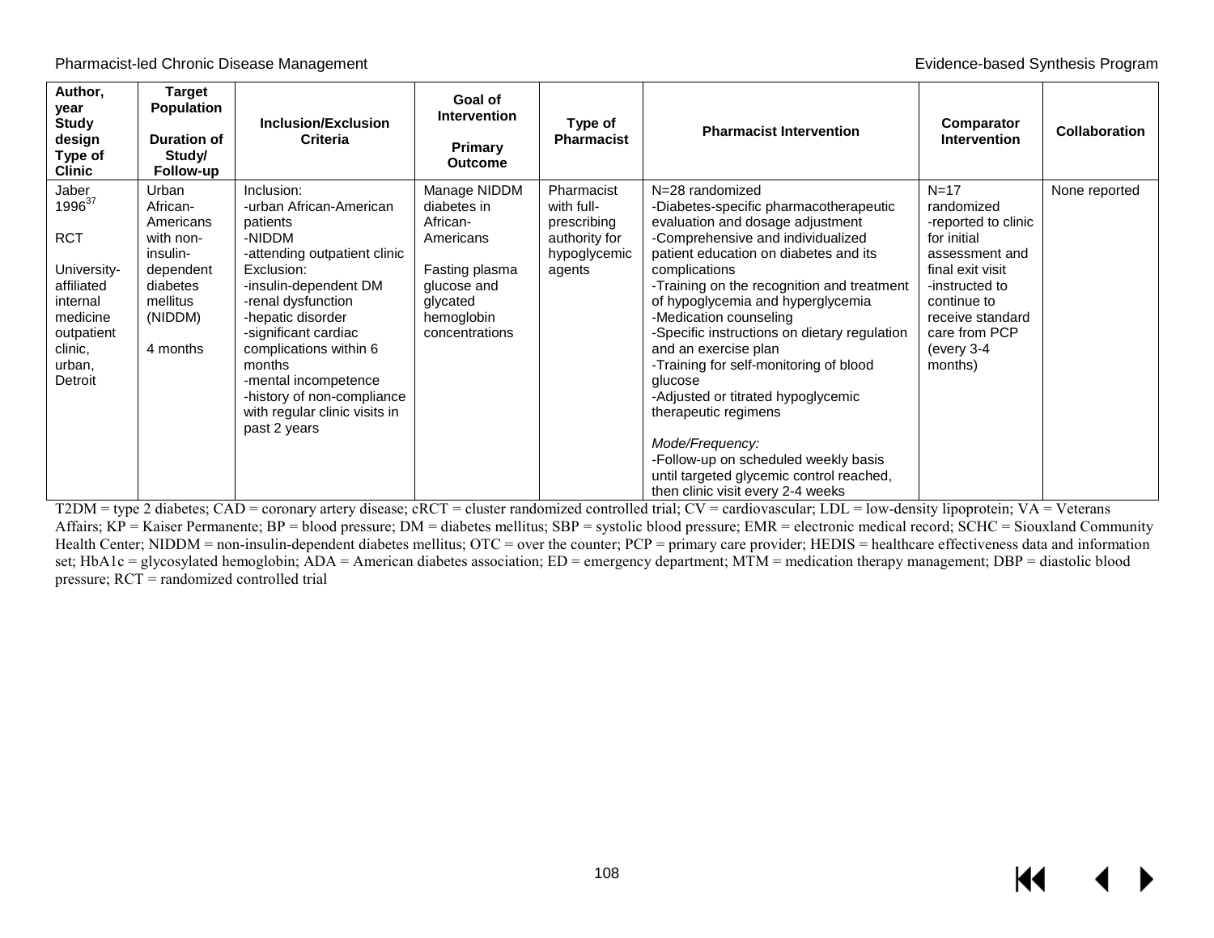| Author, year<br>Study design<br>Type of Clinic | Target Population<br><br>Duration of Study/ Follow-up | Inclusion/Exclusion Criteria | Goal of Intervention<br><br>Primary Outcome | Type of Pharmacist | Pharmacist Intervention | Comparator Intervention | Collaboration |
|---|---|---|---|---|---|---|---|
| Jaber 1996[37]<br><br>RCT<br><br>University-affiliated internal medicine outpatient clinic, urban, Detroit | Urban African-Americans with non-insulin-dependent diabetes mellitus (NIDDM)<br><br>4 months | Inclusion:<br>-urban African-American patients<br>-NIDDM<br>-attending outpatient clinic<br>Exclusion:<br>-insulin-dependent DM<br>-renal dysfunction<br>-hepatic disorder<br>-significant cardiac complications within 6 months<br>-mental incompetence<br>-history of non-compliance with regular clinic visits in past 2 years | Manage NIDDM diabetes in African-Americans<br><br>Fasting plasma glucose and glycated hemoglobin concentrations | Pharmacist with full-prescribing authority for hypoglycemic agents | N=28 randomized<br>-Diabetes-specific pharmacotherapeutic evaluation and dosage adjustment<br>-Comprehensive and individualized patient education on diabetes and its complications<br>-Training on the recognition and treatment of hypoglycemia and hyperglycemia<br>-Medication counseling<br>-Specific instructions on dietary regulation and an exercise plan<br>-Training for self-monitoring of blood glucose<br>-Adjusted or titrated hypoglycemic therapeutic regimens<br><br>*Mode/Frequency:*<br>-Follow-up on scheduled weekly basis until targeted glycemic control reached, then clinic visit every 2-4 weeks | N=17 randomized<br>-reported to clinic for initial assessment and final exit visit<br>-instructed to continue to receive standard care from PCP (every 3-4 months) | None reported |

T2DM = type 2 diabetes; CAD = coronary artery disease; cRCT = cluster randomized controlled trial; CV = cardiovascular; LDL = low-density lipoprotein; VA = Veterans Affairs; KP = Kaiser Permanente; BP = blood pressure; DM = diabetes mellitus; SBP = systolic blood pressure; EMR = electronic medical record; SCHC = Siouxland Community Health Center; NIDDM = non-insulin-dependent diabetes mellitus; OTC = over the counter; PCP = primary care provider; HEDIS = healthcare effectiveness data and information set; HbA1c = glycosylated hemoglobin; ADA = American diabetes association; ED = emergency department; MTM = medication therapy management; DBP = diastolic blood pressure; RCT = randomized controlled trial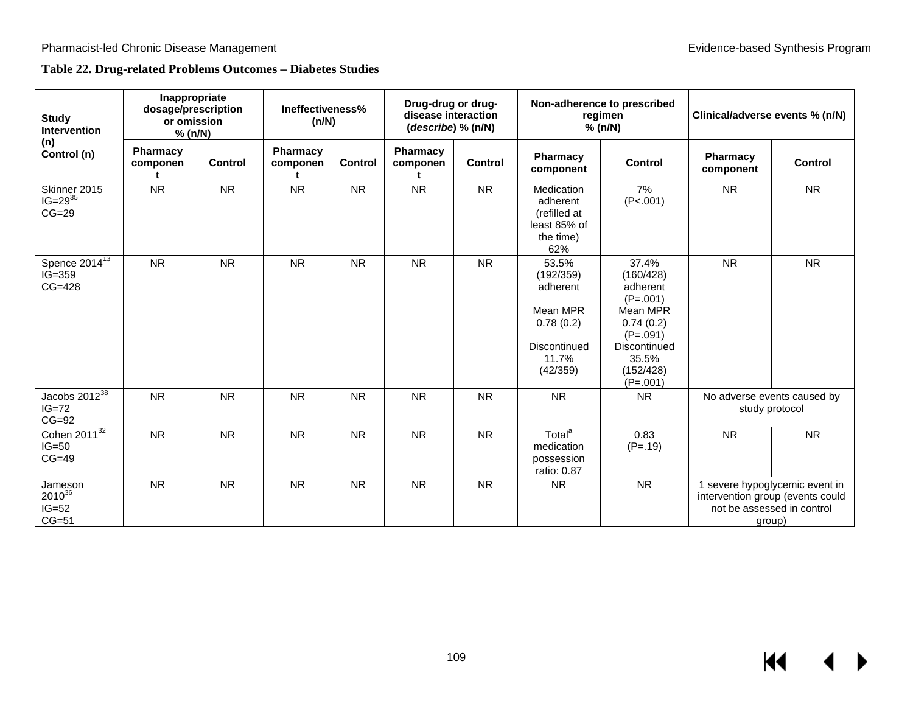**Table 22. Drug-related Problems Outcomes – Diabetes Studies**

| Study Intervention (n) Control (n) | Inappropriate dosage/prescription or omission % (n/N) | | Ineffectiveness% (n/N) | | Drug-drug or drug-disease interaction (*describe*) % (n/N) | | Non-adherence to prescribed regimen % (n/N) | | Clinical/adverse events % (n/N) | |
|---|---|---|---|---|---|---|---|---|---|---|
| | Pharmacy component | Control | Pharmacy component | Control | Pharmacy component | Control | Pharmacy component | Control | Pharmacy component | Control |
| Skinner 2015 IG=29[35] CG=29 | NR | NR | NR | NR | NR | NR | Medication adherent (refilled at least 85% of the time) 62% | 7% (P<.001) | NR | NR |
| Spence 2014[13] IG=359 CG=428 | NR | NR | NR | NR | NR | NR | 53.5% (192/359) adherent<br><br>Mean MPR 0.78 (0.2)<br><br>Discontinued 11.7% (42/359) | 37.4% (160/428) adherent (P=.001)<br>Mean MPR 0.74 (0.2) (P=.091)<br>Discontinued 35.5% (152/428) (P=.001) | NR | NR |
| Jacobs 2012[38] IG=72 CG=92 | NR | NR | NR | NR | NR | NR | NR | NR | No adverse events caused by study protocol | |
| Cohen 2011[32] IG=50 CG=49 | NR | NR | NR | NR | NR | NR | Total[a] medication possession ratio: 0.87 | 0.83 (P=.19) | NR | NR |
| Jameson 2010[36] IG=52 CG=51 | NR | NR | NR | NR | NR | NR | NR | NR | 1 severe hypoglycemic event in intervention group (events could not be assessed in control group) | |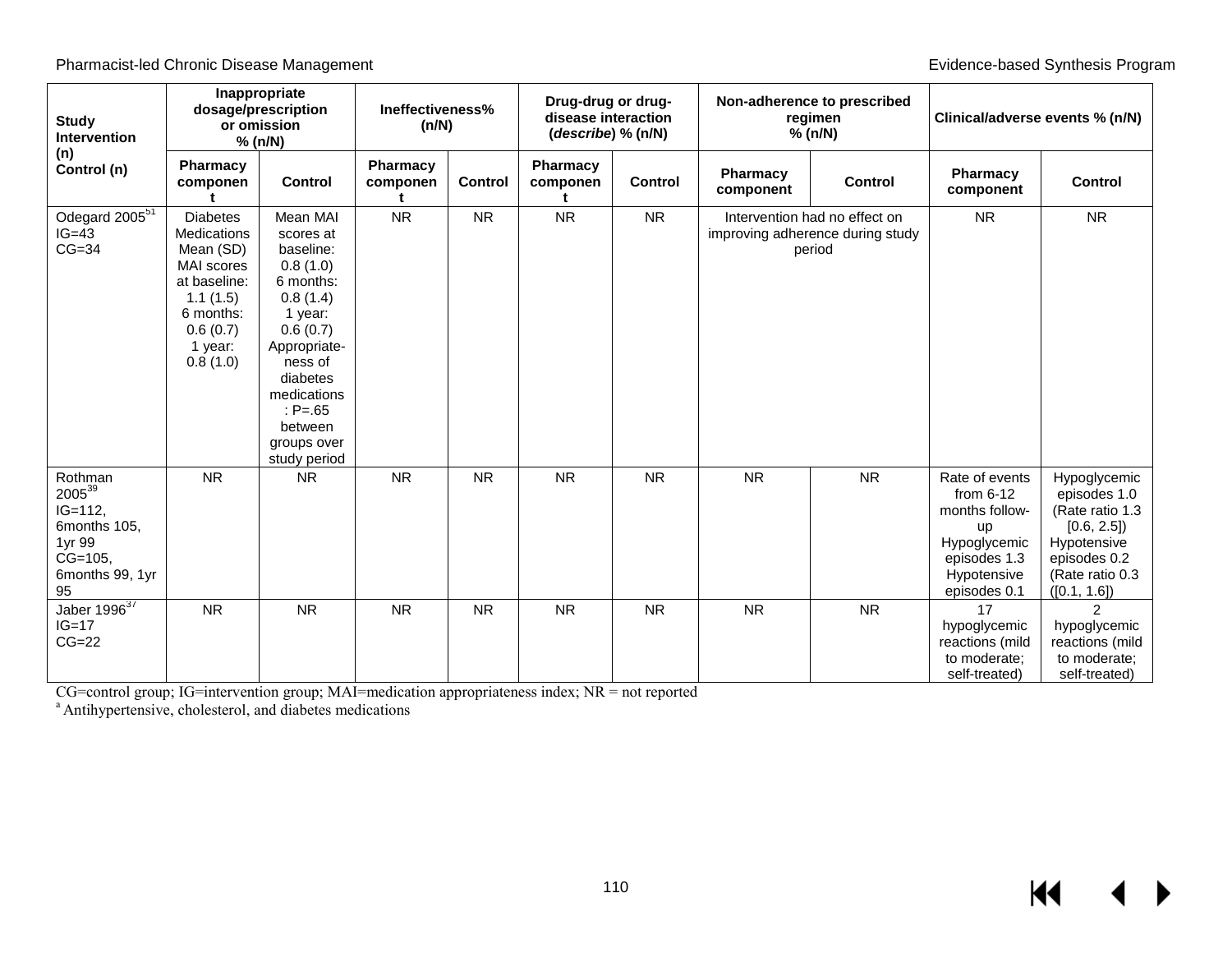| Study Intervention (n) Control (n) | Inappropriate dosage/prescription or omission % (n/N) | | Ineffectiveness% (n/N) | | Drug-drug or drug-disease interaction (*describe*) % (n/N) | | Non-adherence to prescribed regimen % (n/N) | | Clinical/adverse events % (n/N) | |
|---|---|---|---|---|---|---|---|---|---|---|
| | Pharmacy component | Control | Pharmacy component | Control | Pharmacy component | Control | Pharmacy component | Control | Pharmacy component | Control |
| Odegard 2005[51] IG=43 CG=34 | Diabetes Medications Mean (SD) MAI scores at baseline: 1.1 (1.5) 6 months: 0.6 (0.7) 1 year: 0.8 (1.0) | Mean MAI scores at baseline: 0.8 (1.0) 6 months: 0.8 (1.4) 1 year: 0.6 (0.7) Appropriate-ness of diabetes medications : P=.65 between groups over study period | NR | NR | NR | NR | Intervention had no effect on improving adherence during study period | | NR | NR |
| Rothman 2005[39] IG=112, 6months 105, 1yr 99 CG=105, 6months 99, 1yr 95 | NR | NR | NR | NR | NR | NR | NR | NR | Rate of events from 6-12 months follow-up Hypoglycemic episodes 1.3 Hypotensive episodes 0.1 | Hypoglycemic episodes 1.0 (Rate ratio 1.3 [0.6, 2.5]) Hypotensive episodes 0.2 (Rate ratio 0.3 ([0.1, 1.6]) |
| Jaber 1996[37] IG=17 CG=22 | NR | NR | NR | NR | NR | NR | NR | NR | 17 hypoglycemic reactions (mild to moderate; self-treated) | 2 hypoglycemic reactions (mild to moderate; self-treated) |

CG=control group; IG=intervention group; MAI=medication appropriateness index; NR = not reported

[a] Antihypertensive, cholesterol, and diabetes medications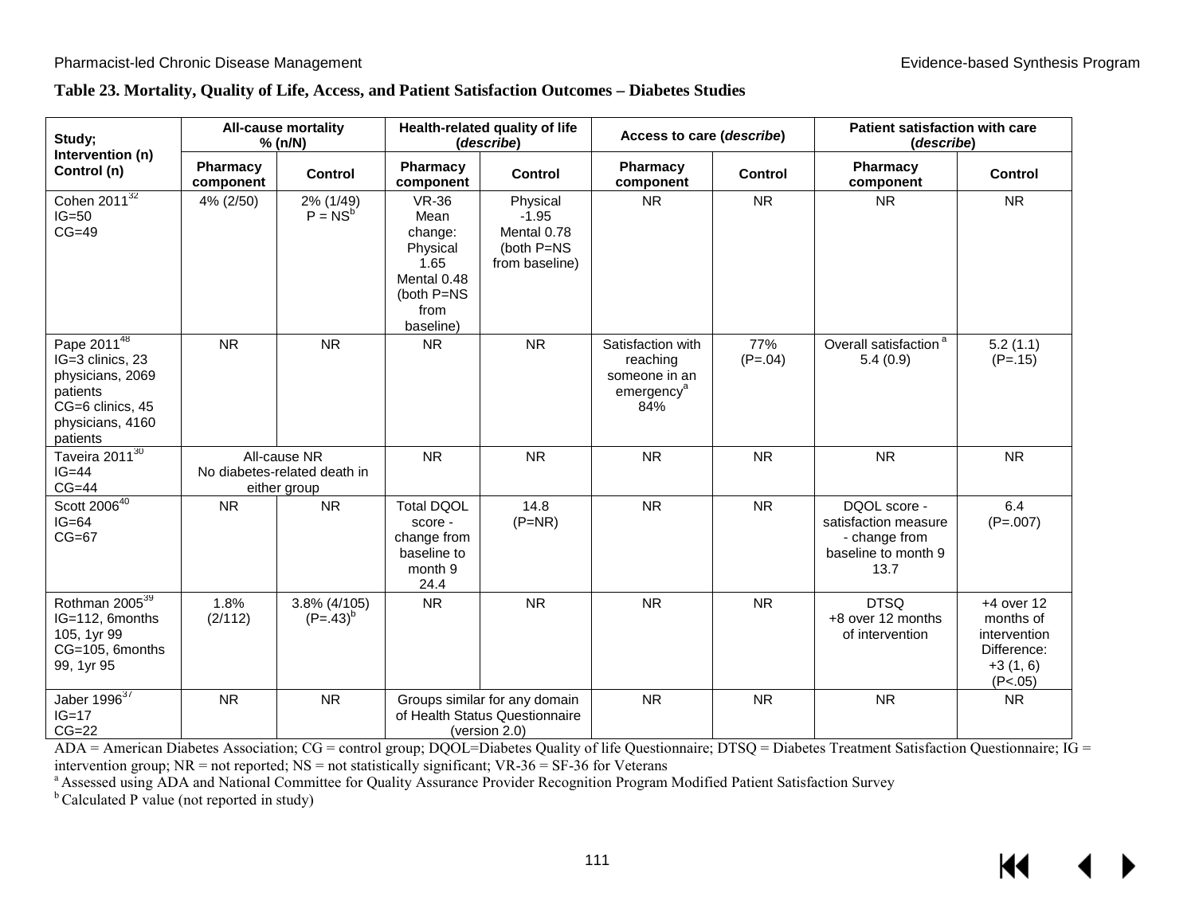**Table 23. Mortality, Quality of Life, Access, and Patient Satisfaction Outcomes – Diabetes Studies**

| Study; Intervention (n) Control (n) | All-cause mortality % (n/N) | | Health-related quality of life (*describe*) | | Access to care (*describe*) | | Patient satisfaction with care (*describe*) | |
|---|---|---|---|---|---|---|---|---|
| | Pharmacy component | Control | Pharmacy component | Control | Pharmacy component | Control | Pharmacy component | Control |
| Cohen 2011[32] IG=50 CG=49 | 4% (2/50) | 2% (1/49) P = NS[b] | VR-36 Mean change: Physical 1.65 Mental 0.48 (both P=NS from baseline) | Physical -1.95 Mental 0.78 (both P=NS from baseline) | NR | NR | NR | NR |
| Pape 2011[48] IG=3 clinics, 23 physicians, 2069 patients CG=6 clinics, 45 physicians, 4160 patients | NR | NR | NR | NR | Satisfaction with reaching someone in an emergency[a] 84% | 77% (P=.04) | Overall satisfaction[a] 5.4 (0.9) | 5.2 (1.1) (P=.15) |
| Taveira 2011[30] IG=44 CG=44 | All-cause NR No diabetes-related death in either group | | NR | NR | NR | NR | NR | NR |
| Scott 2006[40] IG=64 CG=67 | NR | NR | Total DQOL score - change from baseline to month 9 24.4 | 14.8 (P=NR) | NR | NR | DQOL score - satisfaction measure - change from baseline to month 9 13.7 | 6.4 (P=.007) |
| Rothman 2005[39] IG=112, 6months 105, 1yr 99 CG=105, 6months 99, 1yr 95 | 1.8% (2/112) | 3.8% (4/105) (P=.43)[b] | NR | NR | NR | NR | DTSQ +8 over 12 months of intervention | +4 over 12 months of intervention Difference: +3 (1, 6) (P<.05) |
| Jaber 1996[37] IG=17 CG=22 | NR | NR | Groups similar for any domain of Health Status Questionnaire (version 2.0) | | NR | NR | NR | NR |

ADA = American Diabetes Association; CG = control group; DQOL=Diabetes Quality of life Questionnaire; DTSQ = Diabetes Treatment Satisfaction Questionnaire; IG = intervention group; NR = not reported; NS = not statistically significant; VR-36 = SF-36 for Veterans

[a] Assessed using ADA and National Committee for Quality Assurance Provider Recognition Program Modified Patient Satisfaction Survey

[b] Calculated P value (not reported in study)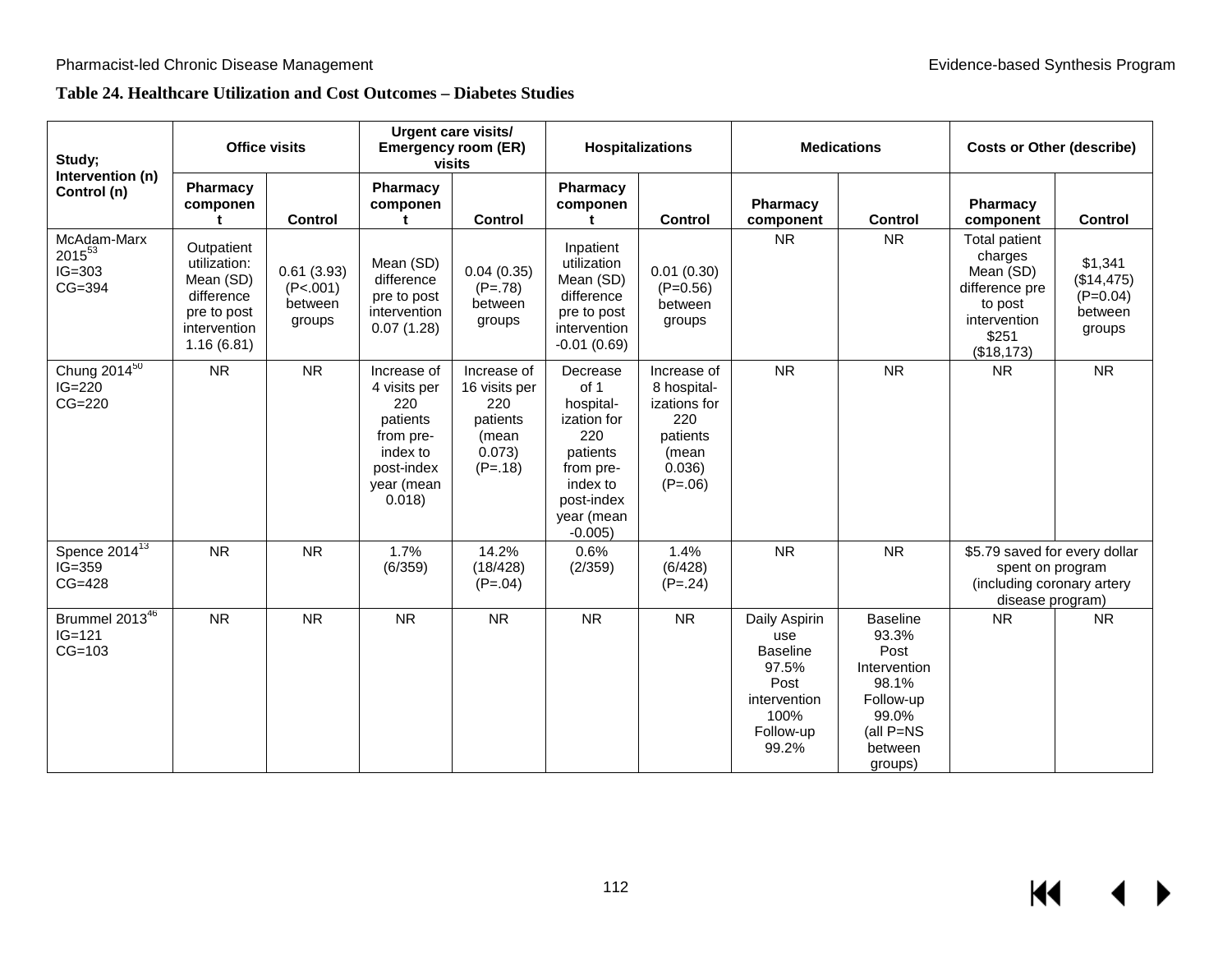**Table 24. Healthcare Utilization and Cost Outcomes – Diabetes Studies**

| Study; Intervention (n) Control (n) | Office visits | | Urgent care visits/ Emergency room (ER) visits | | Hospitalizations | | Medications | | Costs or Other (describe) | |
|---|---|---|---|---|---|---|---|---|---|---|
| | Pharmacy component | Control | Pharmacy component | Control | Pharmacy component | Control | Pharmacy component | Control | Pharmacy component | Control |
| McAdam-Marx 2015[53] IG=303 CG=394 | Outpatient utilization: Mean (SD) difference pre to post intervention 1.16 (6.81) | 0.61 (3.93) (P<.001) between groups | Mean (SD) difference pre to post intervention 0.07 (1.28) | 0.04 (0.35) (P=.78) between groups | Inpatient utilization Mean (SD) difference pre to post intervention -0.01 (0.69) | 0.01 (0.30) (P=0.56) between groups | NR | NR | Total patient charges Mean (SD) difference pre to post intervention $251 ($18,173) | $1,341 ($14,475) (P=0.04) between groups |
| Chung 2014[50] IG=220 CG=220 | NR | NR | Increase of 4 visits per 220 patients from pre-index to post-index year (mean 0.018) | Increase of 16 visits per 220 patients (mean 0.073) (P=.18) | Decrease of 1 hospital-ization for 220 patients from pre-index to post-index year (mean -0.005) | Increase of 8 hospital-izations for 220 patients (mean 0.036) (P=.06) | NR | NR | NR | NR |
| Spence 2014[13] IG=359 CG=428 | NR | NR | 1.7% (6/359) | 14.2% (18/428) (P=.04) | 0.6% (2/359) | 1.4% (6/428) (P=.24) | NR | NR | $5.79 saved for every dollar spent on program (including coronary artery disease program) | |
| Brummel 2013[46] IG=121 CG=103 | NR | NR | NR | NR | NR | NR | Daily Aspirin use Baseline 97.5% Post intervention 100% Follow-up 99.2% | Baseline 93.3% Post Intervention 98.1% Follow-up 99.0% (all P=NS between groups) | NR | NR |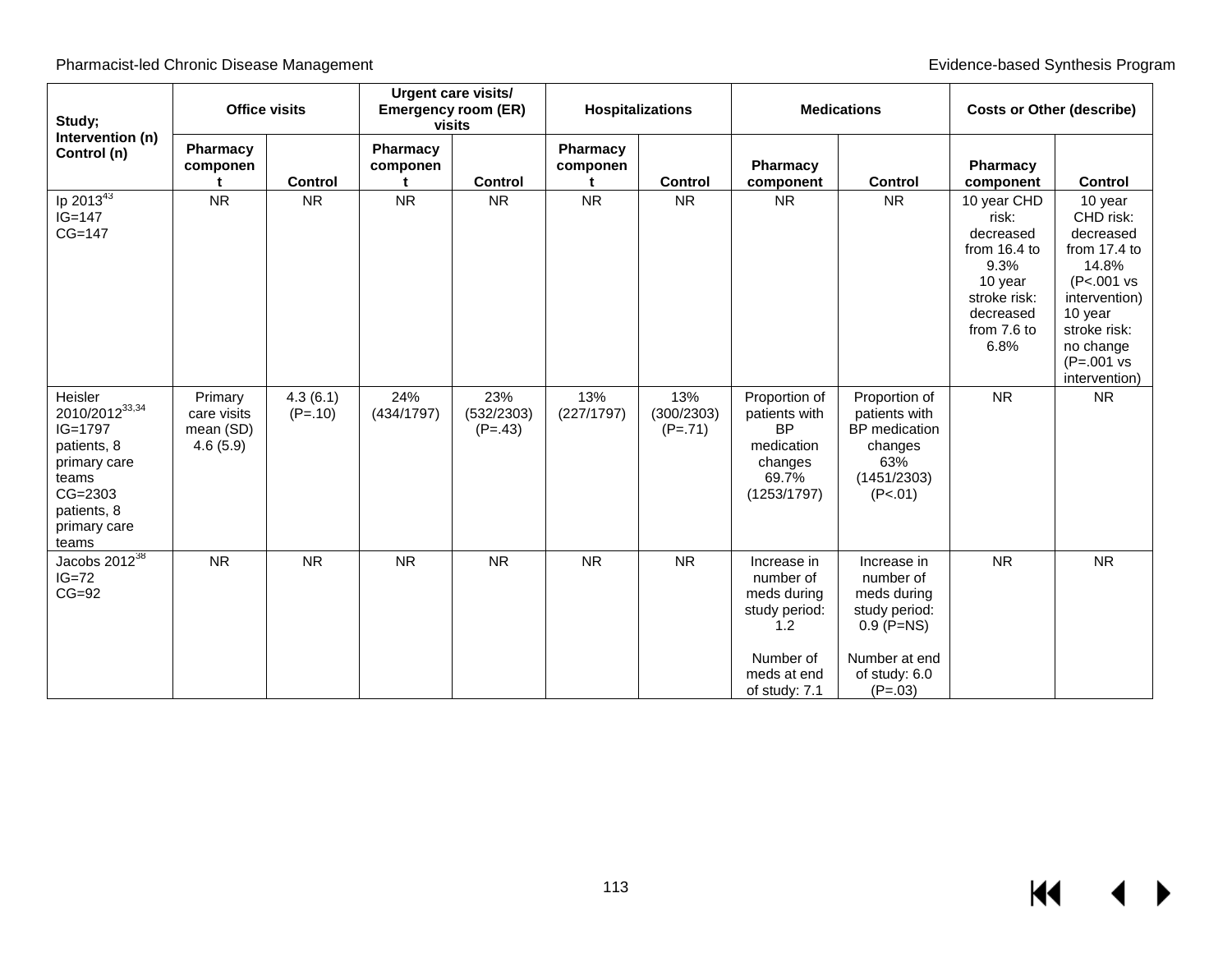| Study; Intervention (n) Control (n) | Office visits | | Urgent care visits/ Emergency room (ER) visits | | Hospitalizations | | Medications | | Costs or Other (describe) | |
|---|---|---|---|---|---|---|---|---|---|---|
| | Pharmacy component | Control | Pharmacy component | Control | Pharmacy component | Control | Pharmacy component | Control | Pharmacy component | Control |
| Ip 2013[43] IG=147 CG=147 | NR | NR | NR | NR | NR | NR | NR | NR | 10 year CHD risk: decreased from 16.4 to 9.3% 10 year stroke risk: decreased from 7.6 to 6.8% | 10 year CHD risk: decreased from 17.4 to 14.8% (P<.001 vs intervention) 10 year stroke risk: no change (P=.001 vs intervention) |
| Heisler 2010/2012[33,34] IG=1797 patients, 8 primary care teams CG=2303 patients, 8 primary care teams | Primary care visits mean (SD) 4.6 (5.9) | 4.3 (6.1) (P=.10) | 24% (434/1797) | 23% (532/2303) (P=.43) | 13% (227/1797) | 13% (300/2303) (P=.71) | Proportion of patients with BP medication changes 69.7% (1253/1797) | Proportion of patients with BP medication changes 63% (1451/2303) (P<.01) | NR | NR |
| Jacobs 2012[38] IG=72 CG=92 | NR | NR | NR | NR | NR | NR | Increase in number of meds during study period: 1.2<br><br>Number of meds at end of study: 7.1 | Increase in number of meds during study period: 0.9 (P=NS)<br><br>Number at end of study: 6.0 (P=.03) | NR | NR |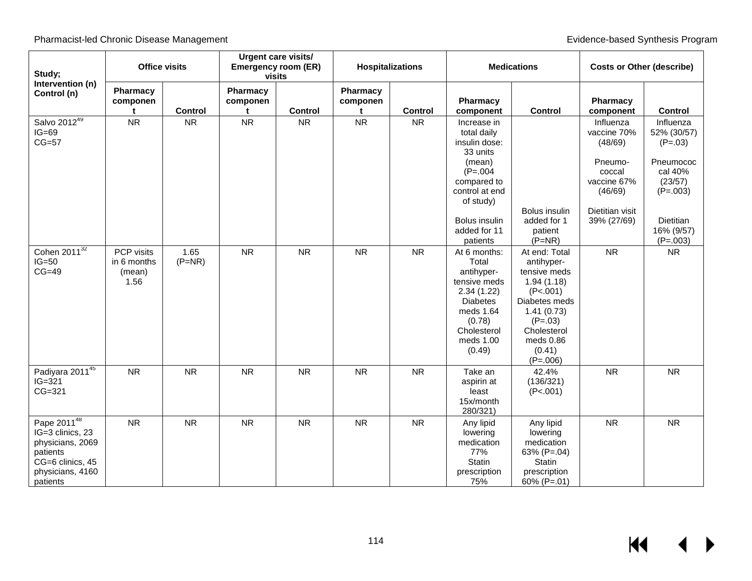| Study; Intervention (n) Control (n) | Office visits | | Urgent care visits/ Emergency room (ER) visits | | Hospitalizations | | Medications | | Costs or Other (describe) | |
|---|---|---|---|---|---|---|---|---|---|---|
| | Pharmacy component | Control | Pharmacy component | Control | Pharmacy component | Control | Pharmacy component | Control | Pharmacy component | Control |
| Salvo 2012[49] IG=69 CG=57 | NR | NR | NR | NR | NR | NR | Increase in total daily insulin dose: 33 units (mean) (P=.004 compared to control at end of study) Bolus insulin added for 11 patients | Bolus insulin added for 1 patient (P=NR) | Influenza vaccine 70% (48/69) Pneumo-coccal vaccine 67% (46/69) Dietitian visit 39% (27/69) | Influenza 52% (30/57) (P=.03) Pneumococcal 40% (23/57) (P=.003) Dietitian 16% (9/57) (P=.003) |
| Cohen 2011[32] IG=50 CG=49 | PCP visits in 6 months (mean) 1.56 | 1.65 (P=NR) | NR | NR | NR | NR | At 6 months: Total antihyper-tensive meds 2.34 (1.22) Diabetes meds 1.64 (0.78) Cholesterol meds 1.00 (0.49) | At end: Total antihyper-tensive meds 1.94 (1.18) (P<.001) Diabetes meds 1.41 (0.73) (P=.03) Cholesterol meds 0.86 (0.41) (P=.006) | NR | NR |
| Padiyara 2011[45] IG=321 CG=321 | NR | NR | NR | NR | NR | NR | Take an aspirin at least 15x/month 280/321) | 42.4% (136/321) (P<.001) | NR | NR |
| Pape 2011[48] IG=3 clinics, 23 physicians, 2069 patients CG=6 clinics, 45 physicians, 4160 patients | NR | NR | NR | NR | NR | NR | Any lipid lowering medication 77% Statin prescription 75% | Any lipid lowering medication 63% (P=.04) Statin prescription 60% (P=.01) | NR | NR |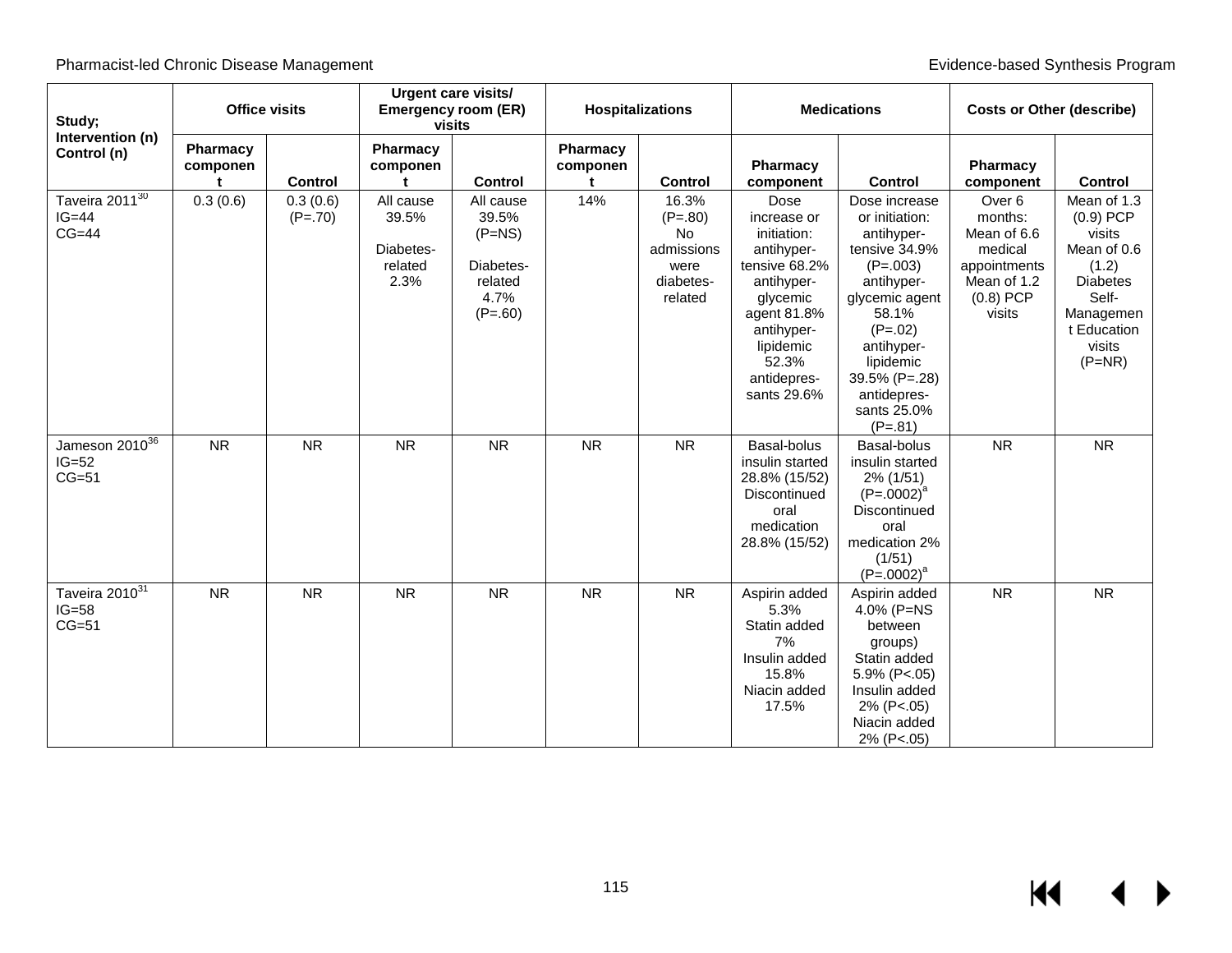| Study; Intervention (n) Control (n) | Office visits | | Urgent care visits/ Emergency room (ER) visits | | Hospitalizations | | Medications | | Costs or Other (describe) | |
|---|---|---|---|---|---|---|---|---|---|---|
| | Pharmacy component | Control | Pharmacy component | Control | Pharmacy component | Control | Pharmacy component | Control | Pharmacy component | Control |
| Taveira 2011[30] IG=44 CG=44 | 0.3 (0.6) | 0.3 (0.6) (P=.70) | All cause 39.5% Diabetes-related 2.3% | All cause 39.5% (P=NS) Diabetes-related 4.7% (P=.60) | 14% | 16.3% (P=.80) No admissions were diabetes-related | Dose increase or initiation: antihyper-tensive 68.2% antihyper-glycemic agent 81.8% antihyper-lipidemic 52.3% antidepres-sants 29.6% | Dose increase or initiation: antihyper-tensive 34.9% (P=.003) antihyper-glycemic agent 58.1% (P=.02) antihyper-lipidemic 39.5% (P=.28) antidepres-sants 25.0% (P=.81) | Over 6 months: Mean of 6.6 medical appointments Mean of 1.2 (0.8) PCP visits | Mean of 1.3 (0.9) PCP visits Mean of 0.6 (1.2) Diabetes Self-Management Education visits (P=NR) |
| Jameson 2010[36] IG=52 CG=51 | NR | NR | NR | NR | NR | NR | Basal-bolus insulin started 28.8% (15/52) Discontinued oral medication 28.8% (15/52) | Basal-bolus insulin started 2% (1/51) (P=.0002)[a] Discontinued oral medication 2% (1/51) (P=.0002)[a] | NR | NR |
| Taveira 2010[31] IG=58 CG=51 | NR | NR | NR | NR | NR | NR | Aspirin added 5.3% Statin added 7% Insulin added 15.8% Niacin added 17.5% | Aspirin added 4.0% (P=NS between groups) Statin added 5.9% (P<.05) Insulin added 2% (P<.05) Niacin added 2% (P<.05) | NR | NR |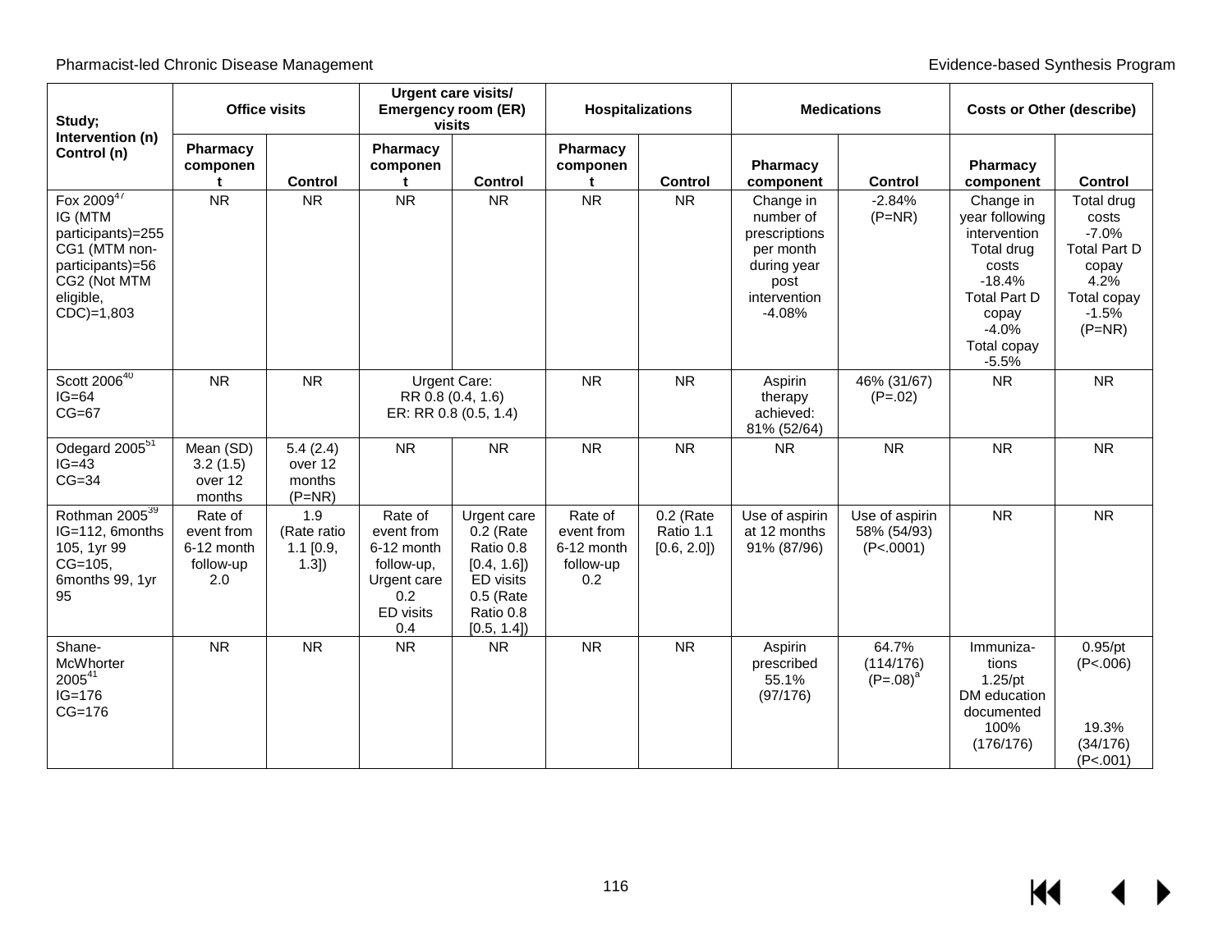| Study; Intervention (n) Control (n) | Office visits | | Urgent care visits/ Emergency room (ER) visits | | Hospitalizations | | Medications | | Costs or Other (describe) | |
|---|---|---|---|---|---|---|---|---|---|---|
| | Pharmacy component | Control | Pharmacy component | Control | Pharmacy component | Control | Pharmacy component | Control | Pharmacy component | Control |
| Fox 2009[47] IG (MTM participants)=255 CG1 (MTM non-participants)=56 CG2 (Not MTM eligible, CDC)=1,803 | NR | NR | NR | NR | NR | NR | Change in number of prescriptions per month during year post intervention -4.08% | -2.84% (P=NR) | Change in year following intervention Total drug costs -18.4% Total Part D copay -4.0% Total copay -5.5% | Total drug costs -7.0% Total Part D copay 4.2% Total copay -1.5% (P=NR) |
| Scott 2006[40] IG=64 CG=67 | NR | NR | Urgent Care: RR 0.8 (0.4, 1.6) ER: RR 0.8 (0.5, 1.4) | | NR | NR | Aspirin therapy achieved: 81% (52/64) | 46% (31/67) (P=.02) | NR | NR |
| Odegard 2005[51] IG=43 CG=34 | Mean (SD) 3.2 (1.5) over 12 months | 5.4 (2.4) over 12 months (P=NR) | NR | NR | NR | NR | NR | NR | NR | NR |
| Rothman 2005[39] IG=112, 6months 105, 1yr 99 CG=105, 6months 99, 1yr 95 | Rate of event from 6-12 month follow-up 2.0 | 1.9 (Rate ratio 1.1 [0.9, 1.3]) | Rate of event from 6-12 month follow-up, Urgent care 0.2 ED visits 0.4 | Urgent care 0.2 (Rate Ratio 0.8 [0.4, 1.6]) ED visits 0.5 (Rate Ratio 0.8 [0.5, 1.4]) | Rate of event from 6-12 month follow-up 0.2 | 0.2 (Rate Ratio 1.1 [0.6, 2.0]) | Use of aspirin at 12 months 91% (87/96) | Use of aspirin 58% (54/93) (P<.0001) | NR | NR |
| Shane-McWhorter 2005[41] IG=176 CG=176 | NR | NR | NR | NR | NR | NR | Aspirin prescribed 55.1% (97/176) | 64.7% (114/176) (P=.08)[a] | Immunizations 1.25/pt DM education documented 100% (176/176) | 0.95/pt (P<.006) 19.3% (34/176) (P<.001) |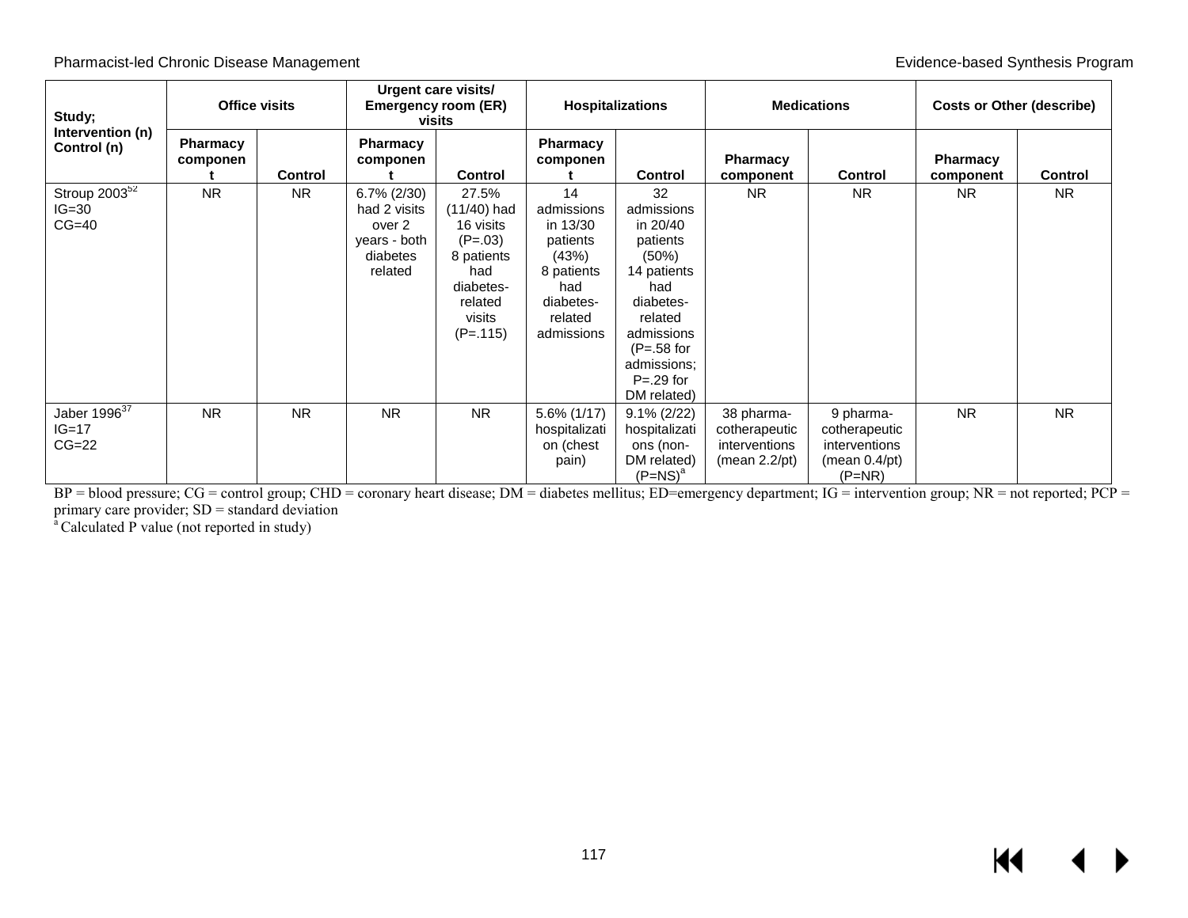| Study; Intervention (n) Control (n) | Office visits | | Urgent care visits/ Emergency room (ER) visits | | Hospitalizations | | Medications | | Costs or Other (describe) | |
|---|---|---|---|---|---|---|---|---|---|---|
| | Pharmacy component | Control | Pharmacy component | Control | Pharmacy component | Control | Pharmacy component | Control | Pharmacy component | Control |
| Stroup 2003[52] IG=30 CG=40 | NR | NR | 6.7% (2/30) had 2 visits over 2 years - both diabetes related | 27.5% (11/40) had 16 visits (P=.03) 8 patients had diabetes-related visits (P=.115) | 14 admissions in 13/30 patients (43%) 8 patients had diabetes-related admissions | 32 admissions in 20/40 patients (50%) 14 patients had diabetes-related admissions (P=.58 for admissions; P=.29 for DM related) | NR | NR | NR | NR |
| Jaber 1996[37] IG=17 CG=22 | NR | NR | NR | NR | 5.6% (1/17) hospitalization (chest pain) | 9.1% (2/22) hospitalizations (non-DM related) (P=NS)[a] | 38 pharmacotherapeutic interventions (mean 2.2/pt) | 9 pharmacotherapeutic interventions (mean 0.4/pt) (P=NR) | NR | NR |

BP = blood pressure; CG = control group; CHD = coronary heart disease; DM = diabetes mellitus; ED=emergency department; IG = intervention group; NR = not reported; PCP = primary care provider; SD = standard deviation

[a] Calculated P value (not reported in study)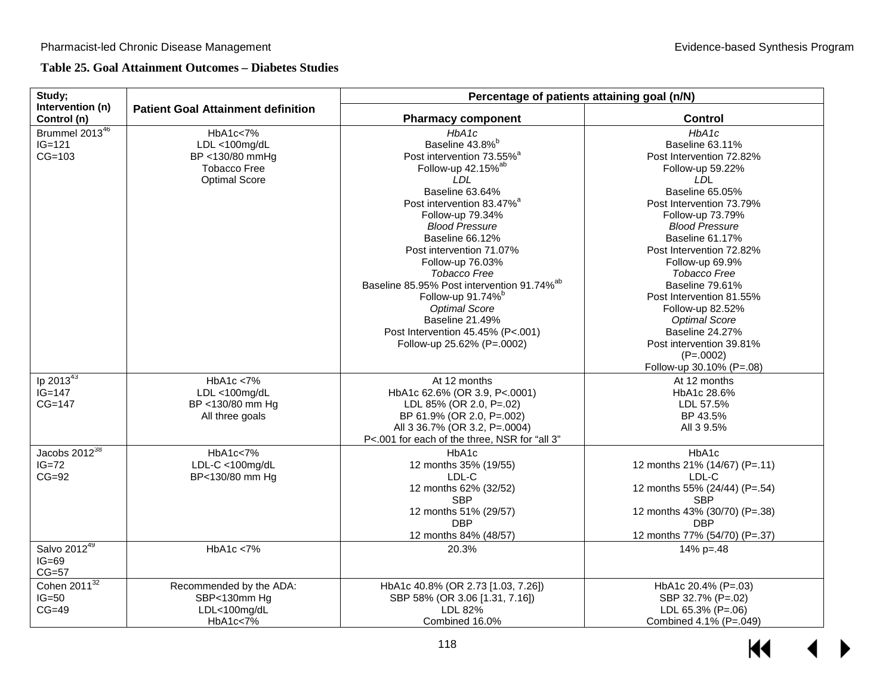**Table 25. Goal Attainment Outcomes – Diabetes Studies**

| Study; Intervention (n) Control (n) | Patient Goal Attainment definition | Percentage of patients attaining goal (n/N) | |
|---|---|---|---|
| | | **Pharmacy component** | **Control** |
| Brummel 2013[46]<br>IG=121<br>CG=103 | HbA1c<7%<br>LDL <100mg/dL<br>BP <130/80 mmHg<br>Tobacco Free<br>Optimal Score | *HbA1c*<br>Baseline 43.8%[b]<br>Post intervention 73.55%[a]<br>Follow-up 42.15%[ab]<br>*LDL*<br>Baseline 63.64%<br>Post intervention 83.47%[a]<br>Follow-up 79.34%<br>*Blood Pressure*<br>Baseline 66.12%<br>Post intervention 71.07%<br>Follow-up 76.03%<br>*Tobacco Free*<br>Baseline 85.95% Post intervention 91.74%[ab]<br>Follow-up 91.74%[b]<br>*Optimal Score*<br>Baseline 21.49%<br>Post Intervention 45.45% (P<.001)<br>Follow-up 25.62% (P=.0002) | *HbA1c*<br>Baseline 63.11%<br>Post Intervention 72.82%<br>Follow-up 59.22%<br>*LDL*<br>Baseline 65.05%<br>Post Intervention 73.79%<br>Follow-up 73.79%<br>*Blood Pressure*<br>Baseline 61.17%<br>Post Intervention 72.82%<br>Follow-up 69.9%<br>*Tobacco Free*<br>Baseline 79.61%<br>Post Intervention 81.55%<br>Follow-up 82.52%<br>*Optimal Score*<br>Baseline 24.27%<br>Post intervention 39.81% (P=.0002)<br>Follow-up 30.10% (P=.08) |
| Ip 2013[43]<br>IG=147<br>CG=147 | HbA1c <7%<br>LDL <100mg/dL<br>BP <130/80 mm Hg<br>All three goals | At 12 months<br>HbA1c 62.6% (OR 3.9, P<.0001)<br>LDL 85% (OR 2.0, P=.02)<br>BP 61.9% (OR 2.0, P=.002)<br>All 3 36.7% (OR 3.2, P=.0004)<br>P<.001 for each of the three, NSR for "all 3" | At 12 months<br>HbA1c 28.6%<br>LDL 57.5%<br>BP 43.5%<br>All 3 9.5% |
| Jacobs 2012[38]<br>IG=72<br>CG=92 | HbA1c<7%<br>LDL-C <100mg/dL<br>BP<130/80 mm Hg | HbA1c<br>12 months 35% (19/55)<br>LDL-C<br>12 months 62% (32/52)<br>SBP<br>12 months 51% (29/57)<br>DBP<br>12 months 84% (48/57) | HbA1c<br>12 months 21% (14/67) (P=.11)<br>LDL-C<br>12 months 55% (24/44) (P=.54)<br>SBP<br>12 months 43% (30/70) (P=.38)<br>DBP<br>12 months 77% (54/70) (P=.37) |
| Salvo 2012[49]<br>IG=69<br>CG=57 | HbA1c <7% | 20.3% | 14% p=.48 |
| Cohen 2011[32]<br>IG=50<br>CG=49 | Recommended by the ADA:<br>SBP<130mm Hg<br>LDL<100mg/dL<br>HbA1c<7% | HbA1c 40.8% (OR 2.73 [1.03, 7.26])<br>SBP 58% (OR 3.06 [1.31, 7.16])<br>LDL 82%<br>Combined 16.0% | HbA1c 20.4% (P=.03)<br>SBP 32.7% (P=.02)<br>LDL 65.3% (P=.06)<br>Combined 4.1% (P=.049) |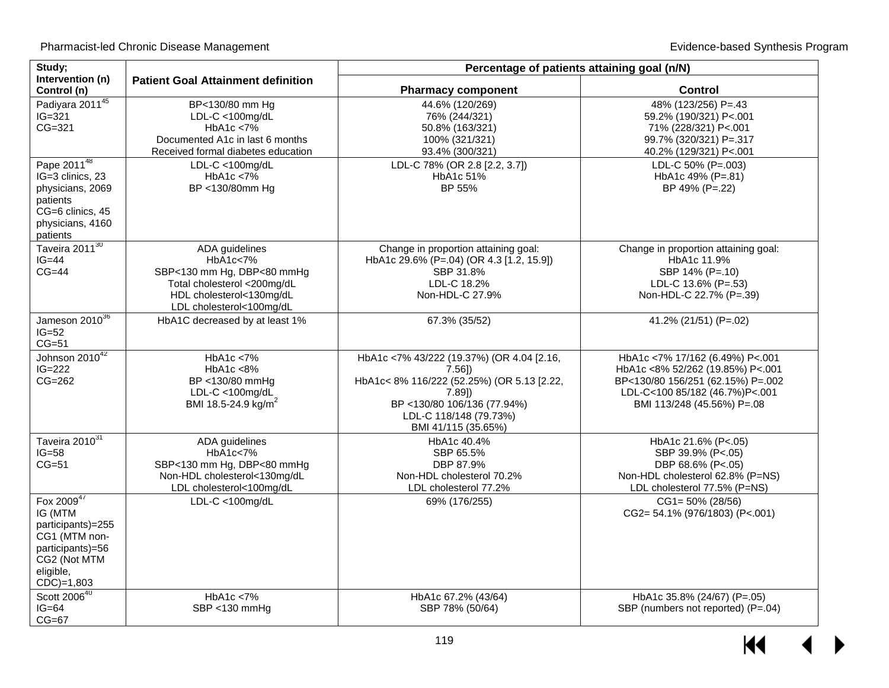| Study; Intervention (n) Control (n) | Patient Goal Attainment definition | Percentage of patients attaining goal (n/N) | |
|---|---|---|---|
| | | Pharmacy component | Control |
| Padiyara 2011[45] IG=321 CG=321 | BP<130/80 mm Hg<br>LDL-C <100mg/dL<br>HbA1c <7%<br>Documented A1c in last 6 months<br>Received formal diabetes education | 44.6% (120/269)<br>76% (244/321)<br>50.8% (163/321)<br>100% (321/321)<br>93.4% (300/321) | 48% (123/256) P=.43<br>59.2% (190/321) P<.001<br>71% (228/321) P<.001<br>99.7% (320/321) P=.317<br>40.2% (129/321) P<.001 |
| Pape 2011[48] IG=3 clinics, 23 physicians, 2069 patients CG=6 clinics, 45 physicians, 4160 patients | LDL-C <100mg/dL<br>HbA1c <7%<br>BP <130/80mm Hg | LDL-C 78% (OR 2.8 [2.2, 3.7])<br>HbA1c 51%<br>BP 55% | LDL-C 50% (P=.003)<br>HbA1c 49% (P=.81)<br>BP 49% (P=.22) |
| Taveira 2011[30] IG=44 CG=44 | ADA guidelines<br>HbA1c<7%<br>SBP<130 mm Hg, DBP<80 mmHg<br>Total cholesterol <200mg/dL<br>HDL cholesterol<130mg/dL<br>LDL cholesterol<100mg/dL | Change in proportion attaining goal:<br>HbA1c 29.6% (P=.04) (OR 4.3 [1.2, 15.9])<br>SBP 31.8%<br>LDL-C 18.2%<br>Non-HDL-C 27.9% | Change in proportion attaining goal:<br>HbA1c 11.9%<br>SBP 14% (P=.10)<br>LDL-C 13.6% (P=.53)<br>Non-HDL-C 22.7% (P=.39) |
| Jameson 2010[36] IG=52 CG=51 | HbA1C decreased by at least 1% | 67.3% (35/52) | 41.2% (21/51) (P=.02) |
| Johnson 2010[42] IG=222 CG=262 | HbA1c <7%<br>HbA1c <8%<br>BP <130/80 mmHg<br>LDL-C <100mg/dL<br>BMI 18.5-24.9 kg/m$^2$ | HbA1c <7% 43/222 (19.37%) (OR 4.04 [2.16, 7.56])<br>HbA1c< 8% 116/222 (52.25%) (OR 5.13 [2.22, 7.89])<br>BP <130/80 106/136 (77.94%)<br>LDL-C 118/148 (79.73%)<br>BMI 41/115 (35.65%) | HbA1c <7% 17/162 (6.49%) P<.001<br>HbA1c <8% 52/262 (19.85%) P<.001<br>BP<130/80 156/251 (62.15%) P=.002<br>LDL-C<100 85/182 (46.7%)P<.001<br>BMI 113/248 (45.56%) P=.08 |
| Taveira 2010[31] IG=58 CG=51 | ADA guidelines<br>HbA1c<7%<br>SBP<130 mm Hg, DBP<80 mmHg<br>Non-HDL cholesterol<130mg/dL<br>LDL cholesterol<100mg/dL | HbA1c 40.4%<br>SBP 65.5%<br>DBP 87.9%<br>Non-HDL cholesterol 70.2%<br>LDL cholesterol 77.2% | HbA1c 21.6% (P<.05)<br>SBP 39.9% (P<.05)<br>DBP 68.6% (P<.05)<br>Non-HDL cholesterol 62.8% (P=NS)<br>LDL cholesterol 77.5% (P=NS) |
| Fox 2009[47] IG (MTM participants)=255 CG1 (MTM non-participants)=56 CG2 (Not MTM eligible, CDC)=1,803 | LDL-C <100mg/dL | 69% (176/255) | CG1= 50% (28/56)<br>CG2= 54.1% (976/1803) (P<.001) |
| Scott 2006[40] IG=64 CG=67 | HbA1c <7%<br>SBP <130 mmHg | HbA1c 67.2% (43/64)<br>SBP 78% (50/64) | HbA1c 35.8% (24/67) (P=.05)<br>SBP (numbers not reported) (P=.04) |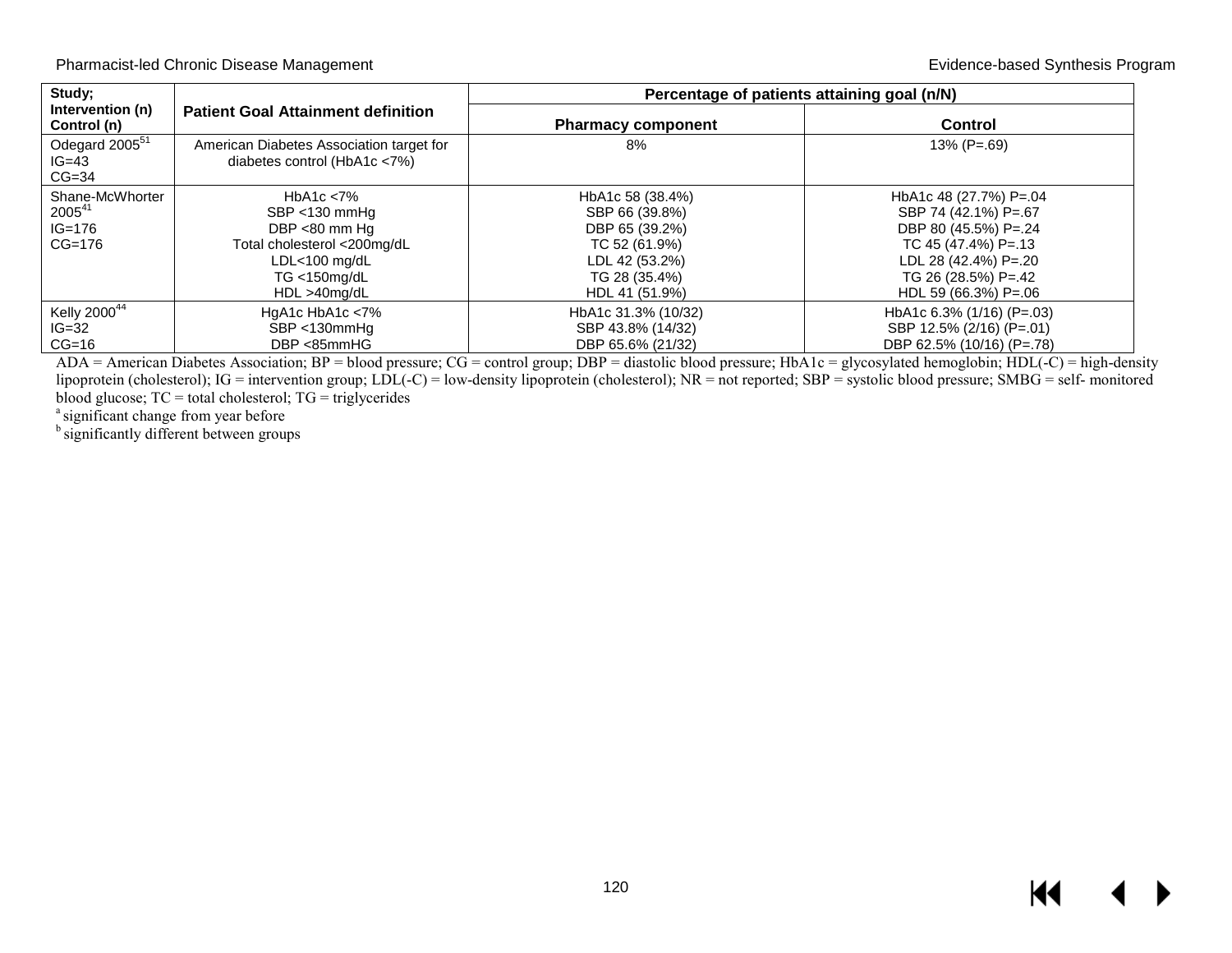| Study; Intervention (n) Control (n) | Patient Goal Attainment definition | Percentage of patients attaining goal (n/N) | |
|---|---|---|---|
| | | Pharmacy component | Control |
| Odegard 2005[51] IG=43 CG=34 | American Diabetes Association target for diabetes control (HbA1c <7%) | 8% | 13% (P=.69) |
| Shane-McWhorter 2005[41] IG=176 CG=176 | HbA1c <7%<br>SBP <130 mmHg<br>DBP <80 mm Hg<br>Total cholesterol <200mg/dL<br>LDL<100 mg/dL<br>TG <150mg/dL<br>HDL >40mg/dL | HbA1c 58 (38.4%)<br>SBP 66 (39.8%)<br>DBP 65 (39.2%)<br>TC 52 (61.9%)<br>LDL 42 (53.2%)<br>TG 28 (35.4%)<br>HDL 41 (51.9%) | HbA1c 48 (27.7%) P=.04<br>SBP 74 (42.1%) P=.67<br>DBP 80 (45.5%) P=.24<br>TC 45 (47.4%) P=.13<br>LDL 28 (42.4%) P=.20<br>TG 26 (28.5%) P=.42<br>HDL 59 (66.3%) P=.06 |
| Kelly 2000[44] IG=32 CG=16 | HgA1c HbA1c <7%<br>SBP <130mmHg<br>DBP <85mmHG | HbA1c 31.3% (10/32)<br>SBP 43.8% (14/32)<br>DBP 65.6% (21/32) | HbA1c 6.3% (1/16) (P=.03)<br>SBP 12.5% (2/16) (P=.01)<br>DBP 62.5% (10/16) (P=.78) |

ADA = American Diabetes Association; BP = blood pressure; CG = control group; DBP = diastolic blood pressure; HbA1c = glycosylated hemoglobin; HDL(-C) = high-density lipoprotein (cholesterol); IG = intervention group; LDL(-C) = low-density lipoprotein (cholesterol); NR = not reported; SBP = systolic blood pressure; SMBG = self- monitored blood glucose; TC = total cholesterol; TG = triglycerides

[a] significant change from year before

[b] significantly different between groups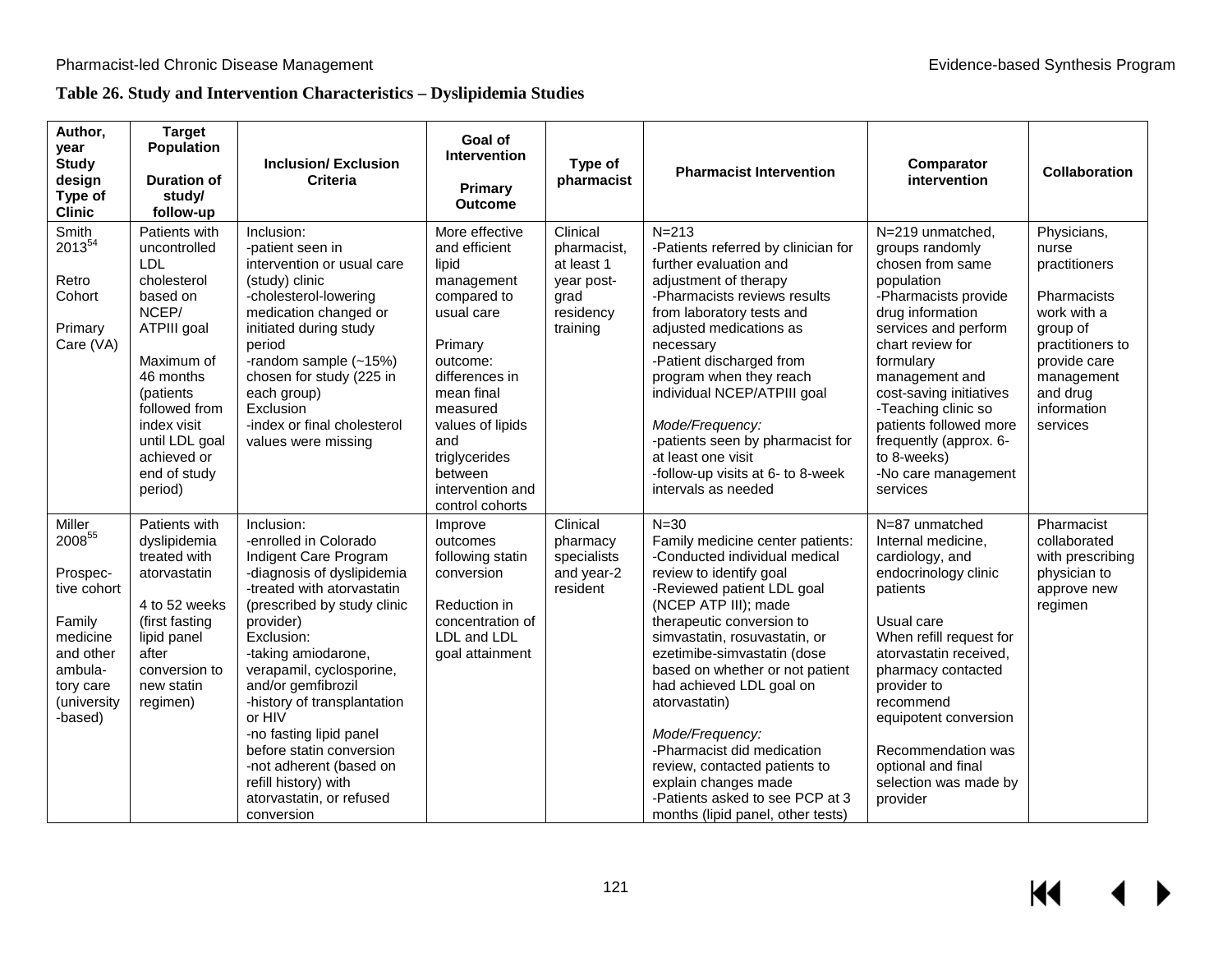**Table 26. Study and Intervention Characteristics – Dyslipidemia Studies**

| Author, year<br>Study design<br>Type of Clinic | Target Population<br><br>Duration of study/ follow-up | Inclusion/ Exclusion Criteria | Goal of Intervention<br><br>Primary Outcome | Type of pharmacist | Pharmacist Intervention | Comparator intervention | Collaboration |
|---|---|---|---|---|---|---|---|
| Smith 2013[54]<br><br>Retro Cohort<br><br>Primary Care (VA) | Patients with uncontrolled LDL cholesterol based on NCEP/ ATPIII goal<br><br>Maximum of 46 months (patients followed from index visit until LDL goal achieved or end of study period) | Inclusion:<br>-patient seen in intervention or usual care (study) clinic<br>-cholesterol-lowering medication changed or initiated during study period<br>-random sample (~15%) chosen for study (225 in each group)<br>Exclusion<br>-index or final cholesterol values were missing | More effective and efficient lipid management compared to usual care<br><br>Primary outcome: differences in mean final measured values of lipids and triglycerides between intervention and control cohorts | Clinical pharmacist, at least 1 year post-grad residency training | N=213<br>-Patients referred by clinician for further evaluation and adjustment of therapy<br>-Pharmacists reviews results from laboratory tests and adjusted medications as necessary<br>-Patient discharged from program when they reach individual NCEP/ATPIII goal<br><br>*Mode/Frequency:*<br>-patients seen by pharmacist for at least one visit<br>-follow-up visits at 6- to 8-week intervals as needed | N=219 unmatched, groups randomly chosen from same population<br>-Pharmacists provide drug information services and perform chart review for formulary management and cost-saving initiatives<br>-Teaching clinic so patients followed more frequently (approx. 6- to 8-weeks)<br>-No care management services | Physicians, nurse practitioners<br><br>Pharmacists work with a group of practitioners to provide care management and drug information services |
| Miller 2008[55]<br><br>Prospec-tive cohort<br><br>Family medicine and other ambula-tory care (university -based) | Patients with dyslipidemia treated with atorvastatin<br><br>4 to 52 weeks (first fasting lipid panel after conversion to new statin regimen) | Inclusion:<br>-enrolled in Colorado Indigent Care Program<br>-diagnosis of dyslipidemia<br>-treated with atorvastatin (prescribed by study clinic provider)<br>Exclusion:<br>-taking amiodarone, verapamil, cyclosporine, and/or gemfibrozil<br>-history of transplantation or HIV<br>-no fasting lipid panel before statin conversion<br>-not adherent (based on refill history) with atorvastatin, or refused conversion | Improve outcomes following statin conversion<br><br>Reduction in concentration of LDL and LDL goal attainment | Clinical pharmacy specialists and year-2 resident | N=30<br>Family medicine center patients:<br>-Conducted individual medical review to identify goal<br>-Reviewed patient LDL goal (NCEP ATP III); made therapeutic conversion to simvastatin, rosuvastatin, or ezetimibe-simvastatin (dose based on whether or not patient had achieved LDL goal on atorvastatin)<br><br>*Mode/Frequency:*<br>-Pharmacist did medication review, contacted patients to explain changes made<br>-Patients asked to see PCP at 3 months (lipid panel, other tests) | N=87 unmatched Internal medicine, cardiology, and endocrinology clinic patients<br><br>Usual care<br>When refill request for atorvastatin received, pharmacy contacted provider to recommend equipotent conversion<br><br>Recommendation was optional and final selection was made by provider | Pharmacist collaborated with prescribing physician to approve new regimen |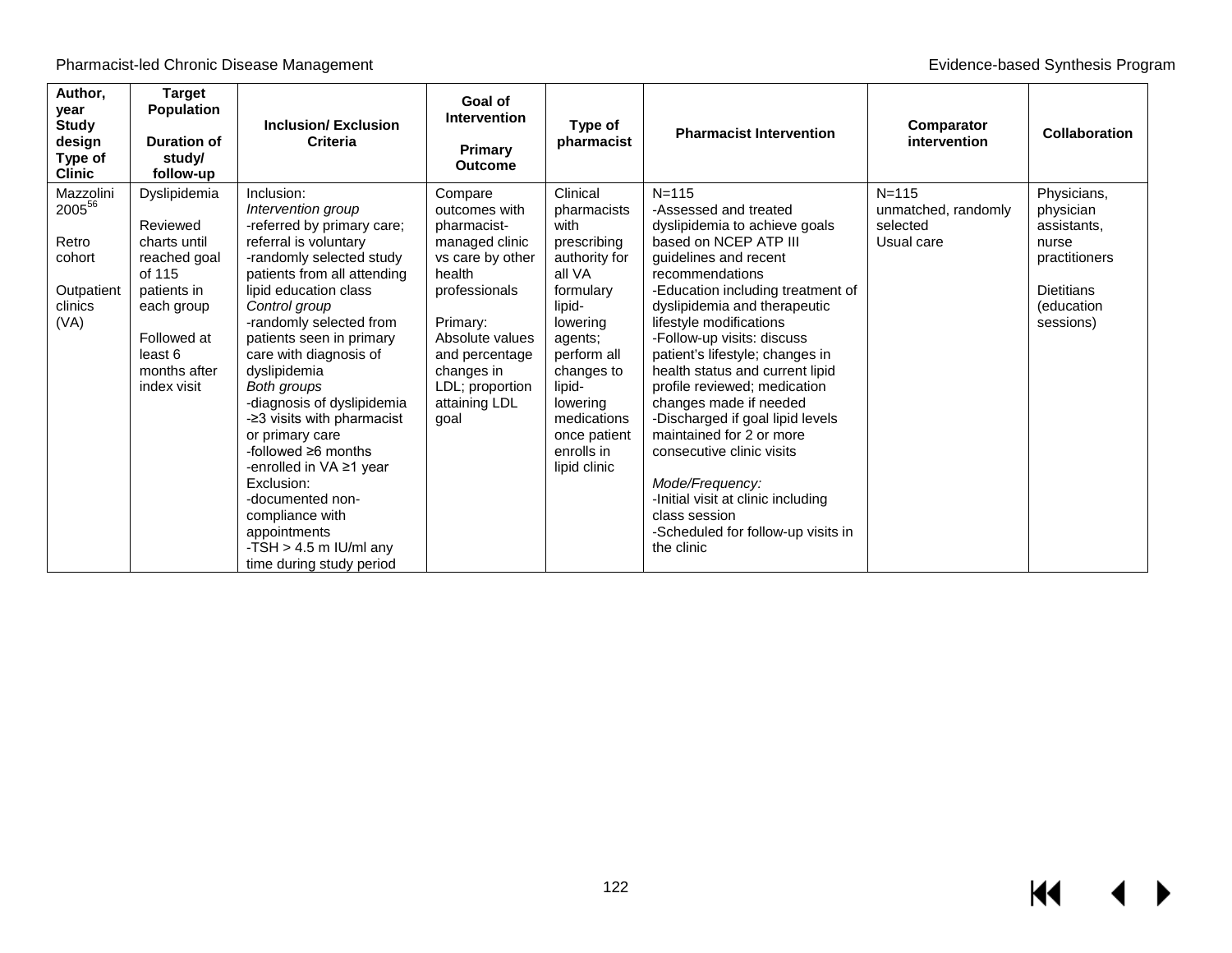| Author, year<br>Study design<br>Type of Clinic | Target Population<br><br>Duration of study/ follow-up | Inclusion/ Exclusion Criteria | Goal of Intervention<br><br>Primary Outcome | Type of pharmacist | Pharmacist Intervention | Comparator intervention | Collaboration |
|---|---|---|---|---|---|---|---|
| Mazzolini 2005[56]<br><br>Retro cohort<br><br>Outpatient clinics (VA) | Dyslipidemia<br><br>Reviewed charts until reached goal of 115 patients in each group<br><br>Followed at least 6 months after index visit | Inclusion:<br>*Intervention group*<br>-referred by primary care; referral is voluntary<br>-randomly selected study patients from all attending lipid education class<br>*Control group*<br>-randomly selected from patients seen in primary care with diagnosis of dyslipidemia<br>*Both groups*<br>-diagnosis of dyslipidemia<br>-≥3 visits with pharmacist or primary care<br>-followed ≥6 months<br>-enrolled in VA ≥1 year<br>Exclusion:<br>-documented non-compliance with appointments<br>-TSH > 4.5 m IU/ml any time during study period | Compare outcomes with pharmacist-managed clinic vs care by other health professionals<br><br>Primary:<br>Absolute values and percentage changes in LDL; proportion attaining LDL goal | Clinical pharmacists with prescribing authority for all VA formulary lipid-lowering agents; perform all changes to lipid-lowering medications once patient enrolls in lipid clinic | N=115<br>-Assessed and treated dyslipidemia to achieve goals based on NCEP ATP III guidelines and recent recommendations<br>-Education including treatment of dyslipidemia and therapeutic lifestyle modifications<br>-Follow-up visits: discuss patient's lifestyle; changes in health status and current lipid profile reviewed; medication changes made if needed<br>-Discharged if goal lipid levels maintained for 2 or more consecutive clinic visits<br><br>*Mode/Frequency:*<br>-Initial visit at clinic including class session<br>-Scheduled for follow-up visits in the clinic | N=115<br>unmatched, randomly selected<br>Usual care | Physicians, physician assistants, nurse practitioners<br><br>Dietitians (education sessions) |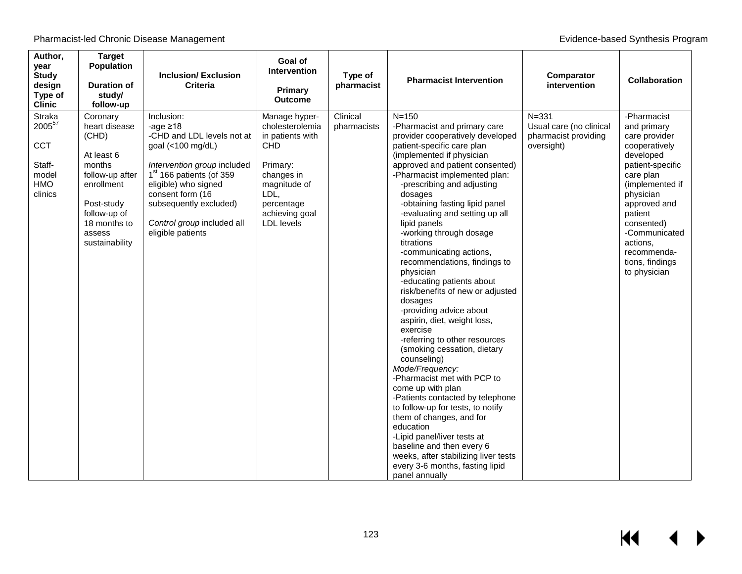| Author, year<br>Study design<br>Type of Clinic | Target Population<br><br>Duration of study/ follow-up | Inclusion/ Exclusion Criteria | Goal of Intervention<br><br>Primary Outcome | Type of pharmacist | Pharmacist Intervention | Comparator intervention | Collaboration |
|---|---|---|---|---|---|---|---|
| Straka 2005[57]<br><br>CCT<br><br>Staff-model HMO clinics | Coronary heart disease (CHD)<br><br>At least 6 months follow-up after enrollment<br><br>Post-study follow-up of 18 months to assess sustainability | Inclusion:<br>-age ≥18<br>-CHD and LDL levels not at goal (<100 mg/dL)<br><br>*Intervention group* included 1st 166 patients (of 359 eligible) who signed consent form (16 subsequently excluded)<br><br>*Control group* included all eligible patients | Manage hyper-cholesterolemia in patients with CHD<br><br>Primary: changes in magnitude of LDL, percentage achieving goal LDL levels | Clinical pharmacists | N=150<br>-Pharmacist and primary care provider cooperatively developed patient-specific care plan (implemented if physician approved and patient consented)<br>-Pharmacist implemented plan:<br>-prescribing and adjusting dosages<br>-obtaining fasting lipid panel<br>-evaluating and setting up all lipid panels<br>-working through dosage titrations<br>-communicating actions, recommendations, findings to physician<br>-educating patients about risk/benefits of new or adjusted dosages<br>-providing advice about aspirin, diet, weight loss, exercise<br>-referring to other resources (smoking cessation, dietary counseling)<br>*Mode/Frequency:*<br>-Pharmacist met with PCP to come up with plan<br>-Patients contacted by telephone to follow-up for tests, to notify them of changes, and for education<br>-Lipid panel/liver tests at baseline and then every 6 weeks, after stabilizing liver tests every 3-6 months, fasting lipid panel annually | N=331<br>Usual care (no clinical pharmacist providing oversight) | -Pharmacist and primary care provider cooperatively developed patient-specific care plan (implemented if physician approved and patient consented)<br>-Communicated actions, recommenda-tions, findings to physician |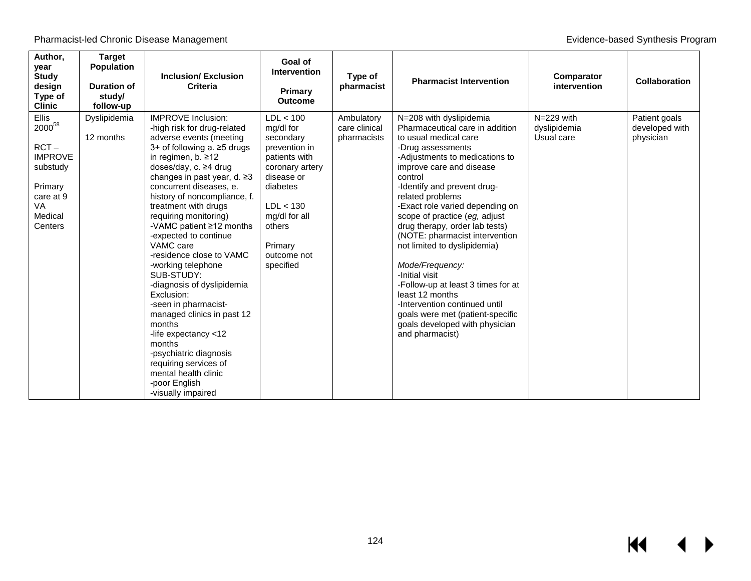| Author, year Study design Type of Clinic | Target Population Duration of study/ follow-up | Inclusion/ Exclusion Criteria | Goal of Intervention Primary Outcome | Type of pharmacist | Pharmacist Intervention | Comparator intervention | Collaboration |
|---|---|---|---|---|---|---|---|
| Ellis 2000[58]<br><br>RCT – IMPROVE substudy<br><br>Primary care at 9 VA Medical Centers | Dyslipidemia<br><br>12 months | IMPROVE Inclusion:<br>-high risk for drug-related adverse events (meeting 3+ of following a. ≥5 drugs in regimen, b. ≥12 doses/day, c. ≥4 drug changes in past year, d. ≥3 concurrent diseases, e. history of noncompliance, f. treatment with drugs requiring monitoring)<br>-VAMC patient ≥12 months<br>-expected to continue VAMC care<br>-residence close to VAMC<br>-working telephone<br>SUB-STUDY:<br>-diagnosis of dyslipidemia<br>Exclusion:<br>-seen in pharmacist-managed clinics in past 12 months<br>-life expectancy <12 months<br>-psychiatric diagnosis requiring services of mental health clinic<br>-poor English<br>-visually impaired | LDL < 100 mg/dl for secondary prevention in patients with coronary artery disease or diabetes<br><br>LDL < 130 mg/dl for all others<br><br>Primary outcome not specified | Ambulatory care clinical pharmacists | N=208 with dyslipidemia<br>Pharmaceutical care in addition to usual medical care<br>-Drug assessments<br>-Adjustments to medications to improve care and disease control<br>-Identify and prevent drug-related problems<br>-Exact role varied depending on scope of practice (*eg,* adjust drug therapy, order lab tests)<br>(NOTE: pharmacist intervention not limited to dyslipidemia)<br><br>*Mode/Frequency:*<br>-Initial visit<br>-Follow-up at least 3 times for at least 12 months<br>-Intervention continued until goals were met (patient-specific goals developed with physician and pharmacist) | N=229 with dyslipidemia<br>Usual care | Patient goals developed with physician |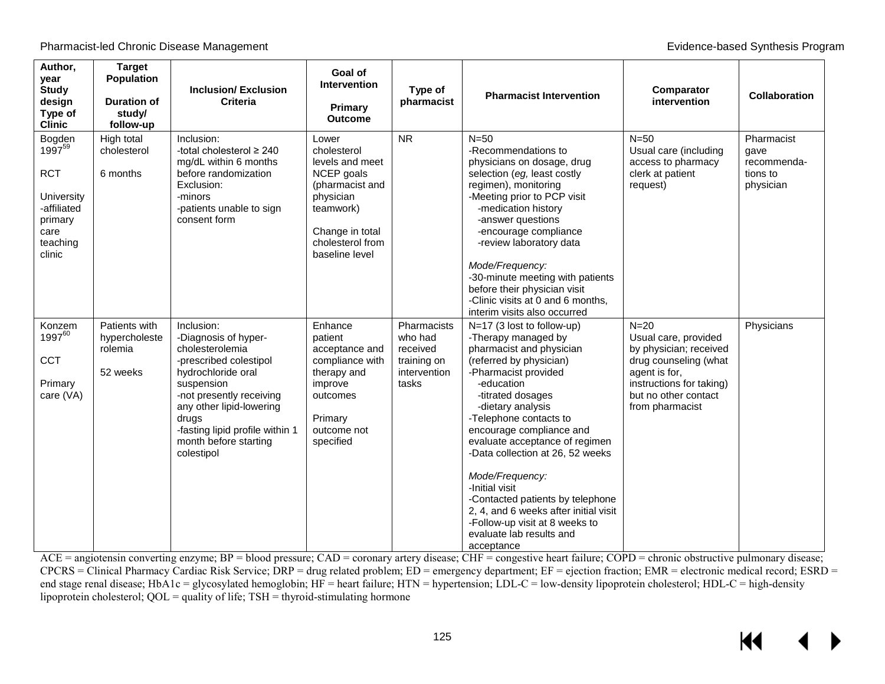| Author, year Study design Type of Clinic | Target Population Duration of study/ follow-up | Inclusion/ Exclusion Criteria | Goal of Intervention Primary Outcome | Type of pharmacist | Pharmacist Intervention | Comparator intervention | Collaboration |
|---|---|---|---|---|---|---|---|
| Bogden 1997[59]<br><br>RCT<br><br>University -affiliated primary care teaching clinic | High total cholesterol<br><br>6 months | Inclusion:<br>-total cholesterol ≥ 240 mg/dL within 6 months before randomization<br>Exclusion:<br>-minors<br>-patients unable to sign consent form | Lower cholesterol levels and meet NCEP goals (pharmacist and physician teamwork)<br><br>Change in total cholesterol from baseline level | NR | N=50<br>-Recommendations to physicians on dosage, drug selection (*eg,* least costly regimen), monitoring<br>-Meeting prior to PCP visit<br>-medication history<br>-answer questions<br>-encourage compliance<br>-review laboratory data<br><br>*Mode/Frequency:*<br>-30-minute meeting with patients before their physician visit<br>-Clinic visits at 0 and 6 months, interim visits also occurred | N=50<br>Usual care (including access to pharmacy clerk at patient request) | Pharmacist gave recommenda-tions to physician |
| Konzem 1997[60]<br><br>CCT<br><br>Primary care (VA) | Patients with hypercholeste rolemia<br><br>52 weeks | Inclusion:<br>-Diagnosis of hyper-cholesterolemia<br>-prescribed colestipol hydrochloride oral suspension<br>-not presently receiving any other lipid-lowering drugs<br>-fasting lipid profile within 1 month before starting colestipol | Enhance patient acceptance and compliance with therapy and improve outcomes<br><br>Primary outcome not specified | Pharmacists who had received training on intervention tasks | N=17 (3 lost to follow-up)<br>-Therapy managed by pharmacist and physician (referred by physician)<br>-Pharmacist provided<br>-education<br>-titrated dosages<br>-dietary analysis<br>-Telephone contacts to encourage compliance and evaluate acceptance of regimen<br>-Data collection at 26, 52 weeks<br><br>*Mode/Frequency:*<br>-Initial visit<br>-Contacted patients by telephone 2, 4, and 6 weeks after initial visit<br>-Follow-up visit at 8 weeks to evaluate lab results and acceptance | N=20<br>Usual care, provided by physician; received drug counseling (what agent is for, instructions for taking) but no other contact from pharmacist | Physicians |

ACE = angiotensin converting enzyme; BP = blood pressure; CAD = coronary artery disease; CHF = congestive heart failure; COPD = chronic obstructive pulmonary disease; CPCRS = Clinical Pharmacy Cardiac Risk Service; DRP = drug related problem; ED = emergency department; EF = ejection fraction; EMR = electronic medical record; ESRD = end stage renal disease; HbA1c = glycosylated hemoglobin; HF = heart failure; HTN = hypertension; LDL-C = low-density lipoprotein cholesterol; HDL-C = high-density lipoprotein cholesterol; QOL = quality of life; TSH = thyroid-stimulating hormone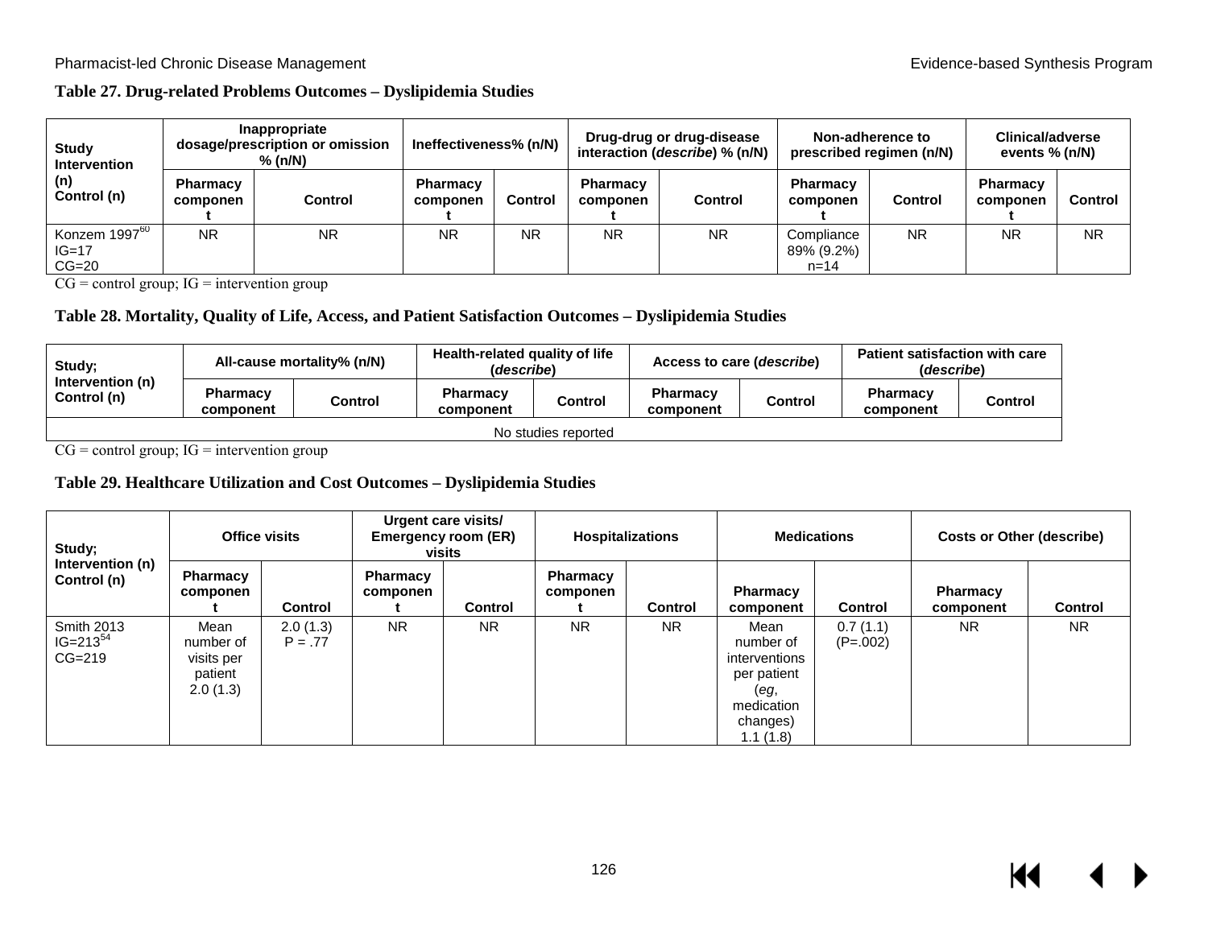### Table 27. Drug-related Problems Outcomes – Dyslipidemia Studies

| Study Intervention (n) Control (n) | Inappropriate dosage/prescription or omission % (n/N) | | Ineffectiveness% (n/N) | | Drug-drug or drug-disease interaction (*describe*) % (n/N) | | Non-adherence to prescribed regimen (n/N) | | Clinical/adverse events % (n/N) | |
|---|---|---|---|---|---|---|---|---|---|---|
| | Pharmacy component | Control | Pharmacy component | Control | Pharmacy component | Control | Pharmacy component | Control | Pharmacy component | Control |
| Konzem 1997[60] IG=17 CG=20 | NR | NR | NR | NR | NR | NR | Compliance 89% (9.2%) n=14 | NR | NR | NR |

CG = control group; IG = intervention group

### Table 28. Mortality, Quality of Life, Access, and Patient Satisfaction Outcomes – Dyslipidemia Studies

| Study; Intervention (n) Control (n) | All-cause mortality% (n/N) | | Health-related quality of life (*describe*) | | Access to care (*describe*) | | Patient satisfaction with care (*describe*) | |
|---|---|---|---|---|---|---|---|---|
| | Pharmacy component | Control | Pharmacy component | Control | Pharmacy component | Control | Pharmacy component | Control |
| No studies reported | | | | | | | | |

CG = control group; IG = intervention group

### Table 29. Healthcare Utilization and Cost Outcomes – Dyslipidemia Studies

| Study; Intervention (n) Control (n) | Office visits | | Urgent care visits/ Emergency room (ER) visits | | Hospitalizations | | Medications | | Costs or Other (describe) | |
|---|---|---|---|---|---|---|---|---|---|---|
| | Pharmacy component | Control | Pharmacy component | Control | Pharmacy component | Control | Pharmacy component | Control | Pharmacy component | Control |
| Smith 2013 IG=213[54] CG=219 | Mean number of visits per patient 2.0 (1.3) | 2.0 (1.3) P = .77 | NR | NR | NR | NR | Mean number of interventions per patient (*eg*, medication changes) 1.1 (1.8) | 0.7 (1.1) (P=.002) | NR | NR |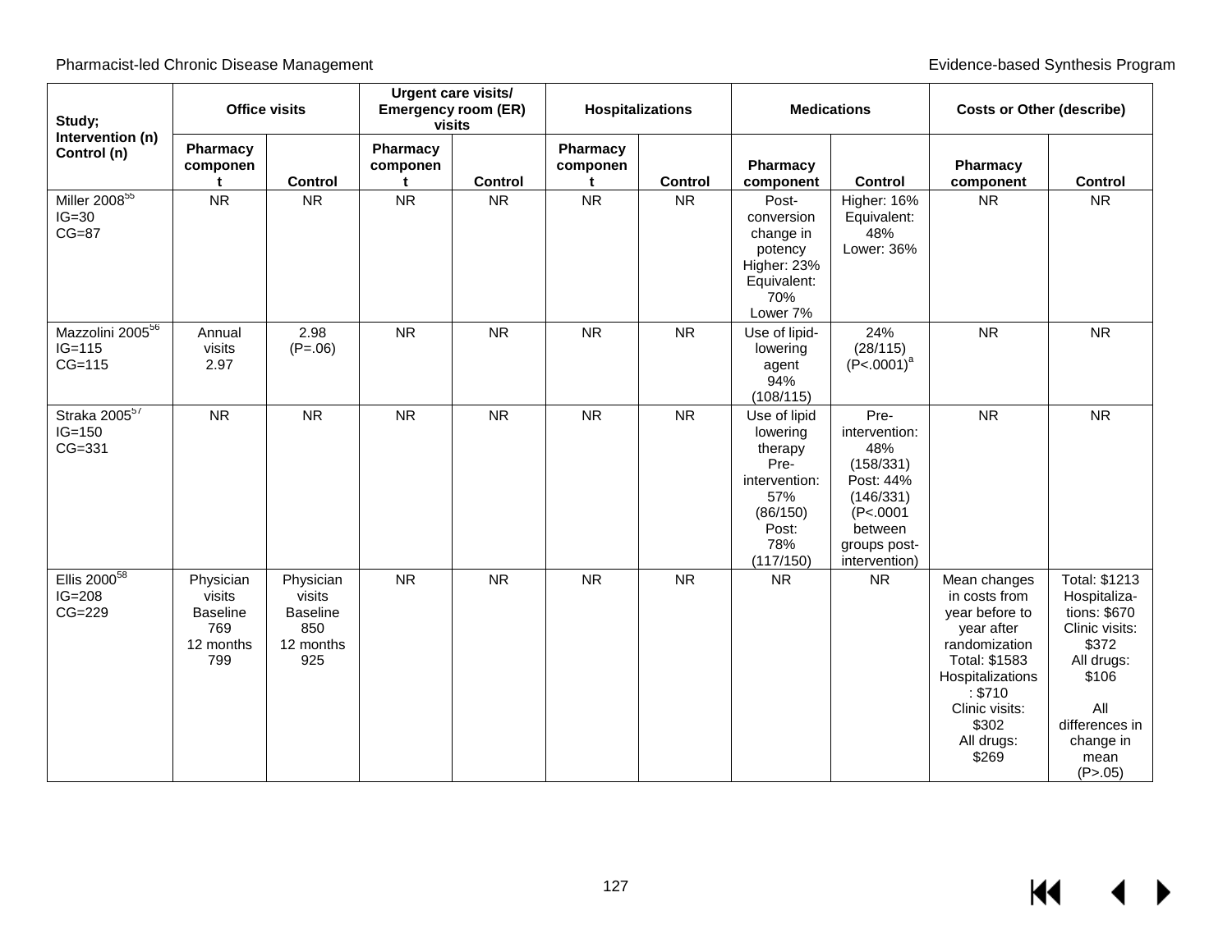| Study; Intervention (n) Control (n) | Office visits | | Urgent care visits/ Emergency room (ER) visits | | Hospitalizations | | Medications | | Costs or Other (describe) | |
|---|---|---|---|---|---|---|---|---|---|---|
| | Pharmacy component | Control | Pharmacy component | Control | Pharmacy component | Control | Pharmacy component | Control | Pharmacy component | Control |
| Miller 2008[55] IG=30 CG=87 | NR | NR | NR | NR | NR | NR | Post-conversion change in potency Higher: 23% Equivalent: 70% Lower 7% | Higher: 16% Equivalent: 48% Lower: 36% | NR | NR |
| Mazzolini 2005[56] IG=115 CG=115 | Annual visits 2.97 | 2.98 (P=.06) | NR | NR | NR | NR | Use of lipid-lowering agent 94% (108/115) | 24% (28/115) (P<.0001)[a] | NR | NR |
| Straka 2005[57] IG=150 CG=331 | NR | NR | NR | NR | NR | NR | Use of lipid lowering therapy Pre-intervention: 57% (86/150) Post: 78% (117/150) | Pre-intervention: 48% (158/331) Post: 44% (146/331) (P<.0001 between groups post-intervention) | NR | NR |
| Ellis 2000[58] IG=208 CG=229 | Physician visits Baseline 769 12 months 799 | Physician visits Baseline 850 12 months 925 | NR | NR | NR | NR | NR | NR | Mean changes in costs from year before to year after randomization Total: $1583 Hospitalizations: $710 Clinic visits: $302 All drugs: $269 | Total: $1213 Hospitalizations: $670 Clinic visits: $372 All drugs: $106 All differences in change in mean (P>.05) |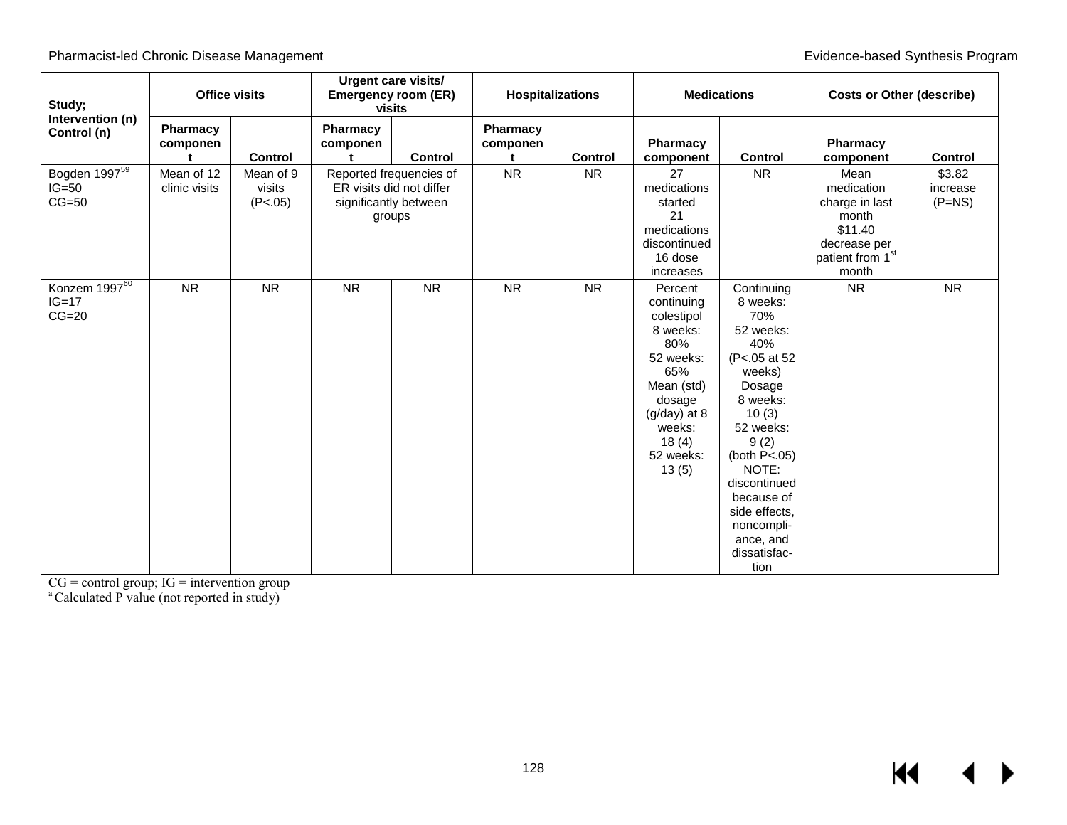| Study; Intervention (n) Control (n) | Office visits | | Urgent care visits/ Emergency room (ER) visits | | Hospitalizations | | Medications | | Costs or Other (describe) | |
|---|---|---|---|---|---|---|---|---|---|---|
| | Pharmacy component | Control | Pharmacy component | Control | Pharmacy component | Control | Pharmacy component | Control | Pharmacy component | Control |
| Bogden 1997[59] IG=50 CG=50 | Mean of 12 clinic visits | Mean of 9 visits (P<.05) | Reported frequencies of ER visits did not differ significantly between groups | | NR | NR | 27 medications started 21 medications discontinued 16 dose increases | NR | Mean medication charge in last month $11.40 decrease per patient from 1st month | $3.82 increase (P=NS) |
| Konzem 1997[60] IG=17 CG=20 | NR | NR | NR | NR | NR | NR | Percent continuing colestipol 8 weeks: 80% 52 weeks: 65% Mean (std) dosage (g/day) at 8 weeks: 18 (4) 52 weeks: 13 (5) | Continuing 8 weeks: 70% 52 weeks: 40% (P<.05 at 52 weeks) Dosage 8 weeks: 10 (3) 52 weeks: 9 (2) (both P<.05) NOTE: discontinued because of side effects, noncompliance, and dissatisfaction | NR | NR |

CG = control group; IG = intervention group
[a] Calculated P value (not reported in study)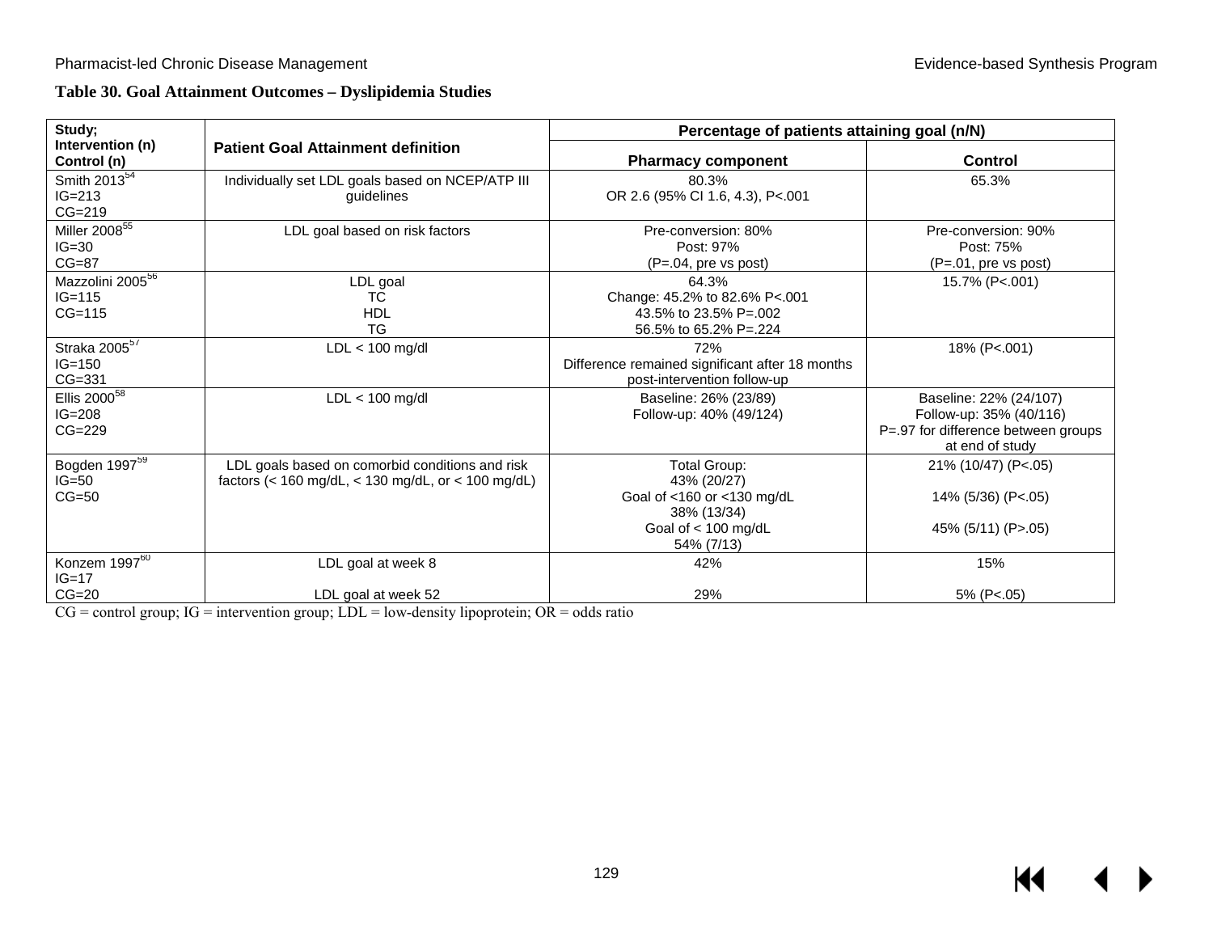**Table 30. Goal Attainment Outcomes – Dyslipidemia Studies**

| Study; Intervention (n) Control (n) | Patient Goal Attainment definition | Percentage of patients attaining goal (n/N) | |
|---|---|---|---|
| | | Pharmacy component | Control |
| Smith 2013[54] IG=213 CG=219 | Individually set LDL goals based on NCEP/ATP III guidelines | 80.3% OR 2.6 (95% CI 1.6, 4.3), P<.001 | 65.3% |
| Miller 2008[55] IG=30 CG=87 | LDL goal based on risk factors | Pre-conversion: 80% Post: 97% (P=.04, pre vs post) | Pre-conversion: 90% Post: 75% (P=.01, pre vs post) |
| Mazzolini 2005[56] IG=115 CG=115 | LDL goal TC HDL TG | 64.3% Change: 45.2% to 82.6% P<.001 43.5% to 23.5% P=.002 56.5% to 65.2% P=.224 | 15.7% (P<.001) |
| Straka 2005[57] IG=150 CG=331 | LDL < 100 mg/dl | 72% Difference remained significant after 18 months post-intervention follow-up | 18% (P<.001) |
| Ellis 2000[58] IG=208 CG=229 | LDL < 100 mg/dl | Baseline: 26% (23/89) Follow-up: 40% (49/124) | Baseline: 22% (24/107) Follow-up: 35% (40/116) P=.97 for difference between groups at end of study |
| Bogden 1997[59] IG=50 CG=50 | LDL goals based on comorbid conditions and risk factors (< 160 mg/dL, < 130 mg/dL, or < 100 mg/dL) | Total Group: 43% (20/27) Goal of <160 or <130 mg/dL 38% (13/34) Goal of < 100 mg/dL 54% (7/13) | 21% (10/47) (P<.05) 14% (5/36) (P<.05) 45% (5/11) (P>.05) |
| Konzem 1997[60] IG=17 CG=20 | LDL goal at week 8 LDL goal at week 52 | 42% 29% | 15% 5% (P<.05) |

CG = control group; IG = intervention group; LDL = low-density lipoprotein; OR = odds ratio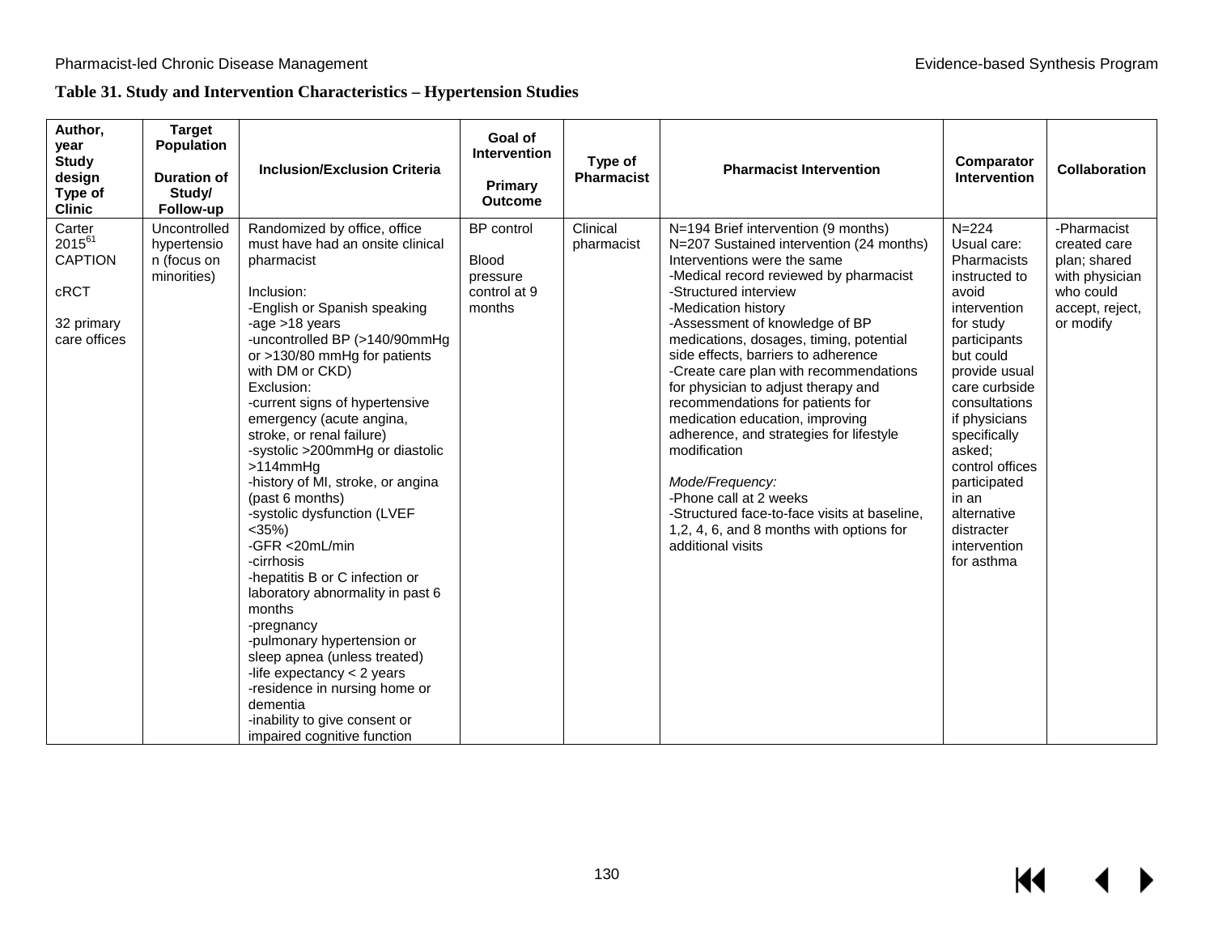**Table 31. Study and Intervention Characteristics – Hypertension Studies**

| Author, year<br>Study design<br>Type of Clinic | Target Population<br><br>Duration of Study/ Follow-up | Inclusion/Exclusion Criteria | Goal of Intervention<br><br>Primary Outcome | Type of Pharmacist | Pharmacist Intervention | Comparator Intervention | Collaboration |
|---|---|---|---|---|---|---|---|
| Carter 2015[61]<br>CAPTION<br><br>cRCT<br><br>32 primary care offices | Uncontrolled hypertension (focus on minorities) | Randomized by office, office must have had an onsite clinical pharmacist<br><br>Inclusion:<br>-English or Spanish speaking<br>-age >18 years<br>-uncontrolled BP (>140/90mmHg or >130/80 mmHg for patients with DM or CKD)<br>Exclusion:<br>-current signs of hypertensive emergency (acute angina, stroke, or renal failure)<br>-systolic >200mmHg or diastolic >114mmHg<br>-history of MI, stroke, or angina (past 6 months)<br>-systolic dysfunction (LVEF <35%)<br>-GFR <20mL/min<br>-cirrhosis<br>-hepatitis B or C infection or laboratory abnormality in past 6 months<br>-pregnancy<br>-pulmonary hypertension or sleep apnea (unless treated)<br>-life expectancy < 2 years<br>-residence in nursing home or dementia<br>-inability to give consent or impaired cognitive function | BP control<br><br>Blood pressure control at 9 months | Clinical pharmacist | N=194 Brief intervention (9 months)<br>N=207 Sustained intervention (24 months)<br>Interventions were the same<br>-Medical record reviewed by pharmacist<br>-Structured interview<br>-Medication history<br>-Assessment of knowledge of BP medications, dosages, timing, potential side effects, barriers to adherence<br>-Create care plan with recommendations for physician to adjust therapy and recommendations for patients for medication education, improving adherence, and strategies for lifestyle modification<br><br>*Mode/Frequency:*<br>-Phone call at 2 weeks<br>-Structured face-to-face visits at baseline, 1,2, 4, 6, and 8 months with options for additional visits | N=224<br>Usual care: Pharmacists instructed to avoid intervention for study participants but could provide usual care curbside consultations if physicians specifically asked; control offices participated in an alternative distracter intervention for asthma | -Pharmacist created care plan; shared with physician who could accept, reject, or modify |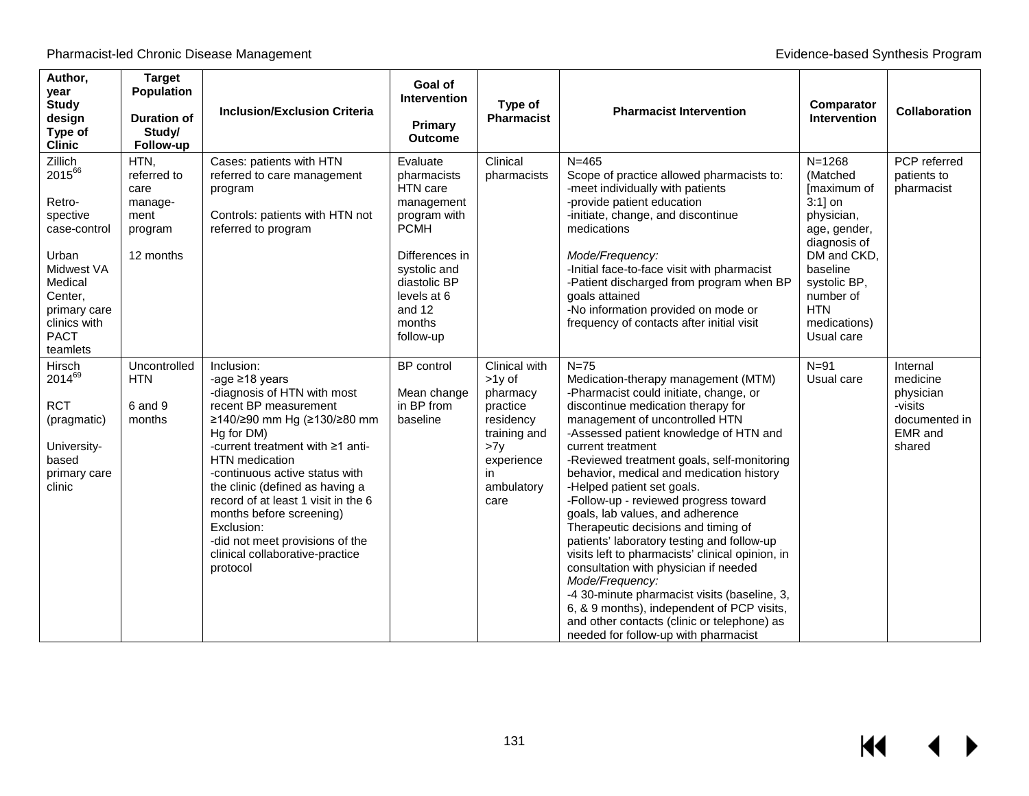| Author, year<br>Study design<br>Type of Clinic | Target Population<br><br>Duration of Study/ Follow-up | Inclusion/Exclusion Criteria | Goal of Intervention<br><br>Primary Outcome | Type of Pharmacist | Pharmacist Intervention | Comparator Intervention | Collaboration |
|---|---|---|---|---|---|---|---|
| Zillich 2015[66]<br><br>Retro-spective case-control<br><br>Urban Midwest VA Medical Center, primary care clinics with PACT teamlets | HTN, referred to care manage-ment program<br><br>12 months | Cases: patients with HTN referred to care management program<br><br>Controls: patients with HTN not referred to program | Evaluate pharmacists HTN care management program with PCMH<br><br>Differences in systolic and diastolic BP levels at 6 and 12 months follow-up | Clinical pharmacists | N=465<br>Scope of practice allowed pharmacists to:<br>-meet individually with patients<br>-provide patient education<br>-initiate, change, and discontinue medications<br><br>*Mode/Frequency:*<br>-Initial face-to-face visit with pharmacist<br>-Patient discharged from program when BP goals attained<br>-No information provided on mode or frequency of contacts after initial visit | N=1268 (Matched [maximum of 3:1] on physician, age, gender, diagnosis of DM and CKD, baseline systolic BP, number of HTN medications)<br>Usual care | PCP referred patients to pharmacist |
| Hirsch 2014[69]<br><br>RCT (pragmatic)<br><br>University-based primary care clinic | Uncontrolled HTN<br><br>6 and 9 months | Inclusion:<br>-age ≥18 years<br>-diagnosis of HTN with most recent BP measurement ≥140/≥90 mm Hg (≥130/≥80 mm Hg for DM)<br>-current treatment with ≥1 anti-HTN medication<br>-continuous active status with the clinic (defined as having a record of at least 1 visit in the 6 months before screening)<br>Exclusion:<br>-did not meet provisions of the clinical collaborative-practice protocol | BP control<br><br>Mean change in BP from baseline | Clinical with >1y of pharmacy practice residency training and >7y experience in ambulatory care | N=75<br>Medication-therapy management (MTM)<br>-Pharmacist could initiate, change, or discontinue medication therapy for management of uncontrolled HTN<br>-Assessed patient knowledge of HTN and current treatment<br>-Reviewed treatment goals, self-monitoring behavior, medical and medication history<br>-Helped patient set goals.<br>-Follow-up - reviewed progress toward goals, lab values, and adherence<br>Therapeutic decisions and timing of patients' laboratory testing and follow-up visits left to pharmacists' clinical opinion, in consultation with physician if needed<br>*Mode/Frequency:*<br>-4 30-minute pharmacist visits (baseline, 3, 6, & 9 months), independent of PCP visits, and other contacts (clinic or telephone) as needed for follow-up with pharmacist | N=91<br>Usual care | Internal medicine physician<br>-visits documented in EMR and shared |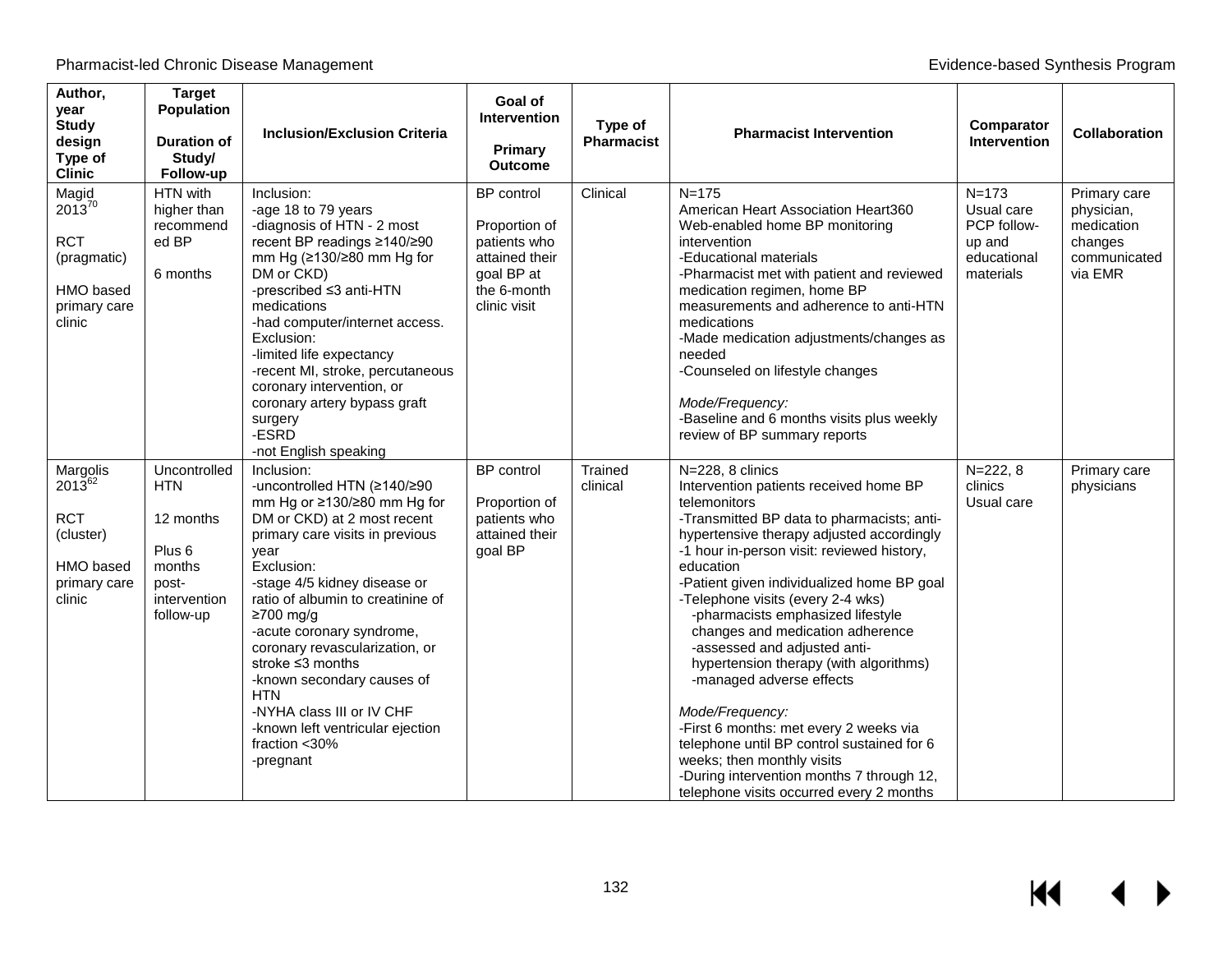| Author, year Study design Type of Clinic | Target Population Duration of Study/ Follow-up | Inclusion/Exclusion Criteria | Goal of Intervention Primary Outcome | Type of Pharmacist | Pharmacist Intervention | Comparator Intervention | Collaboration |
|---|---|---|---|---|---|---|---|
| Magid 2013[70]<br><br>RCT (pragmatic)<br><br>HMO based primary care clinic | HTN with higher than recommended BP<br><br>6 months | Inclusion:<br>-age 18 to 79 years<br>-diagnosis of HTN - 2 most recent BP readings ≥140/≥90 mm Hg (≥130/≥80 mm Hg for DM or CKD)<br>-prescribed ≤3 anti-HTN medications<br>-had computer/internet access.<br>Exclusion:<br>-limited life expectancy<br>-recent MI, stroke, percutaneous coronary intervention, or coronary artery bypass graft surgery<br>-ESRD<br>-not English speaking | BP control<br><br>Proportion of patients who attained their goal BP at the 6-month clinic visit | Clinical | N=175<br>American Heart Association Heart360 Web-enabled home BP monitoring intervention<br>-Educational materials<br>-Pharmacist met with patient and reviewed medication regimen, home BP measurements and adherence to anti-HTN medications<br>-Made medication adjustments/changes as needed<br>-Counseled on lifestyle changes<br><br>*Mode/Frequency:*<br>-Baseline and 6 months visits plus weekly review of BP summary reports | N=173<br>Usual care PCP follow-up and educational materials | Primary care physician, medication changes communicated via EMR |
| Margolis 2013[62]<br><br>RCT (cluster)<br><br>HMO based primary care clinic | Uncontrolled HTN<br><br>12 months<br><br>Plus 6 months post-intervention follow-up | Inclusion:<br>-uncontrolled HTN (≥140/≥90 mm Hg or ≥130/≥80 mm Hg for DM or CKD) at 2 most recent primary care visits in previous year<br>Exclusion:<br>-stage 4/5 kidney disease or ratio of albumin to creatinine of ≥700 mg/g<br>-acute coronary syndrome, coronary revascularization, or stroke ≤3 months<br>-known secondary causes of HTN<br>-NYHA class III or IV CHF<br>-known left ventricular ejection fraction <30%<br>-pregnant | BP control<br><br>Proportion of patients who attained their goal BP | Trained clinical | N=228, 8 clinics<br>Intervention patients received home BP telemonitors<br>-Transmitted BP data to pharmacists; anti-hypertensive therapy adjusted accordingly<br>-1 hour in-person visit: reviewed history, education<br>-Patient given individualized home BP goal<br>-Telephone visits (every 2-4 wks)<br>  -pharmacists emphasized lifestyle changes and medication adherence<br>  -assessed and adjusted anti-hypertension therapy (with algorithms)<br>  -managed adverse effects<br><br>*Mode/Frequency:*<br>-First 6 months: met every 2 weeks via telephone until BP control sustained for 6 weeks; then monthly visits<br>-During intervention months 7 through 12, telephone visits occurred every 2 months | N=222, 8 clinics<br>Usual care | Primary care physicians |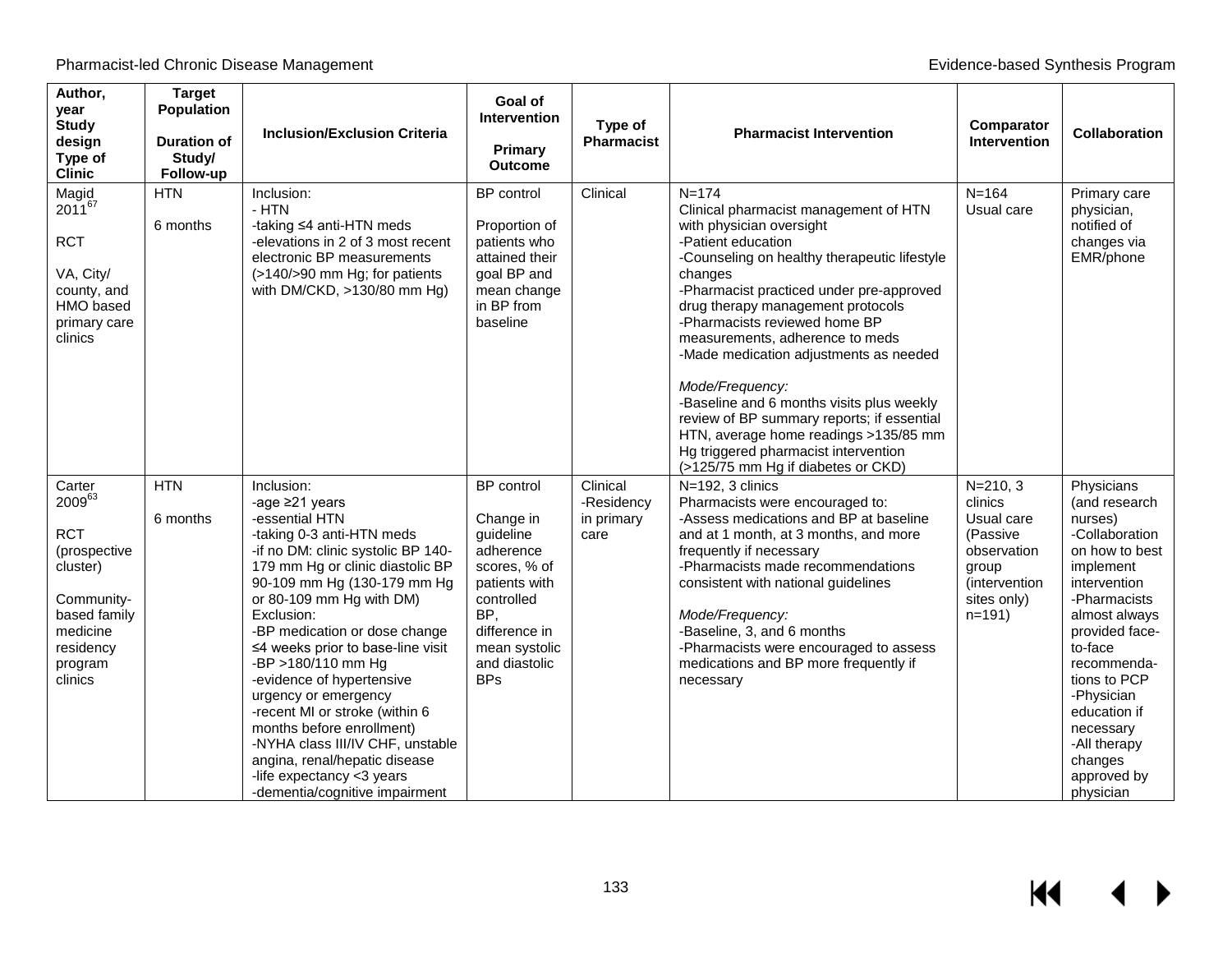| Author, year<br>Study design<br>Type of Clinic | Target Population<br><br>Duration of Study/ Follow-up | Inclusion/Exclusion Criteria | Goal of Intervention<br><br>Primary Outcome | Type of Pharmacist | Pharmacist Intervention | Comparator Intervention | Collaboration |
|---|---|---|---|---|---|---|---|
| Magid 2011[67]<br><br>RCT<br><br>VA, City/ county, and HMO based primary care clinics | HTN<br><br>6 months | Inclusion:<br>- HTN<br>-taking ≤4 anti-HTN meds<br>-elevations in 2 of 3 most recent electronic BP measurements (>140/>90 mm Hg; for patients with DM/CKD, >130/80 mm Hg) | BP control<br><br>Proportion of patients who attained their goal BP and mean change in BP from baseline | Clinical | N=174<br>Clinical pharmacist management of HTN with physician oversight<br>-Patient education<br>-Counseling on healthy therapeutic lifestyle changes<br>-Pharmacist practiced under pre-approved drug therapy management protocols<br>-Pharmacists reviewed home BP measurements, adherence to meds<br>-Made medication adjustments as needed<br><br>*Mode/Frequency:*<br>-Baseline and 6 months visits plus weekly review of BP summary reports; if essential HTN, average home readings >135/85 mm Hg triggered pharmacist intervention (>125/75 mm Hg if diabetes or CKD) | N=164<br>Usual care | Primary care physician, notified of changes via EMR/phone |
| Carter 2009[63]<br><br>RCT (prospective cluster)<br><br>Community-based family medicine residency program clinics | HTN<br><br>6 months | Inclusion:<br>-age ≥21 years<br>-essential HTN<br>-taking 0-3 anti-HTN meds<br>-if no DM: clinic systolic BP 140-179 mm Hg or clinic diastolic BP 90-109 mm Hg (130-179 mm Hg or 80-109 mm Hg with DM)<br>Exclusion:<br>-BP medication or dose change ≤4 weeks prior to base-line visit<br>-BP >180/110 mm Hg<br>-evidence of hypertensive urgency or emergency<br>-recent MI or stroke (within 6 months before enrollment)<br>-NYHA class III/IV CHF, unstable angina, renal/hepatic disease<br>-life expectancy <3 years<br>-dementia/cognitive impairment | BP control<br><br>Change in guideline adherence scores, % of patients with controlled BP, difference in mean systolic and diastolic BPs | Clinical<br>-Residency in primary care | N=192, 3 clinics<br>Pharmacists were encouraged to:<br>-Assess medications and BP at baseline and at 1 month, at 3 months, and more frequently if necessary<br>-Pharmacists made recommendations consistent with national guidelines<br><br>*Mode/Frequency:*<br>-Baseline, 3, and 6 months<br>-Pharmacists were encouraged to assess medications and BP more frequently if necessary | N=210, 3 clinics<br>Usual care (Passive observation group (intervention sites only) n=191) | Physicians (and research nurses)<br>-Collaboration on how to best implement intervention<br>-Pharmacists almost always provided face-to-face recommendations to PCP<br>-Physician education if necessary<br>-All therapy changes approved by physician |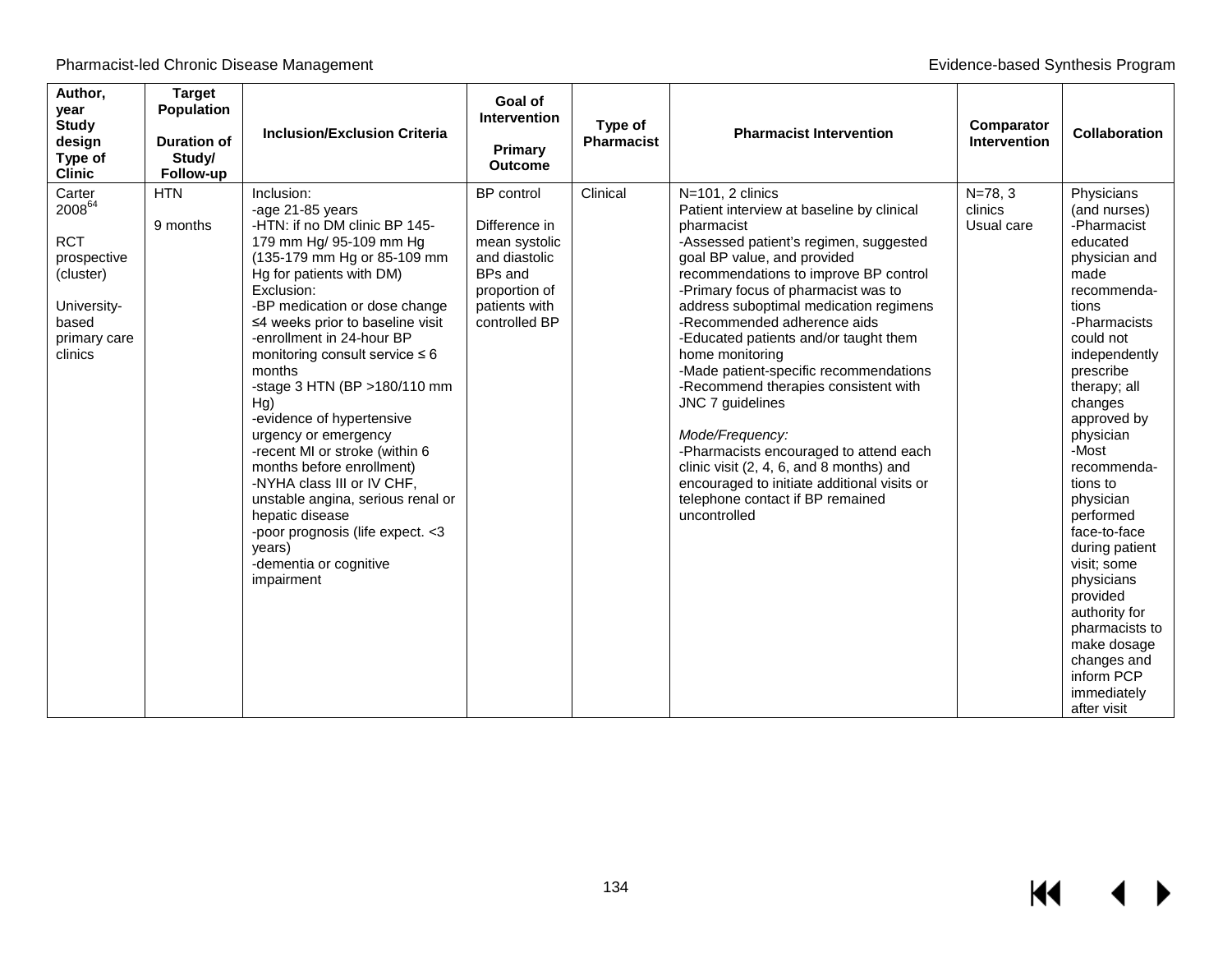| Author, year<br>Study design<br>Type of Clinic | Target Population<br><br>Duration of Study/ Follow-up | Inclusion/Exclusion Criteria | Goal of Intervention<br><br>Primary Outcome | Type of Pharmacist | Pharmacist Intervention | Comparator Intervention | Collaboration |
|---|---|---|---|---|---|---|---|
| Carter 2008[64]<br><br>RCT prospective (cluster)<br><br>University-based primary care clinics | HTN<br><br>9 months | Inclusion:<br>-age 21-85 years<br>-HTN: if no DM clinic BP 145-179 mm Hg/ 95-109 mm Hg (135-179 mm Hg or 85-109 mm Hg for patients with DM)<br>Exclusion:<br>-BP medication or dose change ≤4 weeks prior to baseline visit<br>-enrollment in 24-hour BP monitoring consult service ≤ 6 months<br>-stage 3 HTN (BP >180/110 mm Hg)<br>-evidence of hypertensive urgency or emergency<br>-recent MI or stroke (within 6 months before enrollment)<br>-NYHA class III or IV CHF, unstable angina, serious renal or hepatic disease<br>-poor prognosis (life expect. <3 years)<br>-dementia or cognitive impairment | BP control<br><br>Difference in mean systolic and diastolic BPs and proportion of patients with controlled BP | Clinical | N=101, 2 clinics<br>Patient interview at baseline by clinical pharmacist<br>-Assessed patient's regimen, suggested goal BP value, and provided recommendations to improve BP control<br>-Primary focus of pharmacist was to address suboptimal medication regimens<br>-Recommended adherence aids<br>-Educated patients and/or taught them home monitoring<br>-Made patient-specific recommendations<br>-Recommend therapies consistent with JNC 7 guidelines<br><br>*Mode/Frequency:*<br>-Pharmacists encouraged to attend each clinic visit (2, 4, 6, and 8 months) and encouraged to initiate additional visits or telephone contact if BP remained uncontrolled | N=78, 3 clinics<br>Usual care | Physicians (and nurses)<br>-Pharmacist educated physician and made recommendations<br>-Pharmacists could not independently prescribe therapy; all changes approved by physician<br>-Most recommendations to physician performed face-to-face during patient visit; some physicians provided authority for pharmacists to make dosage changes and inform PCP immediately after visit |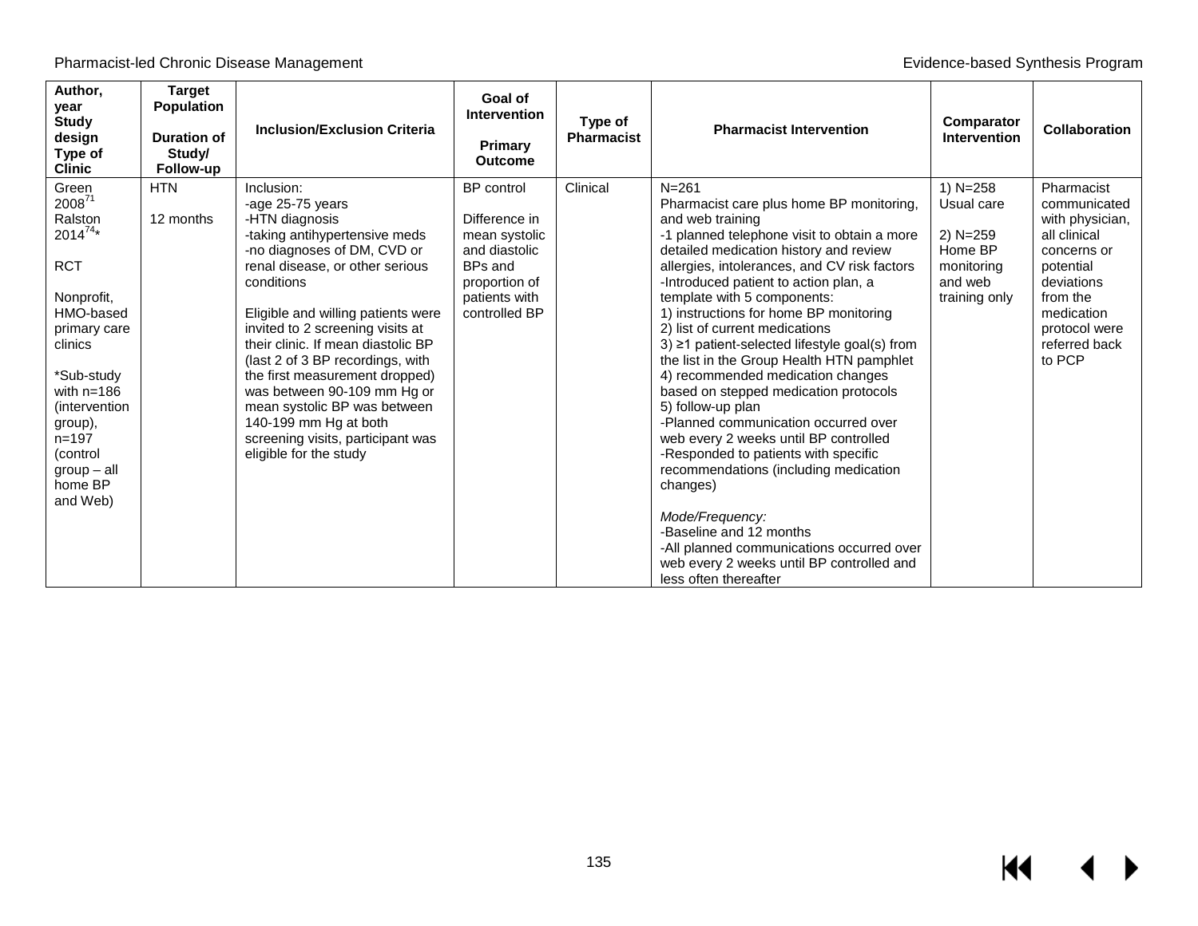| Author, year Study design Type of Clinic | Target Population Duration of Study/ Follow-up | Inclusion/Exclusion Criteria | Goal of Intervention Primary Outcome | Type of Pharmacist | Pharmacist Intervention | Comparator Intervention | Collaboration |
|---|---|---|---|---|---|---|---|
| Green 2008[71]<br>Ralston 2014[74]*<br><br>RCT<br><br>Nonprofit, HMO-based primary care clinics<br><br>*Sub-study with n=186 (intervention group), n=197 (control group – all home BP and Web) | HTN<br><br>12 months | Inclusion:<br>-age 25-75 years<br>-HTN diagnosis<br>-taking antihypertensive meds<br>-no diagnoses of DM, CVD or renal disease, or other serious conditions<br><br>Eligible and willing patients were invited to 2 screening visits at their clinic. If mean diastolic BP (last 2 of 3 BP recordings, with the first measurement dropped) was between 90-109 mm Hg or mean systolic BP was between 140-199 mm Hg at both screening visits, participant was eligible for the study | BP control<br><br>Difference in mean systolic and diastolic BPs and proportion of patients with controlled BP | Clinical | N=261<br>Pharmacist care plus home BP monitoring, and web training<br>-1 planned telephone visit to obtain a more detailed medication history and review allergies, intolerances, and CV risk factors<br>-Introduced patient to action plan, a template with 5 components:<br>1) instructions for home BP monitoring<br>2) list of current medications<br>3) ≥1 patient-selected lifestyle goal(s) from the list in the Group Health HTN pamphlet<br>4) recommended medication changes based on stepped medication protocols<br>5) follow-up plan<br>-Planned communication occurred over web every 2 weeks until BP controlled<br>-Responded to patients with specific recommendations (including medication changes)<br><br>*Mode/Frequency:*<br>-Baseline and 12 months<br>-All planned communications occurred over web every 2 weeks until BP controlled and less often thereafter | 1) N=258 Usual care<br><br>2) N=259 Home BP monitoring and web training only | Pharmacist communicated with physician, all clinical concerns or potential deviations from the medication protocol were referred back to PCP |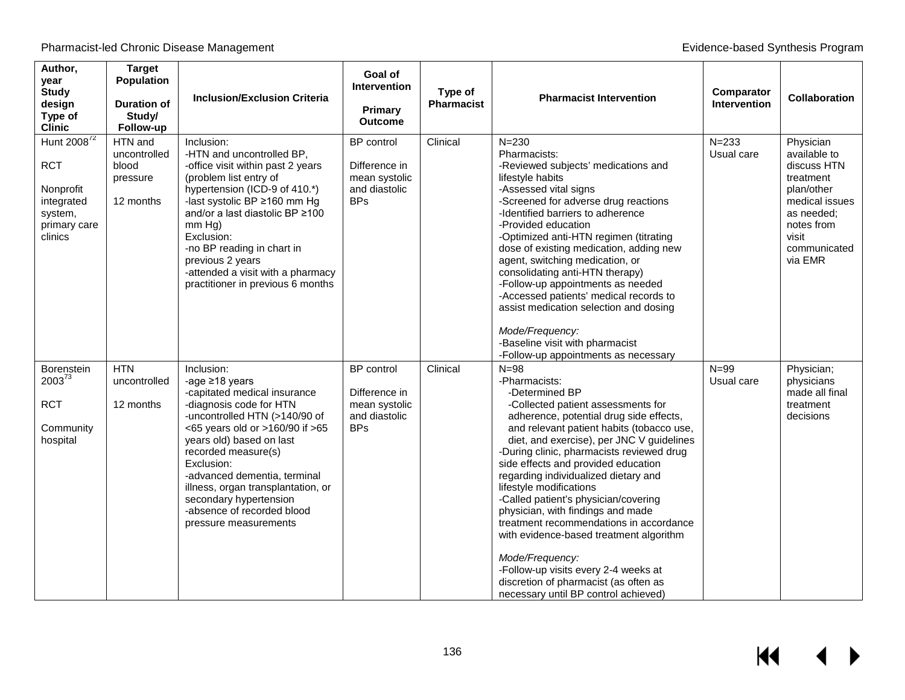| Author, year<br>Study design<br>Type of Clinic | Target Population<br><br>Duration of Study/<br>Follow-up | Inclusion/Exclusion Criteria | Goal of Intervention<br><br>Primary Outcome | Type of Pharmacist | Pharmacist Intervention | Comparator Intervention | Collaboration |
|---|---|---|---|---|---|---|---|
| Hunt 2008[72]<br><br>RCT<br><br>Nonprofit integrated system, primary care clinics | HTN and uncontrolled blood pressure<br><br>12 months | Inclusion:<br>-HTN and uncontrolled BP,<br>-office visit within past 2 years (problem list entry of hypertension (ICD-9 of 410.*)<br>-last systolic BP ≥160 mm Hg and/or a last diastolic BP ≥100 mm Hg)<br>Exclusion:<br>-no BP reading in chart in previous 2 years<br>-attended a visit with a pharmacy practitioner in previous 6 months | BP control<br><br>Difference in mean systolic and diastolic BPs | Clinical | N=230<br>Pharmacists:<br>-Reviewed subjects' medications and lifestyle habits<br>-Assessed vital signs<br>-Screened for adverse drug reactions<br>-Identified barriers to adherence<br>-Provided education<br>-Optimized anti-HTN regimen (titrating dose of existing medication, adding new agent, switching medication, or consolidating anti-HTN therapy)<br>-Follow-up appointments as needed<br>-Accessed patients' medical records to assist medication selection and dosing<br><br>*Mode/Frequency:*<br>-Baseline visit with pharmacist<br>-Follow-up appointments as necessary | N=233<br>Usual care | Physician available to discuss HTN treatment plan/other medical issues as needed; notes from visit communicated via EMR |
| Borenstein 2003[73]<br><br>RCT<br><br>Community hospital | HTN uncontrolled<br><br>12 months | Inclusion:<br>-age ≥18 years<br>-capitated medical insurance<br>-diagnosis code for HTN<br>-uncontrolled HTN (>140/90 of <65 years old or >160/90 if >65 years old) based on last recorded measure(s)<br>Exclusion:<br>-advanced dementia, terminal illness, organ transplantation, or secondary hypertension<br>-absence of recorded blood pressure measurements | BP control<br><br>Difference in mean systolic and diastolic BPs | Clinical | N=98<br>-Pharmacists:<br>-Determined BP<br>-Collected patient assessments for adherence, potential drug side effects, and relevant patient habits (tobacco use, diet, and exercise), per JNC V guidelines<br>-During clinic, pharmacists reviewed drug side effects and provided education regarding individualized dietary and lifestyle modifications<br>-Called patient's physician/covering physician, with findings and made treatment recommendations in accordance with evidence-based treatment algorithm<br><br>*Mode/Frequency:*<br>-Follow-up visits every 2-4 weeks at discretion of pharmacist (as often as necessary until BP control achieved) | N=99<br>Usual care | Physician; physicians made all final treatment decisions |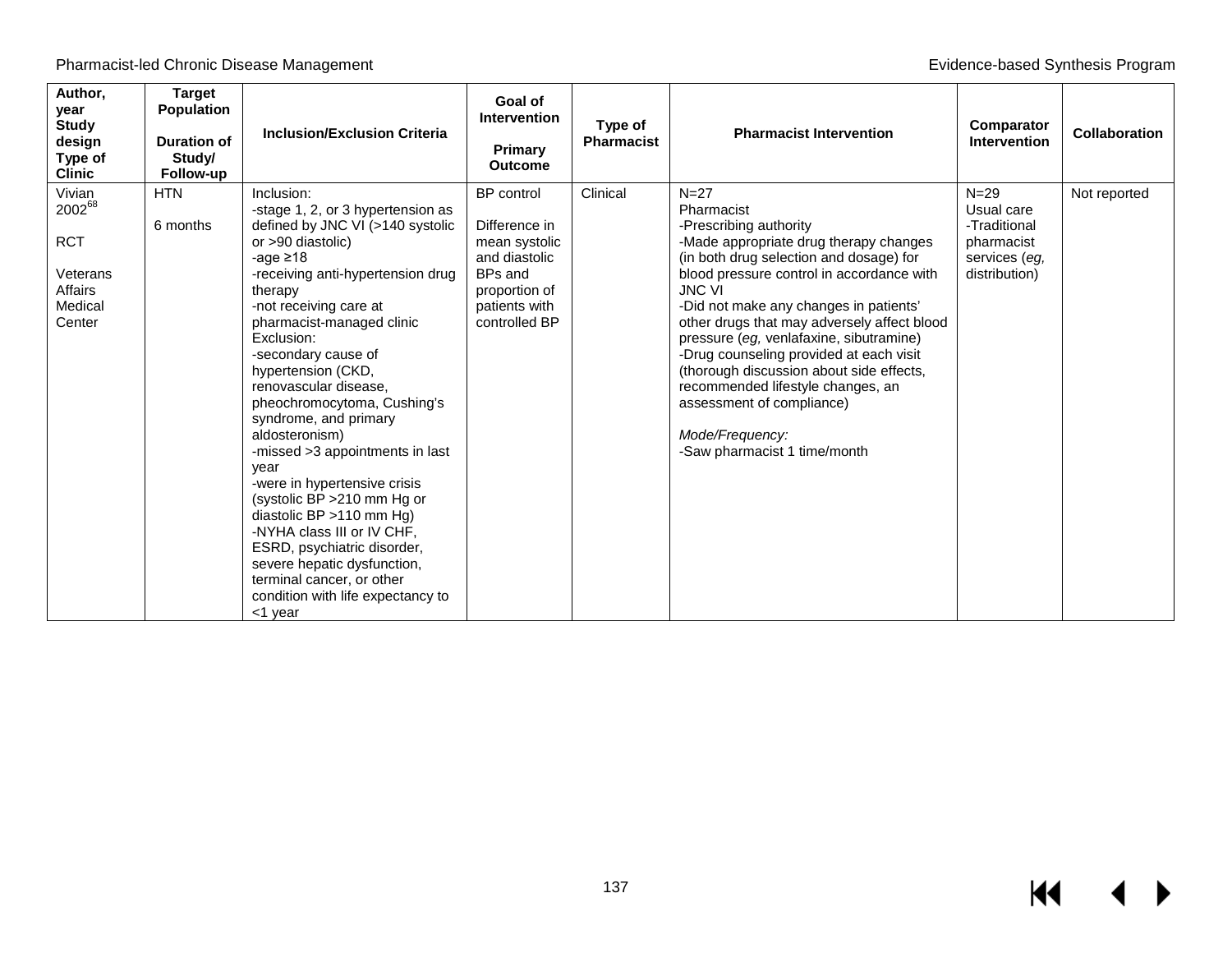| Author, year<br>Study design<br>Type of Clinic | Target Population<br><br>Duration of Study/ Follow-up | Inclusion/Exclusion Criteria | Goal of Intervention<br><br>Primary Outcome | Type of Pharmacist | Pharmacist Intervention | Comparator Intervention | Collaboration |
|---|---|---|---|---|---|---|---|
| Vivian 2002[68]<br><br>RCT<br><br>Veterans Affairs Medical Center | HTN<br><br>6 months | Inclusion:<br>-stage 1, 2, or 3 hypertension as defined by JNC VI (>140 systolic or >90 diastolic)<br>-age ≥18<br>-receiving anti-hypertension drug therapy<br>-not receiving care at pharmacist-managed clinic<br>Exclusion:<br>-secondary cause of hypertension (CKD, renovascular disease, pheochromocytoma, Cushing's syndrome, and primary aldosteronism)<br>-missed >3 appointments in last year<br>-were in hypertensive crisis (systolic BP >210 mm Hg or diastolic BP >110 mm Hg)<br>-NYHA class III or IV CHF, ESRD, psychiatric disorder, severe hepatic dysfunction, terminal cancer, or other condition with life expectancy to <1 year | BP control<br><br>Difference in mean systolic and diastolic BPs and proportion of patients with controlled BP | Clinical | N=27<br>Pharmacist<br>-Prescribing authority<br>-Made appropriate drug therapy changes (in both drug selection and dosage) for blood pressure control in accordance with JNC VI<br>-Did not make any changes in patients' other drugs that may adversely affect blood pressure (*eg,* venlafaxine, sibutramine)<br>-Drug counseling provided at each visit (thorough discussion about side effects, recommended lifestyle changes, an assessment of compliance)<br><br>*Mode/Frequency:*<br>-Saw pharmacist 1 time/month | N=29<br>Usual care<br>-Traditional pharmacist services (*eg,* distribution) | Not reported |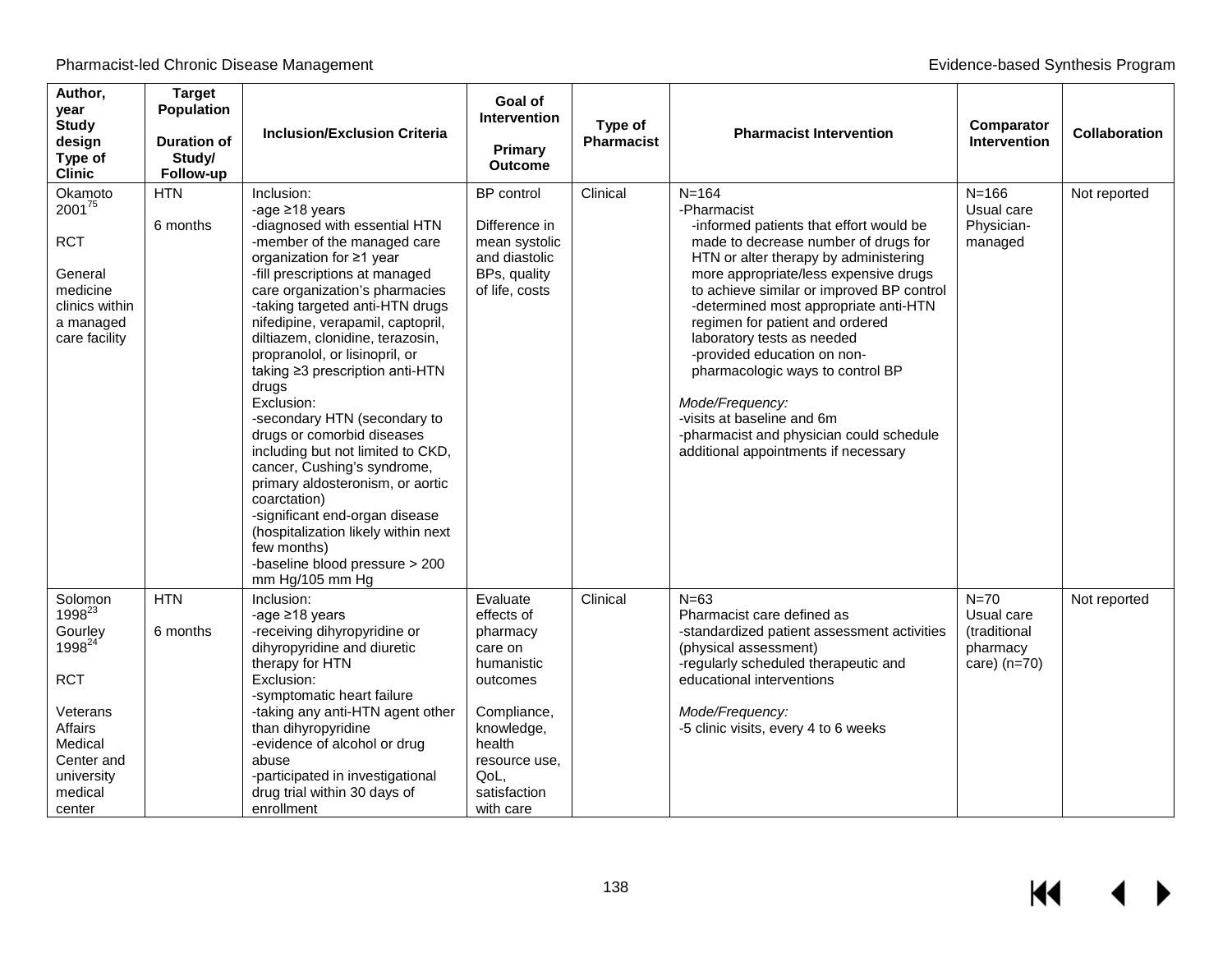| Author, year Study design Type of Clinic | Target Population Duration of Study/ Follow-up | Inclusion/Exclusion Criteria | Goal of Intervention Primary Outcome | Type of Pharmacist | Pharmacist Intervention | Comparator Intervention | Collaboration |
|---|---|---|---|---|---|---|---|
| Okamoto 2001[75]<br><br>RCT<br><br>General medicine clinics within a managed care facility | HTN<br><br>6 months | Inclusion:<br>-age ≥18 years<br>-diagnosed with essential HTN<br>-member of the managed care organization for ≥1 year<br>-fill prescriptions at managed care organization's pharmacies<br>-taking targeted anti-HTN drugs nifedipine, verapamil, captopril, diltiazem, clonidine, terazosin, propranolol, or lisinopril, or taking ≥3 prescription anti-HTN drugs<br>Exclusion:<br>-secondary HTN (secondary to drugs or comorbid diseases including but not limited to CKD, cancer, Cushing's syndrome, primary aldosteronism, or aortic coarctation)<br>-significant end-organ disease (hospitalization likely within next few months)<br>-baseline blood pressure > 200 mm Hg/105 mm Hg | BP control<br><br>Difference in mean systolic and diastolic BPs, quality of life, costs | Clinical | N=164<br>-Pharmacist<br>-informed patients that effort would be made to decrease number of drugs for HTN or alter therapy by administering more appropriate/less expensive drugs to achieve similar or improved BP control<br>-determined most appropriate anti-HTN regimen for patient and ordered laboratory tests as needed<br>-provided education on non-pharmacologic ways to control BP<br><br>*Mode/Frequency:*<br>-visits at baseline and 6m<br>-pharmacist and physician could schedule additional appointments if necessary | N=166<br>Usual care<br>Physician-managed | Not reported |
| Solomon 1998[23]<br>Gourley 1998[24]<br><br>RCT<br><br>Veterans Affairs Medical Center and university medical center | HTN<br><br>6 months | Inclusion:<br>-age ≥18 years<br>-receiving dihyropyridine or dihyropyridine and diuretic therapy for HTN<br>Exclusion:<br>-symptomatic heart failure<br>-taking any anti-HTN agent other than dihyropyridine<br>-evidence of alcohol or drug abuse<br>-participated in investigational drug trial within 30 days of enrollment | Evaluate effects of pharmacy care on humanistic outcomes<br><br>Compliance, knowledge, health resource use, QoL, satisfaction with care | Clinical | N=63<br>Pharmacist care defined as<br>-standardized patient assessment activities (physical assessment)<br>-regularly scheduled therapeutic and educational interventions<br><br>*Mode/Frequency:*<br>-5 clinic visits, every 4 to 6 weeks | N=70<br>Usual care (traditional pharmacy care) (n=70) | Not reported |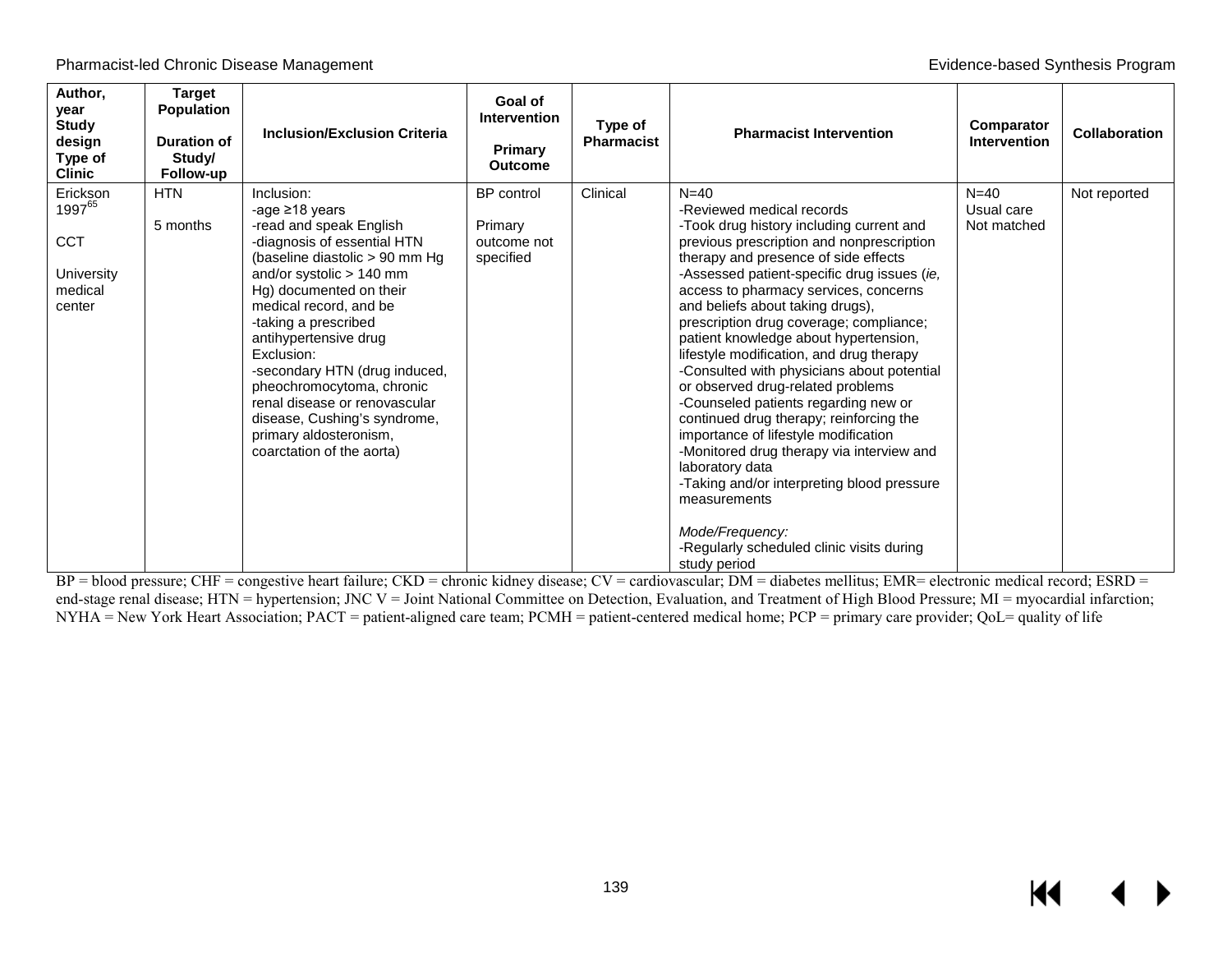| Author, year<br>Study design<br>Type of Clinic | Target Population<br><br>Duration of Study/ Follow-up | Inclusion/Exclusion Criteria | Goal of Intervention<br><br>Primary Outcome | Type of Pharmacist | Pharmacist Intervention | Comparator Intervention | Collaboration |
|---|---|---|---|---|---|---|---|
| Erickson 1997[65]<br><br>CCT<br><br>University medical center | HTN<br><br>5 months | Inclusion:<br>-age ≥18 years<br>-read and speak English<br>-diagnosis of essential HTN (baseline diastolic > 90 mm Hg and/or systolic > 140 mm Hg) documented on their medical record, and be<br>-taking a prescribed antihypertensive drug<br>Exclusion:<br>-secondary HTN (drug induced, pheochromocytoma, chronic renal disease or renovascular disease, Cushing's syndrome, primary aldosteronism, coarctation of the aorta) | BP control<br><br>Primary outcome not specified | Clinical | N=40<br>-Reviewed medical records<br>-Took drug history including current and previous prescription and nonprescription therapy and presence of side effects<br>-Assessed patient-specific drug issues (*ie,* access to pharmacy services, concerns and beliefs about taking drugs), prescription drug coverage; compliance; patient knowledge about hypertension, lifestyle modification, and drug therapy<br>-Consulted with physicians about potential or observed drug-related problems<br>-Counseled patients regarding new or continued drug therapy; reinforcing the importance of lifestyle modification<br>-Monitored drug therapy via interview and laboratory data<br>-Taking and/or interpreting blood pressure measurements<br><br>*Mode/Frequency:*<br>-Regularly scheduled clinic visits during study period | N=40<br>Usual care<br>Not matched | Not reported |

BP = blood pressure; CHF = congestive heart failure; CKD = chronic kidney disease; CV = cardiovascular; DM = diabetes mellitus; EMR= electronic medical record; ESRD = end-stage renal disease; HTN = hypertension; JNC V = Joint National Committee on Detection, Evaluation, and Treatment of High Blood Pressure; MI = myocardial infarction; NYHA = New York Heart Association; PACT = patient-aligned care team; PCMH = patient-centered medical home; PCP = primary care provider; QoL= quality of life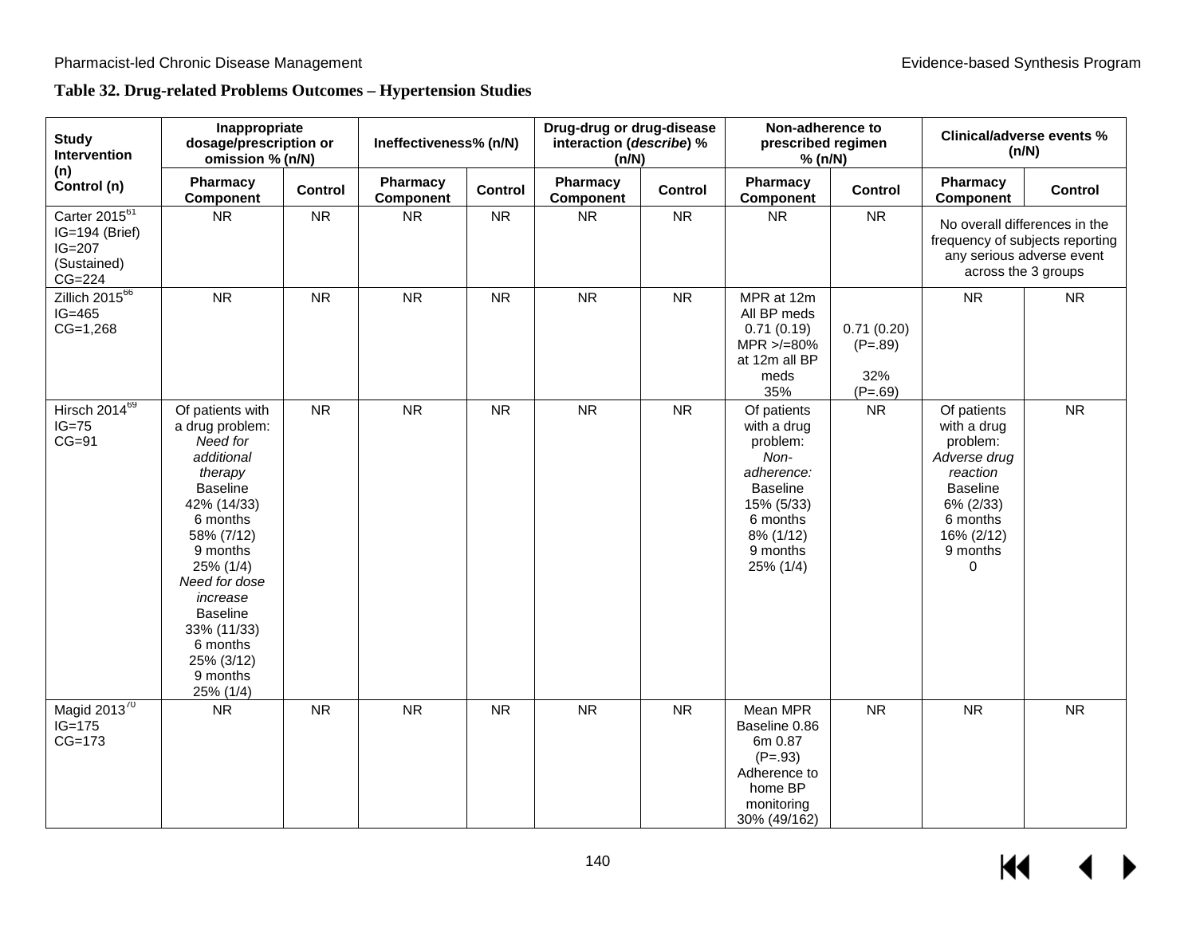**Table 32. Drug-related Problems Outcomes – Hypertension Studies**

| Study Intervention (n) Control (n) | Inappropriate dosage/prescription or omission % (n/N) | | Ineffectiveness% (n/N) | | Drug-drug or drug-disease interaction (*describe*) % (n/N) | | Non-adherence to prescribed regimen % (n/N) | | Clinical/adverse events % (n/N) | |
|---|---|---|---|---|---|---|---|---|---|---|
| | Pharmacy Component | Control | Pharmacy Component | Control | Pharmacy Component | Control | Pharmacy Component | Control | Pharmacy Component | Control |
| Carter 2015[61] IG=194 (Brief) IG=207 (Sustained) CG=224 | NR | NR | NR | NR | NR | NR | NR | NR | No overall differences in the frequency of subjects reporting any serious adverse event across the 3 groups | |
| Zillich 2015[66] IG=465 CG=1,268 | NR | NR | NR | NR | NR | NR | MPR at 12m All BP meds 0.71 (0.19) MPR >/=80% at 12m all BP meds 35% | 0.71 (0.20) (P=.89) 32% (P=.69) | NR | NR |
| Hirsch 2014[69] IG=75 CG=91 | Of patients with a drug problem: *Need for additional therapy* Baseline 42% (14/33) 6 months 58% (7/12) 9 months 25% (1/4) *Need for dose increase* Baseline 33% (11/33) 6 months 25% (3/12) 9 months 25% (1/4) | NR | NR | NR | NR | NR | Of patients with a drug problem: *Non-adherence:* Baseline 15% (5/33) 6 months 8% (1/12) 9 months 25% (1/4) | NR | Of patients with a drug problem: *Adverse drug reaction* Baseline 6% (2/33) 6 months 16% (2/12) 9 months 0 | NR |
| Magid 2013[70] IG=175 CG=173 | NR | NR | NR | NR | NR | NR | Mean MPR Baseline 0.86 6m 0.87 (P=.93) Adherence to home BP monitoring 30% (49/162) | NR | NR | NR |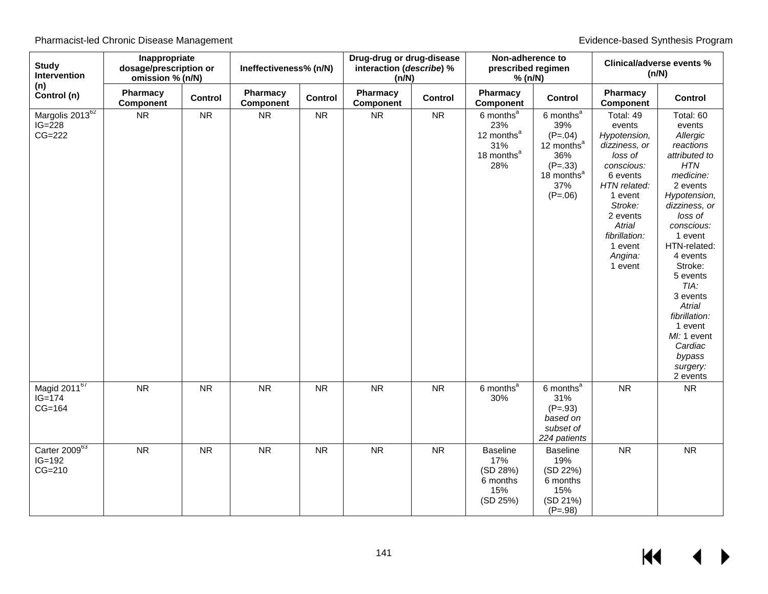| Study Intervention (n) Control (n) | Inappropriate dosage/prescription or omission % (n/N) | | Ineffectiveness% (n/N) | | Drug-drug or drug-disease interaction (*describe*) % (n/N) | | Non-adherence to prescribed regimen % (n/N) | | Clinical/adverse events % (n/N) | |
|---|---|---|---|---|---|---|---|---|---|---|
| | **Pharmacy Component** | **Control** | **Pharmacy Component** | **Control** | **Pharmacy Component** | **Control** | **Pharmacy Component** | **Control** | **Pharmacy Component** | **Control** |
| Margolis 2013[62] IG=228 CG=222 | NR | NR | NR | NR | NR | NR | 6 months[a] 23% 12 months[a] 31% 18 months[a] 28% | 6 months[a] 39% (P=.04) 12 months[a] 36% (P=.33) 18 months[a] 37% (P=.06) | Total: 49 events *Hypotension, dizziness, or loss of conscious:* 6 events *HTN related:* 1 event *Stroke:* 2 events *Atrial fibrillation:* 1 event *Angina:* 1 event | Total: 60 events *Allergic reactions attributed to HTN medicine:* 2 events *Hypotension, dizziness, or loss of conscious:* 1 event HTN-related: 4 events Stroke: 5 events *TIA:* 3 events *Atrial fibrillation:* 1 event *MI:* 1 event *Cardiac bypass surgery:* 2 events |
| Magid 2011[67] IG=174 CG=164 | NR | NR | NR | NR | NR | NR | 6 months[a] 30% | 6 months[a] 31% (P=.93) *based on subset of 224 patients* | NR | NR |
| Carter 2009[63] IG=192 CG=210 | NR | NR | NR | NR | NR | NR | Baseline 17% (SD 28%) 6 months 15% (SD 25%) | Baseline 19% (SD 22%) 6 months 15% (SD 21%) (P=.98) | NR | NR |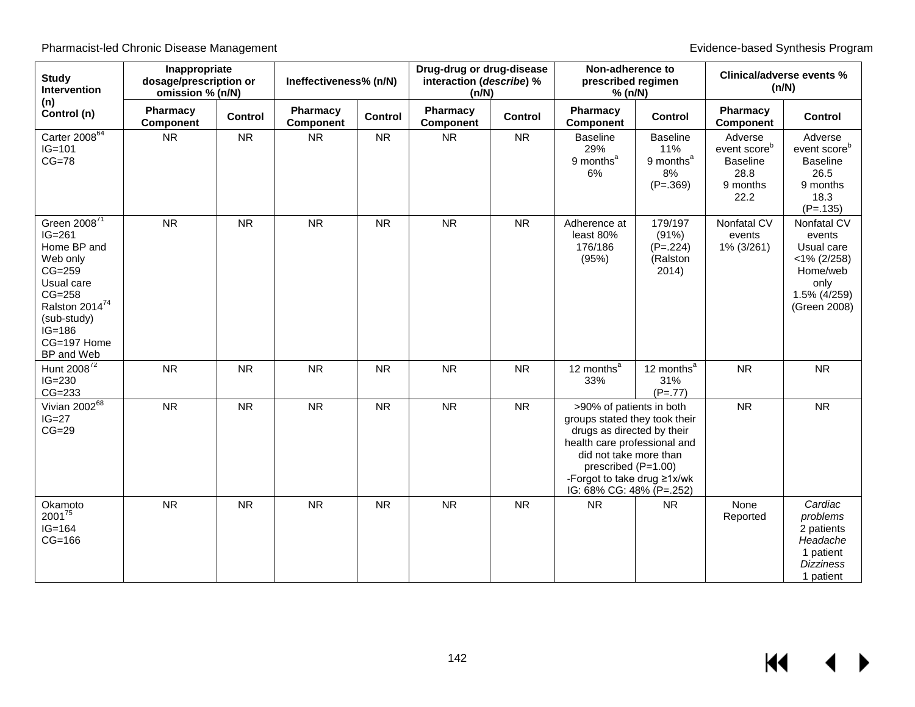| Study Intervention (n) Control (n) | Inappropriate dosage/prescription or omission % (n/N) | | Ineffectiveness% (n/N) | | Drug-drug or drug-disease interaction (*describe*) % (n/N) | | Non-adherence to prescribed regimen % (n/N) | | Clinical/adverse events % (n/N) | |
|---|---|---|---|---|---|---|---|---|---|---|
| | Pharmacy Component | Control | Pharmacy Component | Control | Pharmacy Component | Control | Pharmacy Component | Control | Pharmacy Component | Control |
| Carter 2008[64] IG=101 CG=78 | NR | NR | NR | NR | NR | NR | Baseline 29% 9 months[a] 6% | Baseline 11% 9 months[a] 8% (P=.369) | Adverse event score[b] Baseline 28.8 9 months 22.2 | Adverse event score[b] Baseline 26.5 9 months 18.3 (P=.135) |
| Green 2008[71] IG=261 Home BP and Web only CG=259 Usual care CG=258 Ralston 2014[74] (sub-study) IG=186 CG=197 Home BP and Web | NR | NR | NR | NR | NR | NR | Adherence at least 80% 176/186 (95%) | 179/197 (91%) (P=.224) (Ralston 2014) | Nonfatal CV events 1% (3/261) | Nonfatal CV events Usual care <1% (2/258) Home/web only 1.5% (4/259) (Green 2008) |
| Hunt 2008[72] IG=230 CG=233 | NR | NR | NR | NR | NR | NR | 12 months[a] 33% | 12 months[a] 31% (P=.77) | NR | NR |
| Vivian 2002[68] IG=27 CG=29 | NR | NR | NR | NR | NR | NR | >90% of patients in both groups stated they took their drugs as directed by their health care professional and did not take more than prescribed (P=1.00) -Forgot to take drug ≥1x/wk IG: 68% CG: 48% (P=.252) | | NR | NR |
| Okamoto 2001[75] IG=164 CG=166 | NR | NR | NR | NR | NR | NR | NR | NR | None Reported | *Cardiac problems* 2 patients *Headache* 1 patient *Dizziness* 1 patient |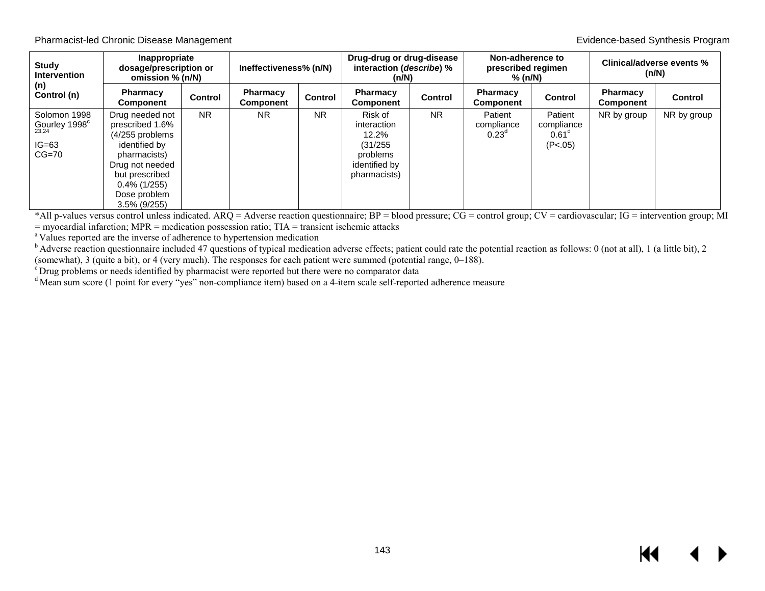| Study Intervention (n) Control (n) | Inappropriate dosage/prescription or omission % (n/N) | | Ineffectiveness% (n/N) | | Drug-drug or drug-disease interaction (*describe*) % (n/N) | | Non-adherence to prescribed regimen % (n/N) | | Clinical/adverse events % (n/N) | |
|---|---|---|---|---|---|---|---|---|---|---|
| | Pharmacy Component | Control | Pharmacy Component | Control | Pharmacy Component | Control | Pharmacy Component | Control | Pharmacy Component | Control |
| Solomon 1998 Gourley 1998[c] [23,24] IG=63 CG=70 | Drug needed not prescribed 1.6% (4/255 problems identified by pharmacists) Drug not needed but prescribed 0.4% (1/255) Dose problem 3.5% (9/255) | NR | NR | NR | Risk of interaction 12.2% (31/255 problems identified by pharmacists) | NR | Patient compliance 0.23[d] | Patient compliance 0.61[d] (P<.05) | NR by group | NR by group |

*All p-values versus control unless indicated. ARQ = Adverse reaction questionnaire; BP = blood pressure; CG = control group; CV = cardiovascular; IG = intervention group; MI = myocardial infarction; MPR = medication possession ratio; TIA = transient ischemic attacks

[a] Values reported are the inverse of adherence to hypertension medication

[b] Adverse reaction questionnaire included 47 questions of typical medication adverse effects; patient could rate the potential reaction as follows: 0 (not at all), 1 (a little bit), 2 (somewhat), 3 (quite a bit), or 4 (very much). The responses for each patient were summed (potential range, 0–188).

[c] Drug problems or needs identified by pharmacist were reported but there were no comparator data

[d] Mean sum score (1 point for every "yes" non-compliance item) based on a 4-item scale self-reported adherence measure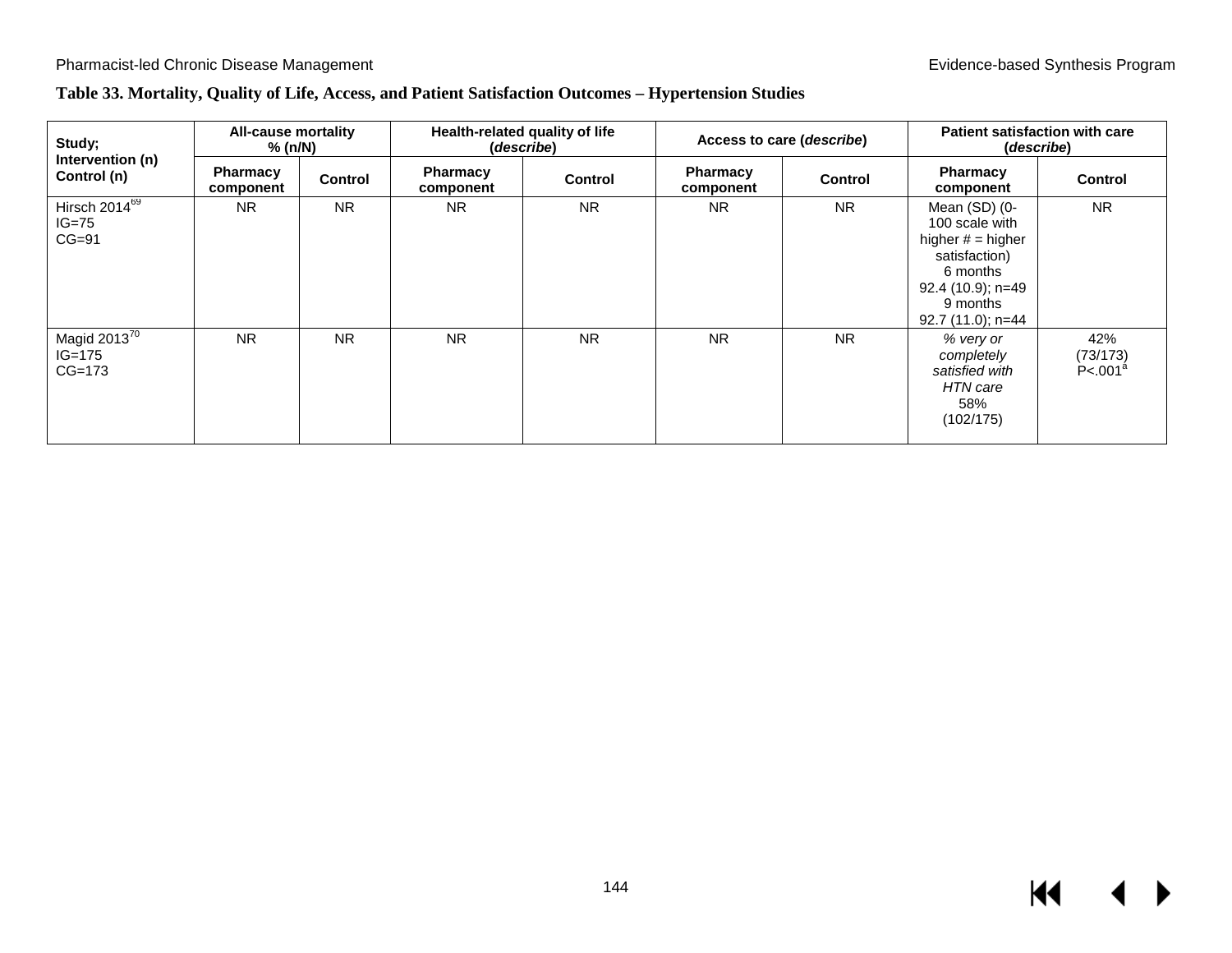**Table 33. Mortality, Quality of Life, Access, and Patient Satisfaction Outcomes – Hypertension Studies**

| Study; Intervention (n) Control (n) | All-cause mortality % (n/N) | | Health-related quality of life (*describe*) | | Access to care (*describe*) | | Patient satisfaction with care (*describe*) | |
|---|---|---|---|---|---|---|---|---|
| | Pharmacy component | Control | Pharmacy component | Control | Pharmacy component | Control | Pharmacy component | Control |
| Hirsch 2014[69] IG=75 CG=91 | NR | NR | NR | NR | NR | NR | Mean (SD) (0-100 scale with higher # = higher satisfaction) 6 months 92.4 (10.9); n=49 9 months 92.7 (11.0); n=44 | NR |
| Magid 2013[70] IG=175 CG=173 | NR | NR | NR | NR | NR | NR | *% very or completely satisfied with HTN care* 58% (102/175) | 42% (73/173) P<.001[a] |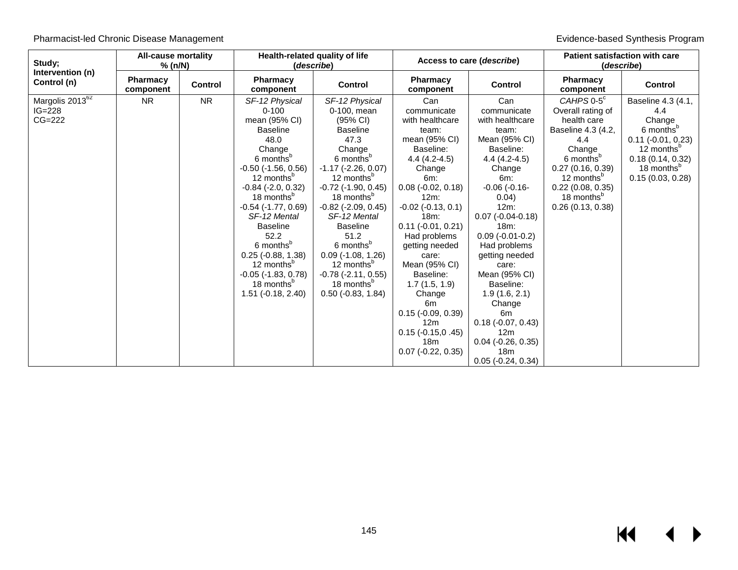| Study; Intervention (n) Control (n) | All-cause mortality % (n/N) | | Health-related quality of life (*describe*) | | Access to care (*describe*) | | Patient satisfaction with care (*describe*) | |
|---|---|---|---|---|---|---|---|---|
| | Pharmacy component | Control | Pharmacy component | Control | Pharmacy component | Control | Pharmacy component | Control |
| Margolis 2013[62] IG=228 CG=222 | NR | NR | *SF-12 Physical* 0-100 mean (95% CI) Baseline 48.0 Change 6 months[b] -0.50 (-1.56, 0.56) 12 months[b] -0.84 (-2.0, 0.32) 18 months[b] -0.54 (-1.77, 0.69) *SF-12 Mental* Baseline 52.2 6 months[b] 0.25 (-0.88, 1.38) 12 months[b] -0.05 (-1.83, 0.78) 18 months[b] 1.51 (-0.18, 2.40) | *SF-12 Physical* 0-100, mean (95% CI) Baseline 47.3 Change 6 months[b] -1.17 (-2.26, 0.07) 12 months[b] -0.72 (-1.90, 0.45) 18 months[b] -0.82 (-2.09, 0.45) *SF-12 Mental* Baseline 51.2 6 months[b] 0.09 (-1.08, 1.26) 12 months[b] -0.78 (-2.11, 0.55) 18 months[b] 0.50 (-0.83, 1.84) | Can communicate with healthcare team: mean (95% CI) Baseline: 4.4 (4.2-4.5) Change 6m: 0.08 (-0.02, 0.18) 12m: -0.02 (-0.13, 0.1) 18m: 0.11 (-0.01, 0.21) Had problems getting needed care: Mean (95% CI) Baseline: 1.7 (1.5, 1.9) Change 6m 0.15 (-0.09, 0.39) 12m 0.15 (-0.15,0 .45) 18m 0.07 (-0.22, 0.35) | Can communicate with healthcare team: Mean (95% CI) Baseline: 4.4 (4.2-4.5) Change 6m: -0.06 (-0.16-0.04) 12m: 0.07 (-0.04-0.18) 18m: 0.09 (-0.01-0.2) Had problems getting needed care: Mean (95% CI) Baseline: 1.9 (1.6, 2.1) Change 6m 0.18 (-0.07, 0.43) 12m 0.04 (-0.26, 0.35) 18m 0.05 (-0.24, 0.34) | *CAHPS* 0-5[c] Overall rating of health care Baseline 4.3 (4.2, 4.4 Change 6 months[b] 0.27 (0.16, 0.39) 12 months[b] 0.22 (0.08, 0.35) 18 months[b] 0.26 (0.13, 0.38) | Baseline 4.3 (4.1, 4.4 Change 6 months[b] 0.11 (-0.01, 0.23) 12 months[b] 0.18 (0.14, 0.32) 18 months[b] 0.15 (0.03, 0.28) |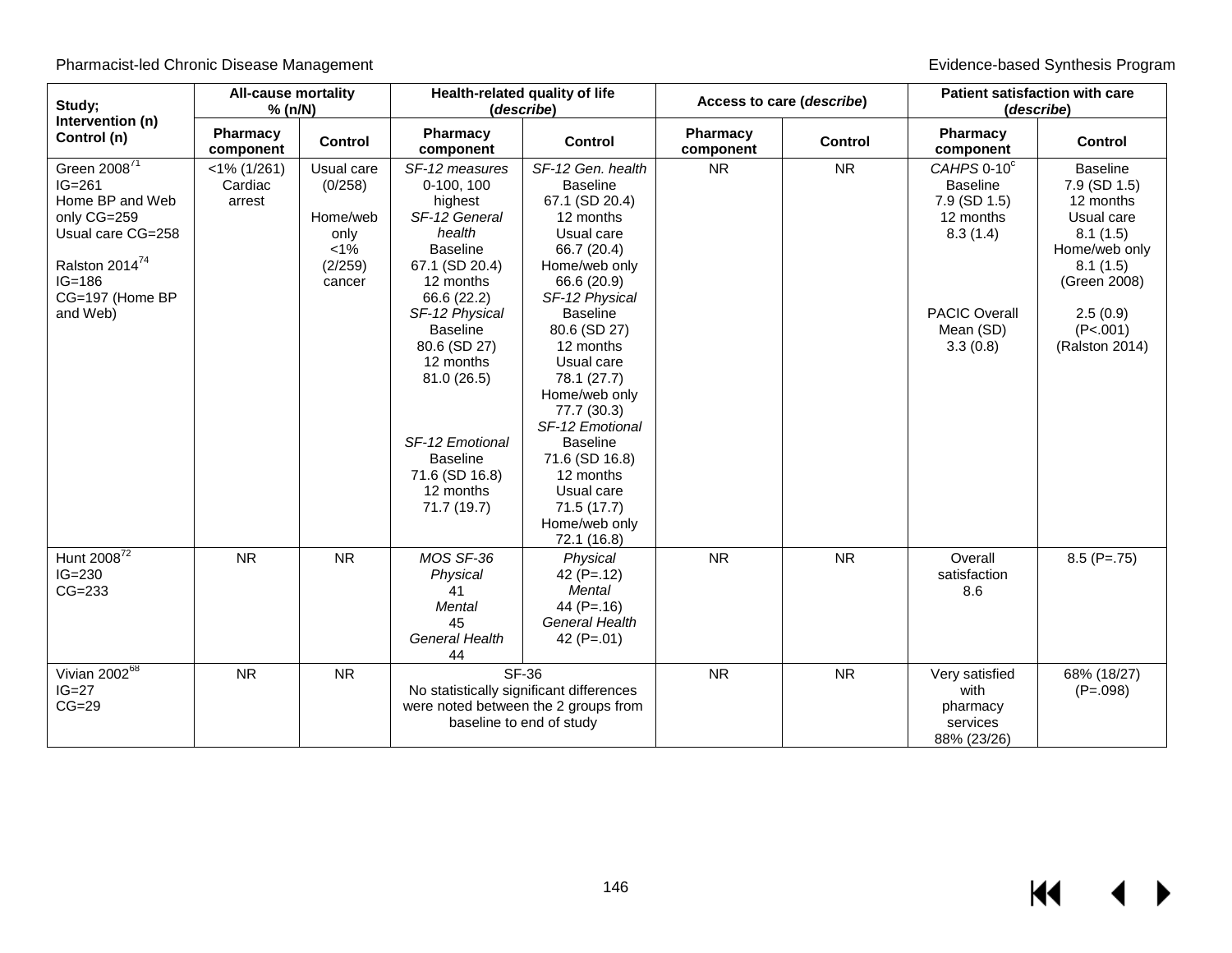| Study; Intervention (n) Control (n) | All-cause mortality % (n/N) | | Health-related quality of life (*describe*) | | Access to care (*describe*) | | Patient satisfaction with care (*describe*) | |
|---|---|---|---|---|---|---|---|---|
| | Pharmacy component | Control | Pharmacy component | Control | Pharmacy component | Control | Pharmacy component | Control |
| Green 2008[71] IG=261 Home BP and Web only CG=259 Usual care CG=258 Ralston 2014[74] IG=186 CG=197 (Home BP and Web) | <1% (1/261) Cardiac arrest | Usual care (0/258) Home/web only <1% (2/259) cancer | *SF-12 measures* 0-100, 100 highest *SF-12 General health* Baseline 67.1 (SD 20.4) 12 months 66.6 (22.2) *SF-12 Physical* Baseline 80.6 (SD 27) 12 months 81.0 (26.5) *SF-12 Emotional* Baseline 71.6 (SD 16.8) 12 months 71.7 (19.7) | *SF-12 Gen. health* Baseline 67.1 (SD 20.4) 12 months Usual care 66.7 (20.4) Home/web only 66.6 (20.9) *SF-12 Physical* Baseline 80.6 (SD 27) 12 months Usual care 78.1 (27.7) Home/web only 77.7 (30.3) *SF-12 Emotional* Baseline 71.6 (SD 16.8) 12 months Usual care 71.5 (17.7) Home/web only 72.1 (16.8) | NR | NR | *CAHPS* 0-10[c] Baseline 7.9 (SD 1.5) 12 months 8.3 (1.4) PACIC Overall Mean (SD) 3.3 (0.8) | Baseline 7.9 (SD 1.5) 12 months Usual care 8.1 (1.5) Home/web only 8.1 (1.5) (Green 2008) 2.5 (0.9) (P<.001) (Ralston 2014) |
| Hunt 2008[72] IG=230 CG=233 | NR | NR | *MOS SF-36* *Physical* 41 *Mental* 45 *General Health* 44 | *Physical* 42 (P=.12) *Mental* 44 (P=.16) *General Health* 42 (P=.01) | NR | NR | Overall satisfaction 8.6 | 8.5 (P=.75) |
| Vivian 2002[68] IG=27 CG=29 | NR | NR | SF-36 No statistically significant differences were noted between the 2 groups from baseline to end of study | | NR | NR | Very satisfied with pharmacy services 88% (23/26) | 68% (18/27) (P=.098) |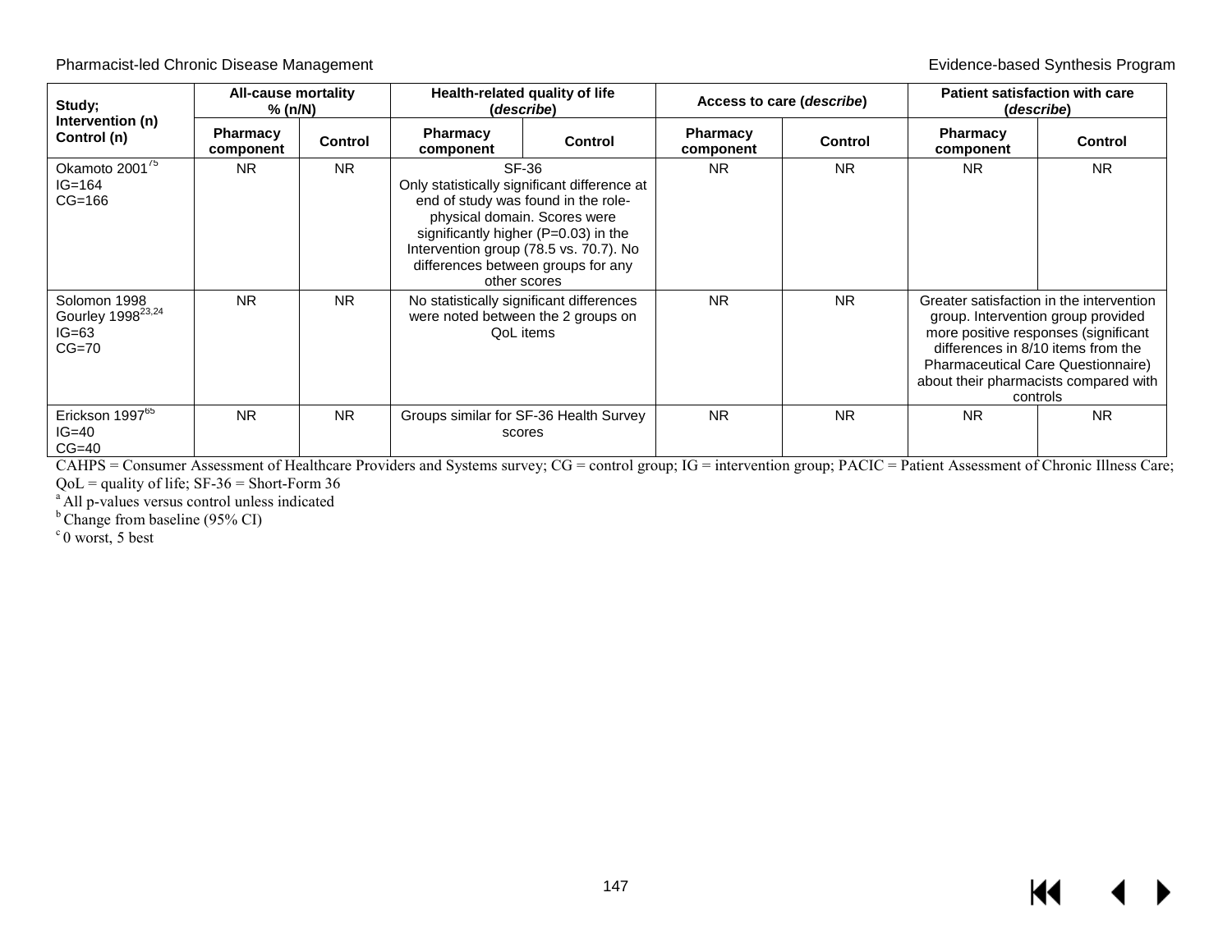| Study; Intervention (n) Control (n) | All-cause mortality % (n/N) | | Health-related quality of life (*describe*) | | Access to care (*describe*) | | Patient satisfaction with care (*describe*) | |
|---|---|---|---|---|---|---|---|---|
| | Pharmacy component | Control | Pharmacy component | Control | Pharmacy component | Control | Pharmacy component | Control |
| Okamoto 2001[75] IG=164 CG=166 | NR | NR | SF-36 Only statistically significant difference at end of study was found in the role-physical domain. Scores were significantly higher (P=0.03) in the Intervention group (78.5 vs. 70.7). No differences between groups for any other scores | | NR | NR | NR | NR |
| Solomon 1998 Gourley 1998[23,24] IG=63 CG=70 | NR | NR | No statistically significant differences were noted between the 2 groups on QoL items | | NR | NR | Greater satisfaction in the intervention group. Intervention group provided more positive responses (significant differences in 8/10 items from the Pharmaceutical Care Questionnaire) about their pharmacists compared with controls | |
| Erickson 1997[65] IG=40 CG=40 | NR | NR | Groups similar for SF-36 Health Survey scores | | NR | NR | NR | NR |

CAHPS = Consumer Assessment of Healthcare Providers and Systems survey; CG = control group; IG = intervention group; PACIC = Patient Assessment of Chronic Illness Care; QoL = quality of life; SF-36 = Short-Form 36

[a] All p-values versus control unless indicated

[b] Change from baseline (95% CI)

[c] 0 worst, 5 best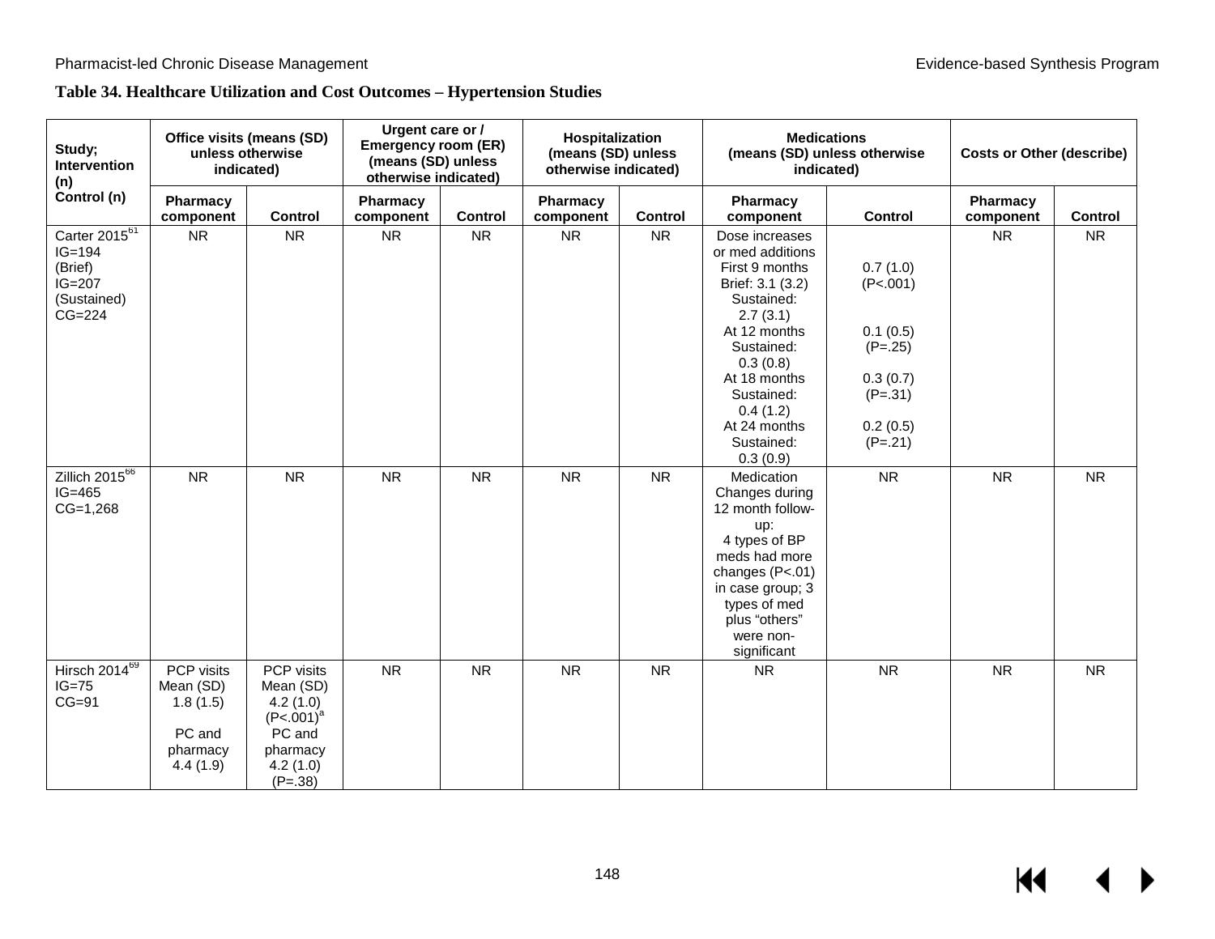**Table 34. Healthcare Utilization and Cost Outcomes – Hypertension Studies**

| Study; Intervention (n) Control (n) | Office visits (means (SD) unless otherwise indicated) | | Urgent care or / Emergency room (ER) (means (SD) unless otherwise indicated) | | Hospitalization (means (SD) unless otherwise indicated) | | Medications (means (SD) unless otherwise indicated) | | Costs or Other (describe) | |
|---|---|---|---|---|---|---|---|---|---|---|
| | Pharmacy component | Control | Pharmacy component | Control | Pharmacy component | Control | Pharmacy component | Control | Pharmacy component | Control |
| Carter 2015[61] IG=194 (Brief) IG=207 (Sustained) CG=224 | NR | NR | NR | NR | NR | NR | Dose increases or med additions First 9 months Brief: 3.1 (3.2) Sustained: 2.7 (3.1) At 12 months Sustained: 0.3 (0.8) At 18 months Sustained: 0.4 (1.2) At 24 months Sustained: 0.3 (0.9) | 0.7 (1.0) (P<.001) 0.1 (0.5) (P=.25) 0.3 (0.7) (P=.31) 0.2 (0.5) (P=.21) | NR | NR |
| Zillich 2015[66] IG=465 CG=1,268 | NR | NR | NR | NR | NR | NR | Medication Changes during 12 month follow-up: 4 types of BP meds had more changes (P<.01) in case group; 3 types of med plus "others" were non-significant | NR | NR | NR |
| Hirsch 2014[69] IG=75 CG=91 | PCP visits Mean (SD) 1.8 (1.5) PC and pharmacy 4.4 (1.9) | PCP visits Mean (SD) 4.2 (1.0) (P<.001)[a] PC and pharmacy 4.2 (1.0) (P=.38) | NR | NR | NR | NR | NR | NR | NR | NR |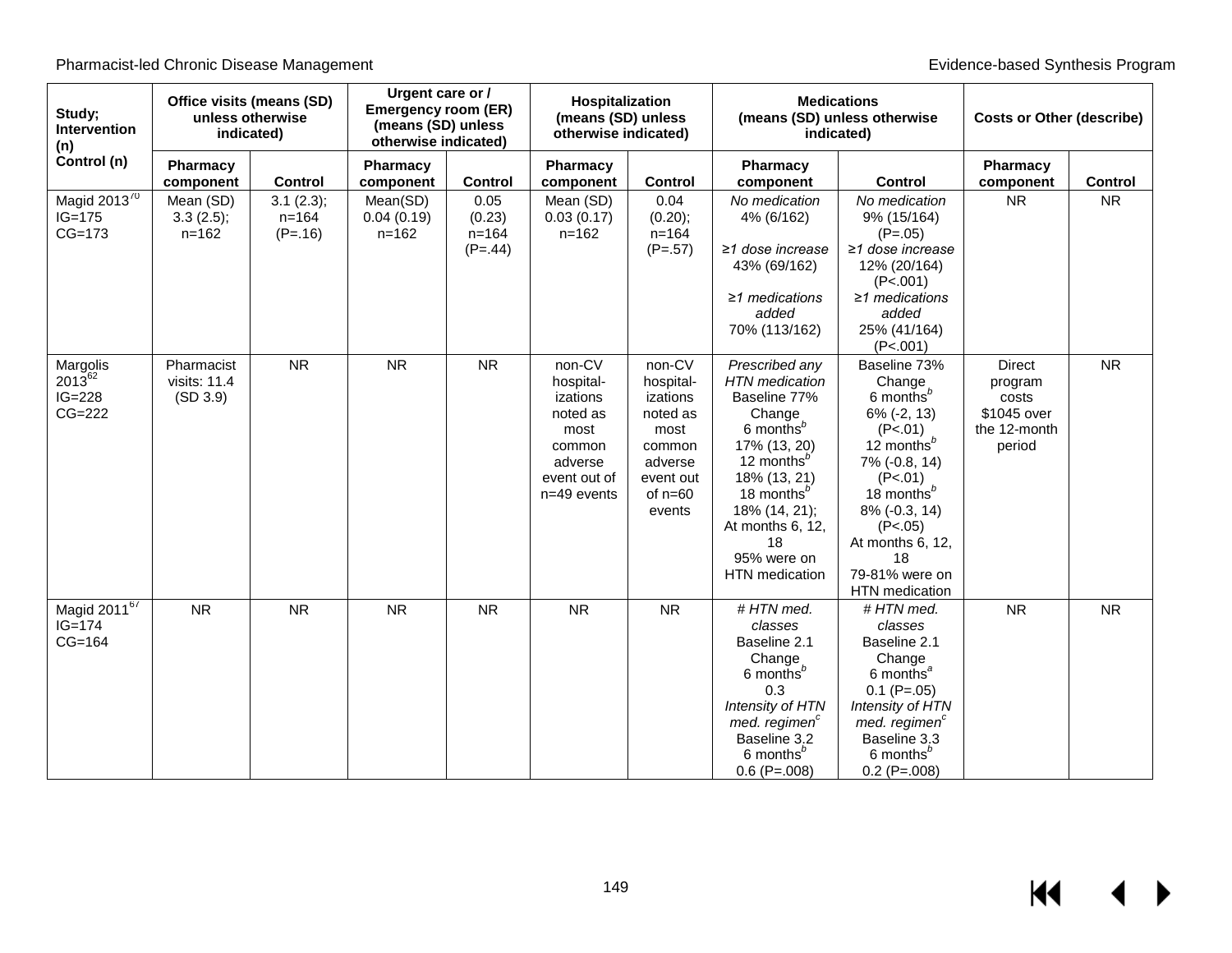| Study; Intervention (n) Control (n) | Office visits (means (SD) unless otherwise indicated) | | Urgent care or / Emergency room (ER) (means (SD) unless otherwise indicated) | | Hospitalization (means (SD) unless otherwise indicated) | | Medications (means (SD) unless otherwise indicated) | | Costs or Other (describe) | |
|---|---|---|---|---|---|---|---|---|---|---|
| | Pharmacy component | Control | Pharmacy component | Control | Pharmacy component | Control | Pharmacy component | Control | Pharmacy component | Control |
| Magid 2013[70] IG=175 CG=173 | Mean (SD) 3.3 (2.5); n=162 | 3.1 (2.3); n=164 (P=.16) | Mean(SD) 0.04 (0.19) n=162 | 0.05 (0.23) n=164 (P=.44) | Mean (SD) 0.03 (0.17) n=162 | 0.04 (0.20); n=164 (P=.57) | *No medication* 4% (6/162) *≥1 dose increase* 43% (69/162) *≥1 medications added* 70% (113/162) | *No medication* 9% (15/164) (P=.05) *≥1 dose increase* 12% (20/164) (P<.001) *≥1 medications added* 25% (41/164) (P<.001) | NR | NR |
| Margolis 2013[62] IG=228 CG=222 | Pharmacist visits: 11.4 (SD 3.9) | NR | NR | NR | non-CV hospital-izations noted as most common adverse event out of n=49 events | non-CV hospital-izations noted as most common adverse event out of n=60 events | *Prescribed any HTN medication* Baseline 77% Change 6 months[b] 17% (13, 20) 12 months[b] 18% (13, 21) 18 months[b] 18% (14, 21); At months 6, 12, 18 95% were on HTN medication | Baseline 73% Change 6 months[b] 6% (-2, 13) (P<.01) 12 months[b] 7% (-0.8, 14) (P<.01) 18 months[b] 8% (-0.3, 14) (P<.05) At months 6, 12, 18 79-81% were on HTN medication | Direct program costs $1045 over the 12-month period | NR |
| Magid 2011[67] IG=174 CG=164 | NR | NR | NR | NR | NR | NR | *# HTN med. classes* Baseline 2.1 Change 6 months[b] 0.3 *Intensity of HTN med. regimen[c]* Baseline 3.2 6 months[b] 0.6 (P=.008) | *# HTN med. classes* Baseline 2.1 Change 6 months[a] 0.1 (P=.05) *Intensity of HTN med. regimen[c]* Baseline 3.3 6 months[b] 0.2 (P=.008) | NR | NR |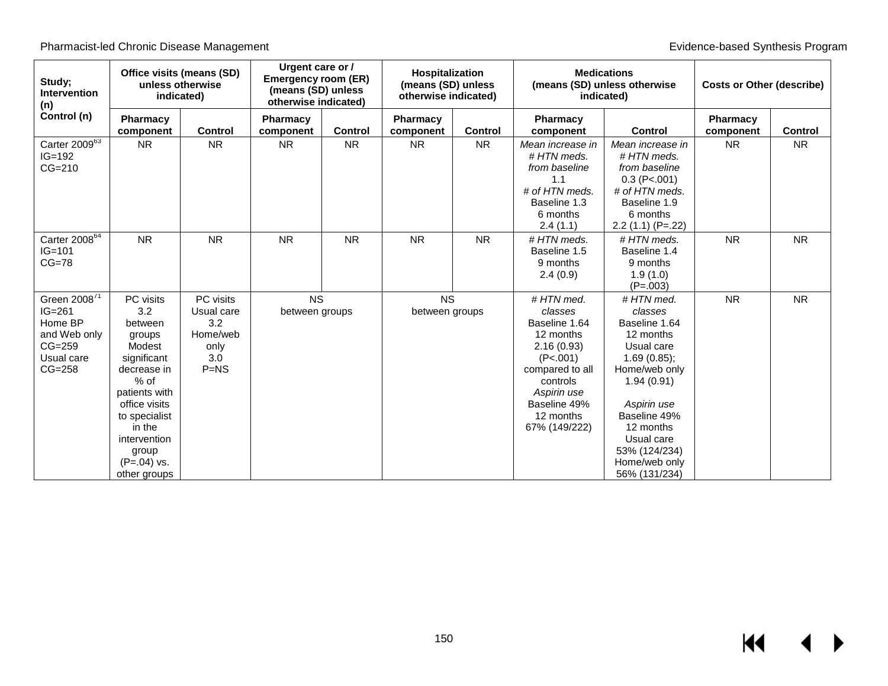| Study; Intervention (n) Control (n) | Office visits (means (SD) unless otherwise indicated) | | Urgent care or / Emergency room (ER) (means (SD) unless otherwise indicated) | | Hospitalization (means (SD) unless otherwise indicated) | | Medications (means (SD) unless otherwise indicated) | | Costs or Other (describe) | |
|---|---|---|---|---|---|---|---|---|---|---|
| | Pharmacy component | Control | Pharmacy component | Control | Pharmacy component | Control | Pharmacy component | Control | Pharmacy component | Control |
| Carter 2009[63] IG=192 CG=210 | NR | NR | NR | NR | NR | NR | *Mean increase in # HTN meds. from baseline* 1.1 *# of HTN meds.* Baseline 1.3 6 months 2.4 (1.1) | *Mean increase in # HTN meds. from baseline* 0.3 (P<.001) *# of HTN meds.* Baseline 1.9 6 months 2.2 (1.1) (P=.22) | NR | NR |
| Carter 2008[64] IG=101 CG=78 | NR | NR | NR | NR | NR | NR | *# HTN meds.* Baseline 1.5 9 months 2.4 (0.9) | *# HTN meds.* Baseline 1.4 9 months 1.9 (1.0) (P=.003) | NR | NR |
| Green 2008[71] IG=261 Home BP and Web only CG=259 Usual care CG=258 | PC visits 3.2 between groups Modest significant decrease in % of patients with office visits to specialist in the intervention group (P=.04) vs. other groups | PC visits Usual care 3.2 Home/web only 3.0 P=NS | NS between groups | | NS between groups | | *# HTN med. classes* Baseline 1.64 12 months 2.16 (0.93) (P<.001) compared to all controls *Aspirin use* Baseline 49% 12 months 67% (149/222) | *# HTN med. classes* Baseline 1.64 12 months Usual care 1.69 (0.85); Home/web only 1.94 (0.91) *Aspirin use* Baseline 49% 12 months Usual care 53% (124/234) Home/web only 56% (131/234) | NR | NR |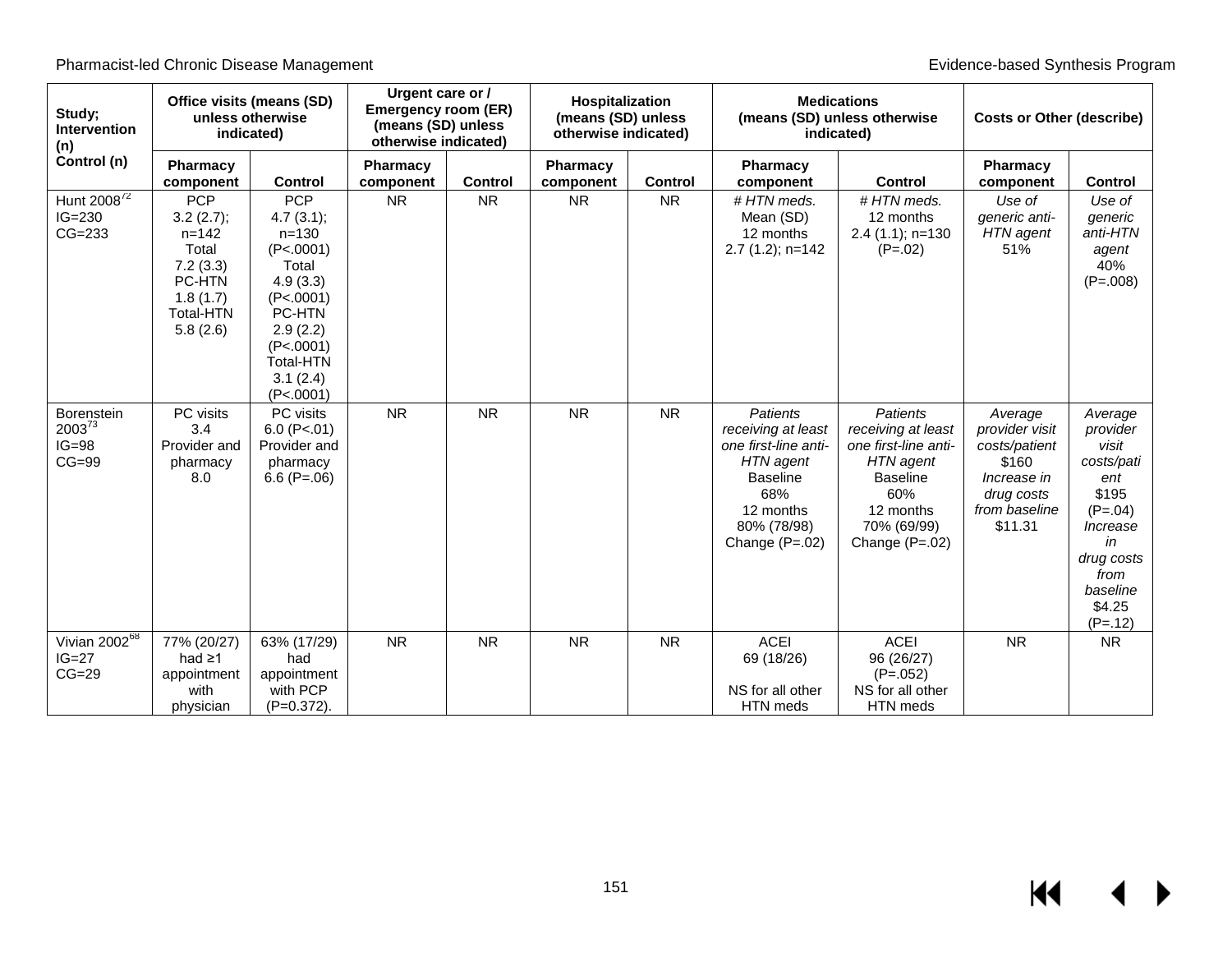| Study; Intervention (n) Control (n) | Office visits (means (SD) unless otherwise indicated) | | Urgent care or / Emergency room (ER) (means (SD) unless otherwise indicated) | | Hospitalization (means (SD) unless otherwise indicated) | | Medications (means (SD) unless otherwise indicated) | | Costs or Other (describe) | |
|---|---|---|---|---|---|---|---|---|---|---|
| | Pharmacy component | Control | Pharmacy component | Control | Pharmacy component | Control | Pharmacy component | Control | Pharmacy component | Control |
| Hunt 2008[72] IG=230 CG=233 | PCP 3.2 (2.7); n=142 Total 7.2 (3.3) PC-HTN 1.8 (1.7) Total-HTN 5.8 (2.6) | PCP 4.7 (3.1); n=130 (P<.0001) Total 4.9 (3.3) (P<.0001) PC-HTN 2.9 (2.2) (P<.0001) Total-HTN 3.1 (2.4) (P<.0001) | NR | NR | NR | NR | *# HTN meds.* Mean (SD) 12 months 2.7 (1.2); n=142 | *# HTN meds.* 12 months 2.4 (1.1); n=130 (P=.02) | *Use of generic anti-HTN agent* 51% | *Use of generic anti-HTN agent* 40% (P=.008) |
| Borenstein 2003[73] IG=98 CG=99 | PC visits 3.4 Provider and pharmacy 8.0 | PC visits 6.0 (P<.01) Provider and pharmacy 6.6 (P=.06) | NR | NR | NR | NR | *Patients receiving at least one first-line anti-HTN agent* Baseline 68% 12 months 80% (78/98) Change (P=.02) | *Patients receiving at least one first-line anti-HTN agent* Baseline 60% 12 months 70% (69/99) Change (P=.02) | *Average provider visit costs/patient* $160 *Increase in drug costs from baseline* $11.31 | *Average provider visit costs/patient* $195 (P=.04) *Increase in drug costs from baseline* $4.25 (P=.12) |
| Vivian 2002[68] IG=27 CG=29 | 77% (20/27) had ≥1 appointment with physician | 63% (17/29) had appointment with PCP (P=0.372). | NR | NR | NR | NR | ACEI 69 (18/26) NS for all other HTN meds | ACEI 96 (26/27) (P=.052) NS for all other HTN meds | NR | NR |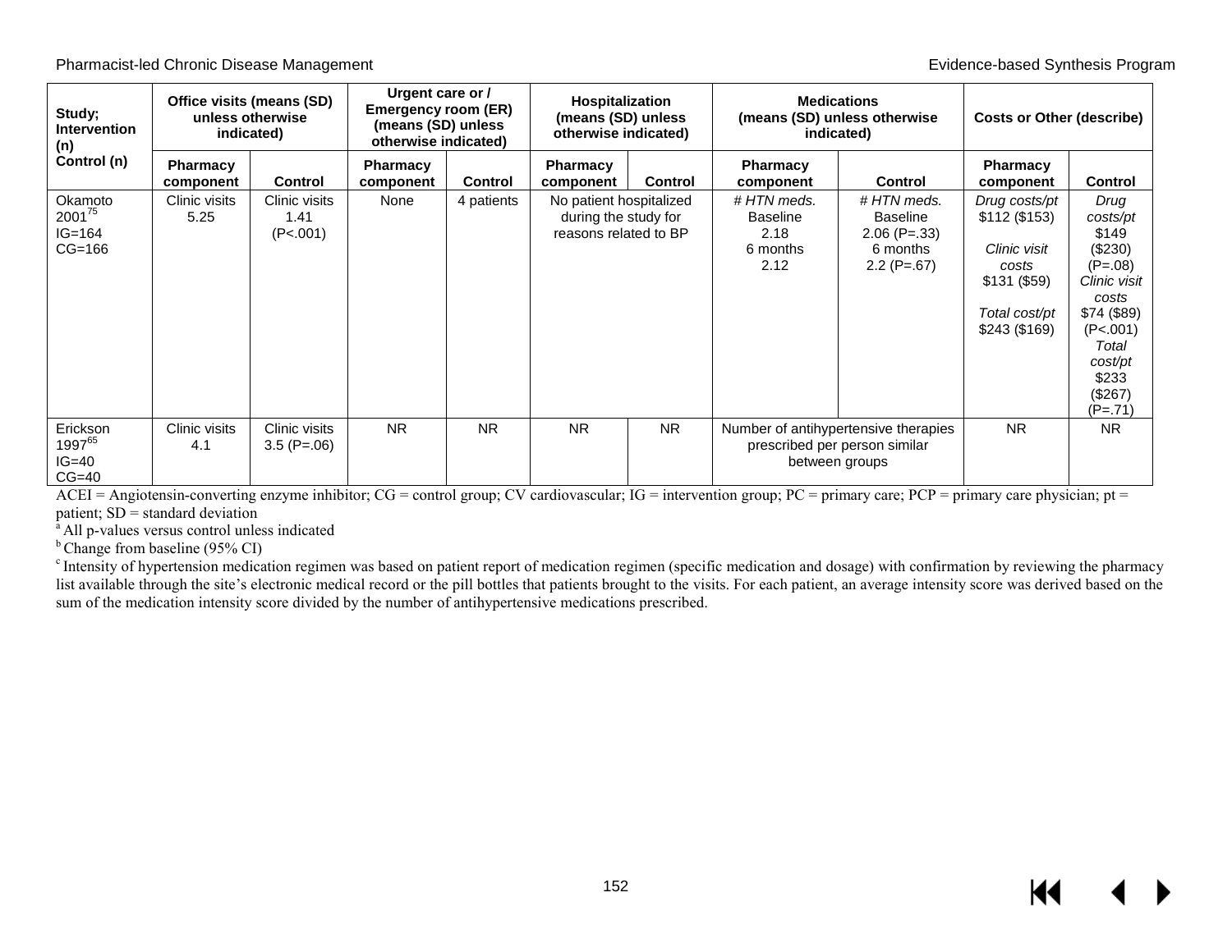| Study; Intervention (n) Control (n) | Office visits (means (SD) unless otherwise indicated) | | Urgent care or / Emergency room (ER) (means (SD) unless otherwise indicated) | | Hospitalization (means (SD) unless otherwise indicated) | | Medications (means (SD) unless otherwise indicated) | | Costs or Other (describe) | |
|---|---|---|---|---|---|---|---|---|---|---|
| | **Pharmacy component** | **Control** | **Pharmacy component** | **Control** | **Pharmacy component** | **Control** | **Pharmacy component** | **Control** | **Pharmacy component** | **Control** |
| Okamoto 2001[75] IG=164 CG=166 | Clinic visits 5.25 | Clinic visits 1.41 (P<.001) | None | 4 patients | No patient hospitalized during the study for reasons related to BP | | *# HTN meds.* Baseline 2.18 6 months 2.12 | *# HTN meds.* Baseline 2.06 (P=.33) 6 months 2.2 (P=.67) | *Drug costs/pt* $112 ($153) *Clinic visit costs* $131 ($59) *Total cost/pt* $243 ($169) | *Drug costs/pt* $149 ($230) (P=.08) *Clinic visit costs* $74 ($89) (P<.001) *Total cost/pt* $233 ($267) (P=.71) |
| Erickson 1997[65] IG=40 CG=40 | Clinic visits 4.1 | Clinic visits 3.5 (P=.06) | NR | NR | NR | NR | Number of antihypertensive therapies prescribed per person similar between groups | | NR | NR |

ACEI = Angiotensin-converting enzyme inhibitor; CG = control group; CV cardiovascular; IG = intervention group; PC = primary care; PCP = primary care physician; pt = patient; SD = standard deviation

[a] All p-values versus control unless indicated

[b] Change from baseline (95% CI)

[c] Intensity of hypertension medication regimen was based on patient report of medication regimen (specific medication and dosage) with confirmation by reviewing the pharmacy list available through the site's electronic medical record or the pill bottles that patients brought to the visits. For each patient, an average intensity score was derived based on the sum of the medication intensity score divided by the number of antihypertensive medications prescribed.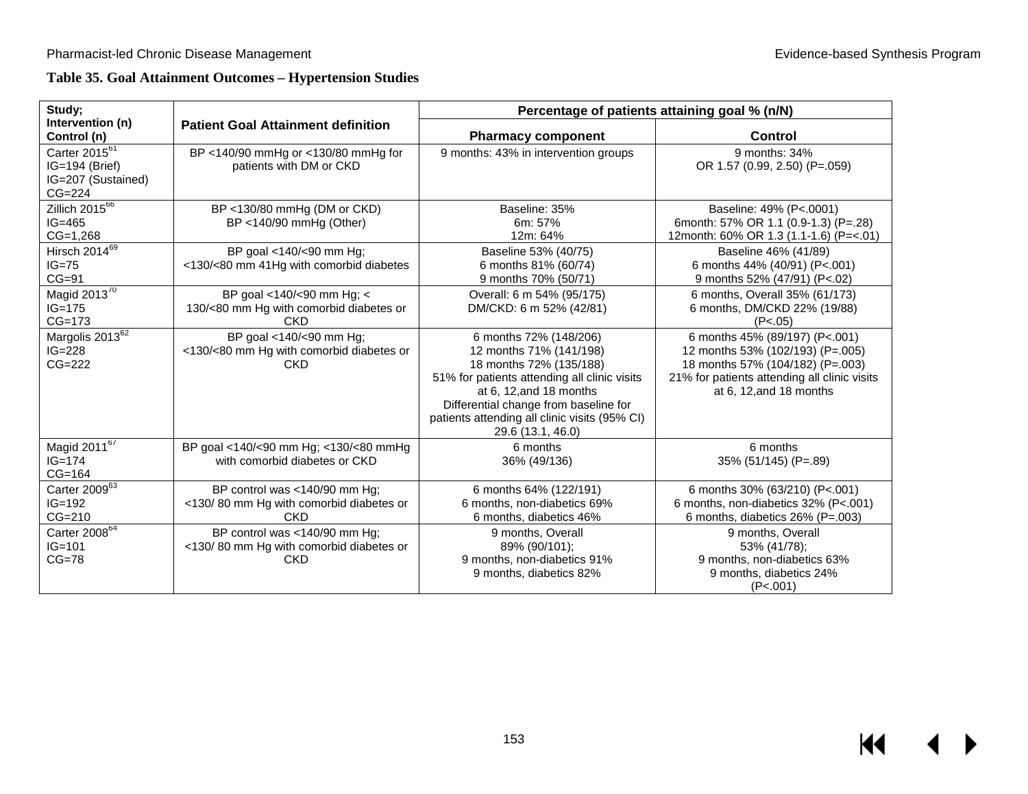**Table 35. Goal Attainment Outcomes – Hypertension Studies**

| Study; Intervention (n) Control (n) | Patient Goal Attainment definition | Percentage of patients attaining goal % (n/N) | |
|---|---|---|---|
| | | **Pharmacy component** | **Control** |
| Carter 2015[61]<br>IG=194 (Brief)<br>IG=207 (Sustained)<br>CG=224 | BP <140/90 mmHg or <130/80 mmHg for patients with DM or CKD | 9 months: 43% in intervention groups | 9 months: 34%<br>OR 1.57 (0.99, 2.50) (P=.059) |
| Zillich 2015[66]<br>IG=465<br>CG=1,268 | BP <130/80 mmHg (DM or CKD)<br>BP <140/90 mmHg (Other) | Baseline: 35%<br>6m: 57%<br>12m: 64% | Baseline: 49% (P<.0001)<br>6month: 57% OR 1.1 (0.9-1.3) (P=.28)<br>12month: 60% OR 1.3 (1.1-1.6) (P=<.01) |
| Hirsch 2014[69]<br>IG=75<br>CG=91 | BP goal <140/<90 mm Hg;<br><130/<80 mm 41Hg with comorbid diabetes | Baseline 53% (40/75)<br>6 months 81% (60/74)<br>9 months 70% (50/71) | Baseline 46% (41/89)<br>6 months 44% (40/91) (P<.001)<br>9 months 52% (47/91) (P<.02) |
| Magid 2013[70]<br>IG=175<br>CG=173 | BP goal <140/<90 mm Hg; < 130/<80 mm Hg with comorbid diabetes or CKD | Overall: 6 m 54% (95/175)<br>DM/CKD: 6 m 52% (42/81) | 6 months, Overall 35% (61/173)<br>6 months, DM/CKD 22% (19/88)<br>(P<.05) |
| Margolis 2013[62]<br>IG=228<br>CG=222 | BP goal <140/<90 mm Hg;<br><130/<80 mm Hg with comorbid diabetes or CKD | 6 months 72% (148/206)<br>12 months 71% (141/198)<br>18 months 72% (135/188)<br>51% for patients attending all clinic visits at 6, 12,and 18 months<br>Differential change from baseline for patients attending all clinic visits (95% CI) 29.6 (13.1, 46.0) | 6 months 45% (89/197) (P<.001)<br>12 months 53% (102/193) (P=.005)<br>18 months 57% (104/182) (P=.003)<br>21% for patients attending all clinic visits at 6, 12,and 18 months |
| Magid 2011[67]<br>IG=174<br>CG=164 | BP goal <140/<90 mm Hg; <130/<80 mmHg with comorbid diabetes or CKD | 6 months<br>36% (49/136) | 6 months<br>35% (51/145) (P=.89) |
| Carter 2009[63]<br>IG=192<br>CG=210 | BP control was <140/90 mm Hg;<br><130/ 80 mm Hg with comorbid diabetes or CKD | 6 months 64% (122/191)<br>6 months, non-diabetics 69%<br>6 months, diabetics 46% | 6 months 30% (63/210) (P<.001)<br>6 months, non-diabetics 32% (P<.001)<br>6 months, diabetics 26% (P=.003) |
| Carter 2008[64]<br>IG=101<br>CG=78 | BP control was <140/90 mm Hg;<br><130/ 80 mm Hg with comorbid diabetes or CKD | 9 months, Overall<br>89% (90/101);<br>9 months, non-diabetics 91%<br>9 months, diabetics 82% | 9 months, Overall<br>53% (41/78);<br>9 months, non-diabetics 63%<br>9 months, diabetics 24%<br>(P<.001) |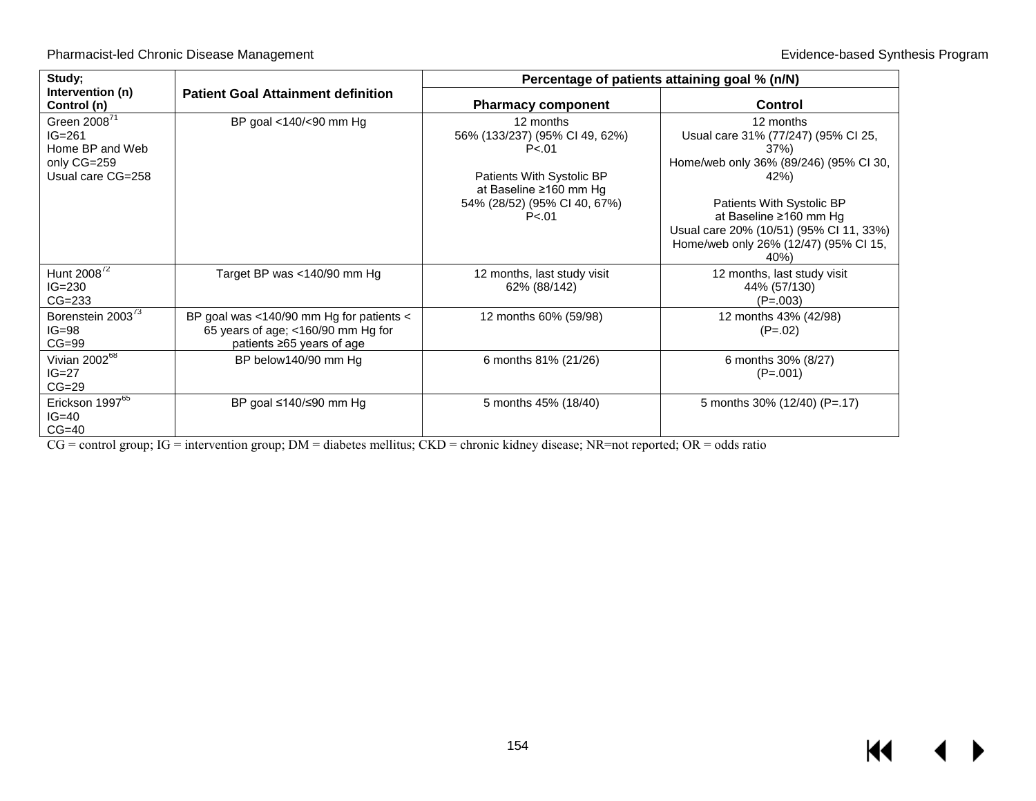| Study; Intervention (n) Control (n) | Patient Goal Attainment definition | Percentage of patients attaining goal % (n/N) | |
|---|---|---|---|
| | | Pharmacy component | Control |
| Green 2008[71]<br>IG=261<br>Home BP and Web only CG=259<br>Usual care CG=258 | BP goal <140/<90 mm Hg | 12 months<br>56% (133/237) (95% CI 49, 62%)<br>P<.01<br><br>Patients With Systolic BP at Baseline ≥160 mm Hg<br>54% (28/52) (95% CI 40, 67%)<br>P<.01 | 12 months<br>Usual care 31% (77/247) (95% CI 25, 37%)<br>Home/web only 36% (89/246) (95% CI 30, 42%)<br><br>Patients With Systolic BP at Baseline ≥160 mm Hg<br>Usual care 20% (10/51) (95% CI 11, 33%)<br>Home/web only 26% (12/47) (95% CI 15, 40%) |
| Hunt 2008[72]<br>IG=230<br>CG=233 | Target BP was <140/90 mm Hg | 12 months, last study visit<br>62% (88/142) | 12 months, last study visit<br>44% (57/130)<br>(P=.003) |
| Borenstein 2003[73]<br>IG=98<br>CG=99 | BP goal was <140/90 mm Hg for patients < 65 years of age; <160/90 mm Hg for patients ≥65 years of age | 12 months 60% (59/98) | 12 months 43% (42/98)<br>(P=.02) |
| Vivian 2002[68]<br>IG=27<br>CG=29 | BP below140/90 mm Hg | 6 months 81% (21/26) | 6 months 30% (8/27)<br>(P=.001) |
| Erickson 1997[65]<br>IG=40<br>CG=40 | BP goal ≤140/≤90 mm Hg | 5 months 45% (18/40) | 5 months 30% (12/40) (P=.17) |

CG = control group; IG = intervention group; DM = diabetes mellitus; CKD = chronic kidney disease; NR=not reported; OR = odds ratio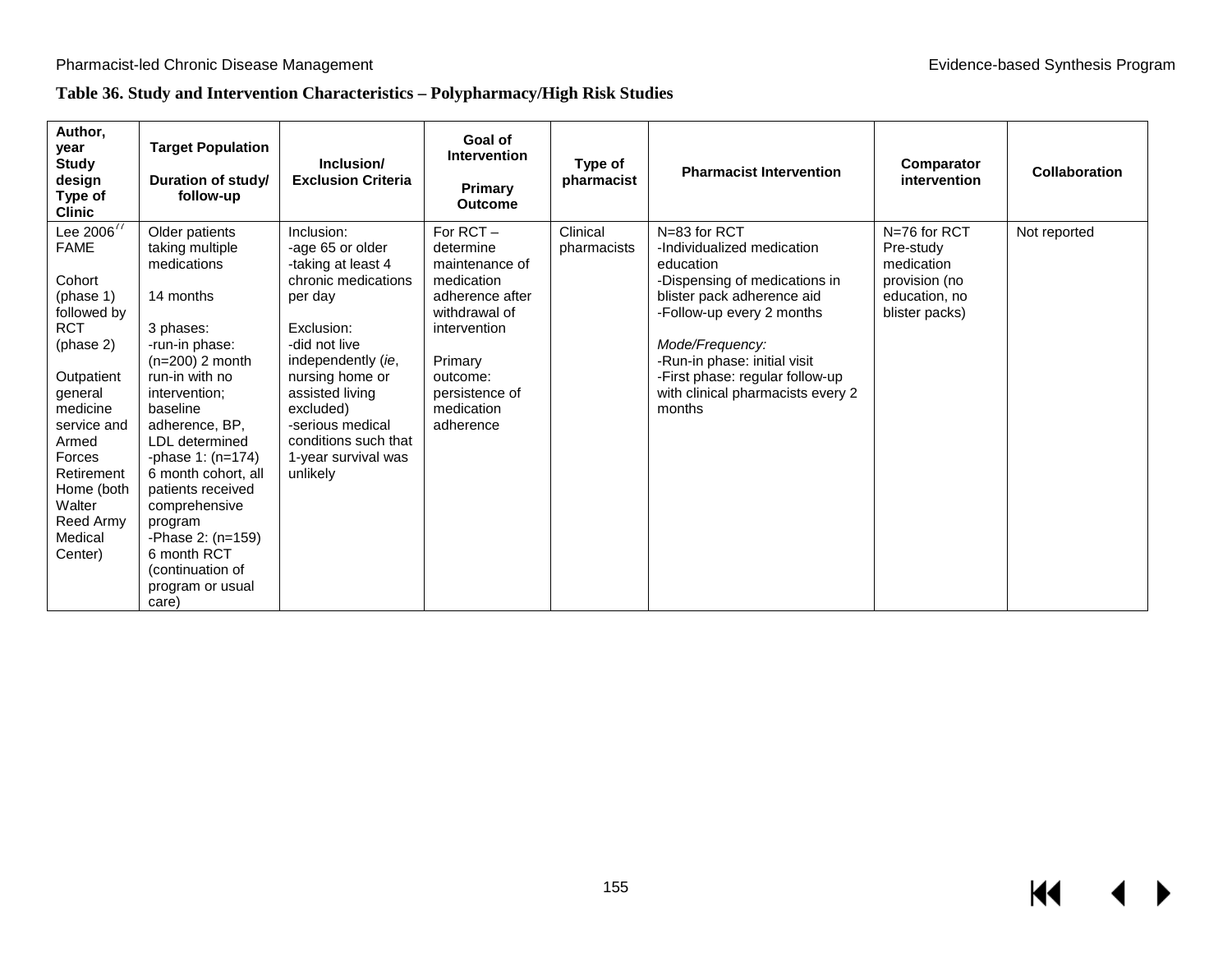**Table 36. Study and Intervention Characteristics – Polypharmacy/High Risk Studies**

| Author, year<br>Study design<br>Type of Clinic | Target Population<br><br>Duration of study/ follow-up | Inclusion/ Exclusion Criteria | Goal of Intervention<br><br>Primary Outcome | Type of pharmacist | Pharmacist Intervention | Comparator intervention | Collaboration |
|---|---|---|---|---|---|---|---|
| Lee 2006[77]<br>FAME<br><br>Cohort (phase 1) followed by RCT (phase 2)<br><br>Outpatient general medicine service and Armed Forces Retirement Home (both Walter Reed Army Medical Center) | Older patients taking multiple medications<br><br>14 months<br><br>3 phases:<br>-run-in phase: (n=200) 2 month run-in with no intervention; baseline adherence, BP, LDL determined<br>-phase 1: (n=174) 6 month cohort, all patients received comprehensive program<br>-Phase 2: (n=159) 6 month RCT (continuation of program or usual care) | Inclusion:<br>-age 65 or older<br>-taking at least 4 chronic medications per day<br><br>Exclusion:<br>-did not live independently (*ie*, nursing home or assisted living excluded)<br>-serious medical conditions such that 1-year survival was unlikely | For RCT – determine maintenance of medication adherence after withdrawal of intervention<br><br>Primary outcome: persistence of medication adherence | Clinical pharmacists | N=83 for RCT<br>-Individualized medication education<br>-Dispensing of medications in blister pack adherence aid<br>-Follow-up every 2 months<br><br>*Mode/Frequency:*<br>-Run-in phase: initial visit<br>-First phase: regular follow-up with clinical pharmacists every 2 months | N=76 for RCT<br>Pre-study medication provision (no education, no blister packs) | Not reported |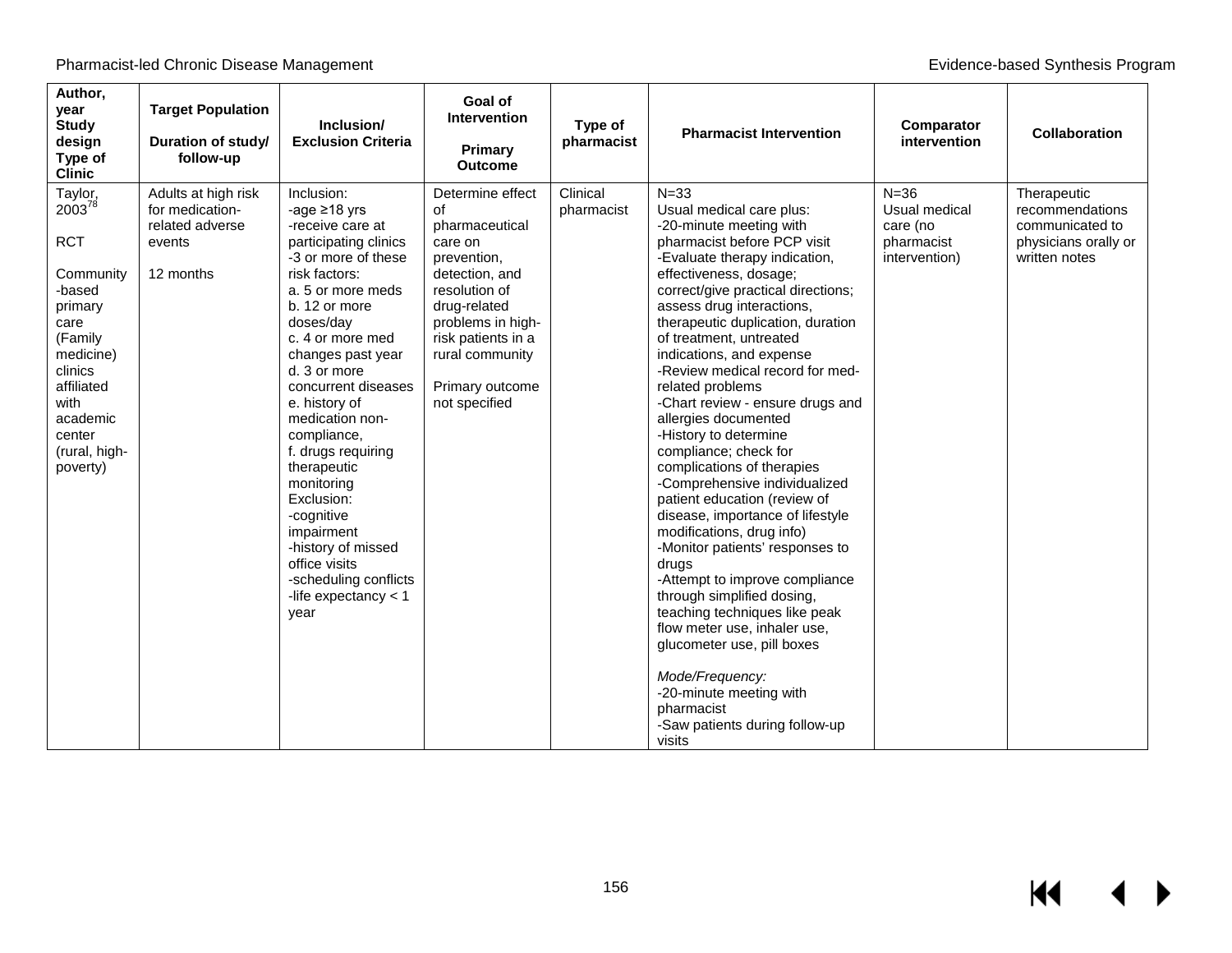| Author, year Study design Type of Clinic | Target Population Duration of study/ follow-up | Inclusion/ Exclusion Criteria | Goal of Intervention Primary Outcome | Type of pharmacist | Pharmacist Intervention | Comparator intervention | Collaboration |
|---|---|---|---|---|---|---|---|
| Taylor, 2003[78] <br><br> RCT <br><br> Community-based primary care (Family medicine) clinics affiliated with academic center (rural, high-poverty) | Adults at high risk for medication-related adverse events <br><br> 12 months | Inclusion: <br> -age ≥18 yrs <br> -receive care at participating clinics <br> -3 or more of these risk factors: <br> a. 5 or more meds <br> b. 12 or more doses/day <br> c. 4 or more med changes past year <br> d. 3 or more concurrent diseases <br> e. history of medication non-compliance, <br> f. drugs requiring therapeutic monitoring <br> Exclusion: <br> -cognitive impairment <br> -history of missed office visits <br> -scheduling conflicts <br> -life expectancy < 1 year | Determine effect of pharmaceutical care on prevention, detection, and resolution of drug-related problems in high-risk patients in a rural community <br><br> Primary outcome not specified | Clinical pharmacist | N=33 <br> Usual medical care plus: <br> -20-minute meeting with pharmacist before PCP visit <br> -Evaluate therapy indication, effectiveness, dosage; correct/give practical directions; assess drug interactions, therapeutic duplication, duration of treatment, untreated indications, and expense <br> -Review medical record for med-related problems <br> -Chart review - ensure drugs and allergies documented <br> -History to determine compliance; check for complications of therapies <br> -Comprehensive individualized patient education (review of disease, importance of lifestyle modifications, drug info) <br> -Monitor patients' responses to drugs <br> -Attempt to improve compliance through simplified dosing, teaching techniques like peak flow meter use, inhaler use, glucometer use, pill boxes <br><br> *Mode/Frequency:* <br> -20-minute meeting with pharmacist <br> -Saw patients during follow-up visits | N=36 <br> Usual medical care (no pharmacist intervention) | Therapeutic recommendations communicated to physicians orally or written notes |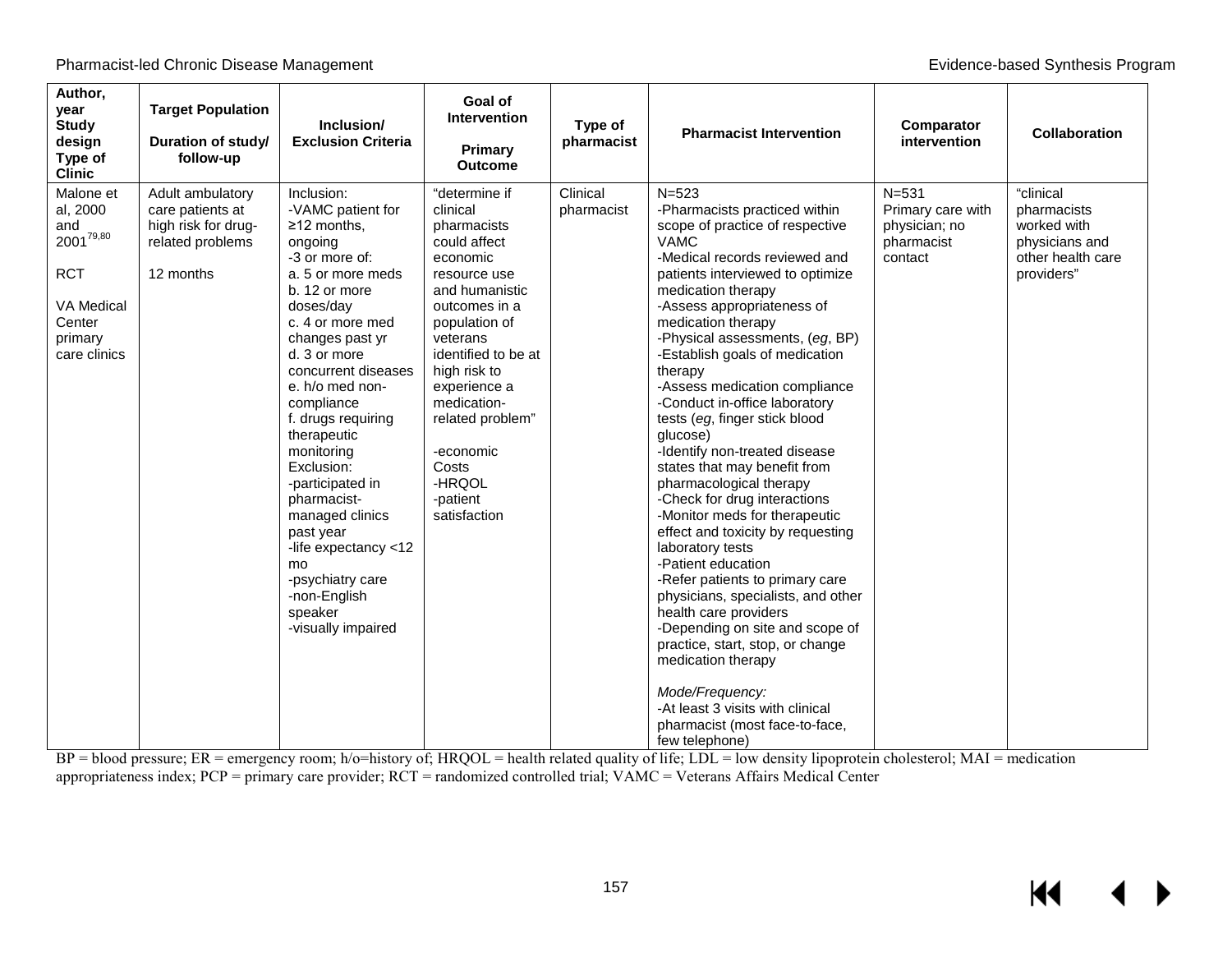| Author, year Study design Type of Clinic | Target Population Duration of study/ follow-up | Inclusion/ Exclusion Criteria | Goal of Intervention Primary Outcome | Type of pharmacist | Pharmacist Intervention | Comparator intervention | Collaboration |
|---|---|---|---|---|---|---|---|
| Malone et al, 2000 and 2001[79,80]<br><br>RCT<br><br>VA Medical Center primary care clinics | Adult ambulatory care patients at high risk for drug-related problems<br><br>12 months | Inclusion:<br>-VAMC patient for ≥12 months, ongoing<br>-3 or more of:<br>a. 5 or more meds<br>b. 12 or more doses/day<br>c. 4 or more med changes past yr<br>d. 3 or more concurrent diseases<br>e. h/o med non-compliance<br>f. drugs requiring therapeutic monitoring<br>Exclusion:<br>-participated in pharmacist-managed clinics past year<br>-life expectancy <12 mo<br>-psychiatry care<br>-non-English speaker<br>-visually impaired | "determine if clinical pharmacists could affect economic resource use and humanistic outcomes in a population of veterans identified to be at high risk to experience a medication-related problem"<br><br>-economic Costs<br>-HRQOL<br>-patient satisfaction | Clinical pharmacist | N=523<br>-Pharmacists practiced within scope of practice of respective VAMC<br>-Medical records reviewed and patients interviewed to optimize medication therapy<br>-Assess appropriateness of medication therapy<br>-Physical assessments, (*eg*, BP)<br>-Establish goals of medication therapy<br>-Assess medication compliance<br>-Conduct in-office laboratory tests (*eg*, finger stick blood glucose)<br>-Identify non-treated disease states that may benefit from pharmacological therapy<br>-Check for drug interactions<br>-Monitor meds for therapeutic effect and toxicity by requesting laboratory tests<br>-Patient education<br>-Refer patients to primary care physicians, specialists, and other health care providers<br>-Depending on site and scope of practice, start, stop, or change medication therapy<br><br>*Mode/Frequency:*<br>-At least 3 visits with clinical pharmacist (most face-to-face, few telephone) | N=531<br>Primary care with physician; no pharmacist contact | "clinical pharmacists worked with physicians and other health care providers" |

BP = blood pressure; ER = emergency room; h/o=history of; HRQOL = health related quality of life; LDL = low density lipoprotein cholesterol; MAI = medication appropriateness index; PCP = primary care provider; RCT = randomized controlled trial; VAMC = Veterans Affairs Medical Center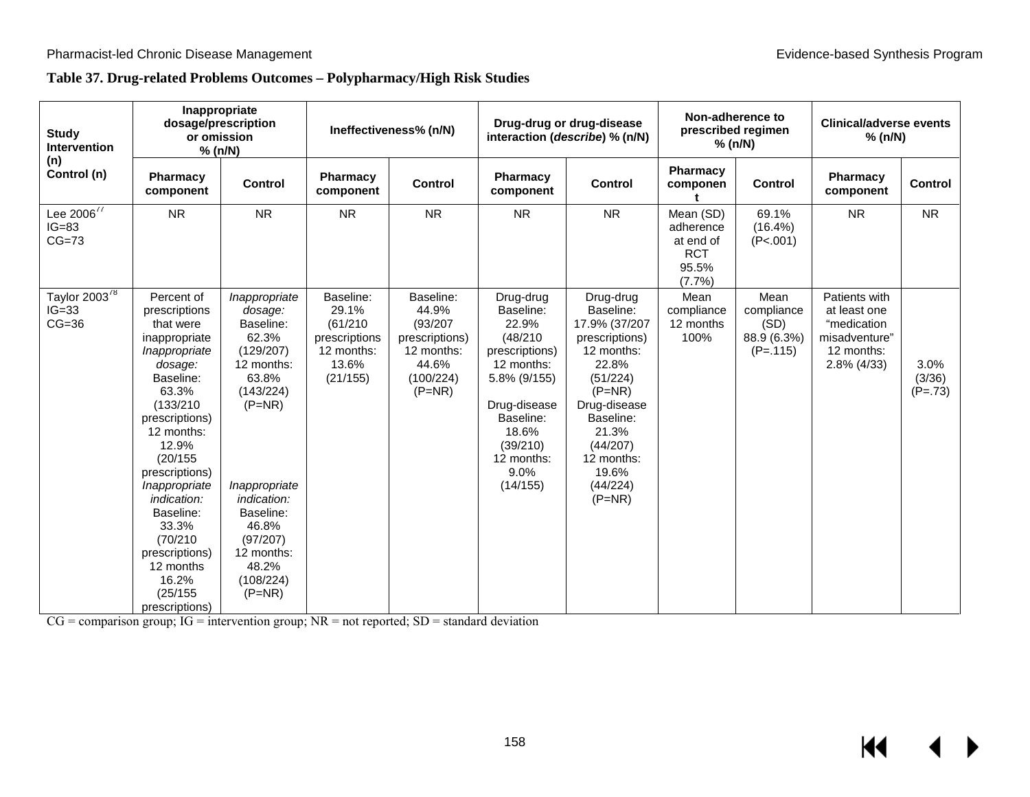**Table 37. Drug-related Problems Outcomes – Polypharmacy/High Risk Studies**

| Study Intervention (n) Control (n) | Inappropriate dosage/prescription or omission % (n/N) | | Ineffectiveness% (n/N) | | Drug-drug or drug-disease interaction (*describe*) % (n/N) | | Non-adherence to prescribed regimen % (n/N) | | Clinical/adverse events % (n/N) | |
|---|---|---|---|---|---|---|---|---|---|---|
| | Pharmacy component | Control | Pharmacy component | Control | Pharmacy component | Control | Pharmacy component | Control | Pharmacy component | Control |
| Lee 2006[77] IG=83 CG=73 | NR | NR | NR | NR | NR | NR | Mean (SD) adherence at end of RCT 95.5% (7.7%) | 69.1% (16.4%) (P<.001) | NR | NR |
| Taylor 2003[78] IG=33 CG=36 | Percent of prescriptions that were inappropriate *Inappropriate dosage:* Baseline: 63.3% (133/210 prescriptions) 12 months: 12.9% (20/155 prescriptions) *Inappropriate indication:* Baseline: 33.3% (70/210 prescriptions) 12 months 16.2% (25/155 prescriptions) | *Inappropriate dosage:* Baseline: 62.3% (129/207) 12 months: 63.8% (143/224) (P=NR) *Inappropriate indication:* Baseline: 46.8% (97/207) 12 months: 48.2% (108/224) (P=NR) | Baseline: 29.1% (61/210 prescriptions 12 months: 13.6% (21/155) | Baseline: 44.9% (93/207 prescriptions) 12 months: 44.6% (100/224) (P=NR) | Drug-drug Baseline: 22.9% (48/210 prescriptions) 12 months: 5.8% (9/155) Drug-disease Baseline: 18.6% (39/210) 12 months: 9.0% (14/155) | Drug-drug Baseline: 17.9% (37/207 prescriptions) 12 months: 22.8% (51/224) (P=NR) Drug-disease Baseline: 21.3% (44/207) 12 months: 19.6% (44/224) (P=NR) | Mean compliance 12 months 100% | Mean compliance (SD) 88.9 (6.3%) (P=.115) | Patients with at least one "medication misadventure" 12 months: 2.8% (4/33) | 3.0% (3/36) (P=.73) |

CG = comparison group; IG = intervention group; NR = not reported; SD = standard deviation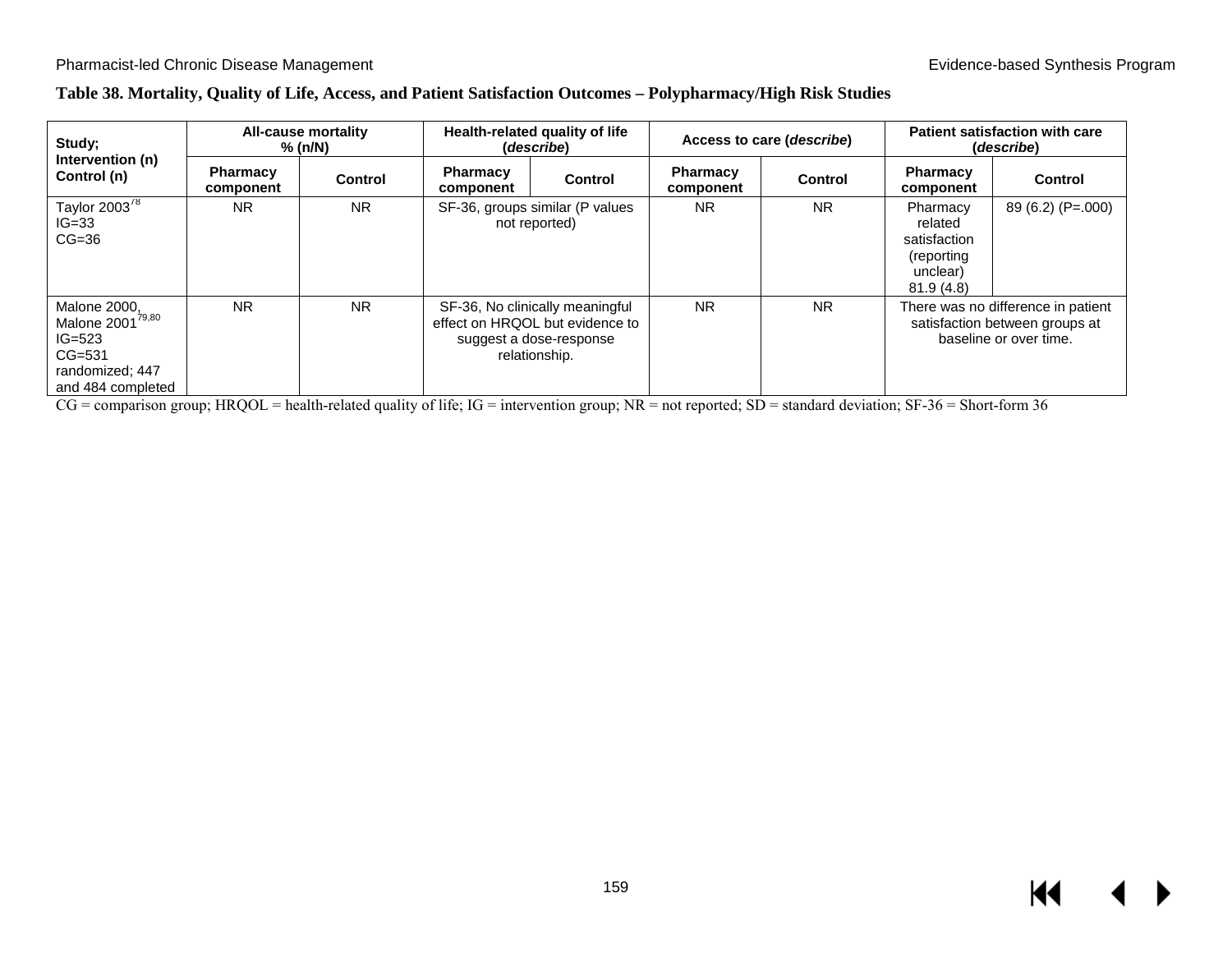**Table 38. Mortality, Quality of Life, Access, and Patient Satisfaction Outcomes – Polypharmacy/High Risk Studies**

| Study; Intervention (n) Control (n) | All-cause mortality % (n/N) | | Health-related quality of life (*describe*) | | Access to care (*describe*) | | Patient satisfaction with care (*describe*) | |
|---|---|---|---|---|---|---|---|---|
| | Pharmacy component | Control | Pharmacy component | Control | Pharmacy component | Control | Pharmacy component | Control |
| Taylor 2003[78] IG=33 CG=36 | NR | NR | SF-36, groups similar (P values not reported) | | NR | NR | Pharmacy related satisfaction (reporting unclear) 81.9 (4.8) | 89 (6.2) (P=.000) |
| Malone 2000, Malone 2001[79,80] IG=523 CG=531 randomized; 447 and 484 completed | NR | NR | SF-36, No clinically meaningful effect on HRQOL but evidence to suggest a dose-response relationship. | | NR | NR | There was no difference in patient satisfaction between groups at baseline or over time. | |

CG = comparison group; HRQOL = health-related quality of life; IG = intervention group; NR = not reported; SD = standard deviation; SF-36 = Short-form 36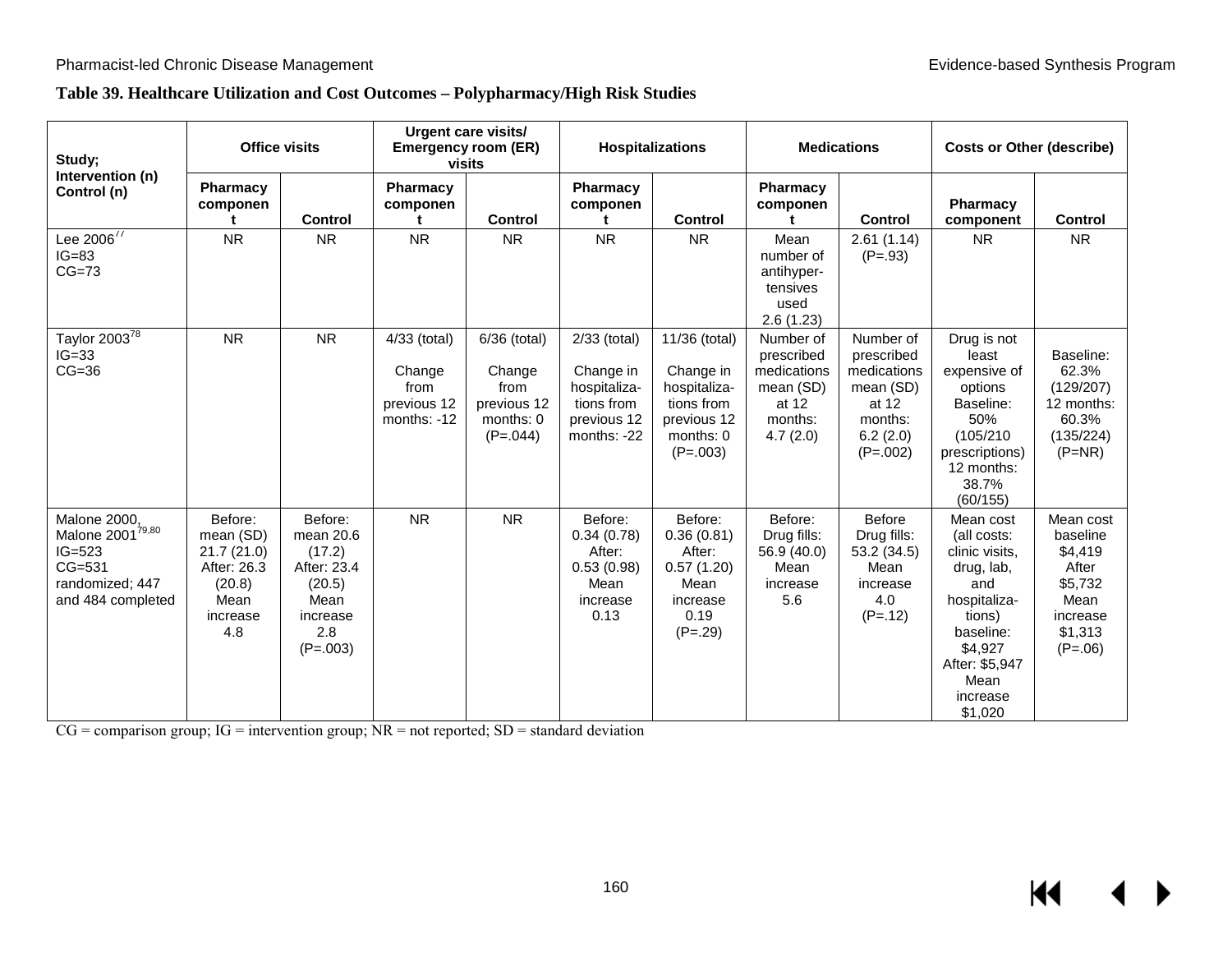**Table 39. Healthcare Utilization and Cost Outcomes – Polypharmacy/High Risk Studies**

| Study; Intervention (n) Control (n) | Office visits | | Urgent care visits/ Emergency room (ER) visits | | Hospitalizations | | Medications | | Costs or Other (describe) | |
|---|---|---|---|---|---|---|---|---|---|---|
| | Pharmacy component | Control | Pharmacy component | Control | Pharmacy component | Control | Pharmacy component | Control | Pharmacy component | Control |
| Lee 2006[77] IG=83 CG=73 | NR | NR | NR | NR | NR | NR | Mean number of antihyper-tensives used 2.6 (1.23) | 2.61 (1.14) (P=.93) | NR | NR |
| Taylor 2003[78] IG=33 CG=36 | NR | NR | 4/33 (total) Change from previous 12 months: -12 | 6/36 (total) Change from previous 12 months: 0 (P=.044) | 2/33 (total) Change in hospitaliza-tions from previous 12 months: -22 | 11/36 (total) Change in hospitaliza-tions from previous 12 months: 0 (P=.003) | Number of prescribed medications mean (SD) at 12 months: 4.7 (2.0) | Number of prescribed medications mean (SD) at 12 months: 6.2 (2.0) (P=.002) | Drug is not least expensive of options Baseline: 50% (105/210 prescriptions) 12 months: 38.7% (60/155) | Baseline: 62.3% (129/207) 12 months: 60.3% (135/224) (P=NR) |
| Malone 2000, Malone 2001[79,80] IG=523 CG=531 randomized; 447 and 484 completed | Before: mean (SD) 21.7 (21.0) After: 26.3 (20.8) Mean increase 4.8 | Before: mean 20.6 (17.2) After: 23.4 (20.5) Mean increase 2.8 (P=.003) | NR | NR | Before: 0.34 (0.78) After: 0.53 (0.98) Mean increase 0.13 | Before: 0.36 (0.81) After: 0.57 (1.20) Mean increase 0.19 (P=.29) | Before: Drug fills: 56.9 (40.0) Mean increase 5.6 | Before Drug fills: 53.2 (34.5) Mean increase 4.0 (P=.12) | Mean cost (all costs: clinic visits, drug, lab, and hospitaliza-tions) baseline: $4,927 After: $5,947 Mean increase $1,020 | Mean cost baseline $4,419 After $5,732 Mean increase $1,313 (P=.06) |

CG = comparison group; IG = intervention group; NR = not reported; SD = standard deviation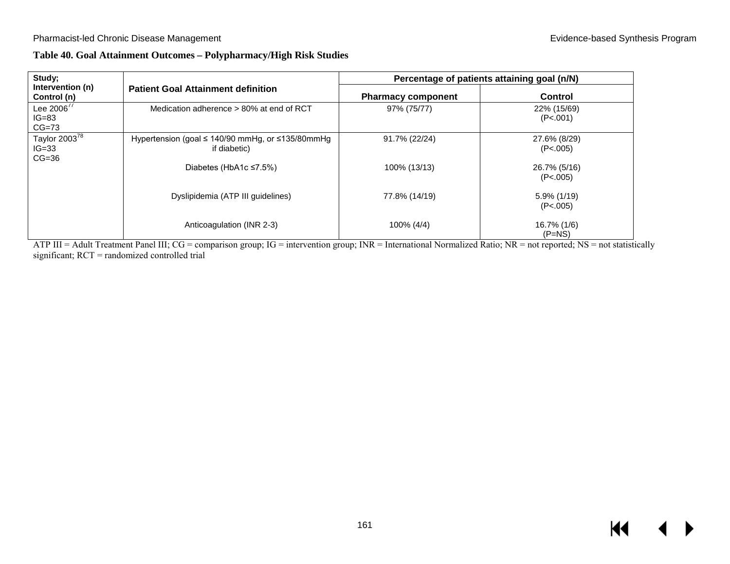**Table 40. Goal Attainment Outcomes – Polypharmacy/High Risk Studies**

| Study; Intervention (n) Control (n) | Patient Goal Attainment definition | Percentage of patients attaining goal (n/N) | |
|---|---|---|---|
| | | Pharmacy component | Control |
| Lee 2006[77] IG=83 CG=73 | Medication adherence > 80% at end of RCT | 97% (75/77) | 22% (15/69) (P<.001) |
| Taylor 2003[78] IG=33 CG=36 | Hypertension (goal ≤ 140/90 mmHg, or ≤135/80mmHg if diabetic) | 91.7% (22/24) | 27.6% (8/29) (P<.005) |
| | Diabetes (HbA1c ≤7.5%) | 100% (13/13) | 26.7% (5/16) (P<.005) |
| | Dyslipidemia (ATP III guidelines) | 77.8% (14/19) | 5.9% (1/19) (P<.005) |
| | Anticoagulation (INR 2-3) | 100% (4/4) | 16.7% (1/6) (P=NS) |

ATP III = Adult Treatment Panel III; CG = comparison group; IG = intervention group; INR = International Normalized Ratio; NR = not reported; NS = not statistically significant; RCT = randomized controlled trial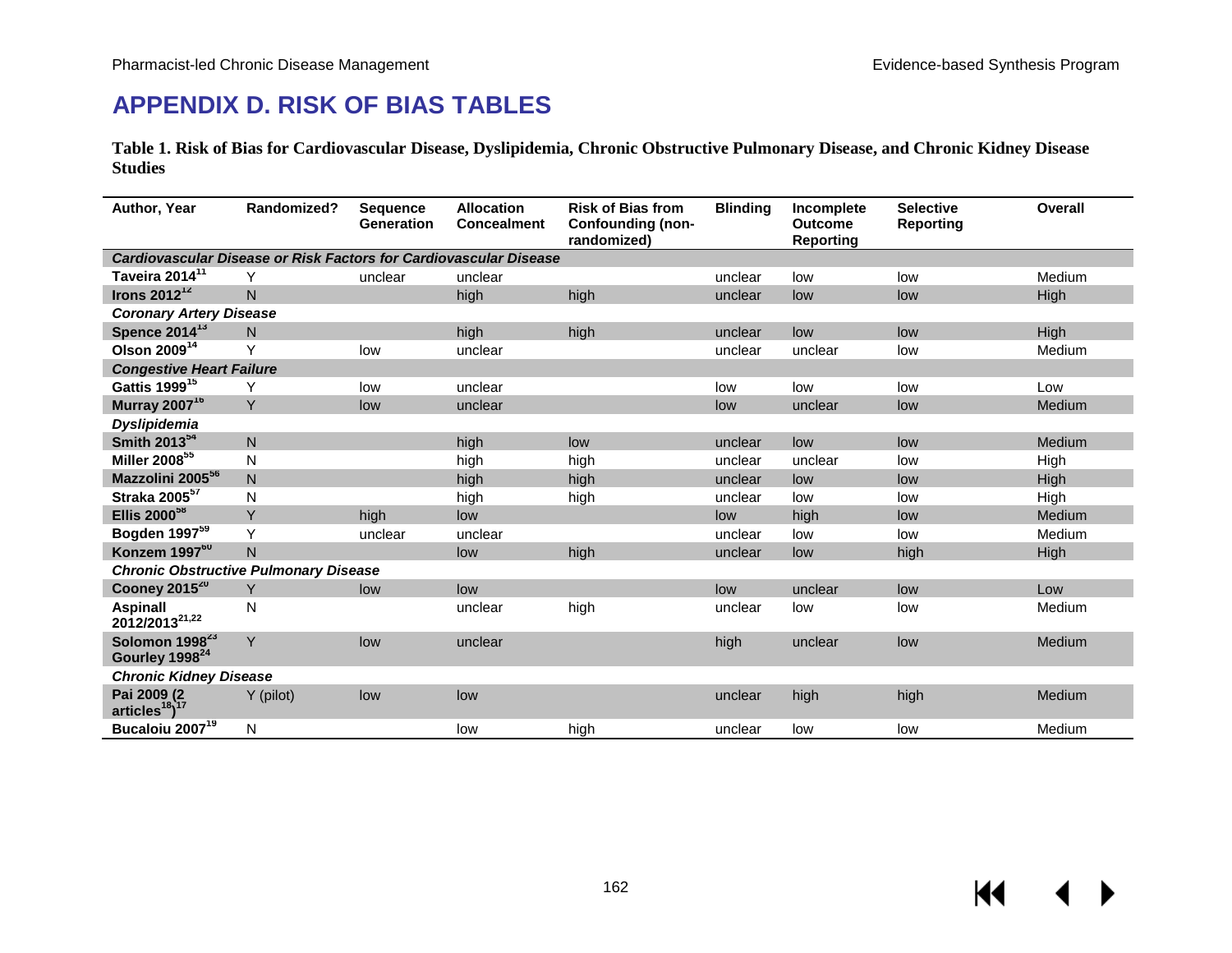# APPENDIX D. RISK OF BIAS TABLES

**Table 1. Risk of Bias for Cardiovascular Disease, Dyslipidemia, Chronic Obstructive Pulmonary Disease, and Chronic Kidney Disease Studies**

| Author, Year | Randomized? | Sequence Generation | Allocation Concealment | Risk of Bias from Confounding (non-randomized) | Blinding | Incomplete Outcome Reporting | Selective Reporting | Overall |
|---|---|---|---|---|---|---|---|---|
| ***Cardiovascular Disease or Risk Factors for Cardiovascular Disease*** | | | | | | | | |
| **Taveira 2014**[11] | Y | unclear | unclear | | unclear | low | low | Medium |
| **Irons 2012**[12] | N | | high | high | unclear | low | low | High |
| ***Coronary Artery Disease*** | | | | | | | | |
| **Spence 2014**[13] | N | | high | high | unclear | low | low | High |
| **Olson 2009**[14] | Y | low | unclear | | unclear | unclear | low | Medium |
| ***Congestive Heart Failure*** | | | | | | | | |
| **Gattis 1999**[15] | Y | low | unclear | | low | low | low | Low |
| **Murray 2007**[16] | Y | low | unclear | | low | unclear | low | Medium |
| ***Dyslipidemia*** | | | | | | | | |
| **Smith 2013**[54] | N | | high | low | unclear | low | low | Medium |
| **Miller 2008**[55] | N | | high | high | unclear | unclear | low | High |
| **Mazzolini 2005**[56] | N | | high | high | unclear | low | low | High |
| **Straka 2005**[57] | N | | high | high | unclear | low | low | High |
| **Ellis 2000**[58] | Y | high | low | | low | high | low | Medium |
| **Bogden 1997**[59] | Y | unclear | unclear | | unclear | low | low | Medium |
| **Konzem 1997**[60] | N | | low | high | unclear | low | high | High |
| ***Chronic Obstructive Pulmonary Disease*** | | | | | | | | |
| **Cooney 2015**[20] | Y | low | low | | low | unclear | low | Low |
| **Aspinall 2012/2013**[21,22] | N | | unclear | high | unclear | low | low | Medium |
| **Solomon 1998**[23] **Gourley 1998**[24] | Y | low | unclear | | high | unclear | low | Medium |
| ***Chronic Kidney Disease*** | | | | | | | | |
| **Pai 2009 (2 articles**[18]**)**[17] | Y (pilot) | low | low | | unclear | high | high | Medium |
| **Bucaloiu 2007**[19] | N | | low | high | unclear | low | low | Medium |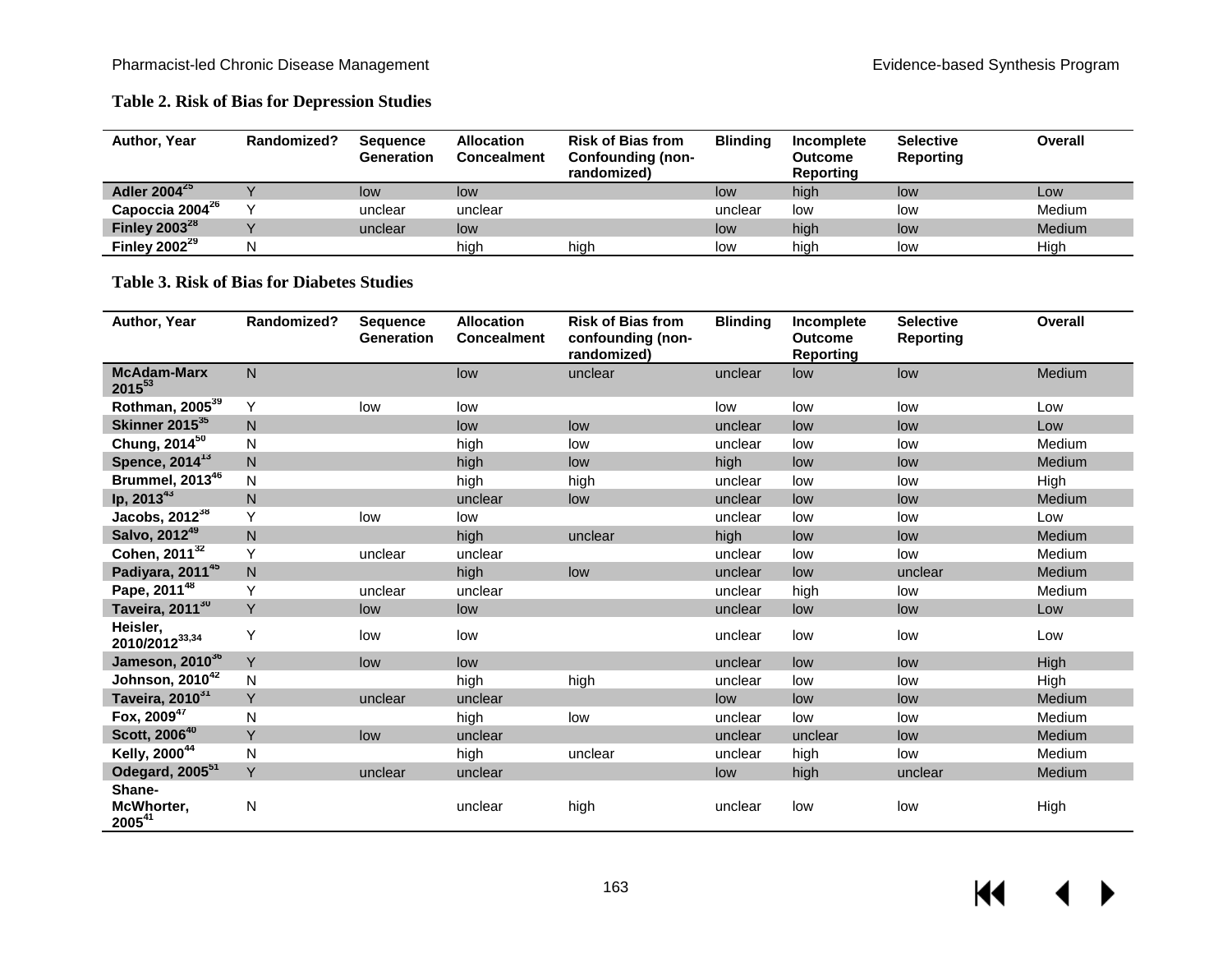**Table 2. Risk of Bias for Depression Studies**

| Author, Year | Randomized? | Sequence Generation | Allocation Concealment | Risk of Bias from Confounding (non-randomized) | Blinding | Incomplete Outcome Reporting | Selective Reporting | Overall |
|---|---|---|---|---|---|---|---|---|
| Adler 2004[25] | Y | low | low | | low | high | low | Low |
| Capoccia 2004[26] | Y | unclear | unclear | | unclear | low | low | Medium |
| Finley 2003[28] | Y | unclear | low | | low | high | low | Medium |
| Finley 2002[29] | N | | high | high | low | high | low | High |

**Table 3. Risk of Bias for Diabetes Studies**

| Author, Year | Randomized? | Sequence Generation | Allocation Concealment | Risk of Bias from confounding (non-randomized) | Blinding | Incomplete Outcome Reporting | Selective Reporting | Overall |
|---|---|---|---|---|---|---|---|---|
| McAdam-Marx 2015[53] | N | | low | unclear | unclear | low | low | Medium |
| Rothman, 2005[39] | Y | low | low | | low | low | low | Low |
| Skinner 2015[35] | N | | low | low | unclear | low | low | Low |
| Chung, 2014[50] | N | | high | low | unclear | low | low | Medium |
| Spence, 2014[13] | N | | high | low | high | low | low | Medium |
| Brummel, 2013[46] | N | | high | high | unclear | low | low | High |
| Ip, 2013[43] | N | | unclear | low | unclear | low | low | Medium |
| Jacobs, 2012[38] | Y | low | low | | unclear | low | low | Low |
| Salvo, 2012[49] | N | | high | unclear | high | low | low | Medium |
| Cohen, 2011[32] | Y | unclear | unclear | | unclear | low | low | Medium |
| Padiyara, 2011[45] | N | | high | low | unclear | low | unclear | Medium |
| Pape, 2011[48] | Y | unclear | unclear | | unclear | high | low | Medium |
| Taveira, 2011[30] | Y | low | low | | unclear | low | low | Low |
| Heisler, 2010/2012[33,34] | Y | low | low | | unclear | low | low | Low |
| Jameson, 2010[36] | Y | low | low | | unclear | low | low | High |
| Johnson, 2010[42] | N | | high | high | unclear | low | low | High |
| Taveira, 2010[31] | Y | unclear | unclear | | low | low | low | Medium |
| Fox, 2009[47] | N | | high | low | unclear | low | low | Medium |
| Scott, 2006[40] | Y | low | unclear | | unclear | unclear | low | Medium |
| Kelly, 2000[44] | N | | high | unclear | unclear | high | low | Medium |
| Odegard, 2005[51] | Y | unclear | unclear | | low | high | unclear | Medium |
| Shane-McWhorter, 2005[41] | N | | unclear | high | unclear | low | low | High |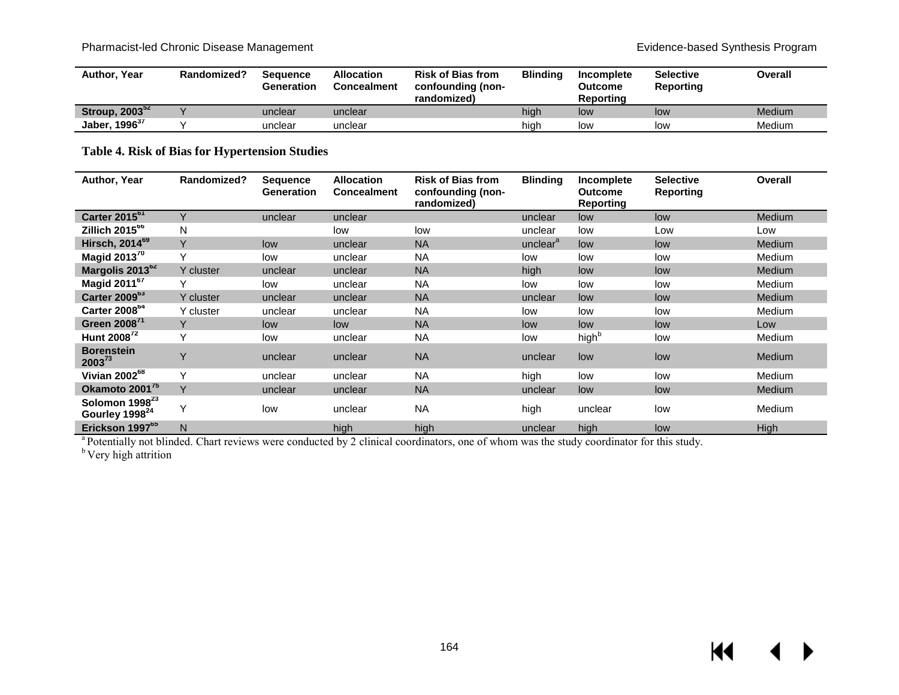| Author, Year | Randomized? | Sequence Generation | Allocation Concealment | Risk of Bias from confounding (non-randomized) | Blinding | Incomplete Outcome Reporting | Selective Reporting | Overall |
|---|---|---|---|---|---|---|---|---|
| Stroup, 2003[52] | Y | unclear | unclear | | high | low | low | Medium |
| Jaber, 1996[37] | Y | unclear | unclear | | high | low | low | Medium |

**Table 4. Risk of Bias for Hypertension Studies**

| Author, Year | Randomized? | Sequence Generation | Allocation Concealment | Risk of Bias from confounding (non-randomized) | Blinding | Incomplete Outcome Reporting | Selective Reporting | Overall |
|---|---|---|---|---|---|---|---|---|
| Carter 2015[61] | Y | unclear | unclear | | unclear | low | low | Medium |
| Zillich 2015[66] | N | | low | low | unclear | low | Low | Low |
| Hirsch, 2014[69] | Y | low | unclear | NA | unclear[a] | low | low | Medium |
| Magid 2013[70] | Y | low | unclear | NA | low | low | low | Medium |
| Margolis 2013[62] | Y cluster | unclear | unclear | NA | high | low | low | Medium |
| Magid 2011[67] | Y | low | unclear | NA | low | low | low | Medium |
| Carter 2009[63] | Y cluster | unclear | unclear | NA | unclear | low | low | Medium |
| Carter 2008[64] | Y cluster | unclear | unclear | NA | low | low | low | Medium |
| Green 2008[71] | Y | low | low | NA | low | low | low | Low |
| Hunt 2008[72] | Y | low | unclear | NA | low | high[b] | low | Medium |
| Borenstein 2003[73] | Y | unclear | unclear | NA | unclear | low | low | Medium |
| Vivian 2002[68] | Y | unclear | unclear | NA | high | low | low | Medium |
| Okamoto 2001[75] | Y | unclear | unclear | NA | unclear | low | low | Medium |
| Solomon 1998[23] Gourley 1998[24] | Y | low | unclear | NA | high | unclear | low | Medium |
| Erickson 1997[65] | N | | high | high | unclear | high | low | High |

[a] Potentially not blinded. Chart reviews were conducted by 2 clinical coordinators, one of whom was the study coordinator for this study.

[b] Very high attrition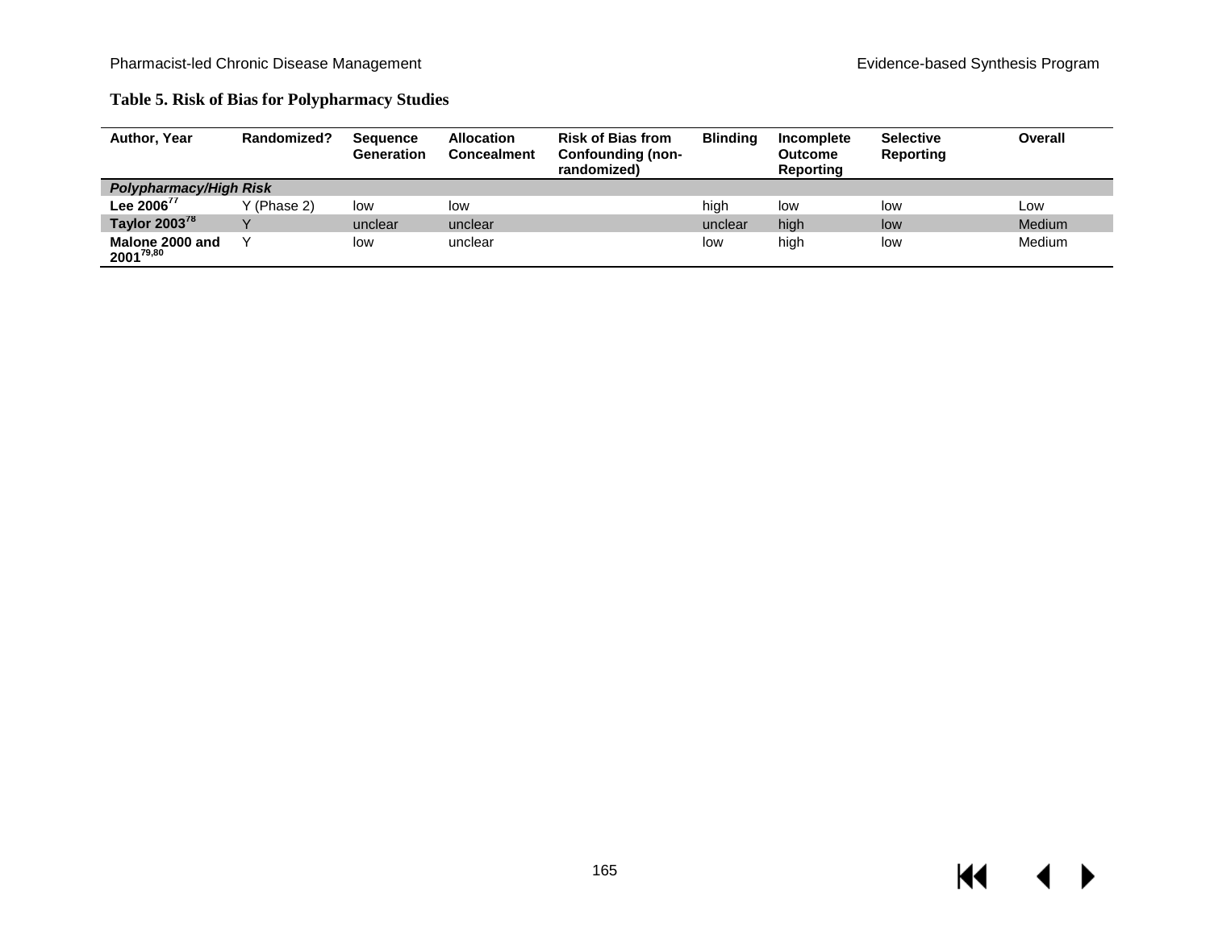**Table 5. Risk of Bias for Polypharmacy Studies**

| Author, Year | Randomized? | Sequence Generation | Allocation Concealment | Risk of Bias from Confounding (non-randomized) | Blinding | Incomplete Outcome Reporting | Selective Reporting | Overall |
|---|---|---|---|---|---|---|---|---|
| ***Polypharmacy/High Risk*** | | | | | | | | |
| **Lee 2006**[77] | Y (Phase 2) | low | low | | high | low | low | Low |
| **Taylor 2003**[78] | Y | unclear | unclear | | unclear | high | low | Medium |
| **Malone 2000 and 2001**[79,80] | Y | low | unclear | | low | high | low | Medium |